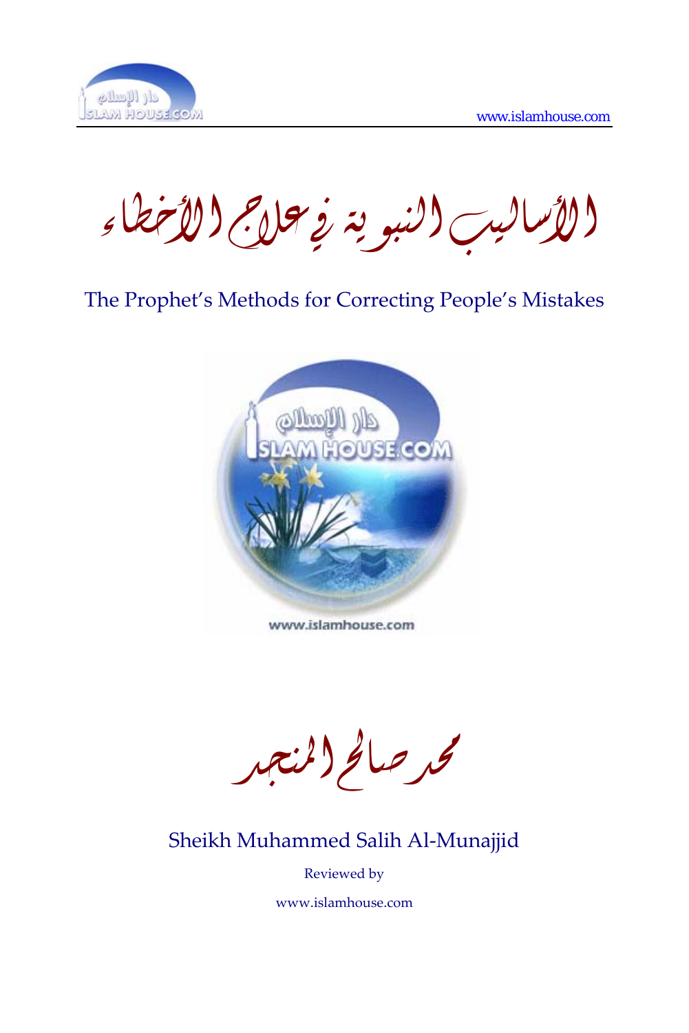# الأساليب النبوية في علاج الأخطاء

## The Prophet's Methods for Correcting People's Mistakes

www.islamhouse.com

محمد صالح المنجد

Sheikh Muhammed Salih Al-Munajjid

Reviewed by

www.islamhouse.com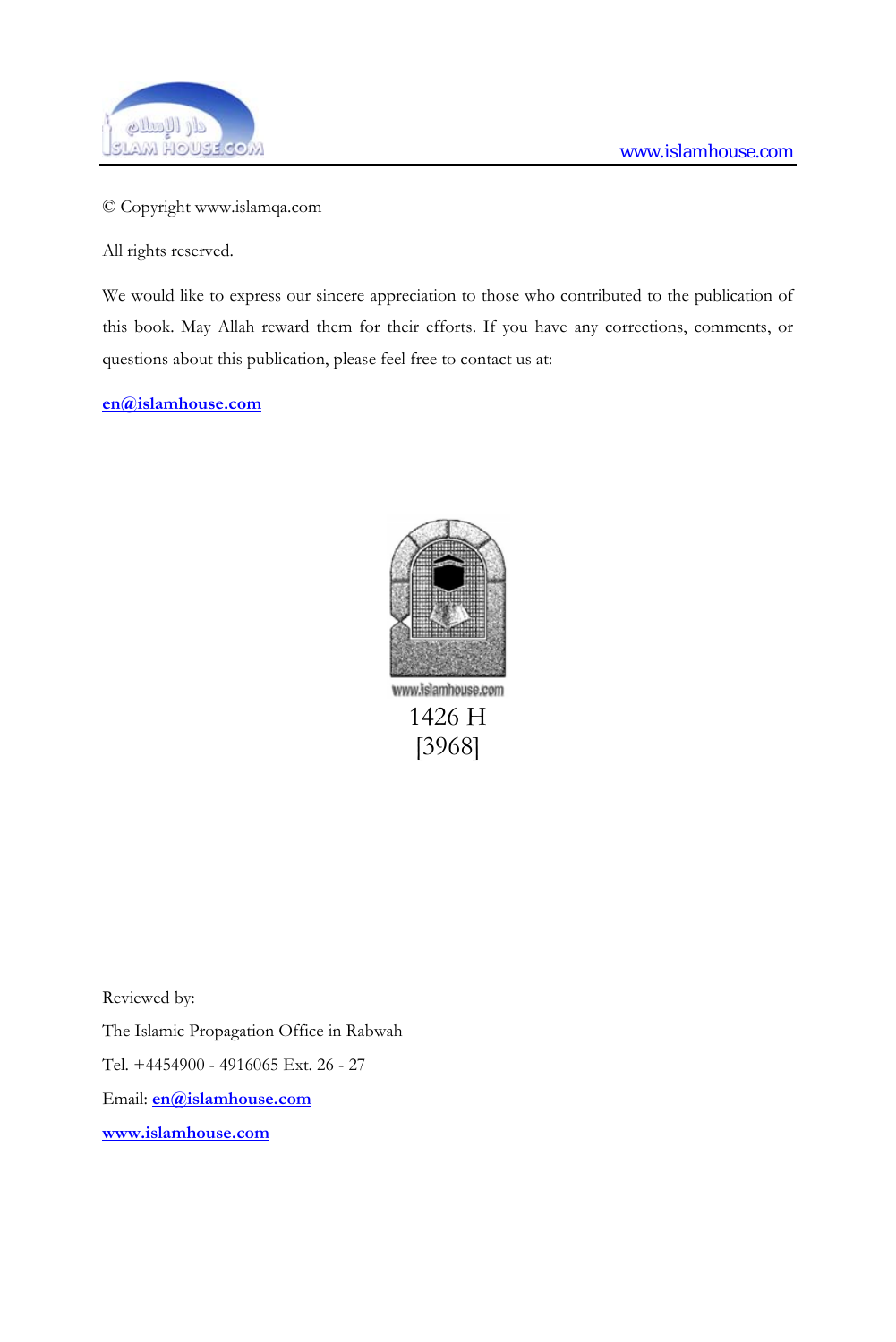© Copyright www.islamqa.com

All rights reserved.

We would like to express our sincere appreciation to those who contributed to the publication of this book. May Allah reward them for their efforts. If you have any corrections, comments, or questions about this publication, please feel free to contact us at:

**en@islamhouse.com**

1426 H

[3968]

Reviewed by:

The Islamic Propagation Office in Rabwah

Tel. +4454900 - 4916065 Ext. 26 - 27

Email: **en@islamhouse.com**

**www.islamhouse.com**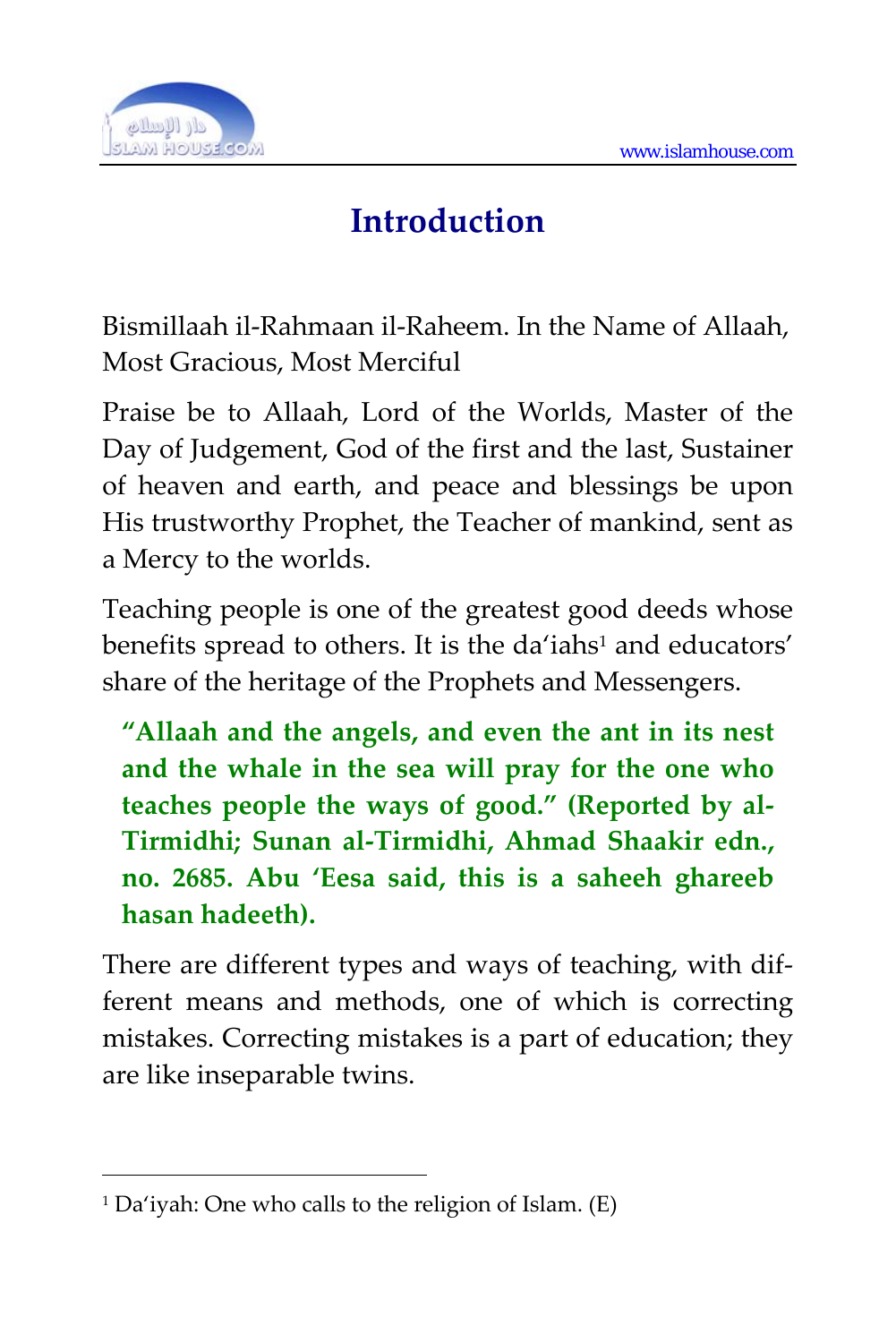# Introduction

Bismillaah il-Rahmaan il-Raheem. In the Name of Allaah, Most Gracious, Most Merciful

Praise be to Allaah, Lord of the Worlds, Master of the Day of Judgement, God of the first and the last, Sustainer of heaven and earth, and peace and blessings be upon His trustworthy Prophet, the Teacher of mankind, sent as a Mercy to the worlds.

Teaching people is one of the greatest good deeds whose benefits spread to others. It is the da'iahs[1] and educators' share of the heritage of the Prophets and Messengers.

> **"Allaah and the angels, and even the ant in its nest and the whale in the sea will pray for the one who teaches people the ways of good." (Reported by al-Tirmidhi; Sunan al-Tirmidhi, Ahmad Shaakir edn., no. 2685. Abu 'Eesa said, this is a saheeh ghareeb hasan hadeeth).**

There are different types and ways of teaching, with different means and methods, one of which is correcting mistakes. Correcting mistakes is a part of education; they are like inseparable twins.

---

[1] Da'iyah: One who calls to the religion of Islam. (E)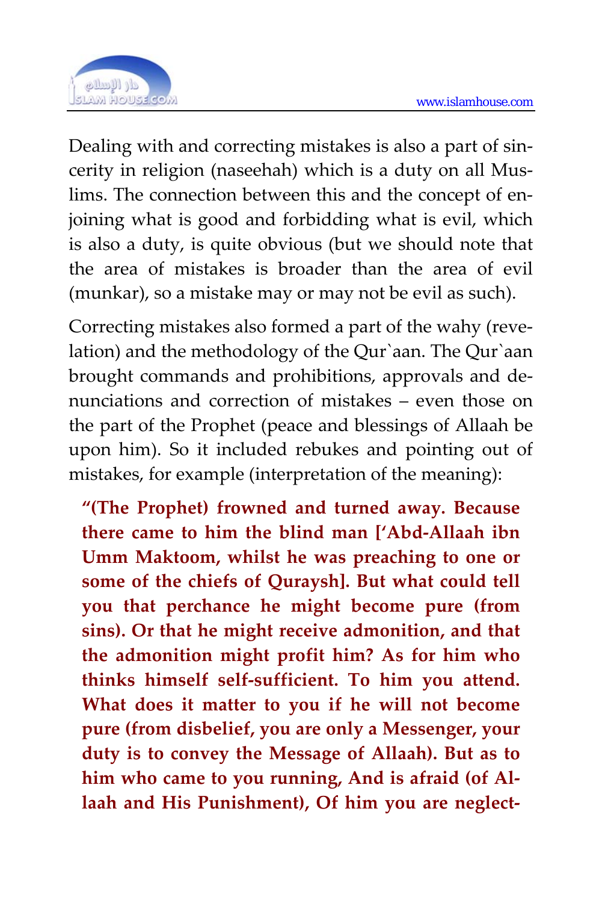Dealing with and correcting mistakes is also a part of sincerity in religion (naseehah) which is a duty on all Muslims. The connection between this and the concept of enjoining what is good and forbidding what is evil, which is also a duty, is quite obvious (but we should note that the area of mistakes is broader than the area of evil (munkar), so a mistake may or may not be evil as such).

Correcting mistakes also formed a part of the wahy (revelation) and the methodology of the Qur`aan. The Qur`aan brought commands and prohibitions, approvals and denunciations and correction of mistakes – even those on the part of the Prophet (peace and blessings of Allaah be upon him). So it included rebukes and pointing out of mistakes, for example (interpretation of the meaning):

> **"(The Prophet) frowned and turned away. Because there came to him the blind man ['Abd-Allaah ibn Umm Maktoom, whilst he was preaching to one or some of the chiefs of Quraysh]. But what could tell you that perchance he might become pure (from sins). Or that he might receive admonition, and that the admonition might profit him? As for him who thinks himself self-sufficient. To him you attend. What does it matter to you if he will not become pure (from disbelief, you are only a Messenger, your duty is to convey the Message of Allaah). But as to him who came to you running, And is afraid (of Allaah and His Punishment), Of him you are neglect-**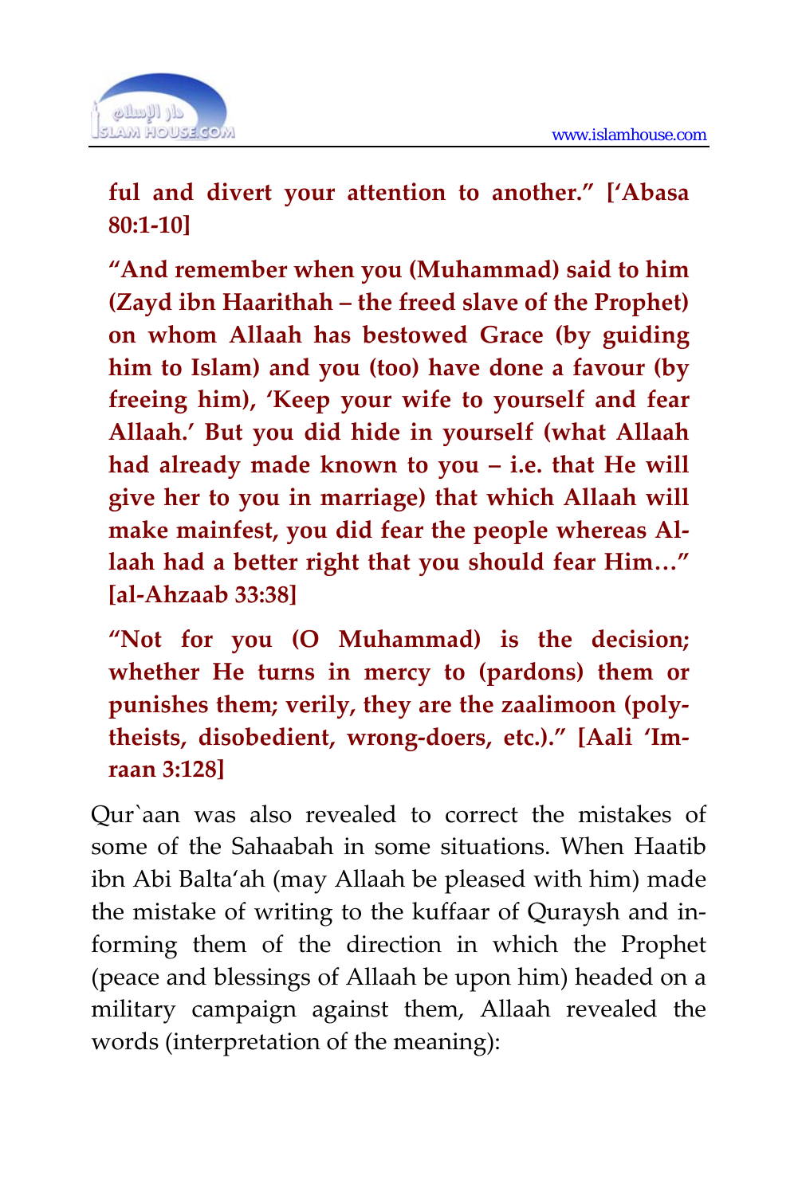**ful and divert your attention to another." ['Abasa 80:1-10]**

**"And remember when you (Muhammad) said to him (Zayd ibn Haarithah – the freed slave of the Prophet) on whom Allaah has bestowed Grace (by guiding him to Islam) and you (too) have done a favour (by freeing him), 'Keep your wife to yourself and fear Allaah.' But you did hide in yourself (what Allaah had already made known to you – i.e. that He will give her to you in marriage) that which Allaah will make mainfest, you did fear the people whereas Allaah had a better right that you should fear Him…" [al-Ahzaab 33:38]**

**"Not for you (O Muhammad) is the decision; whether He turns in mercy to (pardons) them or punishes them; verily, they are the zaalimoon (polytheists, disobedient, wrong-doers, etc.)." [Aali 'Imraan 3:128]**

Qur`aan was also revealed to correct the mistakes of some of the Sahaabah in some situations. When Haatib ibn Abi Balta'ah (may Allaah be pleased with him) made the mistake of writing to the kuffaar of Quraysh and informing them of the direction in which the Prophet (peace and blessings of Allaah be upon him) headed on a military campaign against them, Allaah revealed the words (interpretation of the meaning):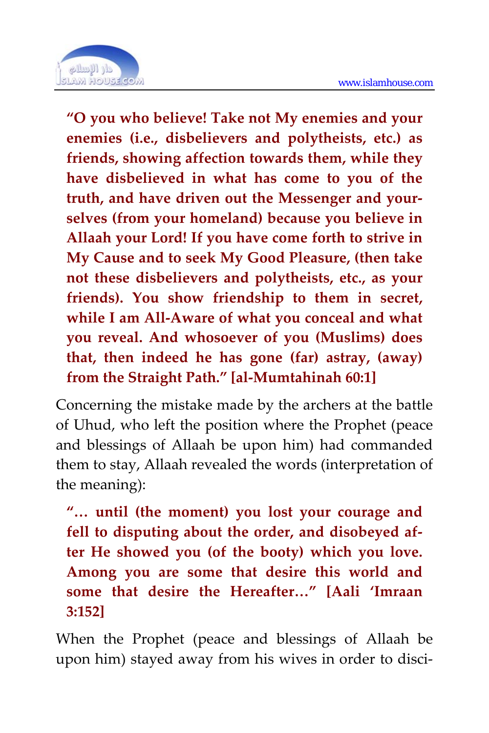**"O you who believe! Take not My enemies and your enemies (i.e., disbelievers and polytheists, etc.) as friends, showing affection towards them, while they have disbelieved in what has come to you of the truth, and have driven out the Messenger and yourselves (from your homeland) because you believe in Allaah your Lord! If you have come forth to strive in My Cause and to seek My Good Pleasure, (then take not these disbelievers and polytheists, etc., as your friends). You show friendship to them in secret, while I am All-Aware of what you conceal and what you reveal. And whosoever of you (Muslims) does that, then indeed he has gone (far) astray, (away) from the Straight Path." [al-Mumtahinah 60:1]**

Concerning the mistake made by the archers at the battle of Uhud, who left the position where the Prophet (peace and blessings of Allaah be upon him) had commanded them to stay, Allaah revealed the words (interpretation of the meaning):

**"… until (the moment) you lost your courage and fell to disputing about the order, and disobeyed after He showed you (of the booty) which you love. Among you are some that desire this world and some that desire the Hereafter…" [Aali 'Imraan 3:152]**

When the Prophet (peace and blessings of Allaah be upon him) stayed away from his wives in order to disci-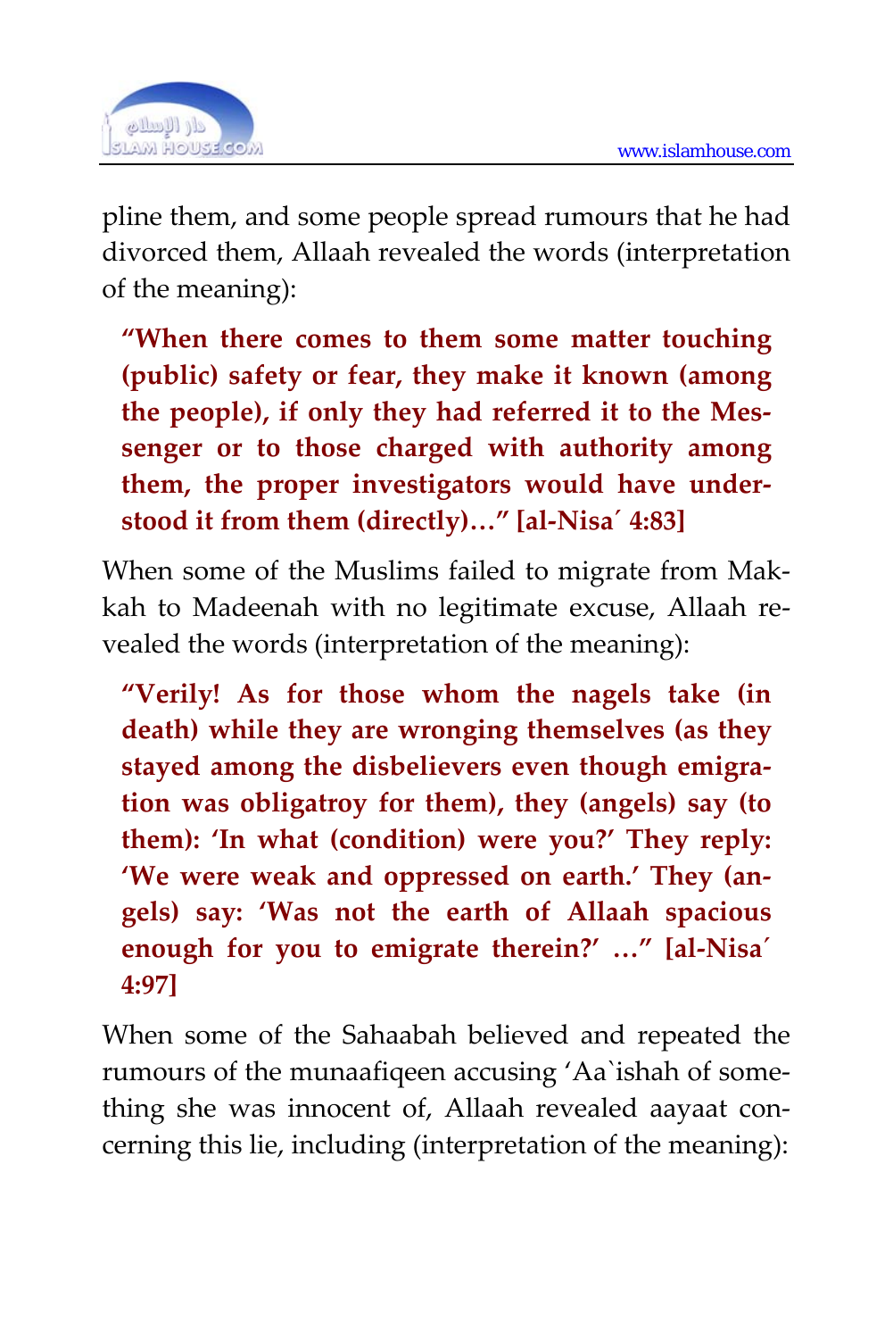pline them, and some people spread rumours that he had divorced them, Allaah revealed the words (interpretation of the meaning):

> **"When there comes to them some matter touching (public) safety or fear, they make it known (among the people), if only they had referred it to the Messenger or to those charged with authority among them, the proper investigators would have understood it from them (directly)…" [al-Nisa´ 4:83]**

When some of the Muslims failed to migrate from Makkah to Madeenah with no legitimate excuse, Allaah revealed the words (interpretation of the meaning):

> **"Verily! As for those whom the nagels take (in death) while they are wronging themselves (as they stayed among the disbelievers even though emigration was obligatroy for them), they (angels) say (to them): 'In what (condition) were you?' They reply: 'We were weak and oppressed on earth.' They (angels) say: 'Was not the earth of Allaah spacious enough for you to emigrate therein?' …" [al-Nisa´ 4:97]**

When some of the Sahaabah believed and repeated the rumours of the munaafiqeen accusing 'Aa`ishah of something she was innocent of, Allaah revealed aayaat concerning this lie, including (interpretation of the meaning):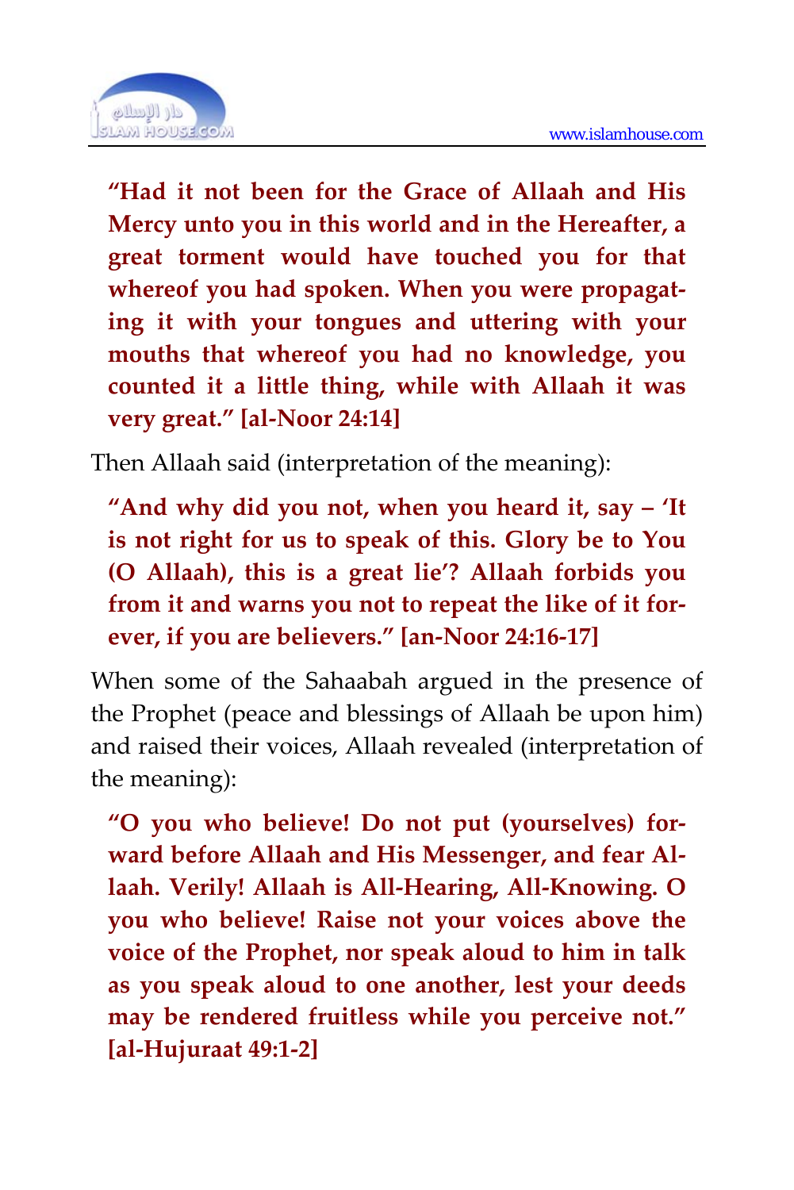> **"Had it not been for the Grace of Allaah and His Mercy unto you in this world and in the Hereafter, a great torment would have touched you for that whereof you had spoken. When you were propagating it with your tongues and uttering with your mouths that whereof you had no knowledge, you counted it a little thing, while with Allaah it was very great." [al-Noor 24:14]**

Then Allaah said (interpretation of the meaning):

> **"And why did you not, when you heard it, say – 'It is not right for us to speak of this. Glory be to You (O Allaah), this is a great lie'? Allaah forbids you from it and warns you not to repeat the like of it forever, if you are believers." [an-Noor 24:16-17]**

When some of the Sahaabah argued in the presence of the Prophet (peace and blessings of Allaah be upon him) and raised their voices, Allaah revealed (interpretation of the meaning):

> **"O you who believe! Do not put (yourselves) forward before Allaah and His Messenger, and fear Allaah. Verily! Allaah is All-Hearing, All-Knowing. O you who believe! Raise not your voices above the voice of the Prophet, nor speak aloud to him in talk as you speak aloud to one another, lest your deeds may be rendered fruitless while you perceive not." [al-Hujuraat 49:1-2]**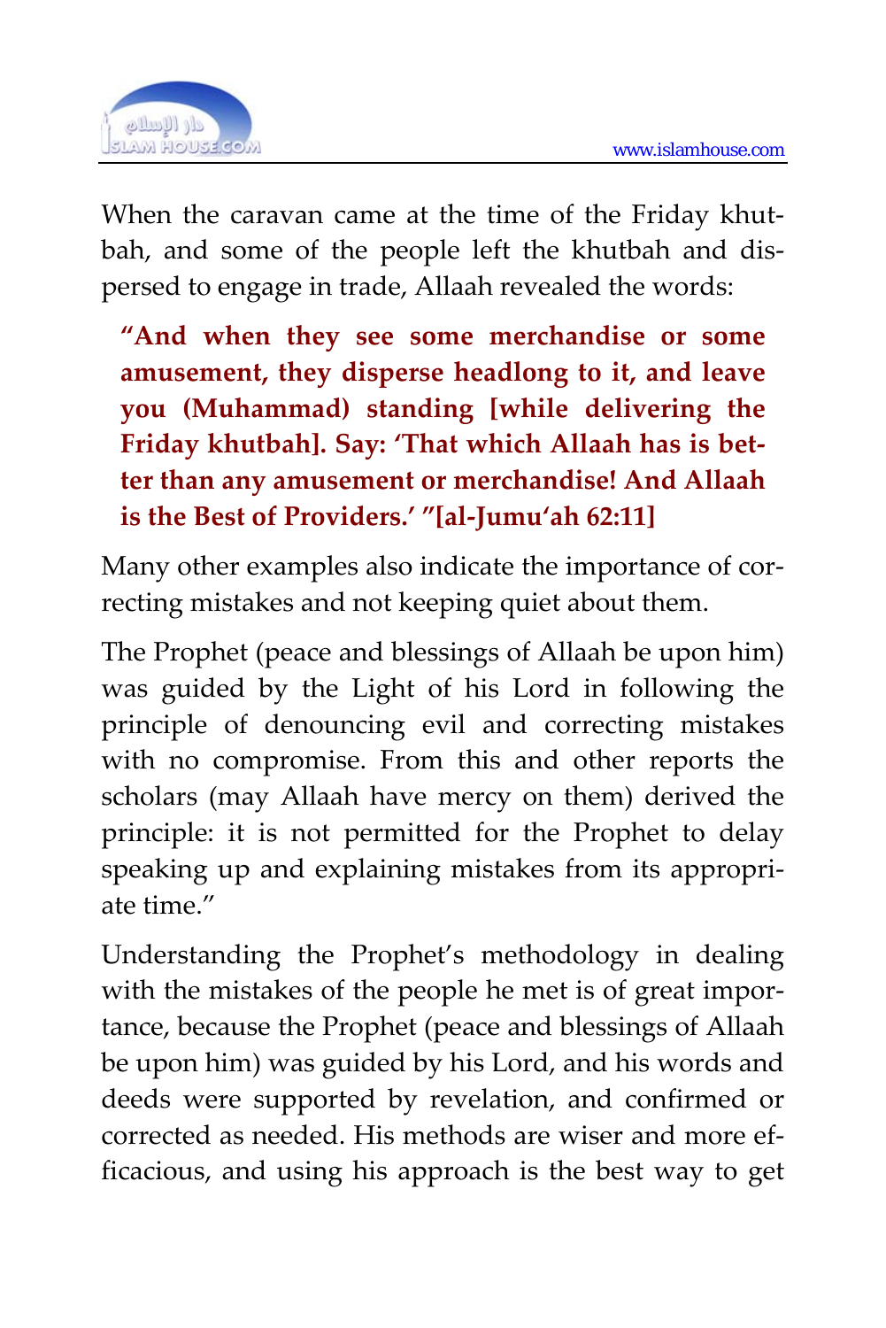When the caravan came at the time of the Friday khutbah, and some of the people left the khutbah and dispersed to engage in trade, Allaah revealed the words:

> **"And when they see some merchandise or some amusement, they disperse headlong to it, and leave you (Muhammad) standing [while delivering the Friday khutbah]. Say: 'That which Allaah has is better than any amusement or merchandise! And Allaah is the Best of Providers.' "[al-Jumu'ah 62:11]**

Many other examples also indicate the importance of correcting mistakes and not keeping quiet about them.

The Prophet (peace and blessings of Allaah be upon him) was guided by the Light of his Lord in following the principle of denouncing evil and correcting mistakes with no compromise. From this and other reports the scholars (may Allaah have mercy on them) derived the principle: it is not permitted for the Prophet to delay speaking up and explaining mistakes from its appropriate time."

Understanding the Prophet's methodology in dealing with the mistakes of the people he met is of great importance, because the Prophet (peace and blessings of Allaah be upon him) was guided by his Lord, and his words and deeds were supported by revelation, and confirmed or corrected as needed. His methods are wiser and more efficacious, and using his approach is the best way to get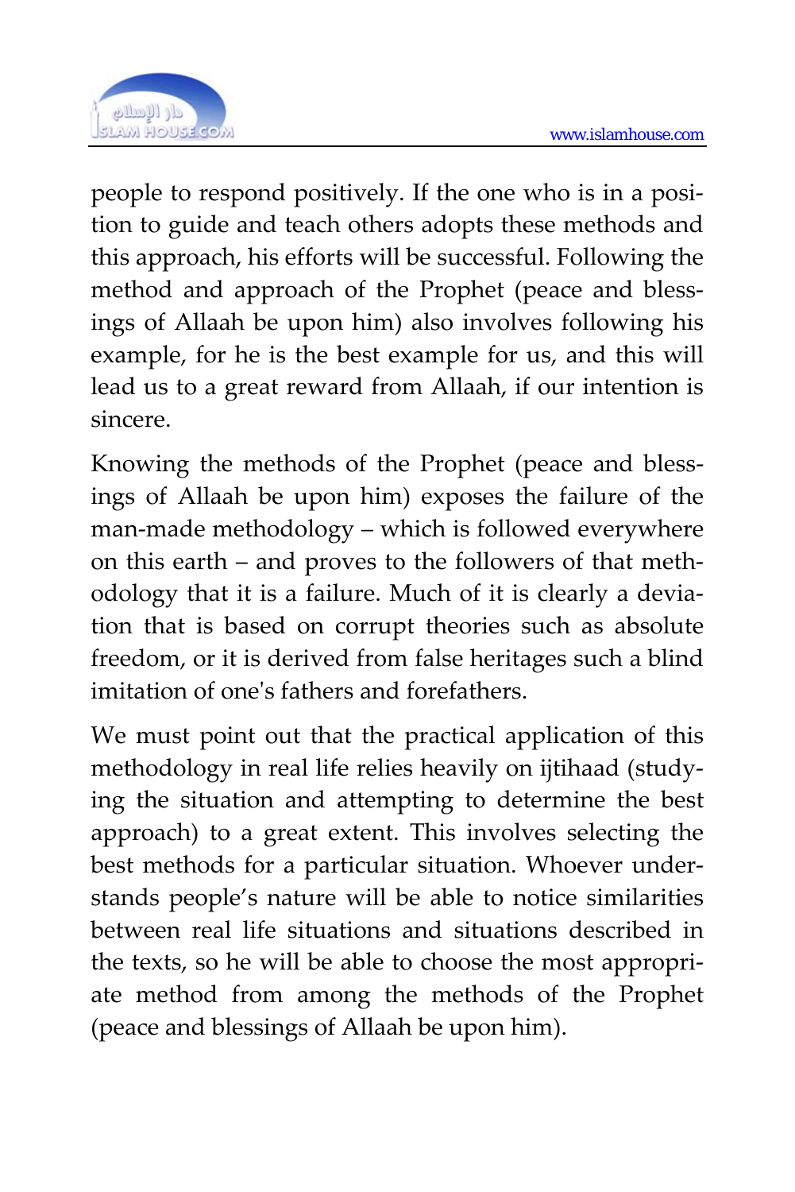people to respond positively. If the one who is in a position to guide and teach others adopts these methods and this approach, his efforts will be successful. Following the method and approach of the Prophet (peace and blessings of Allaah be upon him) also involves following his example, for he is the best example for us, and this will lead us to a great reward from Allaah, if our intention is sincere.

Knowing the methods of the Prophet (peace and blessings of Allaah be upon him) exposes the failure of the man-made methodology – which is followed everywhere on this earth – and proves to the followers of that methodology that it is a failure. Much of it is clearly a deviation that is based on corrupt theories such as absolute freedom, or it is derived from false heritages such a blind imitation of one's fathers and forefathers.

We must point out that the practical application of this methodology in real life relies heavily on ijtihaad (studying the situation and attempting to determine the best approach) to a great extent. This involves selecting the best methods for a particular situation. Whoever understands people's nature will be able to notice similarities between real life situations and situations described in the texts, so he will be able to choose the most appropriate method from among the methods of the Prophet (peace and blessings of Allaah be upon him).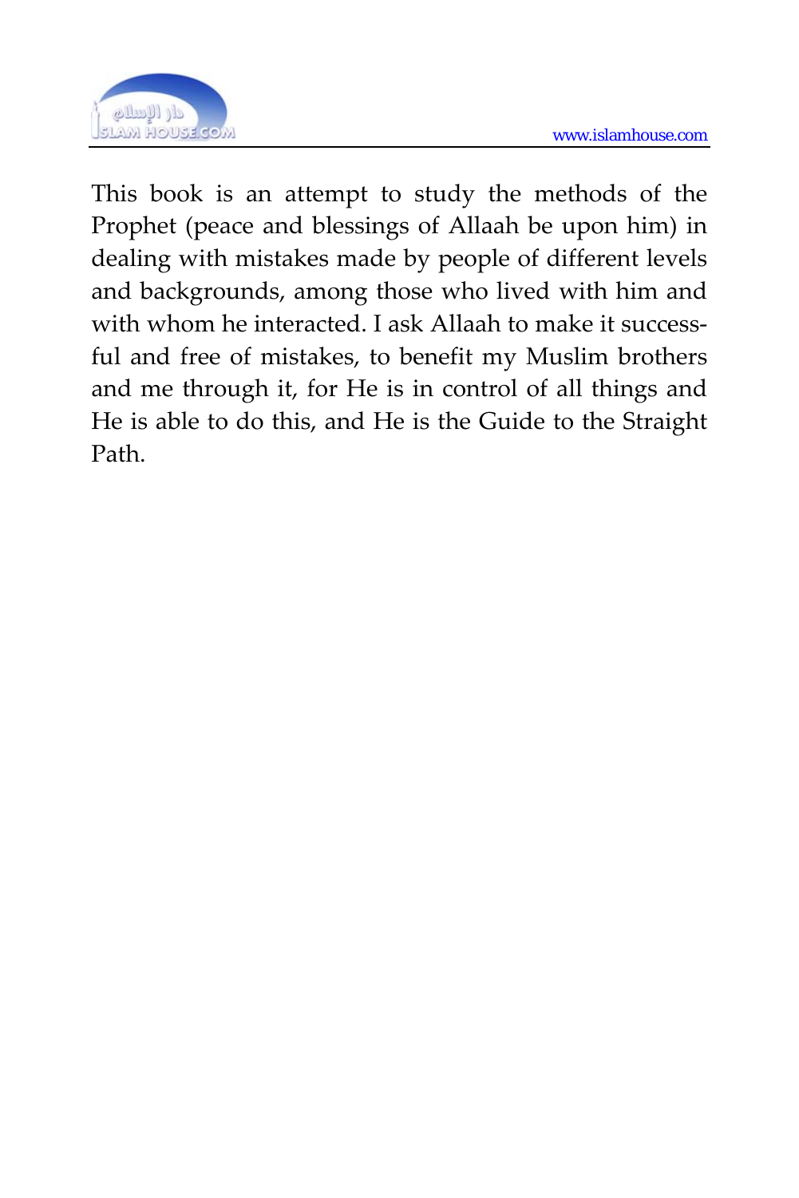This book is an attempt to study the methods of the Prophet (peace and blessings of Allaah be upon him) in dealing with mistakes made by people of different levels and backgrounds, among those who lived with him and with whom he interacted. I ask Allaah to make it successful and free of mistakes, to benefit my Muslim brothers and me through it, for He is in control of all things and He is able to do this, and He is the Guide to the Straight Path.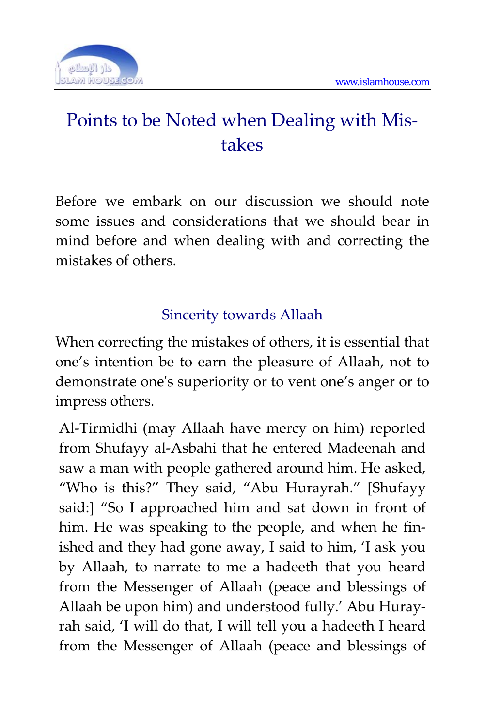# Points to be Noted when Dealing with Mistakes

Before we embark on our discussion we should note some issues and considerations that we should bear in mind before and when dealing with and correcting the mistakes of others.

## Sincerity towards Allaah

When correcting the mistakes of others, it is essential that one's intention be to earn the pleasure of Allaah, not to demonstrate one's superiority or to vent one's anger or to impress others.

Al-Tirmidhi (may Allaah have mercy on him) reported from Shufayy al-Asbahi that he entered Madeenah and saw a man with people gathered around him. He asked, "Who is this?" They said, "Abu Hurayrah." [Shufayy said:] "So I approached him and sat down in front of him. He was speaking to the people, and when he finished and they had gone away, I said to him, 'I ask you by Allaah, to narrate to me a hadeeth that you heard from the Messenger of Allaah (peace and blessings of Allaah be upon him) and understood fully.' Abu Hurayrah said, 'I will do that, I will tell you a hadeeth I heard from the Messenger of Allaah (peace and blessings of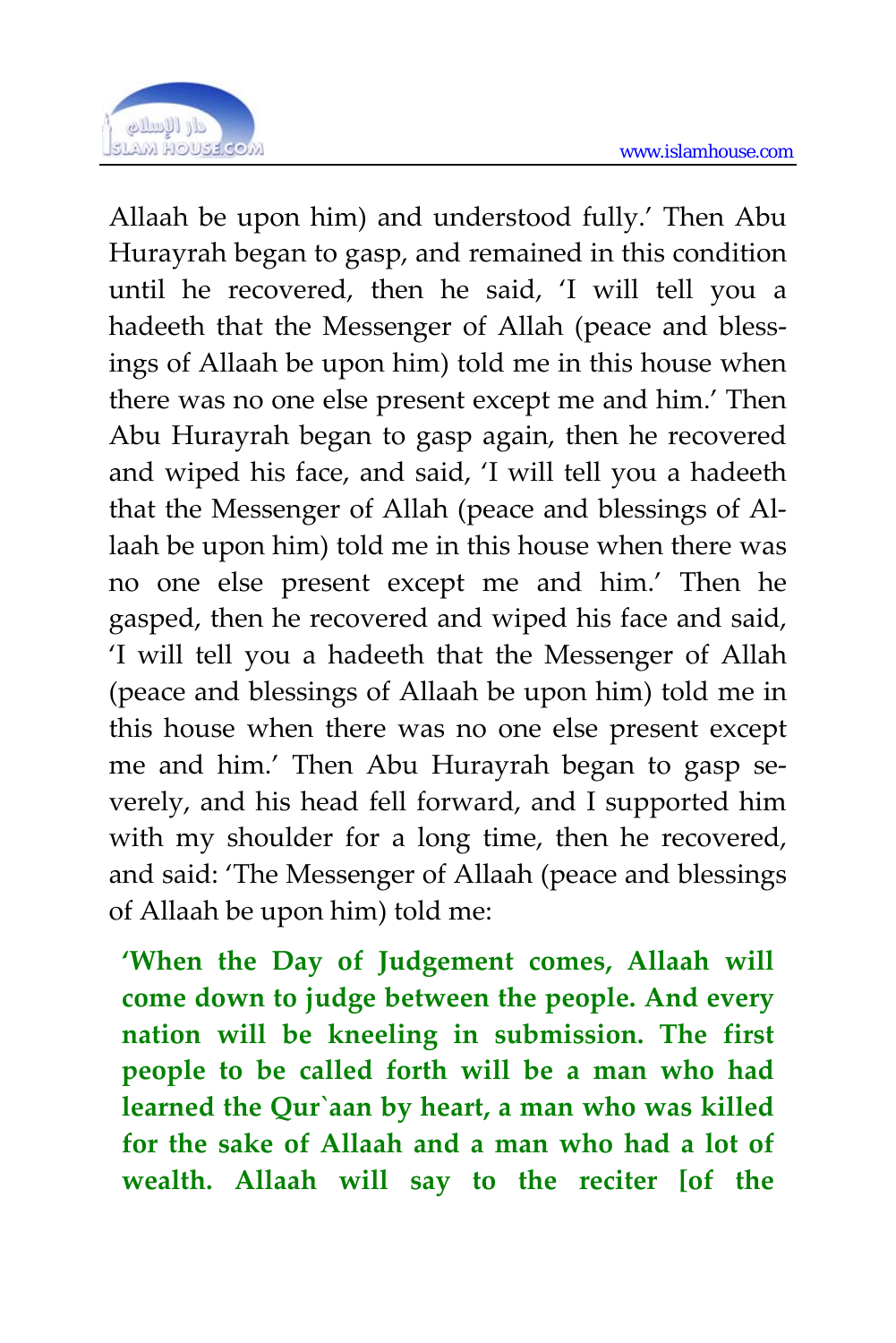Allaah be upon him) and understood fully.' Then Abu Hurayrah began to gasp, and remained in this condition until he recovered, then he said, 'I will tell you a hadeeth that the Messenger of Allah (peace and blessings of Allaah be upon him) told me in this house when there was no one else present except me and him.' Then Abu Hurayrah began to gasp again, then he recovered and wiped his face, and said, 'I will tell you a hadeeth that the Messenger of Allah (peace and blessings of Allaah be upon him) told me in this house when there was no one else present except me and him.' Then he gasped, then he recovered and wiped his face and said, 'I will tell you a hadeeth that the Messenger of Allah (peace and blessings of Allaah be upon him) told me in this house when there was no one else present except me and him.' Then Abu Hurayrah began to gasp severely, and his head fell forward, and I supported him with my shoulder for a long time, then he recovered, and said: 'The Messenger of Allaah (peace and blessings of Allaah be upon him) told me:

**'When the Day of Judgement comes, Allaah will come down to judge between the people. And every nation will be kneeling in submission. The first people to be called forth will be a man who had learned the Qur`aan by heart, a man who was killed for the sake of Allaah and a man who had a lot of wealth. Allaah will say to the reciter [of the**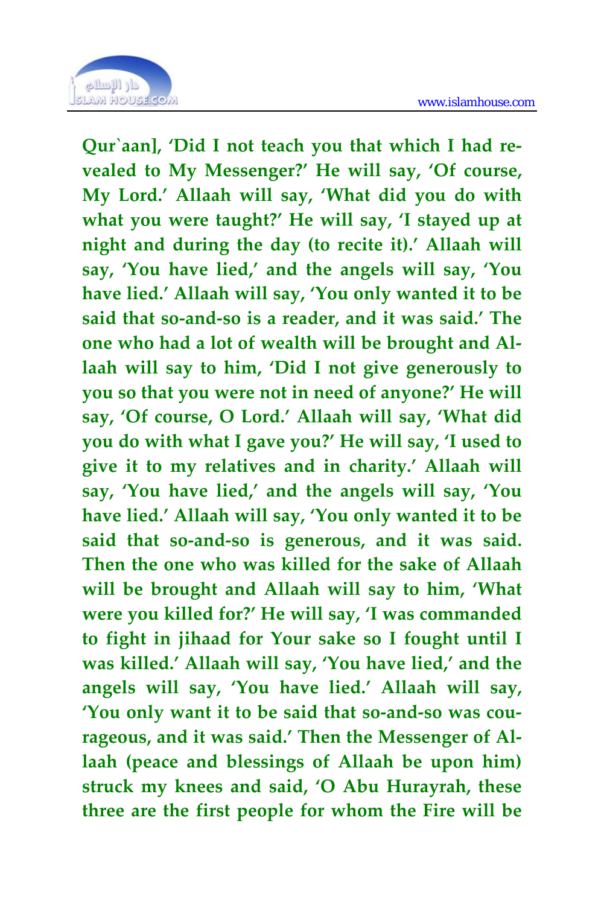**Qur`aan], 'Did I not teach you that which I had revealed to My Messenger?' He will say, 'Of course, My Lord.' Allaah will say, 'What did you do with what you were taught?' He will say, 'I stayed up at night and during the day (to recite it).' Allaah will say, 'You have lied,' and the angels will say, 'You have lied.' Allaah will say, 'You only wanted it to be said that so-and-so is a reader, and it was said.' The one who had a lot of wealth will be brought and Allaah will say to him, 'Did I not give generously to you so that you were not in need of anyone?' He will say, 'Of course, O Lord.' Allaah will say, 'What did you do with what I gave you?' He will say, 'I used to give it to my relatives and in charity.' Allaah will say, 'You have lied,' and the angels will say, 'You have lied.' Allaah will say, 'You only wanted it to be said that so-and-so is generous, and it was said. Then the one who was killed for the sake of Allaah will be brought and Allaah will say to him, 'What were you killed for?' He will say, 'I was commanded to fight in jihaad for Your sake so I fought until I was killed.' Allaah will say, 'You have lied,' and the angels will say, 'You have lied.' Allaah will say, 'You only want it to be said that so-and-so was courageous, and it was said.' Then the Messenger of Allaah (peace and blessings of Allaah be upon him) struck my knees and said, 'O Abu Hurayrah, these three are the first people for whom the Fire will be**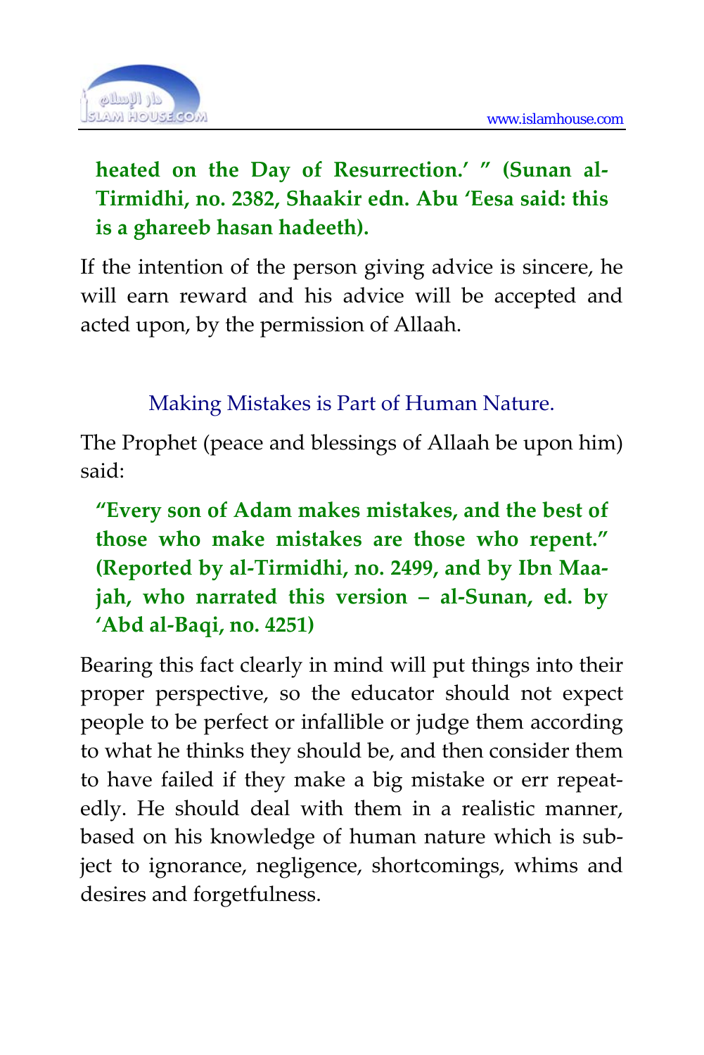**heated on the Day of Resurrection.' " (Sunan al-Tirmidhi, no. 2382, Shaakir edn. Abu 'Eesa said: this is a ghareeb hasan hadeeth).**

If the intention of the person giving advice is sincere, he will earn reward and his advice will be accepted and acted upon, by the permission of Allaah.

## Making Mistakes is Part of Human Nature.

The Prophet (peace and blessings of Allaah be upon him) said:

**"Every son of Adam makes mistakes, and the best of those who make mistakes are those who repent." (Reported by al-Tirmidhi, no. 2499, and by Ibn Maajah, who narrated this version – al-Sunan, ed. by 'Abd al-Baqi, no. 4251)**

Bearing this fact clearly in mind will put things into their proper perspective, so the educator should not expect people to be perfect or infallible or judge them according to what he thinks they should be, and then consider them to have failed if they make a big mistake or err repeatedly. He should deal with them in a realistic manner, based on his knowledge of human nature which is subject to ignorance, negligence, shortcomings, whims and desires and forgetfulness.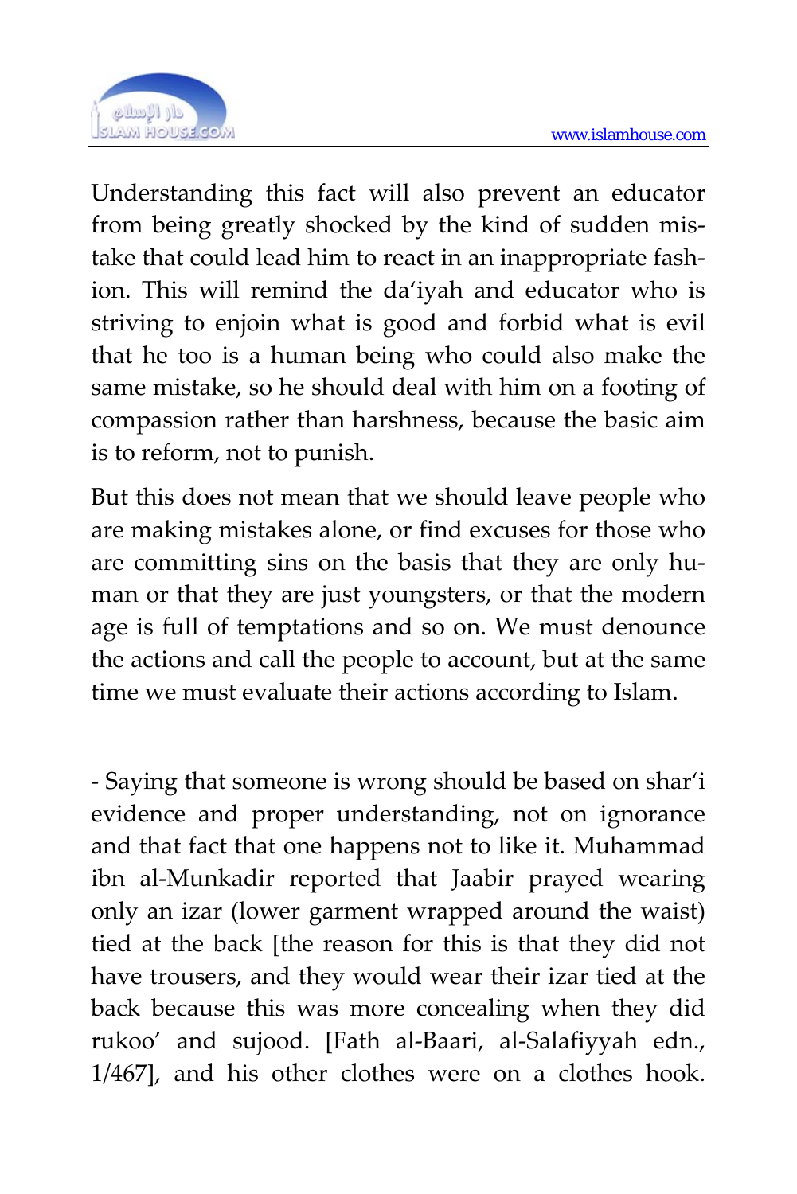Understanding this fact will also prevent an educator from being greatly shocked by the kind of sudden mistake that could lead him to react in an inappropriate fashion. This will remind the da'iyah and educator who is striving to enjoin what is good and forbid what is evil that he too is a human being who could also make the same mistake, so he should deal with him on a footing of compassion rather than harshness, because the basic aim is to reform, not to punish.

But this does not mean that we should leave people who are making mistakes alone, or find excuses for those who are committing sins on the basis that they are only human or that they are just youngsters, or that the modern age is full of temptations and so on. We must denounce the actions and call the people to account, but at the same time we must evaluate their actions according to Islam.

- Saying that someone is wrong should be based on shar'i evidence and proper understanding, not on ignorance and that fact that one happens not to like it. Muhammad ibn al-Munkadir reported that Jaabir prayed wearing only an izar (lower garment wrapped around the waist) tied at the back [the reason for this is that they did not have trousers, and they would wear their izar tied at the back because this was more concealing when they did rukoo' and sujood. [Fath al-Baari, al-Salafiyyah edn., 1/467], and his other clothes were on a clothes hook.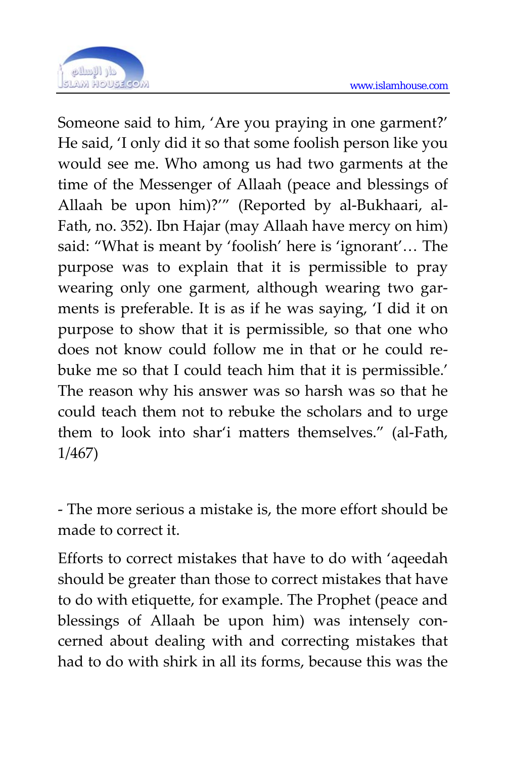Someone said to him, 'Are you praying in one garment?' He said, 'I only did it so that some foolish person like you would see me. Who among us had two garments at the time of the Messenger of Allaah (peace and blessings of Allaah be upon him)?'" (Reported by al-Bukhaari, al-Fath, no. 352). Ibn Hajar (may Allaah have mercy on him) said: "What is meant by 'foolish' here is 'ignorant'… The purpose was to explain that it is permissible to pray wearing only one garment, although wearing two garments is preferable. It is as if he was saying, 'I did it on purpose to show that it is permissible, so that one who does not know could follow me in that or he could rebuke me so that I could teach him that it is permissible.' The reason why his answer was so harsh was so that he could teach them not to rebuke the scholars and to urge them to look into shar'i matters themselves." (al-Fath, 1/467)

- The more serious a mistake is, the more effort should be made to correct it.

Efforts to correct mistakes that have to do with 'aqeedah should be greater than those to correct mistakes that have to do with etiquette, for example. The Prophet (peace and blessings of Allaah be upon him) was intensely concerned about dealing with and correcting mistakes that had to do with shirk in all its forms, because this was the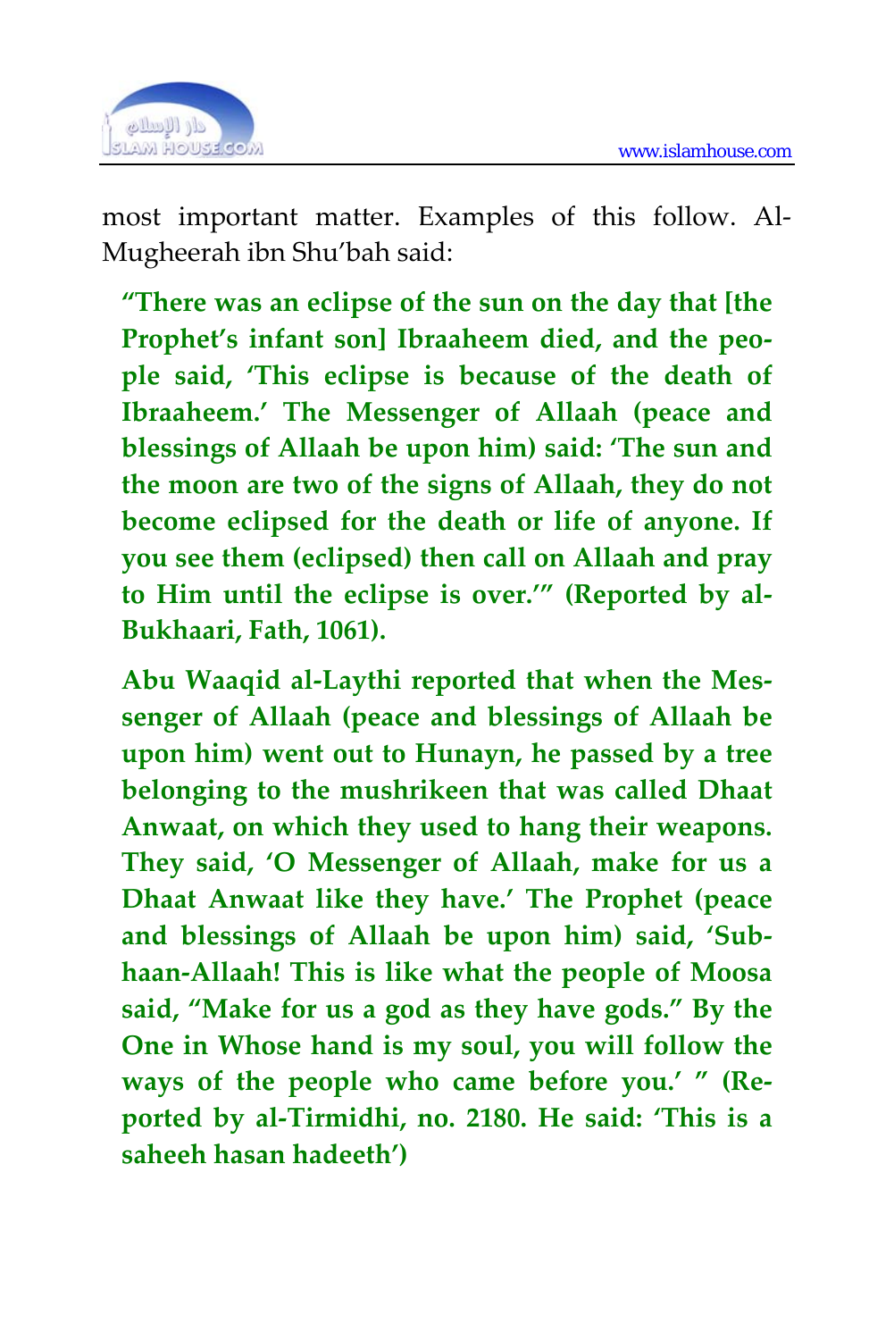most important matter. Examples of this follow. Al-Mugheerah ibn Shu'bah said:

> **"There was an eclipse of the sun on the day that [the Prophet's infant son] Ibraaheem died, and the people said, 'This eclipse is because of the death of Ibraaheem.' The Messenger of Allaah (peace and blessings of Allaah be upon him) said: 'The sun and the moon are two of the signs of Allaah, they do not become eclipsed for the death or life of anyone. If you see them (eclipsed) then call on Allaah and pray to Him until the eclipse is over.'" (Reported by al-Bukhaari, Fath, 1061).**
>
> **Abu Waaqid al-Laythi reported that when the Messenger of Allaah (peace and blessings of Allaah be upon him) went out to Hunayn, he passed by a tree belonging to the mushrikeen that was called Dhaat Anwaat, on which they used to hang their weapons. They said, 'O Messenger of Allaah, make for us a Dhaat Anwaat like they have.' The Prophet (peace and blessings of Allaah be upon him) said, 'Subhaan-Allaah! This is like what the people of Moosa said, "Make for us a god as they have gods." By the One in Whose hand is my soul, you will follow the ways of the people who came before you.' " (Reported by al-Tirmidhi, no. 2180. He said: 'This is a saheeh hasan hadeeth')**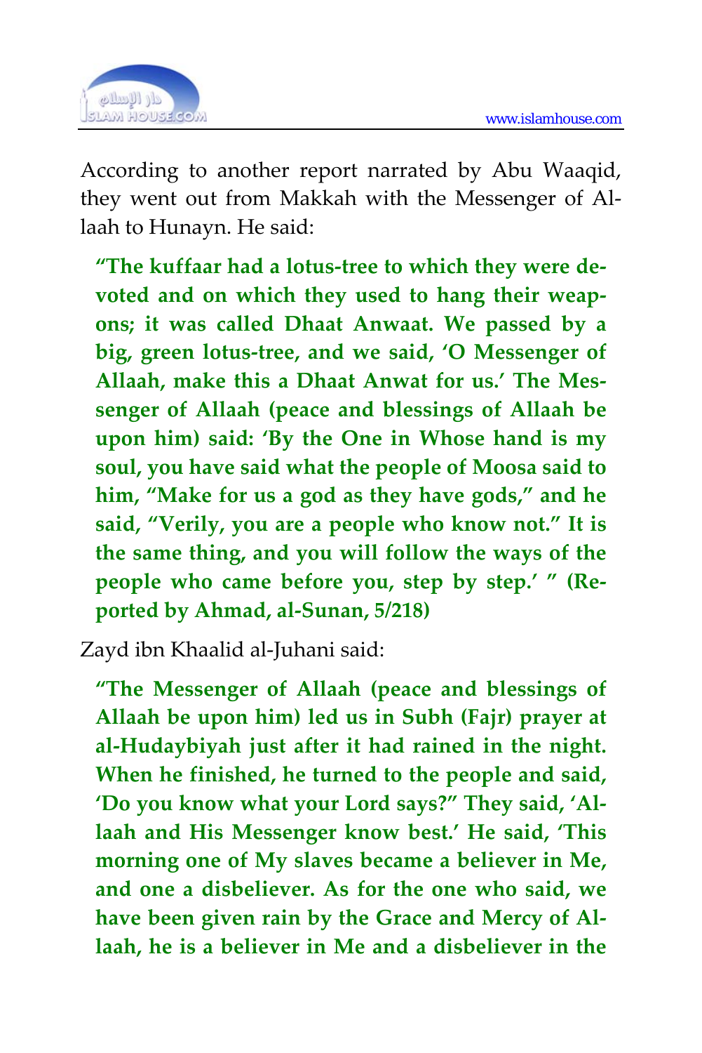According to another report narrated by Abu Waaqid, they went out from Makkah with the Messenger of Allaah to Hunayn. He said:

> **"The kuffaar had a lotus-tree to which they were devoted and on which they used to hang their weapons; it was called Dhaat Anwaat. We passed by a big, green lotus-tree, and we said, 'O Messenger of Allaah, make this a Dhaat Anwat for us.' The Messenger of Allaah (peace and blessings of Allaah be upon him) said: 'By the One in Whose hand is my soul, you have said what the people of Moosa said to him, "Make for us a god as they have gods," and he said, "Verily, you are a people who know not." It is the same thing, and you will follow the ways of the people who came before you, step by step.' " (Reported by Ahmad, al-Sunan, 5/218)**

Zayd ibn Khaalid al-Juhani said:

> **"The Messenger of Allaah (peace and blessings of Allaah be upon him) led us in Subh (Fajr) prayer at al-Hudaybiyah just after it had rained in the night. When he finished, he turned to the people and said, 'Do you know what your Lord says?" They said, 'Allaah and His Messenger know best.' He said, 'This morning one of My slaves became a believer in Me, and one a disbeliever. As for the one who said, we have been given rain by the Grace and Mercy of Allaah, he is a believer in Me and a disbeliever in the**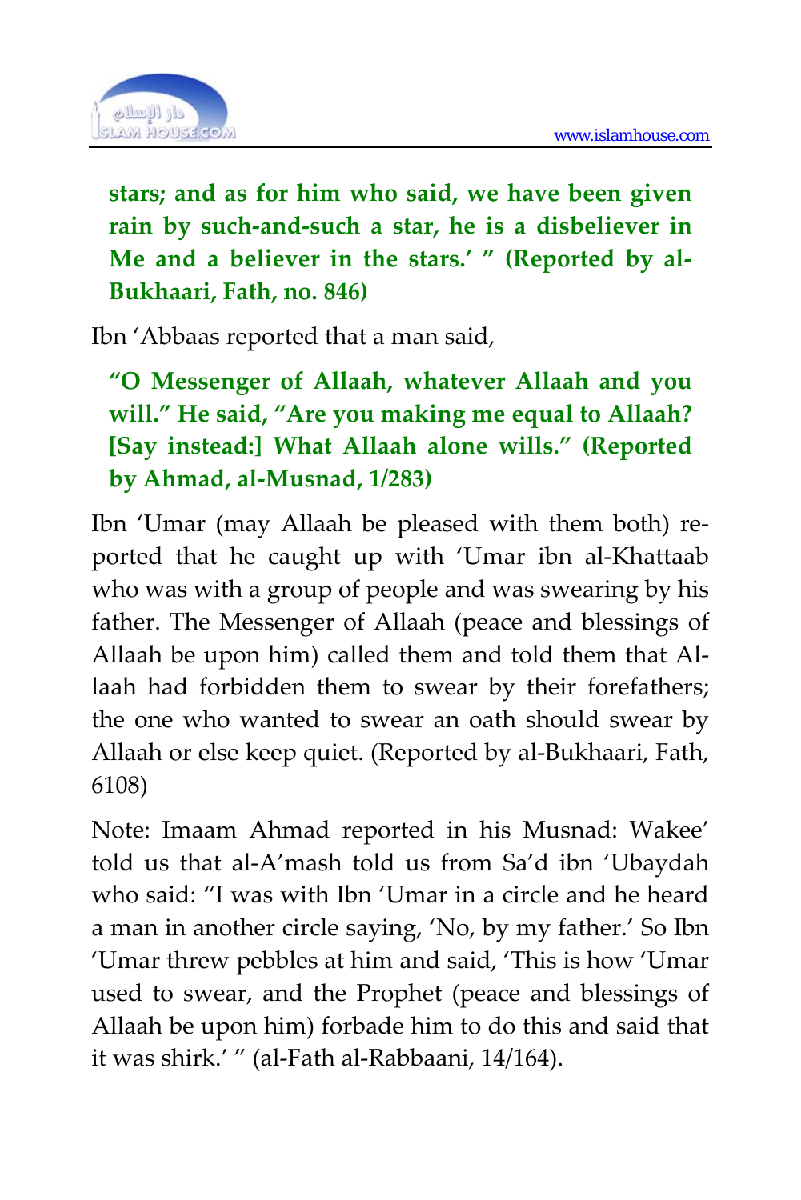**stars; and as for him who said, we have been given rain by such-and-such a star, he is a disbeliever in Me and a believer in the stars.' " (Reported by al-Bukhaari, Fath, no. 846)**

Ibn 'Abbaas reported that a man said,

**"O Messenger of Allaah, whatever Allaah and you will." He said, "Are you making me equal to Allaah? [Say instead:] What Allaah alone wills." (Reported by Ahmad, al-Musnad, 1/283)**

Ibn 'Umar (may Allaah be pleased with them both) reported that he caught up with 'Umar ibn al-Khattaab who was with a group of people and was swearing by his father. The Messenger of Allaah (peace and blessings of Allaah be upon him) called them and told them that Allaah had forbidden them to swear by their forefathers; the one who wanted to swear an oath should swear by Allaah or else keep quiet. (Reported by al-Bukhaari, Fath, 6108)

Note: Imaam Ahmad reported in his Musnad: Wakee' told us that al-A'mash told us from Sa'd ibn 'Ubaydah who said: "I was with Ibn 'Umar in a circle and he heard a man in another circle saying, 'No, by my father.' So Ibn 'Umar threw pebbles at him and said, 'This is how 'Umar used to swear, and the Prophet (peace and blessings of Allaah be upon him) forbade him to do this and said that it was shirk.' " (al-Fath al-Rabbaani, 14/164).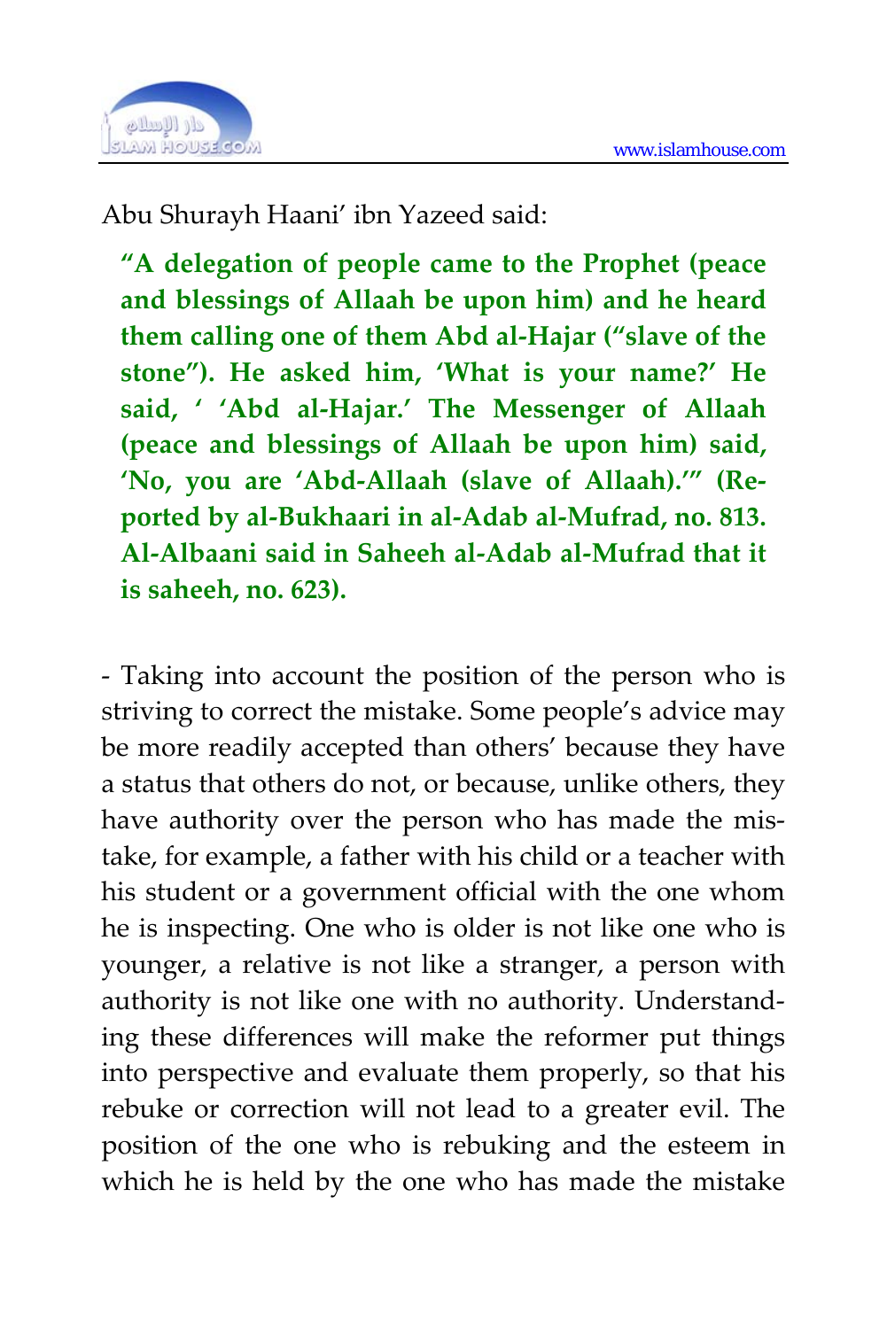Abu Shurayh Haani' ibn Yazeed said:

> **"A delegation of people came to the Prophet (peace and blessings of Allaah be upon him) and he heard them calling one of them Abd al-Hajar ("slave of the stone"). He asked him, 'What is your name?' He said, ' 'Abd al-Hajar.' The Messenger of Allaah (peace and blessings of Allaah be upon him) said, 'No, you are 'Abd-Allaah (slave of Allaah).'" (Reported by al-Bukhaari in al-Adab al-Mufrad, no. 813. Al-Albaani said in Saheeh al-Adab al-Mufrad that it is saheeh, no. 623).**

- Taking into account the position of the person who is striving to correct the mistake. Some people's advice may be more readily accepted than others' because they have a status that others do not, or because, unlike others, they have authority over the person who has made the mistake, for example, a father with his child or a teacher with his student or a government official with the one whom he is inspecting. One who is older is not like one who is younger, a relative is not like a stranger, a person with authority is not like one with no authority. Understanding these differences will make the reformer put things into perspective and evaluate them properly, so that his rebuke or correction will not lead to a greater evil. The position of the one who is rebuking and the esteem in which he is held by the one who has made the mistake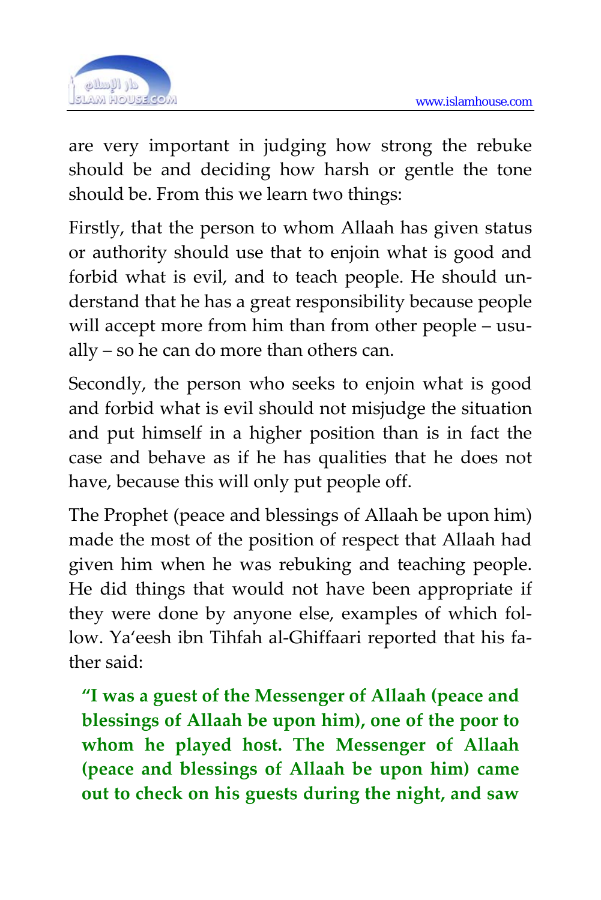are very important in judging how strong the rebuke should be and deciding how harsh or gentle the tone should be. From this we learn two things:

Firstly, that the person to whom Allaah has given status or authority should use that to enjoin what is good and forbid what is evil, and to teach people. He should understand that he has a great responsibility because people will accept more from him than from other people – usually – so he can do more than others can.

Secondly, the person who seeks to enjoin what is good and forbid what is evil should not misjudge the situation and put himself in a higher position than is in fact the case and behave as if he has qualities that he does not have, because this will only put people off.

The Prophet (peace and blessings of Allaah be upon him) made the most of the position of respect that Allaah had given him when he was rebuking and teaching people. He did things that would not have been appropriate if they were done by anyone else, examples of which follow. Ya'eesh ibn Tihfah al-Ghiffaari reported that his father said:

> **"I was a guest of the Messenger of Allaah (peace and blessings of Allaah be upon him), one of the poor to whom he played host. The Messenger of Allaah (peace and blessings of Allaah be upon him) came out to check on his guests during the night, and saw**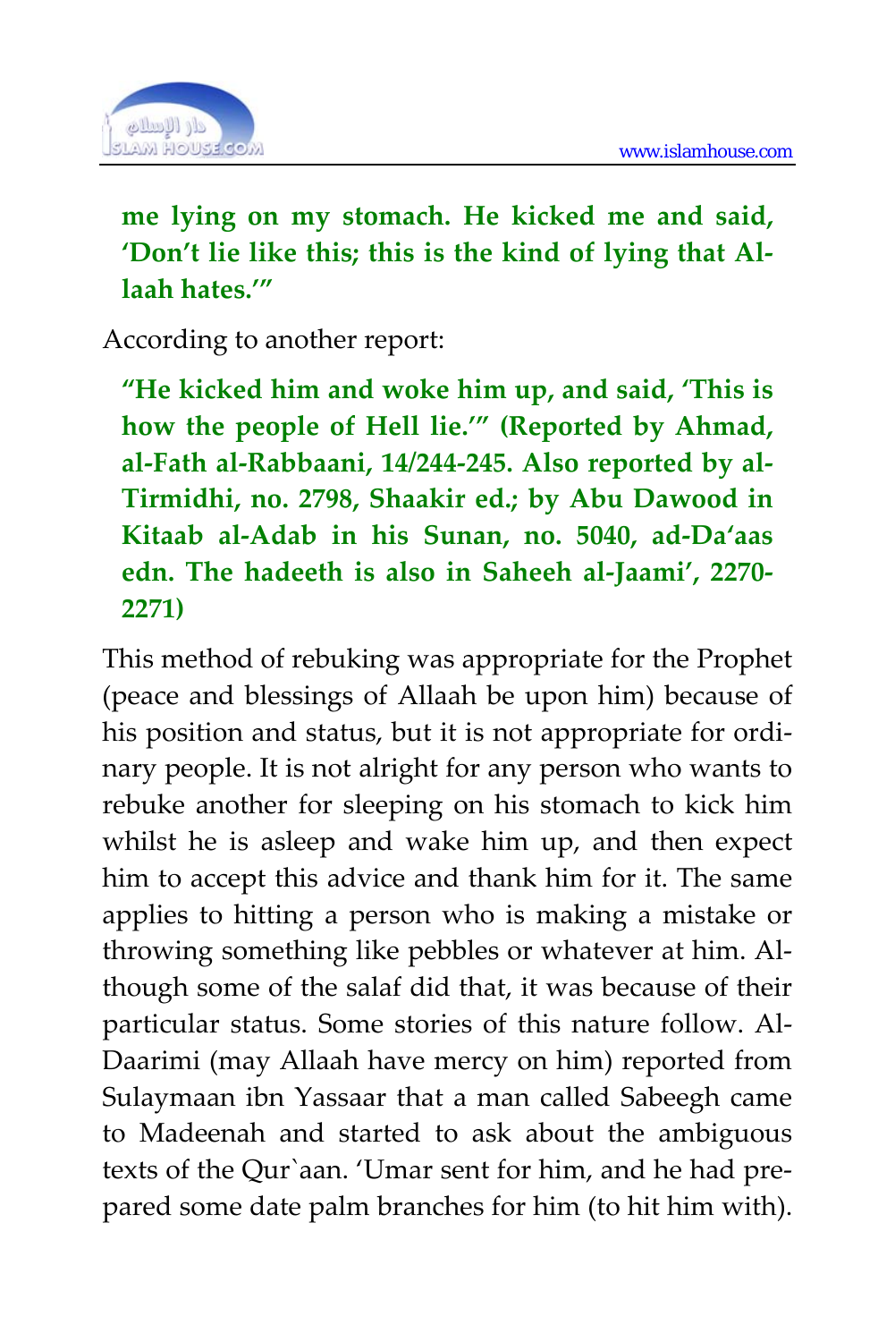**me lying on my stomach. He kicked me and said, 'Don't lie like this; this is the kind of lying that Allaah hates.'"**

According to another report:

**"He kicked him and woke him up, and said, 'This is how the people of Hell lie.'" (Reported by Ahmad, al-Fath al-Rabbaani, 14/244-245. Also reported by al-Tirmidhi, no. 2798, Shaakir ed.; by Abu Dawood in Kitaab al-Adab in his Sunan, no. 5040, ad-Da'aas edn. The hadeeth is also in Saheeh al-Jaami', 2270-2271)**

This method of rebuking was appropriate for the Prophet (peace and blessings of Allaah be upon him) because of his position and status, but it is not appropriate for ordinary people. It is not alright for any person who wants to rebuke another for sleeping on his stomach to kick him whilst he is asleep and wake him up, and then expect him to accept this advice and thank him for it. The same applies to hitting a person who is making a mistake or throwing something like pebbles or whatever at him. Although some of the salaf did that, it was because of their particular status. Some stories of this nature follow. Al-Daarimi (may Allaah have mercy on him) reported from Sulaymaan ibn Yassaar that a man called Sabeegh came to Madeenah and started to ask about the ambiguous texts of the Qur`aan. 'Umar sent for him, and he had prepared some date palm branches for him (to hit him with).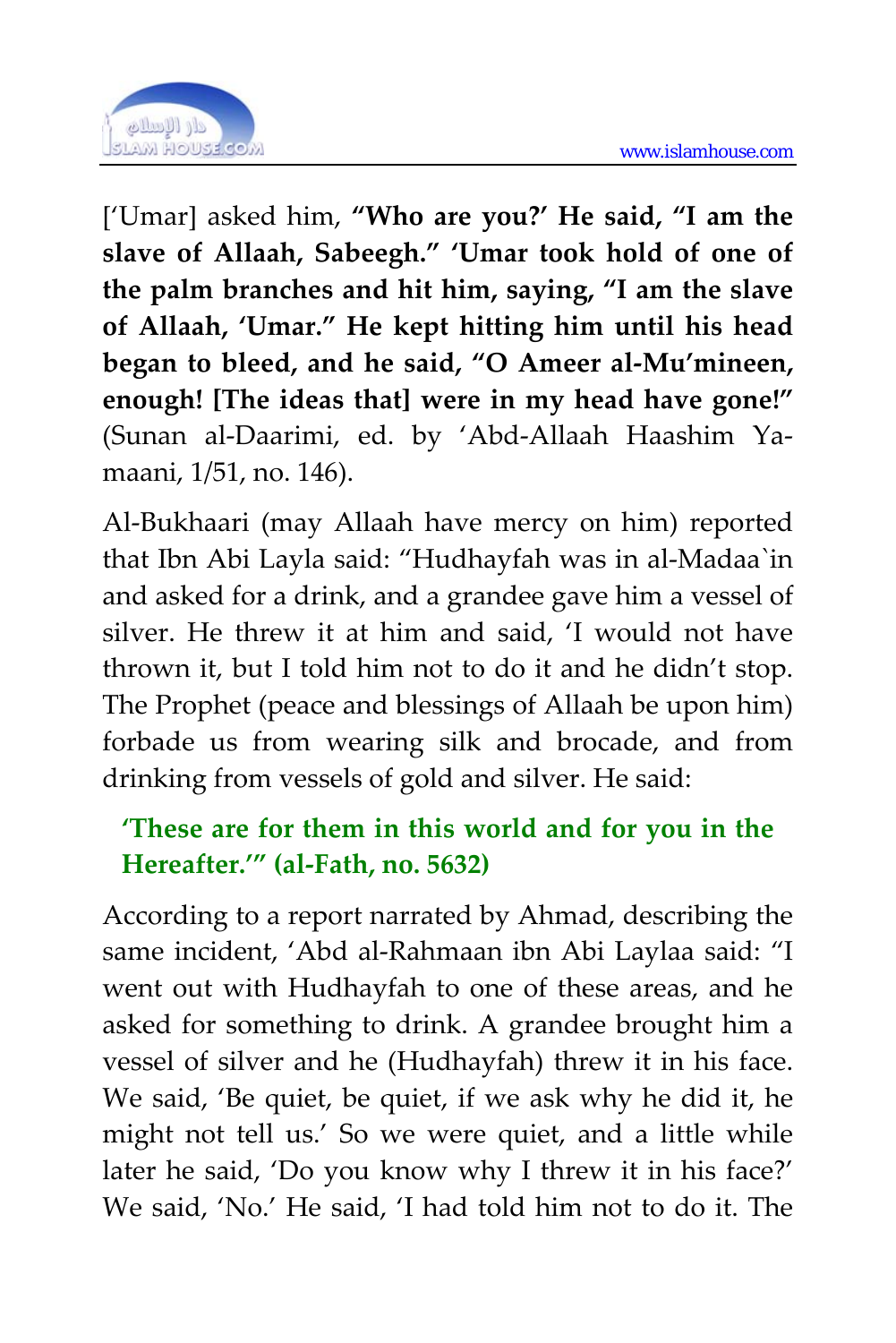['Umar] asked him, **"Who are you?' He said, "I am the slave of Allaah, Sabeegh." 'Umar took hold of one of the palm branches and hit him, saying, "I am the slave of Allaah, 'Umar." He kept hitting him until his head began to bleed, and he said, "O Ameer al-Mu'mineen, enough! [The ideas that] were in my head have gone!"** (Sunan al-Daarimi, ed. by 'Abd-Allaah Haashim Yamaani, 1/51, no. 146).

Al-Bukhaari (may Allaah have mercy on him) reported that Ibn Abi Layla said: "Hudhayfah was in al-Madaa`in and asked for a drink, and a grandee gave him a vessel of silver. He threw it at him and said, 'I would not have thrown it, but I told him not to do it and he didn't stop. The Prophet (peace and blessings of Allaah be upon him) forbade us from wearing silk and brocade, and from drinking from vessels of gold and silver. He said:

> **'These are for them in this world and for you in the Hereafter.'" (al-Fath, no. 5632)**

According to a report narrated by Ahmad, describing the same incident, 'Abd al-Rahmaan ibn Abi Laylaa said: "I went out with Hudhayfah to one of these areas, and he asked for something to drink. A grandee brought him a vessel of silver and he (Hudhayfah) threw it in his face. We said, 'Be quiet, be quiet, if we ask why he did it, he might not tell us.' So we were quiet, and a little while later he said, 'Do you know why I threw it in his face?' We said, 'No.' He said, 'I had told him not to do it. The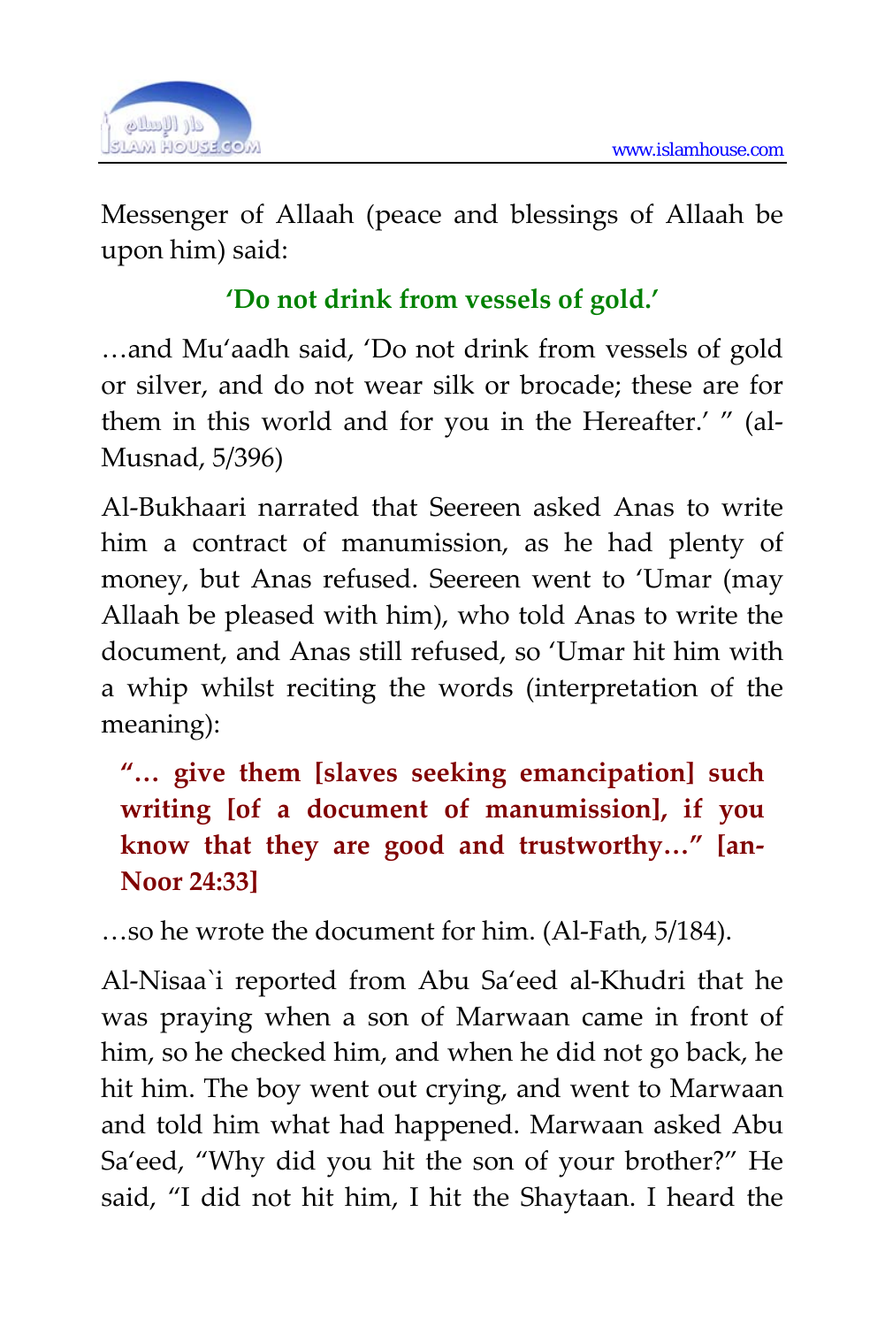Messenger of Allaah (peace and blessings of Allaah be upon him) said:

**'Do not drink from vessels of gold.'**

…and Mu'aadh said, 'Do not drink from vessels of gold or silver, and do not wear silk or brocade; these are for them in this world and for you in the Hereafter.' " (al-Musnad, 5/396)

Al-Bukhaari narrated that Seereen asked Anas to write him a contract of manumission, as he had plenty of money, but Anas refused. Seereen went to 'Umar (may Allaah be pleased with him), who told Anas to write the document, and Anas still refused, so 'Umar hit him with a whip whilst reciting the words (interpretation of the meaning):

> **"… give them [slaves seeking emancipation] such writing [of a document of manumission], if you know that they are good and trustworthy…" [an-Noor 24:33]**

…so he wrote the document for him. (Al-Fath, 5/184).

Al-Nisaa`i reported from Abu Sa'eed al-Khudri that he was praying when a son of Marwaan came in front of him, so he checked him, and when he did not go back, he hit him. The boy went out crying, and went to Marwaan and told him what had happened. Marwaan asked Abu Sa'eed, "Why did you hit the son of your brother?" He said, "I did not hit him, I hit the Shaytaan. I heard the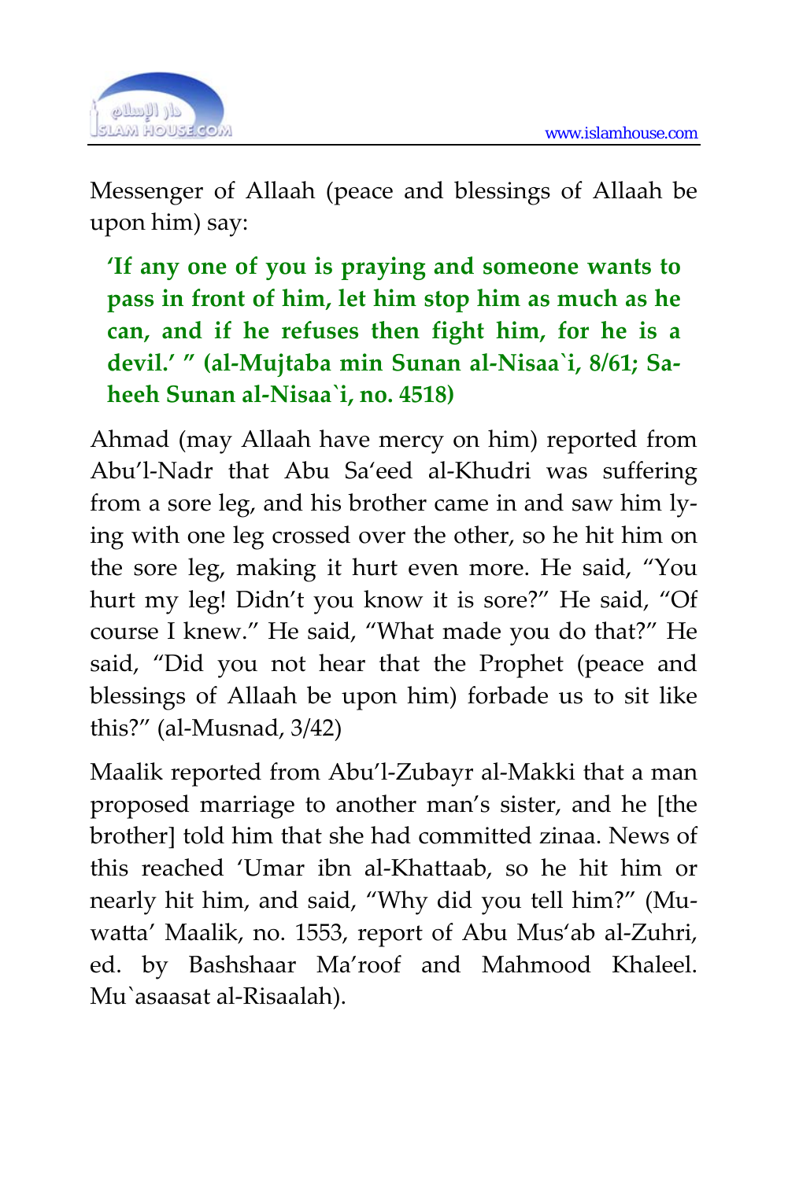Messenger of Allaah (peace and blessings of Allaah be upon him) say:

> **'If any one of you is praying and someone wants to pass in front of him, let him stop him as much as he can, and if he refuses then fight him, for he is a devil.' " (al-Mujtaba min Sunan al-Nisaa`i, 8/61; Saheeh Sunan al-Nisaa`i, no. 4518)**

Ahmad (may Allaah have mercy on him) reported from Abu'l-Nadr that Abu Sa'eed al-Khudri was suffering from a sore leg, and his brother came in and saw him lying with one leg crossed over the other, so he hit him on the sore leg, making it hurt even more. He said, "You hurt my leg! Didn't you know it is sore?" He said, "Of course I knew." He said, "What made you do that?" He said, "Did you not hear that the Prophet (peace and blessings of Allaah be upon him) forbade us to sit like this?" (al-Musnad, 3/42)

Maalik reported from Abu'l-Zubayr al-Makki that a man proposed marriage to another man's sister, and he [the brother] told him that she had committed zinaa. News of this reached 'Umar ibn al-Khattaab, so he hit him or nearly hit him, and said, "Why did you tell him?" (Muwatta' Maalik, no. 1553, report of Abu Mus'ab al-Zuhri, ed. by Bashshaar Ma'roof and Mahmood Khaleel. Mu`asaasat al-Risaalah).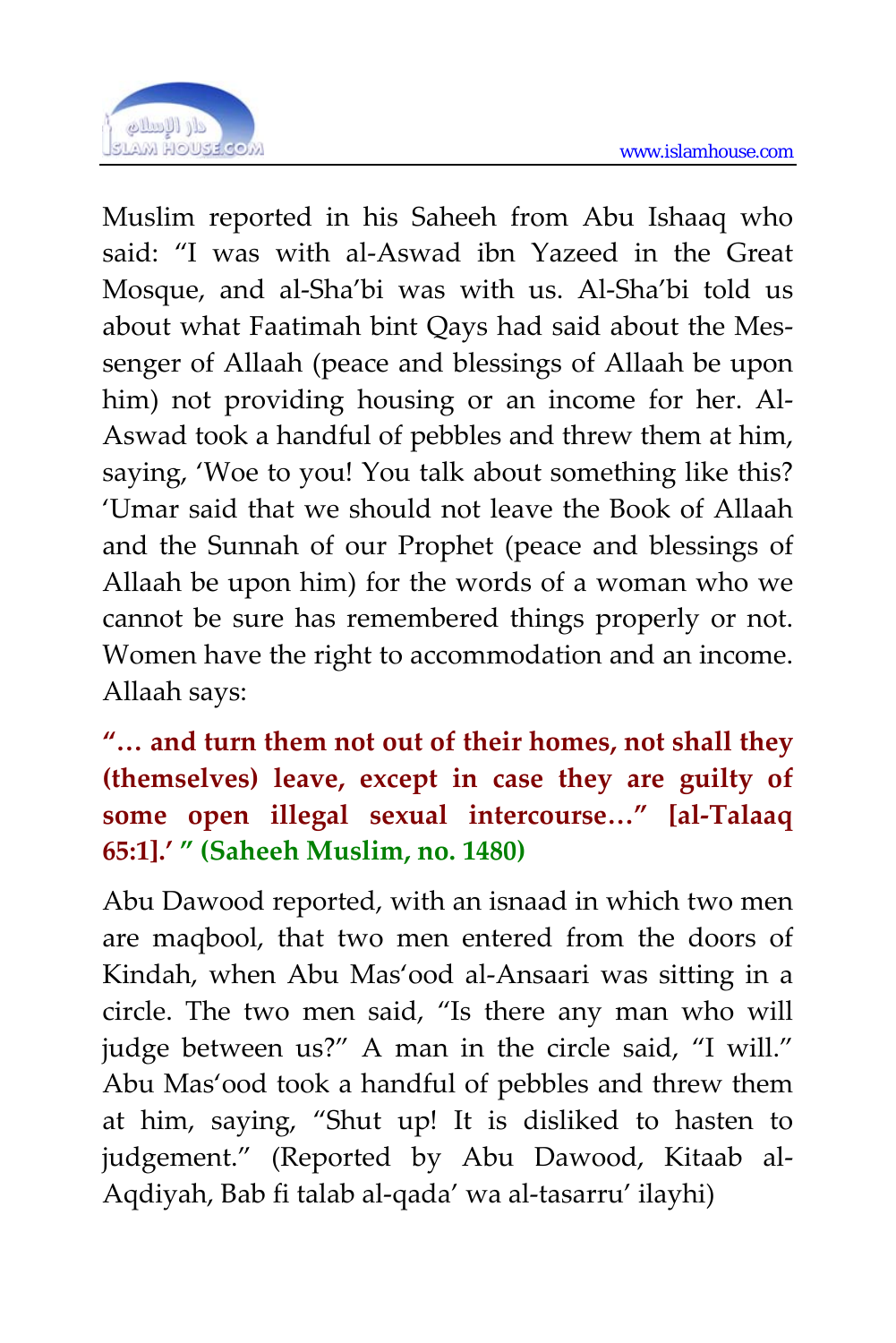Muslim reported in his Saheeh from Abu Ishaaq who said: "I was with al-Aswad ibn Yazeed in the Great Mosque, and al-Sha'bi was with us. Al-Sha'bi told us about what Faatimah bint Qays had said about the Messenger of Allaah (peace and blessings of Allaah be upon him) not providing housing or an income for her. Al-Aswad took a handful of pebbles and threw them at him, saying, 'Woe to you! You talk about something like this? 'Umar said that we should not leave the Book of Allaah and the Sunnah of our Prophet (peace and blessings of Allaah be upon him) for the words of a woman who we cannot be sure has remembered things properly or not. Women have the right to accommodation and an income. Allaah says:

**"… and turn them not out of their homes, not shall they (themselves) leave, except in case they are guilty of some open illegal sexual intercourse…" [al-Talaaq 65:1].' " (Saheeh Muslim, no. 1480)**

Abu Dawood reported, with an isnaad in which two men are maqbool, that two men entered from the doors of Kindah, when Abu Mas'ood al-Ansaari was sitting in a circle. The two men said, "Is there any man who will judge between us?" A man in the circle said, "I will." Abu Mas'ood took a handful of pebbles and threw them at him, saying, "Shut up! It is disliked to hasten to judgement." (Reported by Abu Dawood, Kitaab al-Aqdiyah, Bab fi talab al-qada' wa al-tasarru' ilayhi)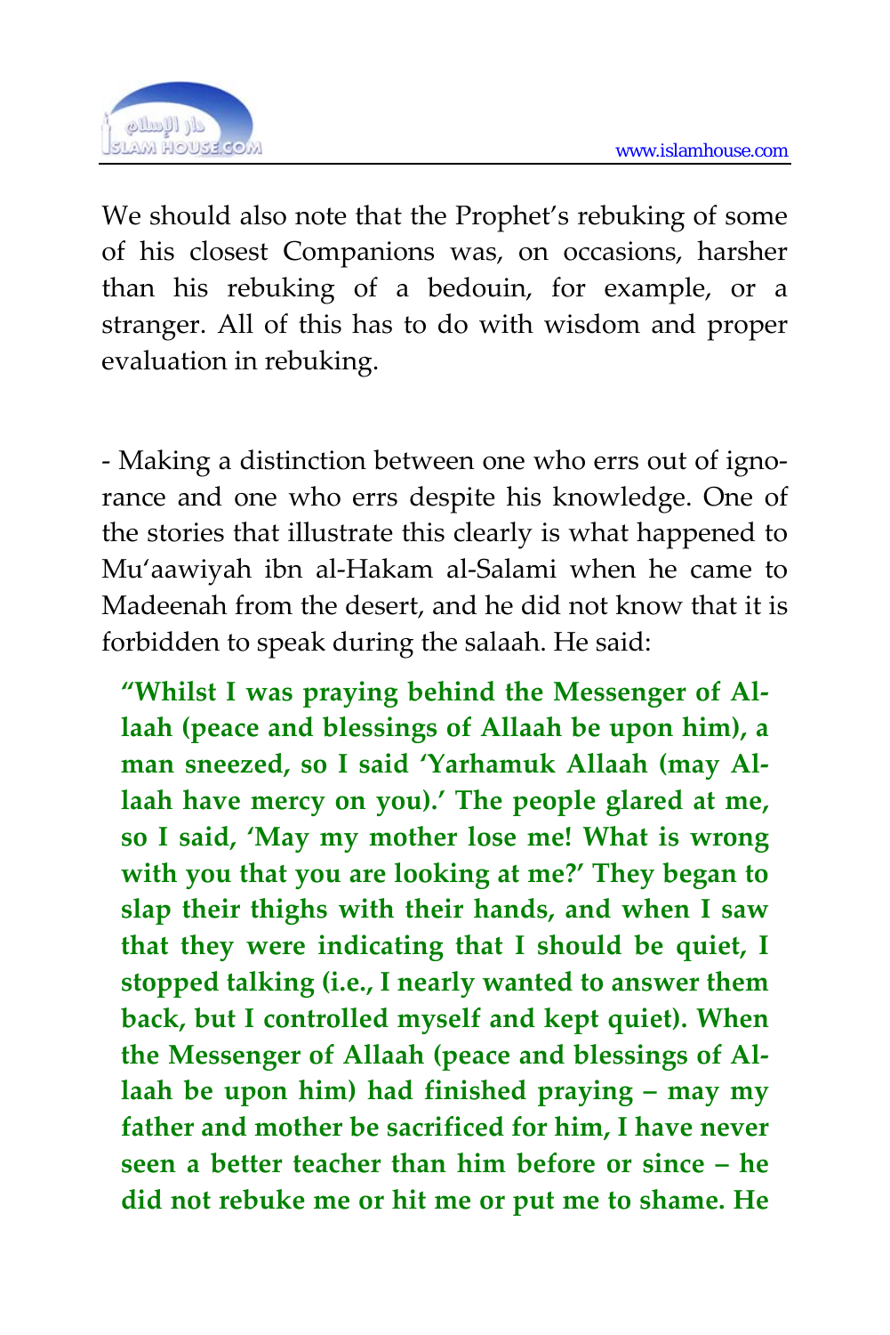We should also note that the Prophet's rebuking of some of his closest Companions was, on occasions, harsher than his rebuking of a bedouin, for example, or a stranger. All of this has to do with wisdom and proper evaluation in rebuking.

- Making a distinction between one who errs out of ignorance and one who errs despite his knowledge. One of the stories that illustrate this clearly is what happened to Mu'aawiyah ibn al-Hakam al-Salami when he came to Madeenah from the desert, and he did not know that it is forbidden to speak during the salaah. He said:

> **"Whilst I was praying behind the Messenger of Allaah (peace and blessings of Allaah be upon him), a man sneezed, so I said 'Yarhamuk Allaah (may Allaah have mercy on you).' The people glared at me, so I said, 'May my mother lose me! What is wrong with you that you are looking at me?' They began to slap their thighs with their hands, and when I saw that they were indicating that I should be quiet, I stopped talking (i.e., I nearly wanted to answer them back, but I controlled myself and kept quiet). When the Messenger of Allaah (peace and blessings of Allaah be upon him) had finished praying – may my father and mother be sacrificed for him, I have never seen a better teacher than him before or since – he did not rebuke me or hit me or put me to shame. He**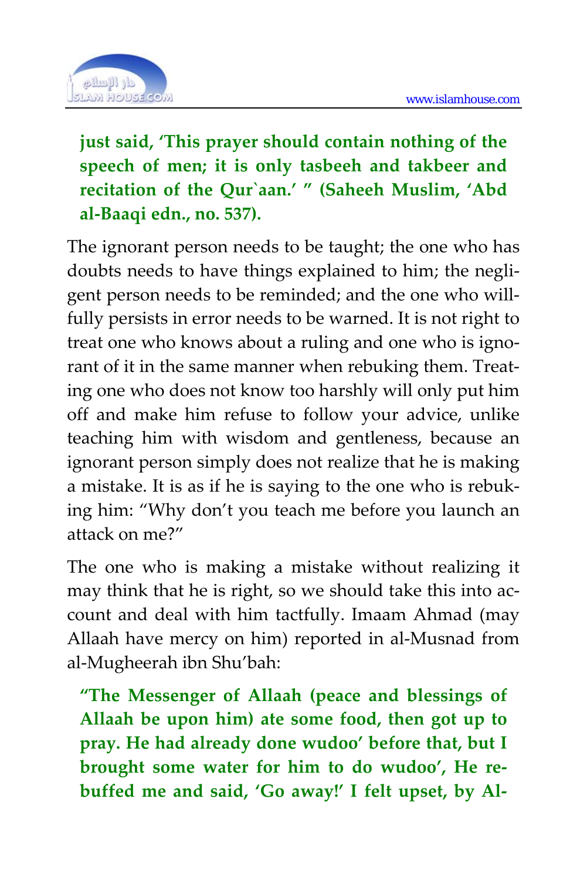**just said, 'This prayer should contain nothing of the speech of men; it is only tasbeeh and takbeer and recitation of the Qur`aan.' " (Saheeh Muslim, 'Abd al-Baaqi edn., no. 537).**

The ignorant person needs to be taught; the one who has doubts needs to have things explained to him; the negligent person needs to be reminded; and the one who willfully persists in error needs to be warned. It is not right to treat one who knows about a ruling and one who is ignorant of it in the same manner when rebuking them. Treating one who does not know too harshly will only put him off and make him refuse to follow your advice, unlike teaching him with wisdom and gentleness, because an ignorant person simply does not realize that he is making a mistake. It is as if he is saying to the one who is rebuking him: "Why don't you teach me before you launch an attack on me?"

The one who is making a mistake without realizing it may think that he is right, so we should take this into account and deal with him tactfully. Imaam Ahmad (may Allaah have mercy on him) reported in al-Musnad from al-Mugheerah ibn Shu'bah:

**"The Messenger of Allaah (peace and blessings of Allaah be upon him) ate some food, then got up to pray. He had already done wudoo' before that, but I brought some water for him to do wudoo', He rebuffed me and said, 'Go away!' I felt upset, by Al-**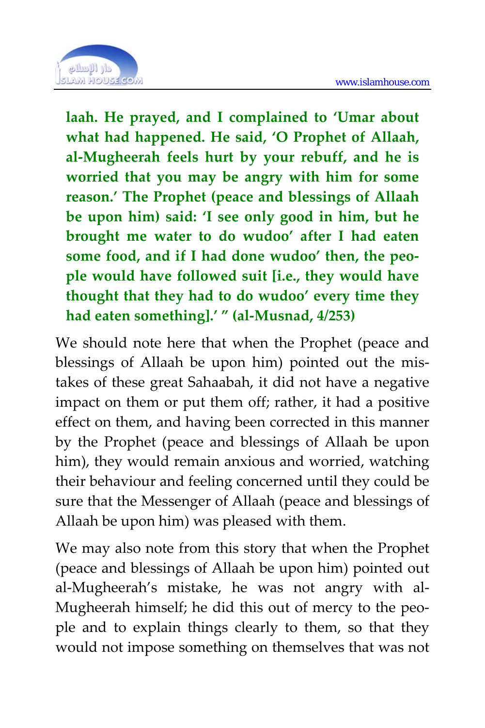**laah. He prayed, and I complained to 'Umar about what had happened. He said, 'O Prophet of Allaah, al-Mugheerah feels hurt by your rebuff, and he is worried that you may be angry with him for some reason.' The Prophet (peace and blessings of Allaah be upon him) said: 'I see only good in him, but he brought me water to do wudoo' after I had eaten some food, and if I had done wudoo' then, the people would have followed suit [i.e., they would have thought that they had to do wudoo' every time they had eaten something].' " (al-Musnad, 4/253)**

We should note here that when the Prophet (peace and blessings of Allaah be upon him) pointed out the mistakes of these great Sahaabah, it did not have a negative impact on them or put them off; rather, it had a positive effect on them, and having been corrected in this manner by the Prophet (peace and blessings of Allaah be upon him), they would remain anxious and worried, watching their behaviour and feeling concerned until they could be sure that the Messenger of Allaah (peace and blessings of Allaah be upon him) was pleased with them.

We may also note from this story that when the Prophet (peace and blessings of Allaah be upon him) pointed out al-Mugheerah's mistake, he was not angry with al-Mugheerah himself; he did this out of mercy to the people and to explain things clearly to them, so that they would not impose something on themselves that was not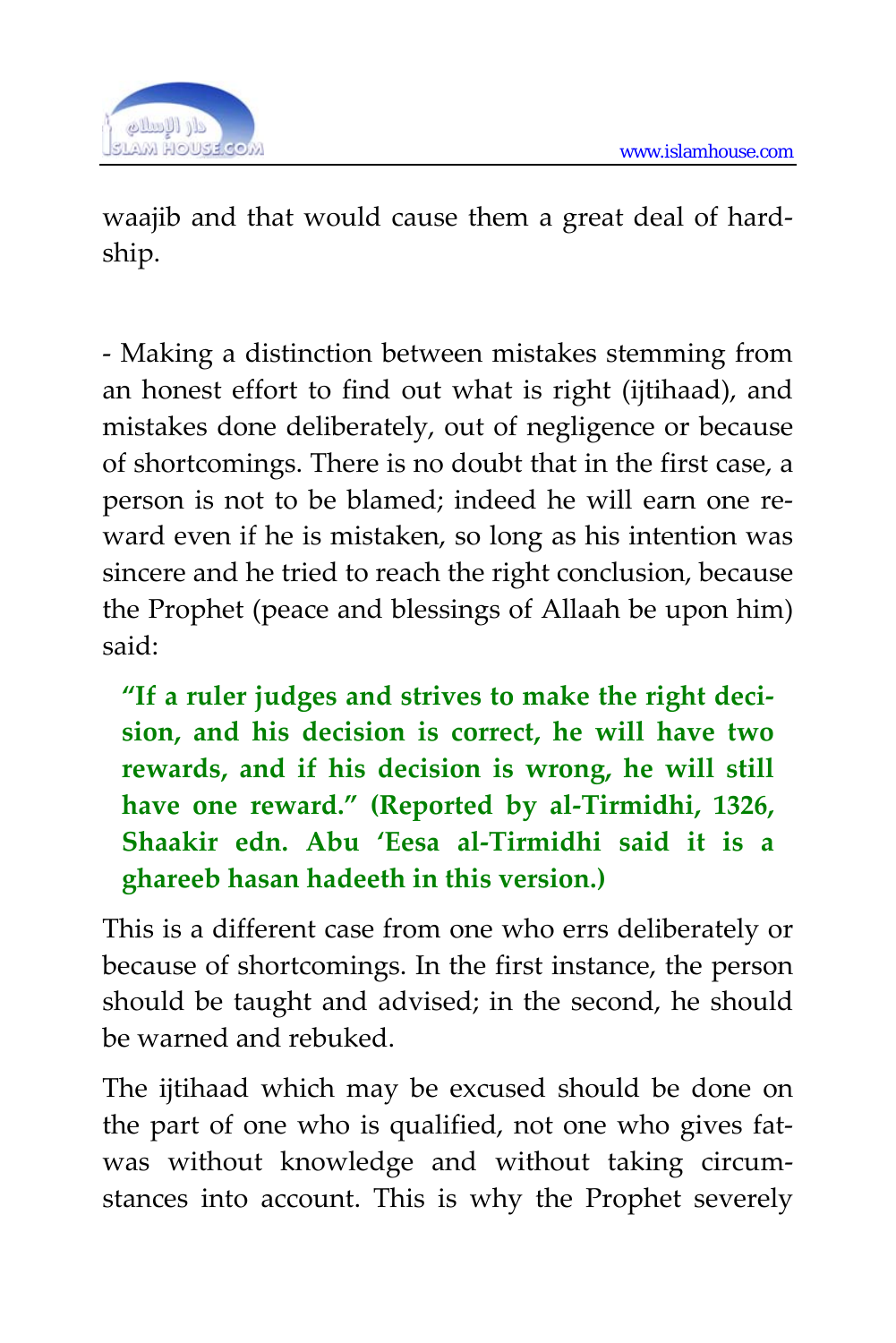waajib and that would cause them a great deal of hardship.

- Making a distinction between mistakes stemming from an honest effort to find out what is right (ijtihaad), and mistakes done deliberately, out of negligence or because of shortcomings. There is no doubt that in the first case, a person is not to be blamed; indeed he will earn one reward even if he is mistaken, so long as his intention was sincere and he tried to reach the right conclusion, because the Prophet (peace and blessings of Allaah be upon him) said:

> **"If a ruler judges and strives to make the right decision, and his decision is correct, he will have two rewards, and if his decision is wrong, he will still have one reward." (Reported by al-Tirmidhi, 1326, Shaakir edn. Abu 'Eesa al-Tirmidhi said it is a ghareeb hasan hadeeth in this version.)**

This is a different case from one who errs deliberately or because of shortcomings. In the first instance, the person should be taught and advised; in the second, he should be warned and rebuked.

The ijtihaad which may be excused should be done on the part of one who is qualified, not one who gives fatwas without knowledge and without taking circumstances into account. This is why the Prophet severely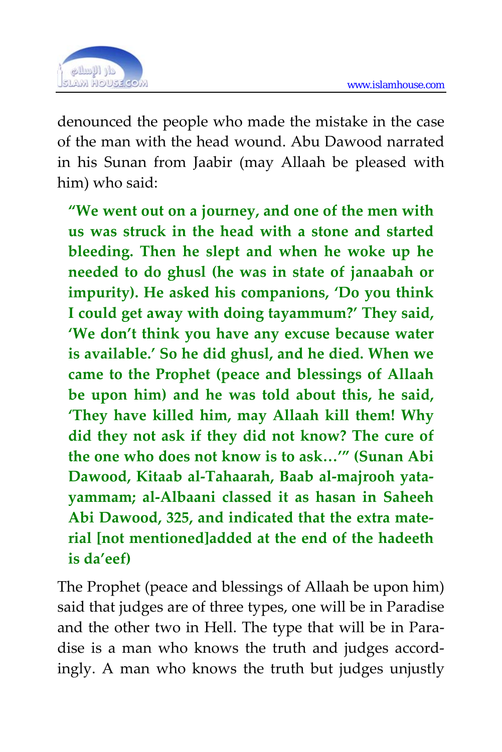denounced the people who made the mistake in the case of the man with the head wound. Abu Dawood narrated in his Sunan from Jaabir (may Allaah be pleased with him) who said:

> **"We went out on a journey, and one of the men with us was struck in the head with a stone and started bleeding. Then he slept and when he woke up he needed to do ghusl (he was in state of janaabah or impurity). He asked his companions, 'Do you think I could get away with doing tayammum?' They said, 'We don't think you have any excuse because water is available.' So he did ghusl, and he died. When we came to the Prophet (peace and blessings of Allaah be upon him) and he was told about this, he said, 'They have killed him, may Allaah kill them! Why did they not ask if they did not know? The cure of the one who does not know is to ask…'" (Sunan Abi Dawood, Kitaab al-Tahaarah, Baab al-majrooh yatayammam; al-Albaani classed it as hasan in Saheeh Abi Dawood, 325, and indicated that the extra material [not mentioned]added at the end of the hadeeth is da'eef)**

The Prophet (peace and blessings of Allaah be upon him) said that judges are of three types, one will be in Paradise and the other two in Hell. The type that will be in Paradise is a man who knows the truth and judges accordingly. A man who knows the truth but judges unjustly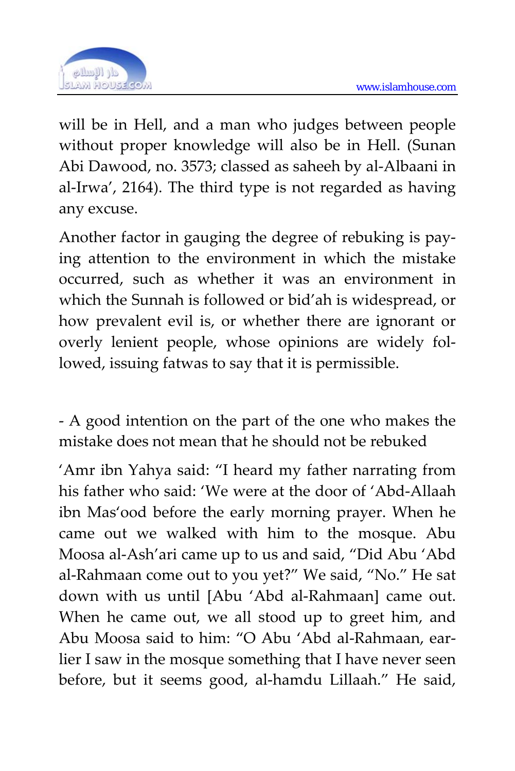will be in Hell, and a man who judges between people without proper knowledge will also be in Hell. (Sunan Abi Dawood, no. 3573; classed as saheeh by al-Albaani in al-Irwa', 2164). The third type is not regarded as having any excuse.

Another factor in gauging the degree of rebuking is paying attention to the environment in which the mistake occurred, such as whether it was an environment in which the Sunnah is followed or bid'ah is widespread, or how prevalent evil is, or whether there are ignorant or overly lenient people, whose opinions are widely followed, issuing fatwas to say that it is permissible.

- A good intention on the part of the one who makes the mistake does not mean that he should not be rebuked

'Amr ibn Yahya said: "I heard my father narrating from his father who said: 'We were at the door of 'Abd-Allaah ibn Mas'ood before the early morning prayer. When he came out we walked with him to the mosque. Abu Moosa al-Ash'ari came up to us and said, "Did Abu 'Abd al-Rahmaan come out to you yet?" We said, "No." He sat down with us until [Abu 'Abd al-Rahmaan] came out. When he came out, we all stood up to greet him, and Abu Moosa said to him: "O Abu 'Abd al-Rahmaan, earlier I saw in the mosque something that I have never seen before, but it seems good, al-hamdu Lillaah." He said,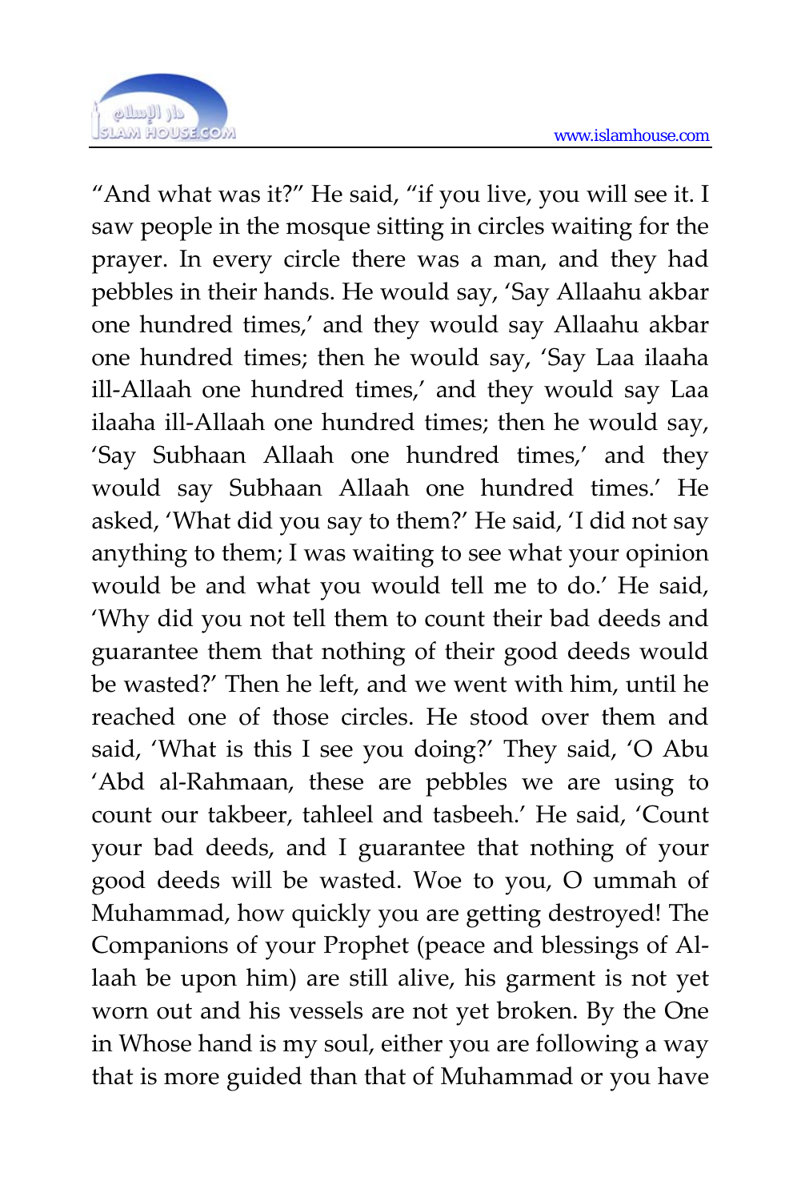"And what was it?" He said, "if you live, you will see it. I saw people in the mosque sitting in circles waiting for the prayer. In every circle there was a man, and they had pebbles in their hands. He would say, 'Say Allaahu akbar one hundred times,' and they would say Allaahu akbar one hundred times; then he would say, 'Say Laa ilaaha ill-Allaah one hundred times,' and they would say Laa ilaaha ill-Allaah one hundred times; then he would say, 'Say Subhaan Allaah one hundred times,' and they would say Subhaan Allaah one hundred times.' He asked, 'What did you say to them?' He said, 'I did not say anything to them; I was waiting to see what your opinion would be and what you would tell me to do.' He said, 'Why did you not tell them to count their bad deeds and guarantee them that nothing of their good deeds would be wasted?' Then he left, and we went with him, until he reached one of those circles. He stood over them and said, 'What is this I see you doing?' They said, 'O Abu 'Abd al-Rahmaan, these are pebbles we are using to count our takbeer, tahleel and tasbeeh.' He said, 'Count your bad deeds, and I guarantee that nothing of your good deeds will be wasted. Woe to you, O ummah of Muhammad, how quickly you are getting destroyed! The Companions of your Prophet (peace and blessings of Allaah be upon him) are still alive, his garment is not yet worn out and his vessels are not yet broken. By the One in Whose hand is my soul, either you are following a way that is more guided than that of Muhammad or you have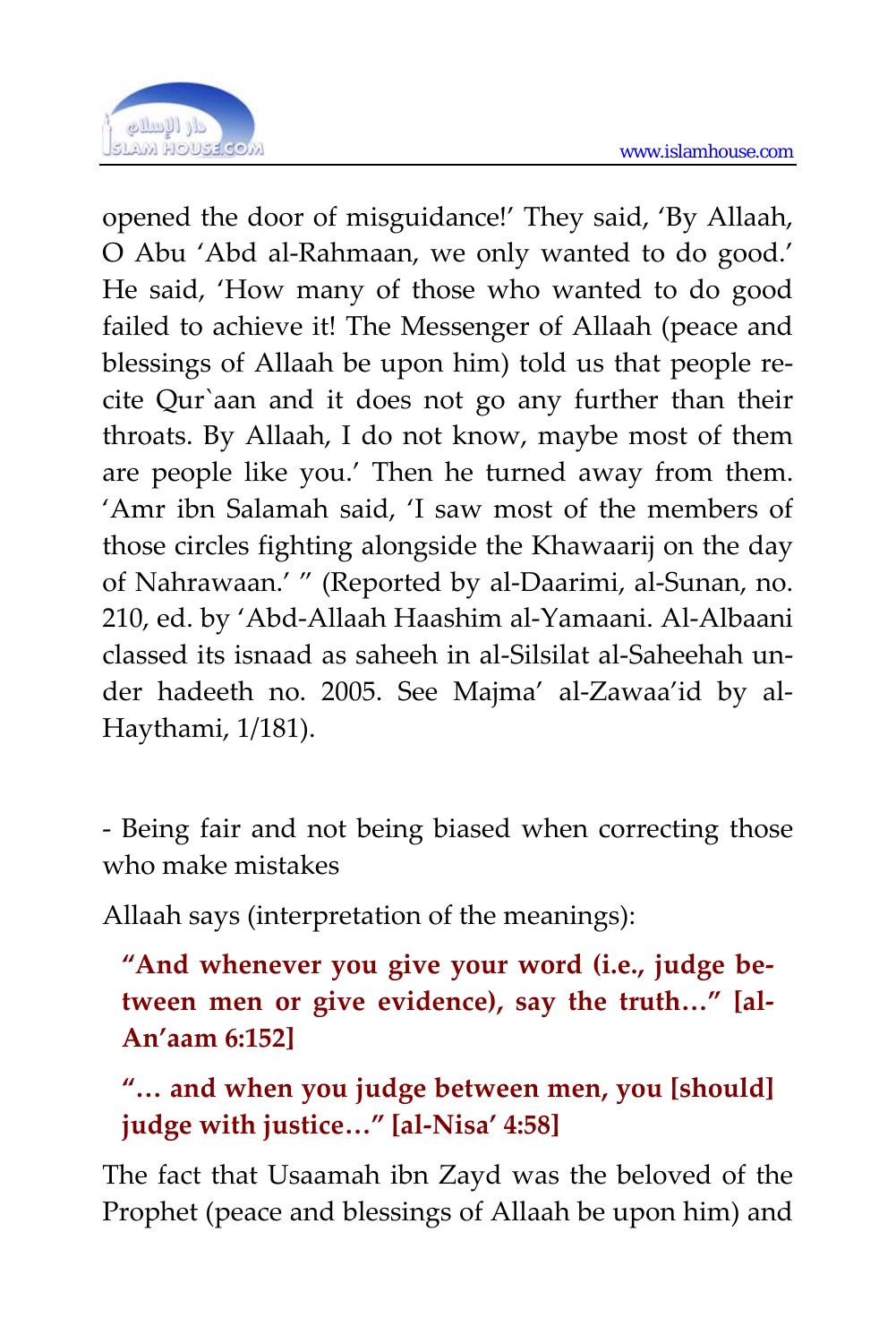opened the door of misguidance!' They said, 'By Allaah, O Abu 'Abd al-Rahmaan, we only wanted to do good.' He said, 'How many of those who wanted to do good failed to achieve it! The Messenger of Allaah (peace and blessings of Allaah be upon him) told us that people recite Qur`aan and it does not go any further than their throats. By Allaah, I do not know, maybe most of them are people like you.' Then he turned away from them. 'Amr ibn Salamah said, 'I saw most of the members of those circles fighting alongside the Khawaarij on the day of Nahrawaan.' " (Reported by al-Daarimi, al-Sunan, no. 210, ed. by 'Abd-Allaah Haashim al-Yamaani. Al-Albaani classed its isnaad as saheeh in al-Silsilat al-Saheehah under hadeeth no. 2005. See Majma' al-Zawaa'id by al-Haythami, 1/181).

- Being fair and not being biased when correcting those who make mistakes

Allaah says (interpretation of the meanings):

> **"And whenever you give your word (i.e., judge between men or give evidence), say the truth…" [al-An'aam 6:152]**

> **"… and when you judge between men, you [should] judge with justice…" [al-Nisa' 4:58]**

The fact that Usaamah ibn Zayd was the beloved of the Prophet (peace and blessings of Allaah be upon him) and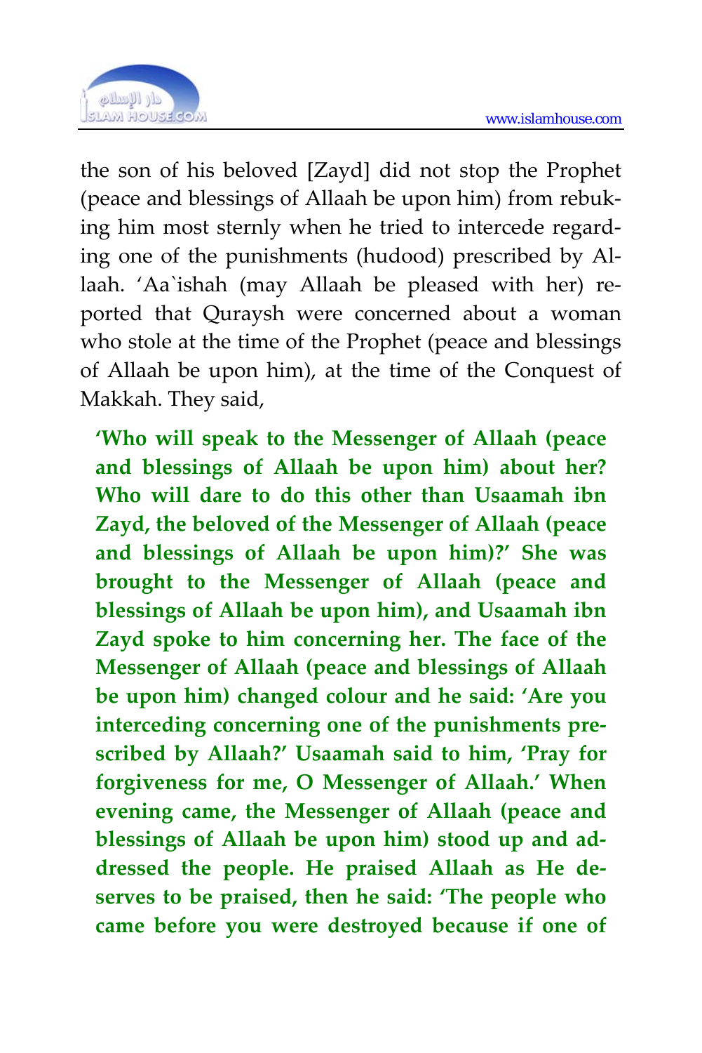the son of his beloved [Zayd] did not stop the Prophet (peace and blessings of Allaah be upon him) from rebuking him most sternly when he tried to intercede regarding one of the punishments (hudood) prescribed by Allaah. 'Aa`ishah (may Allaah be pleased with her) reported that Quraysh were concerned about a woman who stole at the time of the Prophet (peace and blessings of Allaah be upon him), at the time of the Conquest of Makkah. They said,

> **'Who will speak to the Messenger of Allaah (peace and blessings of Allaah be upon him) about her? Who will dare to do this other than Usaamah ibn Zayd, the beloved of the Messenger of Allaah (peace and blessings of Allaah be upon him)?' She was brought to the Messenger of Allaah (peace and blessings of Allaah be upon him), and Usaamah ibn Zayd spoke to him concerning her. The face of the Messenger of Allaah (peace and blessings of Allaah be upon him) changed colour and he said: 'Are you interceding concerning one of the punishments prescribed by Allaah?' Usaamah said to him, 'Pray for forgiveness for me, O Messenger of Allaah.' When evening came, the Messenger of Allaah (peace and blessings of Allaah be upon him) stood up and addressed the people. He praised Allaah as He deserves to be praised, then he said: 'The people who came before you were destroyed because if one of**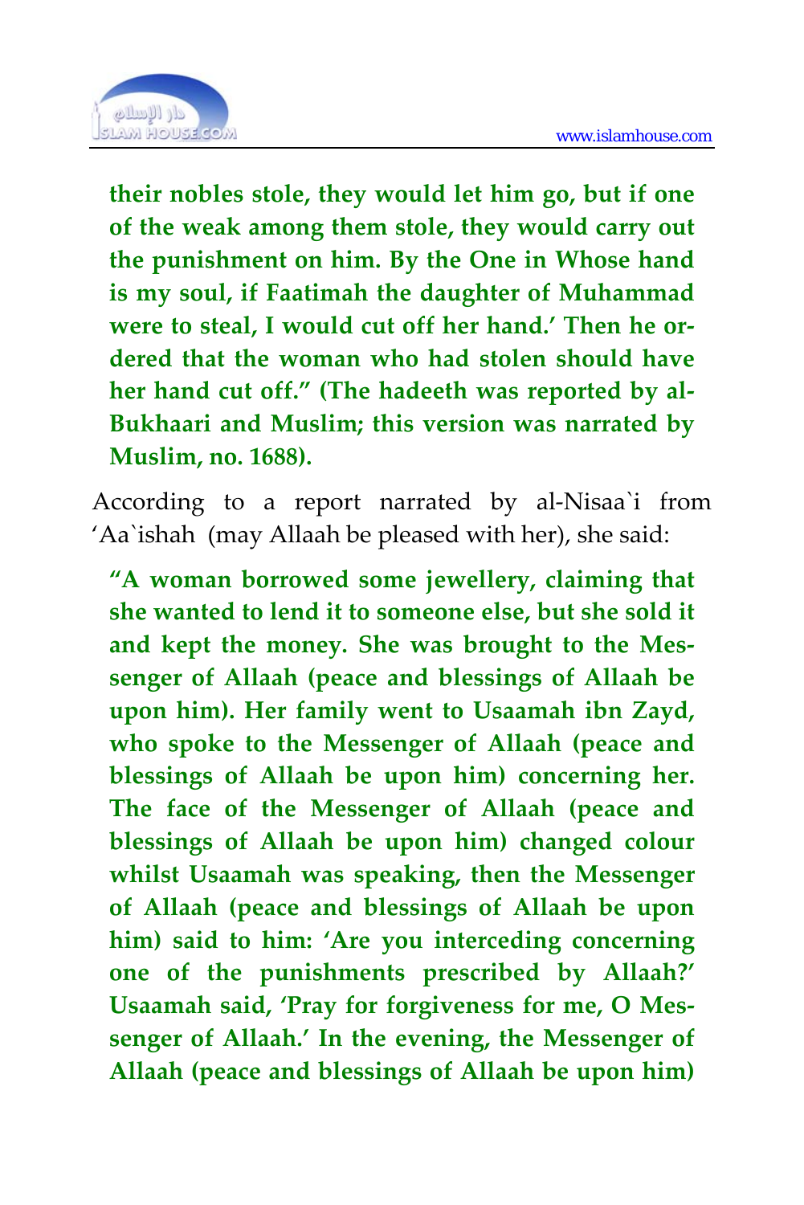**their nobles stole, they would let him go, but if one of the weak among them stole, they would carry out the punishment on him. By the One in Whose hand is my soul, if Faatimah the daughter of Muhammad were to steal, I would cut off her hand.' Then he ordered that the woman who had stolen should have her hand cut off." (The hadeeth was reported by al-Bukhaari and Muslim; this version was narrated by Muslim, no. 1688).**

According to a report narrated by al-Nisaa`i from 'Aa`ishah (may Allaah be pleased with her), she said:

**"A woman borrowed some jewellery, claiming that she wanted to lend it to someone else, but she sold it and kept the money. She was brought to the Messenger of Allaah (peace and blessings of Allaah be upon him). Her family went to Usaamah ibn Zayd, who spoke to the Messenger of Allaah (peace and blessings of Allaah be upon him) concerning her. The face of the Messenger of Allaah (peace and blessings of Allaah be upon him) changed colour whilst Usaamah was speaking, then the Messenger of Allaah (peace and blessings of Allaah be upon him) said to him: 'Are you interceding concerning one of the punishments prescribed by Allaah?' Usaamah said, 'Pray for forgiveness for me, O Messenger of Allaah.' In the evening, the Messenger of Allaah (peace and blessings of Allaah be upon him)**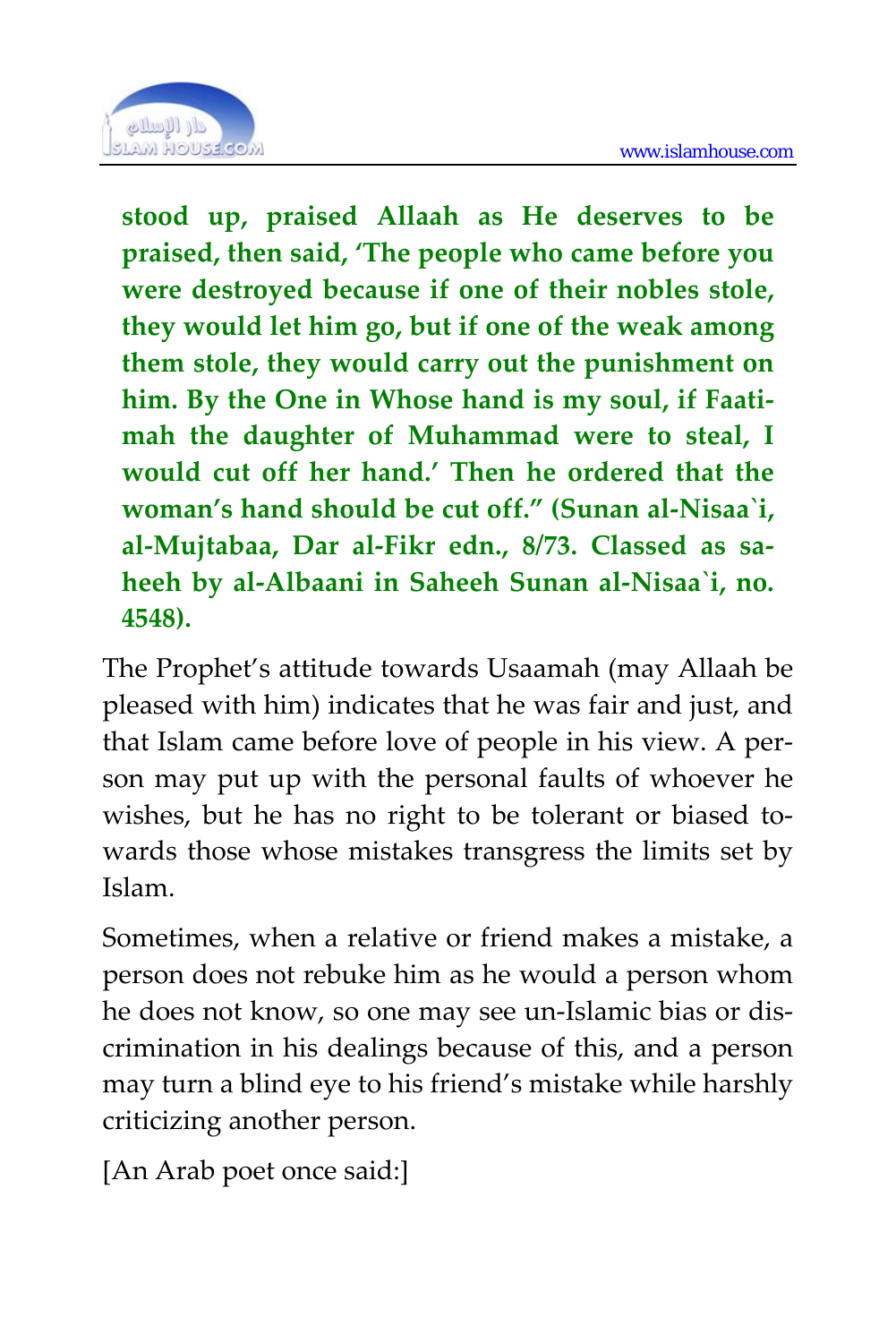**stood up, praised Allaah as He deserves to be praised, then said, 'The people who came before you were destroyed because if one of their nobles stole, they would let him go, but if one of the weak among them stole, they would carry out the punishment on him. By the One in Whose hand is my soul, if Faatimah the daughter of Muhammad were to steal, I would cut off her hand.' Then he ordered that the woman's hand should be cut off." (Sunan al-Nisaa`i, al-Mujtabaa, Dar al-Fikr edn., 8/73. Classed as saheeh by al-Albaani in Saheeh Sunan al-Nisaa`i, no. 4548).**

The Prophet's attitude towards Usaamah (may Allaah be pleased with him) indicates that he was fair and just, and that Islam came before love of people in his view. A person may put up with the personal faults of whoever he wishes, but he has no right to be tolerant or biased towards those whose mistakes transgress the limits set by Islam.

Sometimes, when a relative or friend makes a mistake, a person does not rebuke him as he would a person whom he does not know, so one may see un-Islamic bias or discrimination in his dealings because of this, and a person may turn a blind eye to his friend's mistake while harshly criticizing another person.

[An Arab poet once said:]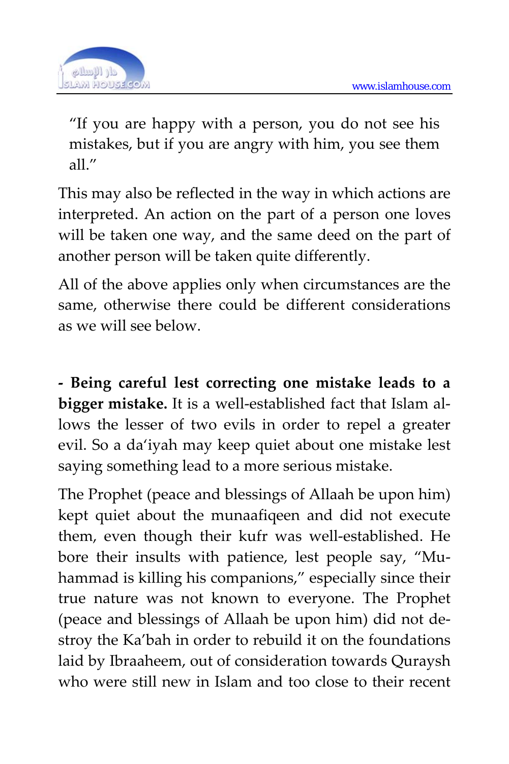"If you are happy with a person, you do not see his mistakes, but if you are angry with him, you see them all."

This may also be reflected in the way in which actions are interpreted. An action on the part of a person one loves will be taken one way, and the same deed on the part of another person will be taken quite differently.

All of the above applies only when circumstances are the same, otherwise there could be different considerations as we will see below.

**- Being careful lest correcting one mistake leads to a bigger mistake.** It is a well-established fact that Islam allows the lesser of two evils in order to repel a greater evil. So a da'iyah may keep quiet about one mistake lest saying something lead to a more serious mistake.

The Prophet (peace and blessings of Allaah be upon him) kept quiet about the munaafiqeen and did not execute them, even though their kufr was well-established. He bore their insults with patience, lest people say, "Muhammad is killing his companions," especially since their true nature was not known to everyone. The Prophet (peace and blessings of Allaah be upon him) did not destroy the Ka'bah in order to rebuild it on the foundations laid by Ibraaheem, out of consideration towards Quraysh who were still new in Islam and too close to their recent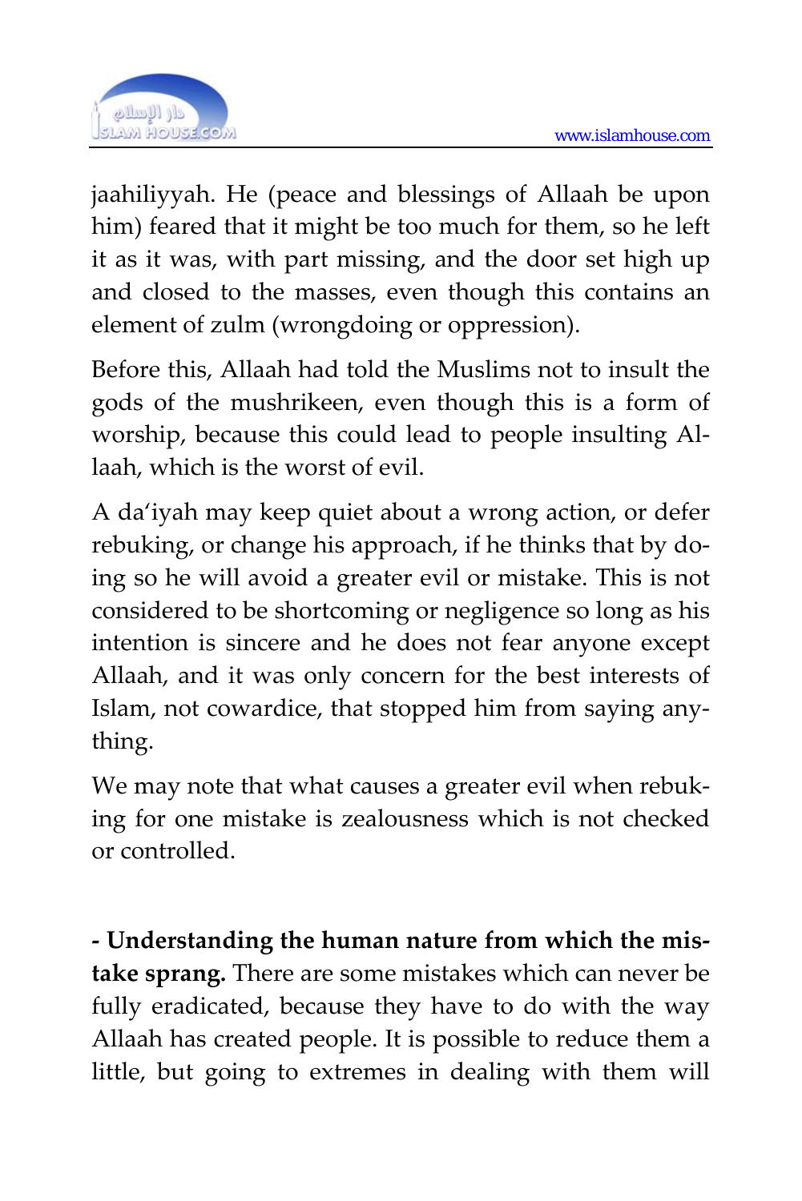jaahiliyyah. He (peace and blessings of Allaah be upon him) feared that it might be too much for them, so he left it as it was, with part missing, and the door set high up and closed to the masses, even though this contains an element of zulm (wrongdoing or oppression).

Before this, Allaah had told the Muslims not to insult the gods of the mushrikeen, even though this is a form of worship, because this could lead to people insulting Allaah, which is the worst of evil.

A da'iyah may keep quiet about a wrong action, or defer rebuking, or change his approach, if he thinks that by doing so he will avoid a greater evil or mistake. This is not considered to be shortcoming or negligence so long as his intention is sincere and he does not fear anyone except Allaah, and it was only concern for the best interests of Islam, not cowardice, that stopped him from saying anything.

We may note that what causes a greater evil when rebuking for one mistake is zealousness which is not checked or controlled.

**- Understanding the human nature from which the mistake sprang.** There are some mistakes which can never be fully eradicated, because they have to do with the way Allaah has created people. It is possible to reduce them a little, but going to extremes in dealing with them will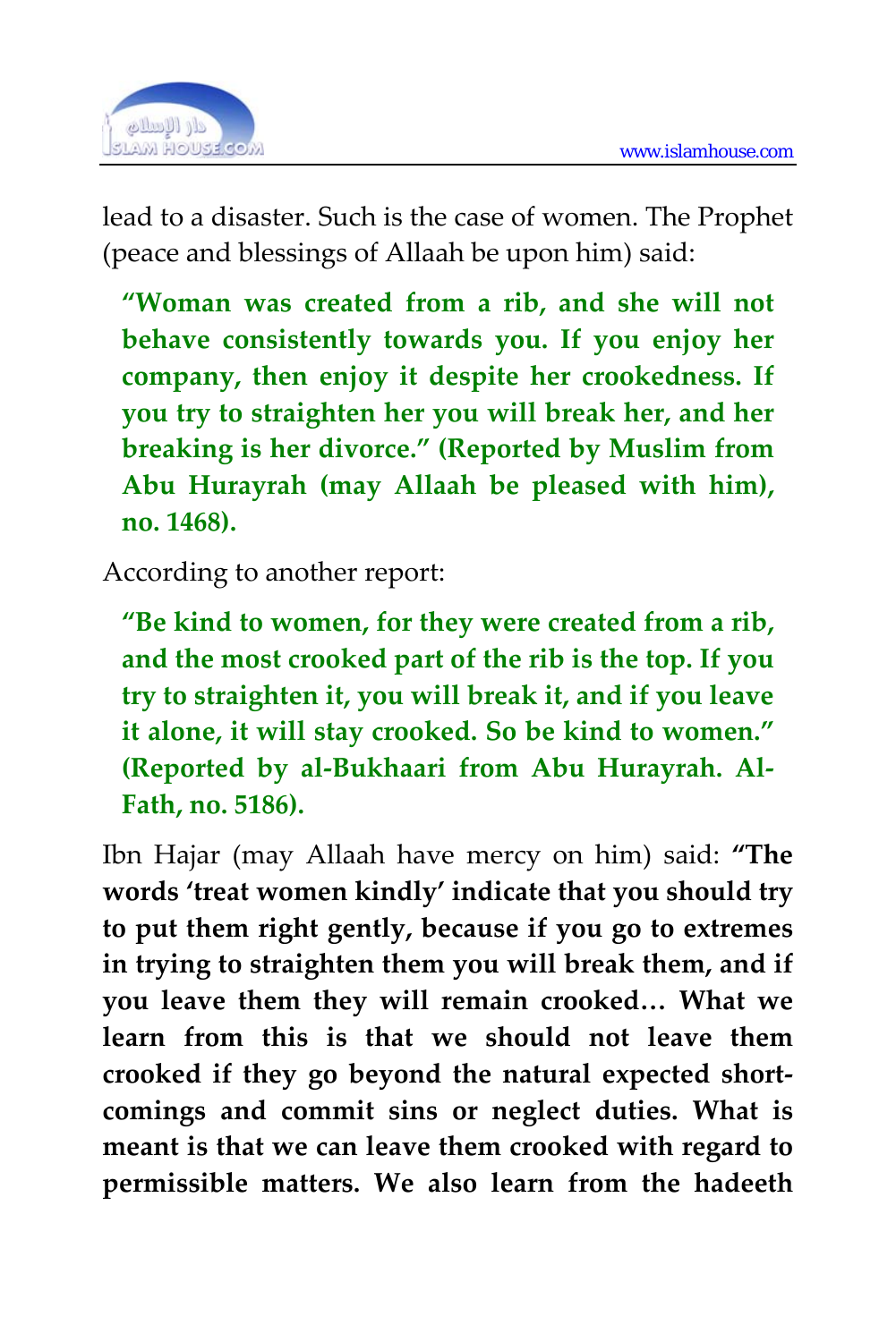lead to a disaster. Such is the case of women. The Prophet (peace and blessings of Allaah be upon him) said:

> **"Woman was created from a rib, and she will not behave consistently towards you. If you enjoy her company, then enjoy it despite her crookedness. If you try to straighten her you will break her, and her breaking is her divorce." (Reported by Muslim from Abu Hurayrah (may Allaah be pleased with him), no. 1468).**

According to another report:

> **"Be kind to women, for they were created from a rib, and the most crooked part of the rib is the top. If you try to straighten it, you will break it, and if you leave it alone, it will stay crooked. So be kind to women." (Reported by al-Bukhaari from Abu Hurayrah. Al-Fath, no. 5186).**

Ibn Hajar (may Allaah have mercy on him) said: **"The words 'treat women kindly' indicate that you should try to put them right gently, because if you go to extremes in trying to straighten them you will break them, and if you leave them they will remain crooked… What we learn from this is that we should not leave them crooked if they go beyond the natural expected short-comings and commit sins or neglect duties. What is meant is that we can leave them crooked with regard to permissible matters. We also learn from the hadeeth**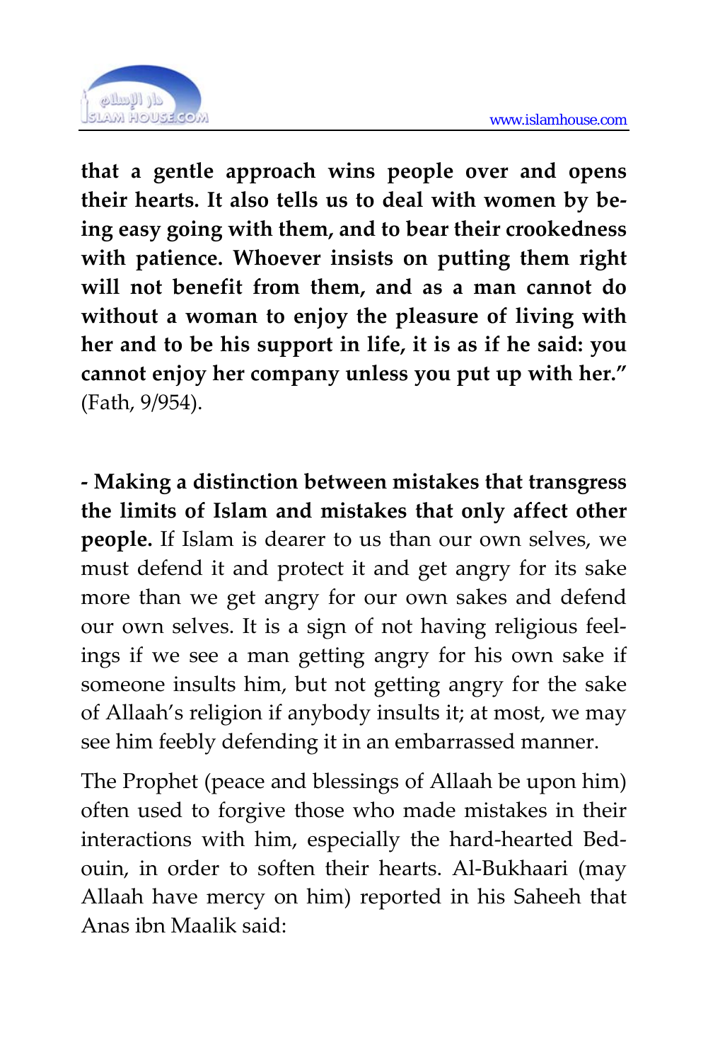**that a gentle approach wins people over and opens their hearts. It also tells us to deal with women by being easy going with them, and to bear their crookedness with patience. Whoever insists on putting them right will not benefit from them, and as a man cannot do without a woman to enjoy the pleasure of living with her and to be his support in life, it is as if he said: you cannot enjoy her company unless you put up with her."** (Fath, 9/954).

**- Making a distinction between mistakes that transgress the limits of Islam and mistakes that only affect other people.** If Islam is dearer to us than our own selves, we must defend it and protect it and get angry for its sake more than we get angry for our own sakes and defend our own selves. It is a sign of not having religious feelings if we see a man getting angry for his own sake if someone insults him, but not getting angry for the sake of Allaah's religion if anybody insults it; at most, we may see him feebly defending it in an embarrassed manner.

The Prophet (peace and blessings of Allaah be upon him) often used to forgive those who made mistakes in their interactions with him, especially the hard-hearted Bedouin, in order to soften their hearts. Al-Bukhaari (may Allaah have mercy on him) reported in his Saheeh that Anas ibn Maalik said: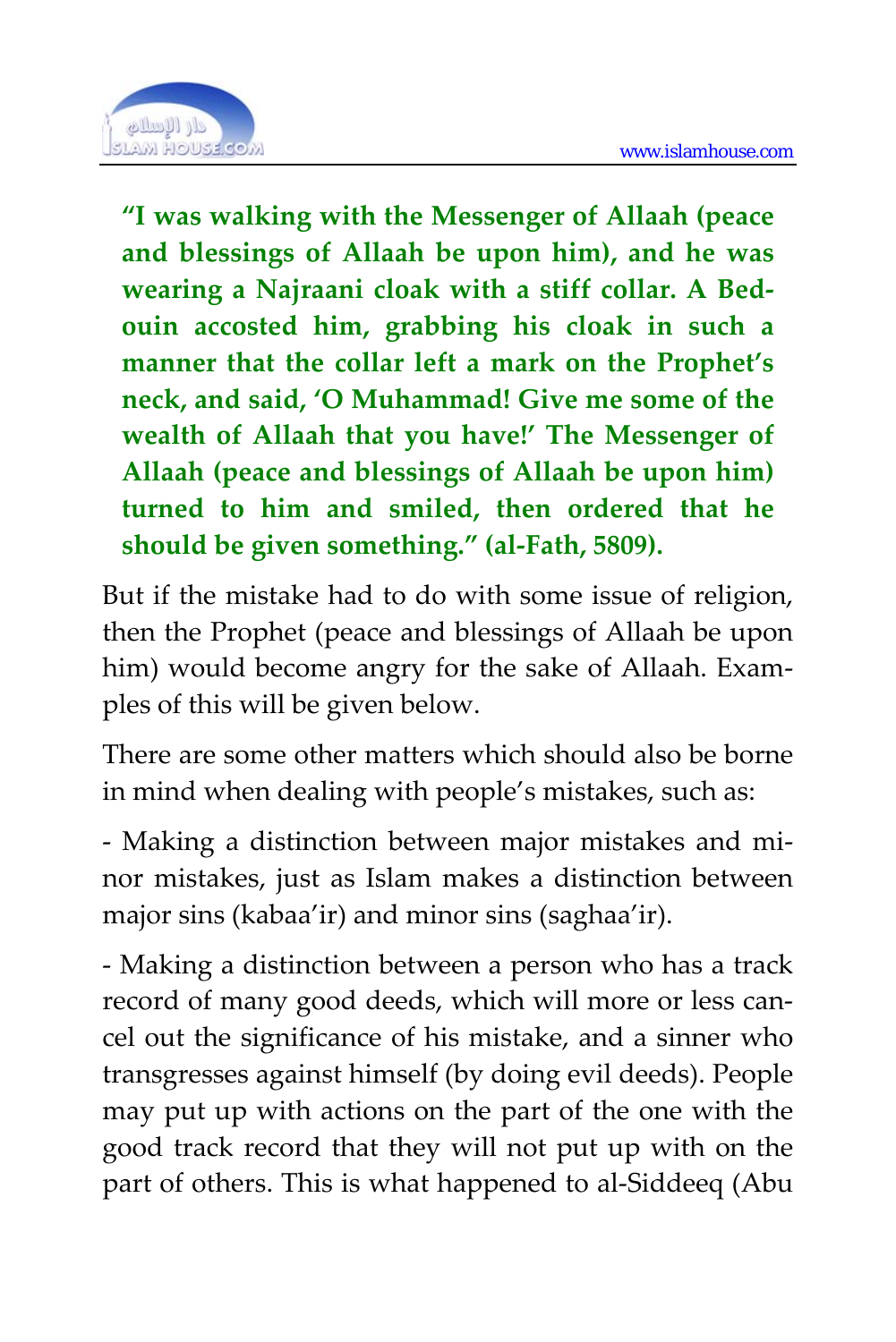**"I was walking with the Messenger of Allaah (peace and blessings of Allaah be upon him), and he was wearing a Najraani cloak with a stiff collar. A Bedouin accosted him, grabbing his cloak in such a manner that the collar left a mark on the Prophet's neck, and said, 'O Muhammad! Give me some of the wealth of Allaah that you have!' The Messenger of Allaah (peace and blessings of Allaah be upon him) turned to him and smiled, then ordered that he should be given something." (al-Fath, 5809).**

But if the mistake had to do with some issue of religion, then the Prophet (peace and blessings of Allaah be upon him) would become angry for the sake of Allaah. Examples of this will be given below.

There are some other matters which should also be borne in mind when dealing with people's mistakes, such as:

- Making a distinction between major mistakes and minor mistakes, just as Islam makes a distinction between major sins (kabaa'ir) and minor sins (saghaa'ir).

- Making a distinction between a person who has a track record of many good deeds, which will more or less cancel out the significance of his mistake, and a sinner who transgresses against himself (by doing evil deeds). People may put up with actions on the part of the one with the good track record that they will not put up with on the part of others. This is what happened to al-Siddeeq (Abu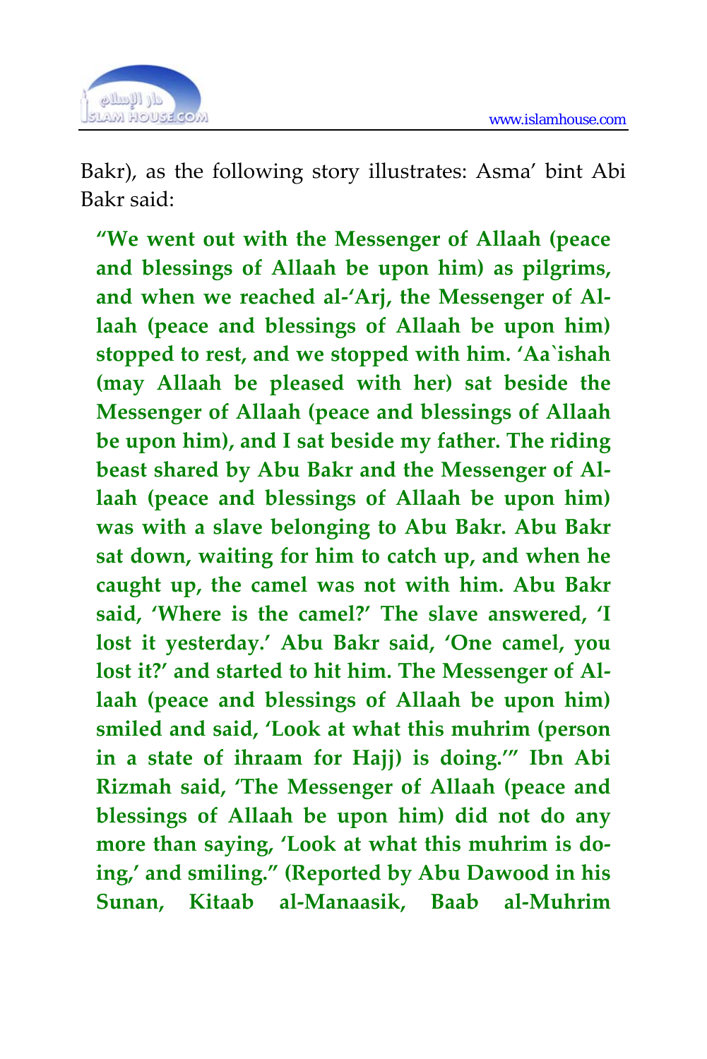Bakr), as the following story illustrates: Asma' bint Abi Bakr said:

> **"We went out with the Messenger of Allaah (peace and blessings of Allaah be upon him) as pilgrims, and when we reached al-'Arj, the Messenger of Allaah (peace and blessings of Allaah be upon him) stopped to rest, and we stopped with him. 'Aa`ishah (may Allaah be pleased with her) sat beside the Messenger of Allaah (peace and blessings of Allaah be upon him), and I sat beside my father. The riding beast shared by Abu Bakr and the Messenger of Allaah (peace and blessings of Allaah be upon him) was with a slave belonging to Abu Bakr. Abu Bakr sat down, waiting for him to catch up, and when he caught up, the camel was not with him. Abu Bakr said, 'Where is the camel?' The slave answered, 'I lost it yesterday.' Abu Bakr said, 'One camel, you lost it?' and started to hit him. The Messenger of Allaah (peace and blessings of Allaah be upon him) smiled and said, 'Look at what this muhrim (person in a state of ihraam for Hajj) is doing.'" Ibn Abi Rizmah said, 'The Messenger of Allaah (peace and blessings of Allaah be upon him) did not do any more than saying, 'Look at what this muhrim is doing,' and smiling." (Reported by Abu Dawood in his Sunan, Kitaab al-Manaasik, Baab al-Muhrim**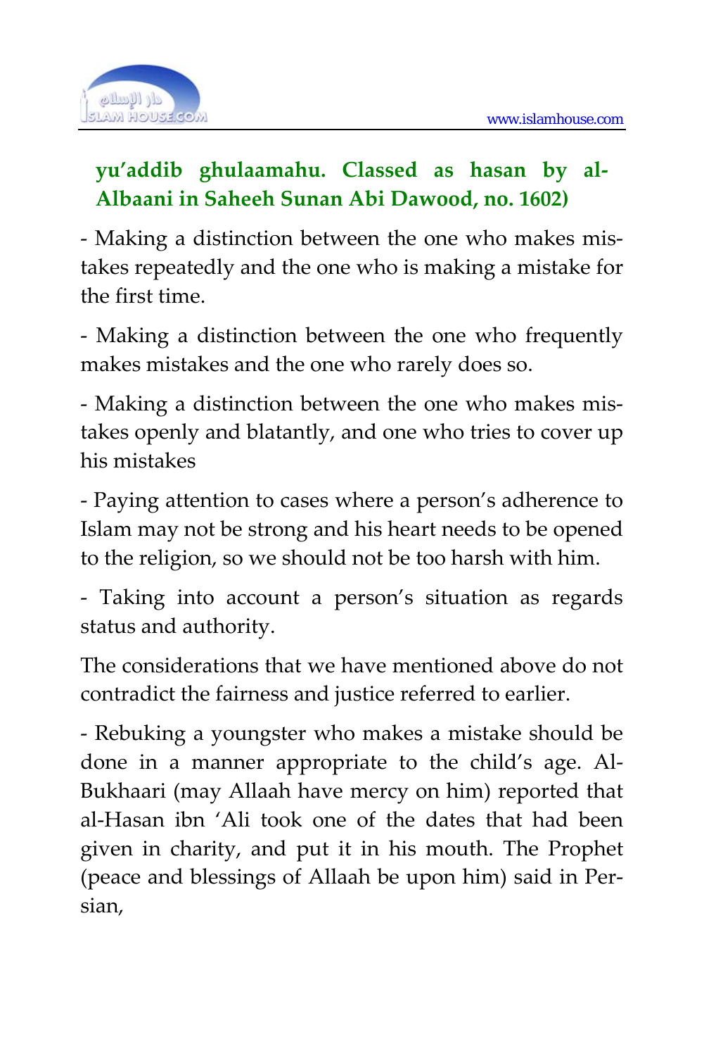**yu'addib ghulaamahu. Classed as hasan by al-Albaani in Saheeh Sunan Abi Dawood, no. 1602)**

- Making a distinction between the one who makes mistakes repeatedly and the one who is making a mistake for the first time.

- Making a distinction between the one who frequently makes mistakes and the one who rarely does so.

- Making a distinction between the one who makes mistakes openly and blatantly, and one who tries to cover up his mistakes

- Paying attention to cases where a person's adherence to Islam may not be strong and his heart needs to be opened to the religion, so we should not be too harsh with him.

- Taking into account a person's situation as regards status and authority.

The considerations that we have mentioned above do not contradict the fairness and justice referred to earlier.

- Rebuking a youngster who makes a mistake should be done in a manner appropriate to the child's age. Al-Bukhaari (may Allaah have mercy on him) reported that al-Hasan ibn 'Ali took one of the dates that had been given in charity, and put it in his mouth. The Prophet (peace and blessings of Allaah be upon him) said in Persian,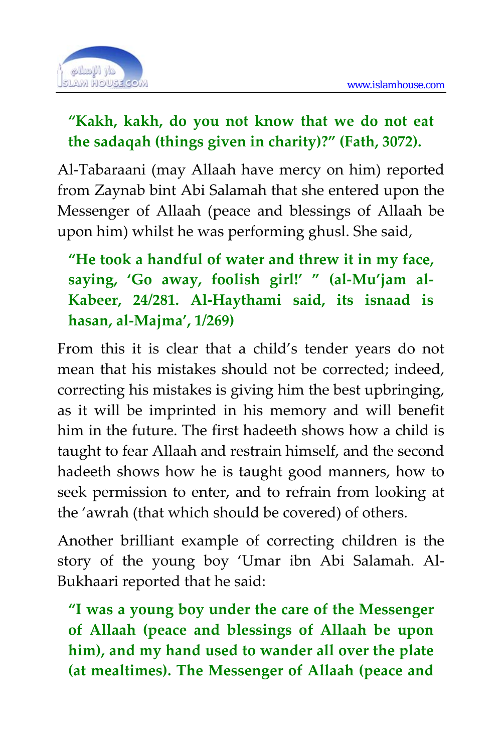**"Kakh, kakh, do you not know that we do not eat the sadaqah (things given in charity)?" (Fath, 3072).**

Al-Tabaraani (may Allaah have mercy on him) reported from Zaynab bint Abi Salamah that she entered upon the Messenger of Allaah (peace and blessings of Allaah be upon him) whilst he was performing ghusl. She said,

**"He took a handful of water and threw it in my face, saying, 'Go away, foolish girl!' " (al-Mu'jam al-Kabeer, 24/281. Al-Haythami said, its isnaad is hasan, al-Majma', 1/269)**

From this it is clear that a child's tender years do not mean that his mistakes should not be corrected; indeed, correcting his mistakes is giving him the best upbringing, as it will be imprinted in his memory and will benefit him in the future. The first hadeeth shows how a child is taught to fear Allaah and restrain himself, and the second hadeeth shows how he is taught good manners, how to seek permission to enter, and to refrain from looking at the 'awrah (that which should be covered) of others.

Another brilliant example of correcting children is the story of the young boy 'Umar ibn Abi Salamah. Al-Bukhaari reported that he said:

**"I was a young boy under the care of the Messenger of Allaah (peace and blessings of Allaah be upon him), and my hand used to wander all over the plate (at mealtimes). The Messenger of Allaah (peace and**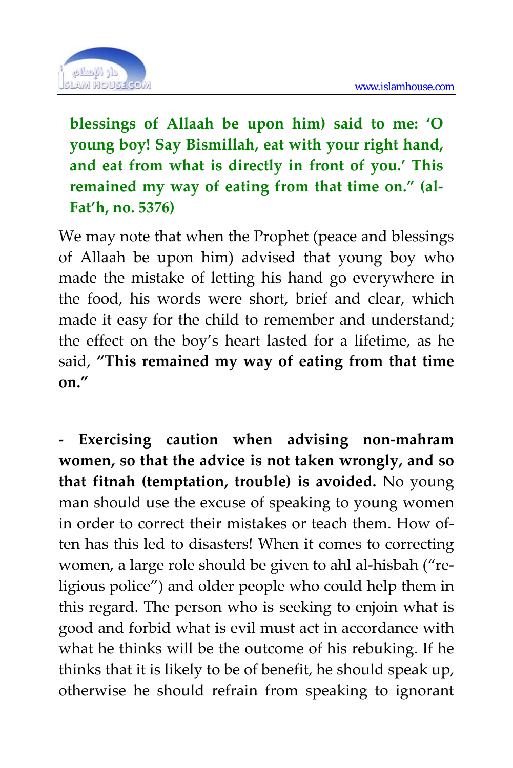**blessings of Allaah be upon him) said to me: 'O young boy! Say Bismillah, eat with your right hand, and eat from what is directly in front of you.' This remained my way of eating from that time on." (al-Fat'h, no. 5376)**

We may note that when the Prophet (peace and blessings of Allaah be upon him) advised that young boy who made the mistake of letting his hand go everywhere in the food, his words were short, brief and clear, which made it easy for the child to remember and understand; the effect on the boy's heart lasted for a lifetime, as he said, **"This remained my way of eating from that time on."**

**- Exercising caution when advising non-mahram women, so that the advice is not taken wrongly, and so that fitnah (temptation, trouble) is avoided.** No young man should use the excuse of speaking to young women in order to correct their mistakes or teach them. How often has this led to disasters! When it comes to correcting women, a large role should be given to ahl al-hisbah ("religious police") and older people who could help them in this regard. The person who is seeking to enjoin what is good and forbid what is evil must act in accordance with what he thinks will be the outcome of his rebuking. If he thinks that it is likely to be of benefit, he should speak up, otherwise he should refrain from speaking to ignorant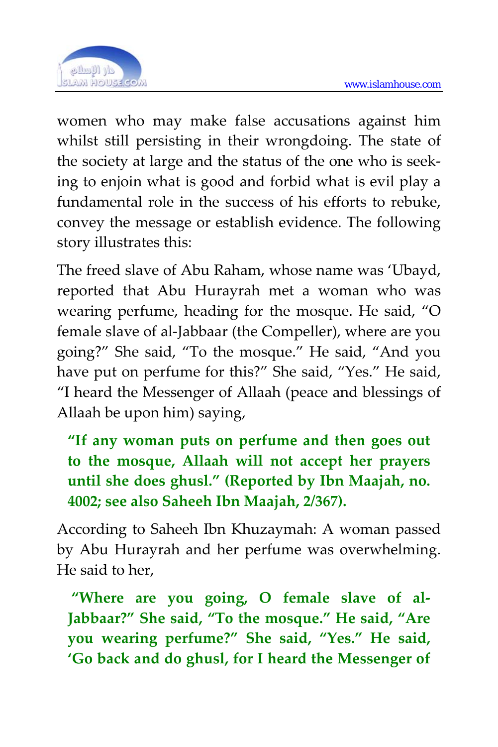women who may make false accusations against him whilst still persisting in their wrongdoing. The state of the society at large and the status of the one who is seeking to enjoin what is good and forbid what is evil play a fundamental role in the success of his efforts to rebuke, convey the message or establish evidence. The following story illustrates this:

The freed slave of Abu Raham, whose name was 'Ubayd, reported that Abu Hurayrah met a woman who was wearing perfume, heading for the mosque. He said, "O female slave of al-Jabbaar (the Compeller), where are you going?" She said, "To the mosque." He said, "And you have put on perfume for this?" She said, "Yes." He said, "I heard the Messenger of Allaah (peace and blessings of Allaah be upon him) saying,

> **"If any woman puts on perfume and then goes out to the mosque, Allaah will not accept her prayers until she does ghusl." (Reported by Ibn Maajah, no. 4002; see also Saheeh Ibn Maajah, 2/367).**

According to Saheeh Ibn Khuzaymah: A woman passed by Abu Hurayrah and her perfume was overwhelming. He said to her,

> **"Where are you going, O female slave of al-Jabbaar?" She said, "To the mosque." He said, "Are you wearing perfume?" She said, "Yes." He said, 'Go back and do ghusl, for I heard the Messenger of**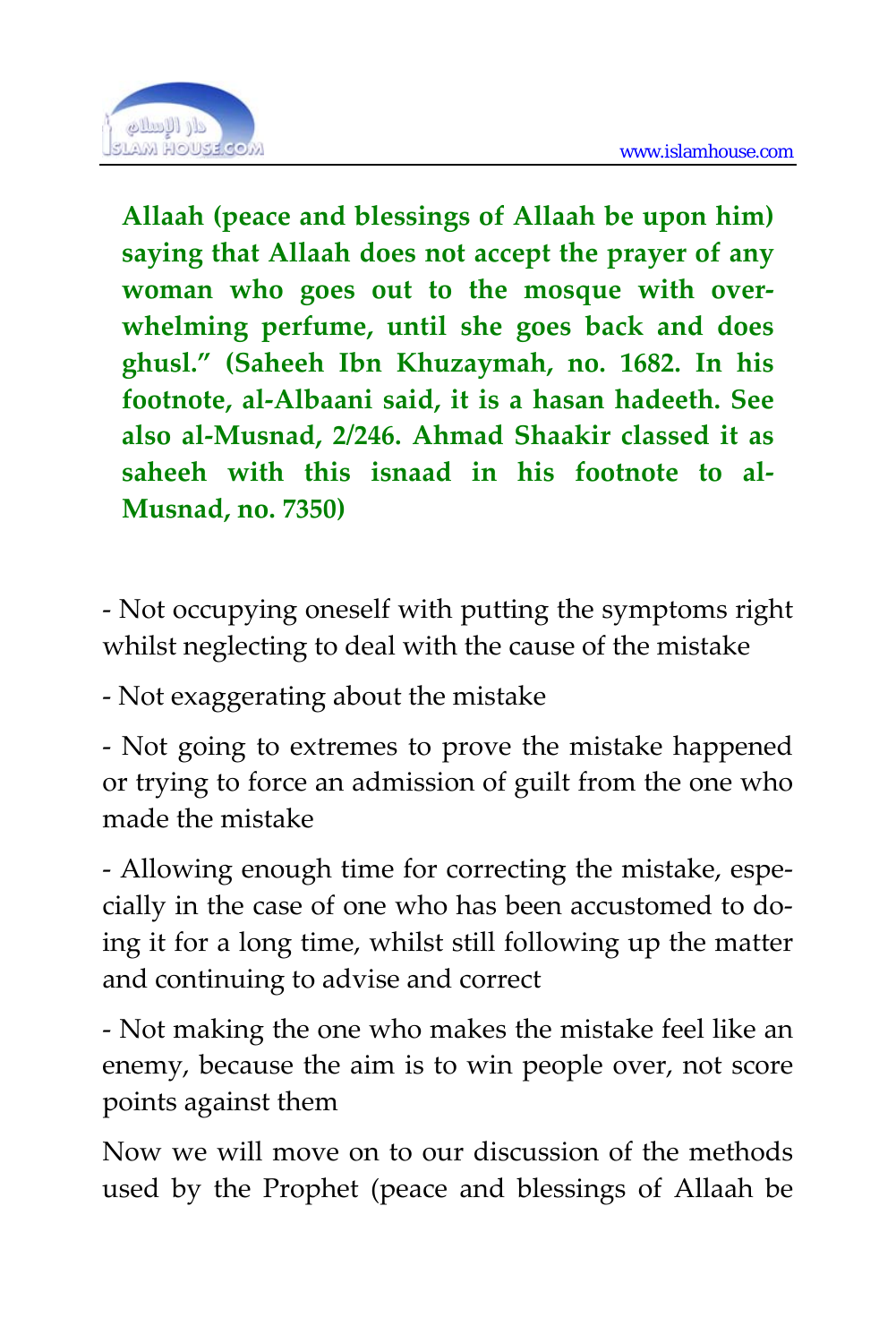**Allaah (peace and blessings of Allaah be upon him) saying that Allaah does not accept the prayer of any woman who goes out to the mosque with overwhelming perfume, until she goes back and does ghusl." (Saheeh Ibn Khuzaymah, no. 1682. In his footnote, al-Albaani said, it is a hasan hadeeth. See also al-Musnad, 2/246. Ahmad Shaakir classed it as saheeh with this isnaad in his footnote to al-Musnad, no. 7350)**

- Not occupying oneself with putting the symptoms right whilst neglecting to deal with the cause of the mistake

- Not exaggerating about the mistake

- Not going to extremes to prove the mistake happened or trying to force an admission of guilt from the one who made the mistake

- Allowing enough time for correcting the mistake, especially in the case of one who has been accustomed to doing it for a long time, whilst still following up the matter and continuing to advise and correct

- Not making the one who makes the mistake feel like an enemy, because the aim is to win people over, not score points against them

Now we will move on to our discussion of the methods used by the Prophet (peace and blessings of Allaah be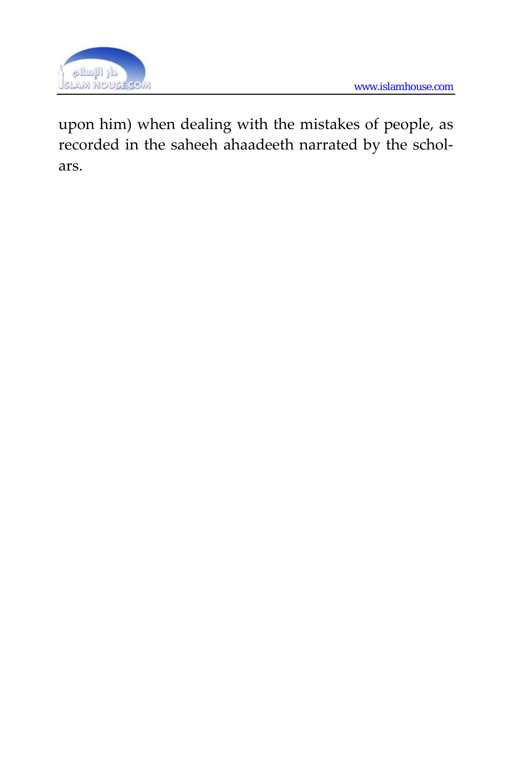upon him) when dealing with the mistakes of people, as recorded in the saheeh ahaadeeth narrated by the scholars.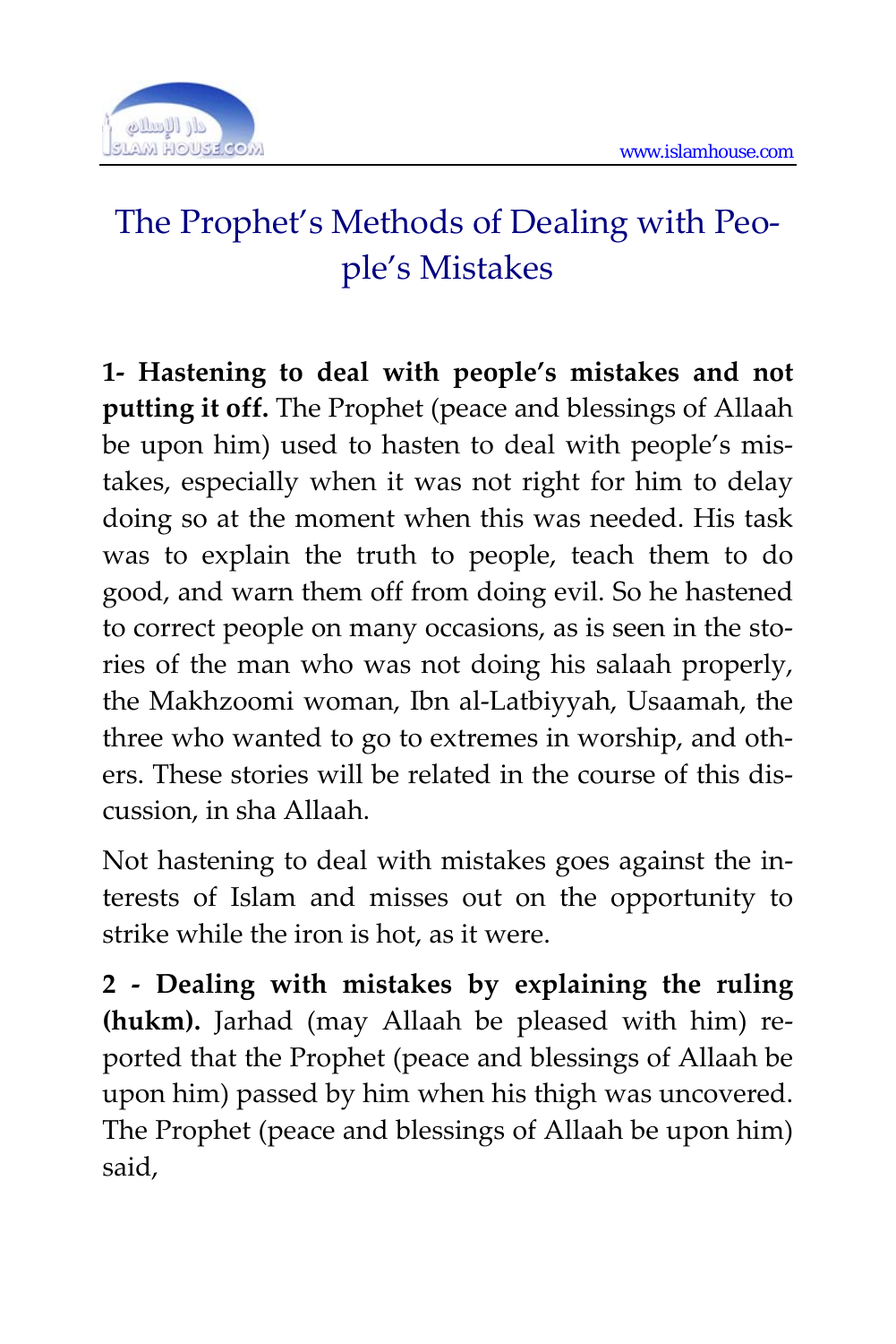# The Prophet's Methods of Dealing with People's Mistakes

**1- Hastening to deal with people's mistakes and not putting it off.** The Prophet (peace and blessings of Allaah be upon him) used to hasten to deal with people's mistakes, especially when it was not right for him to delay doing so at the moment when this was needed. His task was to explain the truth to people, teach them to do good, and warn them off from doing evil. So he hastened to correct people on many occasions, as is seen in the stories of the man who was not doing his salaah properly, the Makhzoomi woman, Ibn al-Latbiyyah, Usaamah, the three who wanted to go to extremes in worship, and others. These stories will be related in the course of this discussion, in sha Allaah.

Not hastening to deal with mistakes goes against the interests of Islam and misses out on the opportunity to strike while the iron is hot, as it were.

**2 - Dealing with mistakes by explaining the ruling (hukm).** Jarhad (may Allaah be pleased with him) reported that the Prophet (peace and blessings of Allaah be upon him) passed by him when his thigh was uncovered. The Prophet (peace and blessings of Allaah be upon him) said,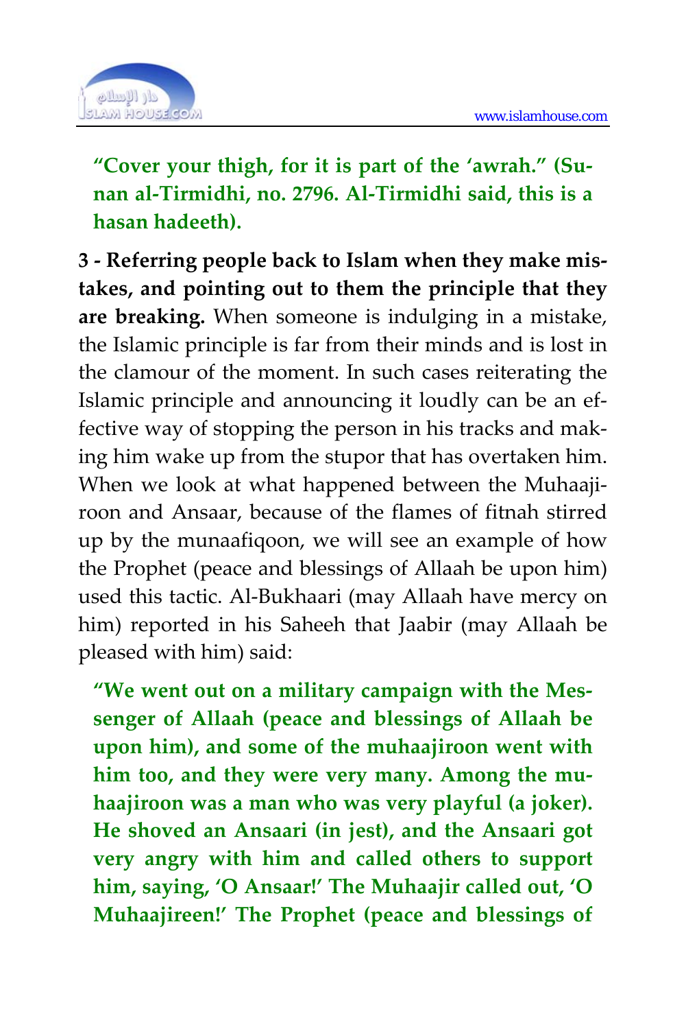**"Cover your thigh, for it is part of the 'awrah." (Sunan al-Tirmidhi, no. 2796. Al-Tirmidhi said, this is a hasan hadeeth).**

**3 - Referring people back to Islam when they make mistakes, and pointing out to them the principle that they are breaking.** When someone is indulging in a mistake, the Islamic principle is far from their minds and is lost in the clamour of the moment. In such cases reiterating the Islamic principle and announcing it loudly can be an effective way of stopping the person in his tracks and making him wake up from the stupor that has overtaken him. When we look at what happened between the Muhaajiroon and Ansaar, because of the flames of fitnah stirred up by the munaafiqoon, we will see an example of how the Prophet (peace and blessings of Allaah be upon him) used this tactic. Al-Bukhaari (may Allaah have mercy on him) reported in his Saheeh that Jaabir (may Allaah be pleased with him) said:

**"We went out on a military campaign with the Messenger of Allaah (peace and blessings of Allaah be upon him), and some of the muhaajiroon went with him too, and they were very many. Among the muhaajiroon was a man who was very playful (a joker). He shoved an Ansaari (in jest), and the Ansaari got very angry with him and called others to support him, saying, 'O Ansaar!' The Muhaajir called out, 'O Muhaajireen!' The Prophet (peace and blessings of**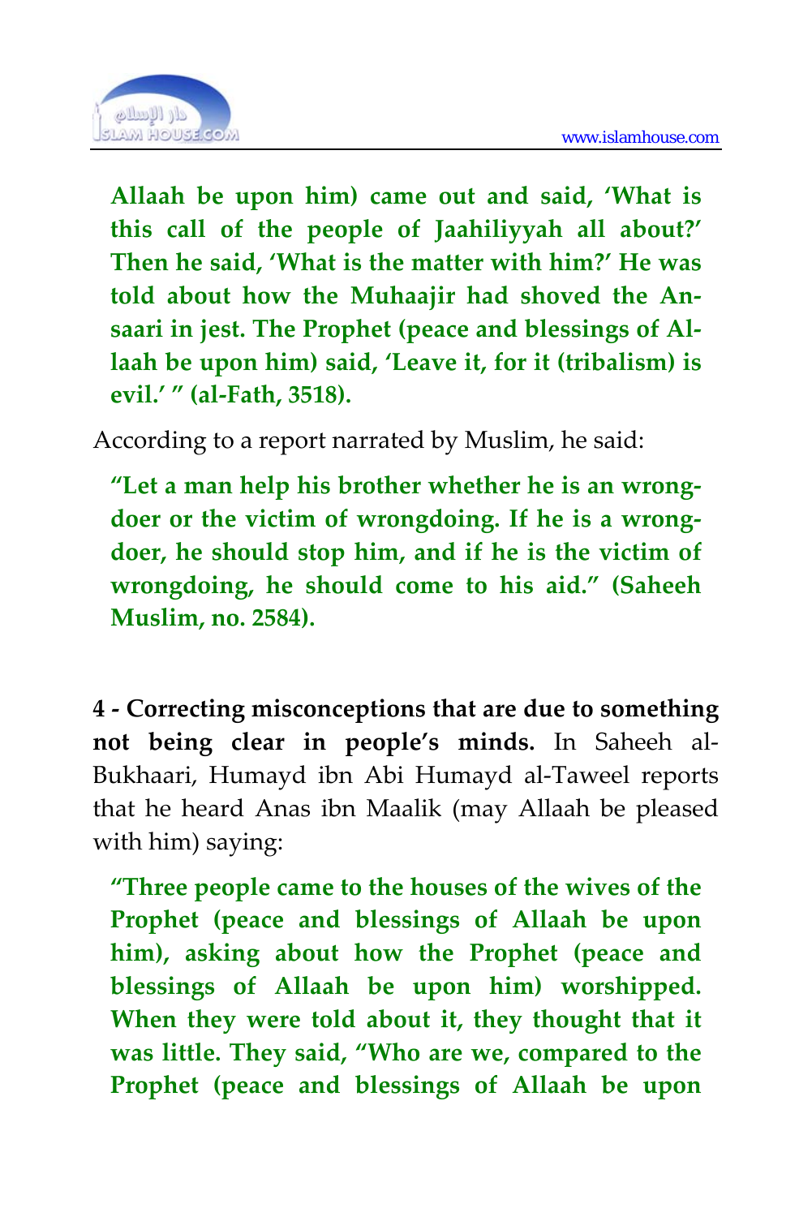**Allaah be upon him) came out and said, 'What is this call of the people of Jaahiliyyah all about?' Then he said, 'What is the matter with him?' He was told about how the Muhaajir had shoved the Ansaari in jest. The Prophet (peace and blessings of Allaah be upon him) said, 'Leave it, for it (tribalism) is evil.' " (al-Fath, 3518).**

According to a report narrated by Muslim, he said:

**"Let a man help his brother whether he is an wrongdoer or the victim of wrongdoing. If he is a wrongdoer, he should stop him, and if he is the victim of wrongdoing, he should come to his aid." (Saheeh Muslim, no. 2584).**

**4 - Correcting misconceptions that are due to something not being clear in people's minds.** In Saheeh al-Bukhaari, Humayd ibn Abi Humayd al-Taweel reports that he heard Anas ibn Maalik (may Allaah be pleased with him) saying:

**"Three people came to the houses of the wives of the Prophet (peace and blessings of Allaah be upon him), asking about how the Prophet (peace and blessings of Allaah be upon him) worshipped. When they were told about it, they thought that it was little. They said, "Who are we, compared to the Prophet (peace and blessings of Allaah be upon**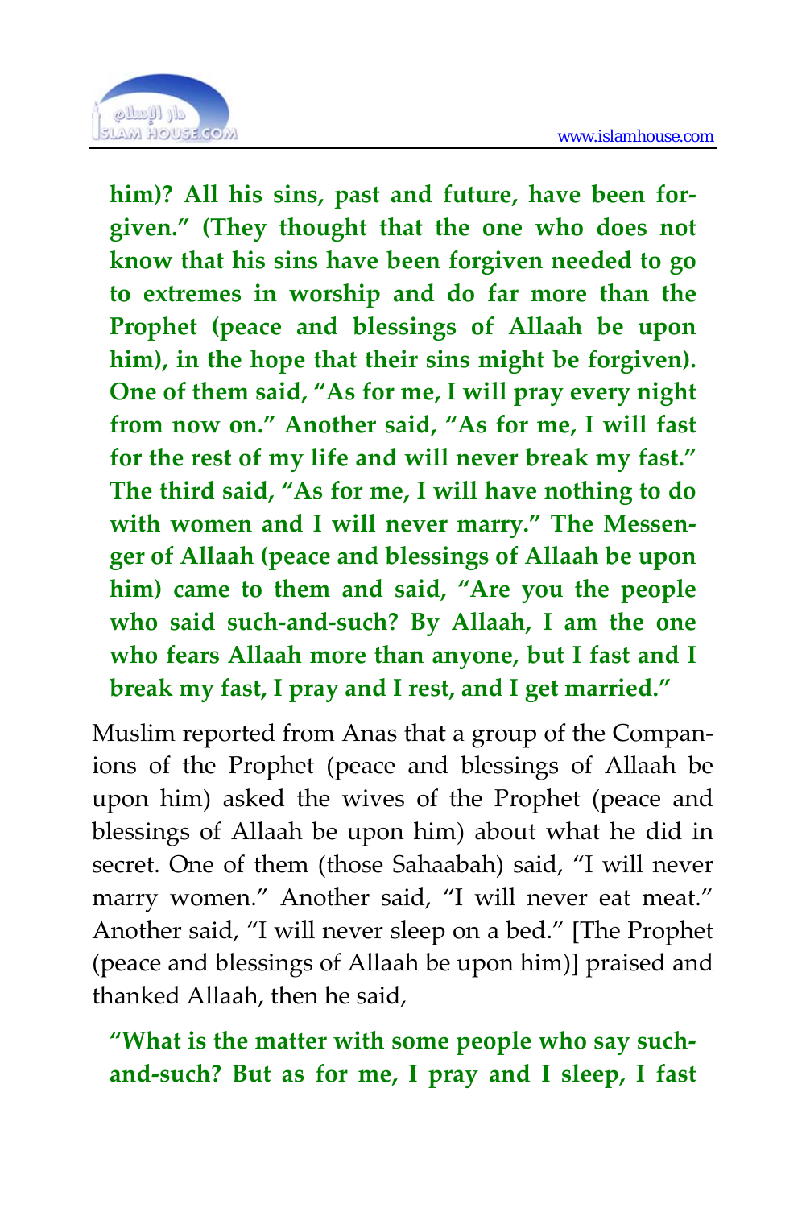**him)? All his sins, past and future, have been forgiven." (They thought that the one who does not know that his sins have been forgiven needed to go to extremes in worship and do far more than the Prophet (peace and blessings of Allaah be upon him), in the hope that their sins might be forgiven). One of them said, "As for me, I will pray every night from now on." Another said, "As for me, I will fast for the rest of my life and will never break my fast." The third said, "As for me, I will have nothing to do with women and I will never marry." The Messenger of Allaah (peace and blessings of Allaah be upon him) came to them and said, "Are you the people who said such-and-such? By Allaah, I am the one who fears Allaah more than anyone, but I fast and I break my fast, I pray and I rest, and I get married."**

Muslim reported from Anas that a group of the Companions of the Prophet (peace and blessings of Allaah be upon him) asked the wives of the Prophet (peace and blessings of Allaah be upon him) about what he did in secret. One of them (those Sahaabah) said, "I will never marry women." Another said, "I will never eat meat." Another said, "I will never sleep on a bed." [The Prophet (peace and blessings of Allaah be upon him)] praised and thanked Allaah, then he said,

**"What is the matter with some people who say such-and-such? But as for me, I pray and I sleep, I fast**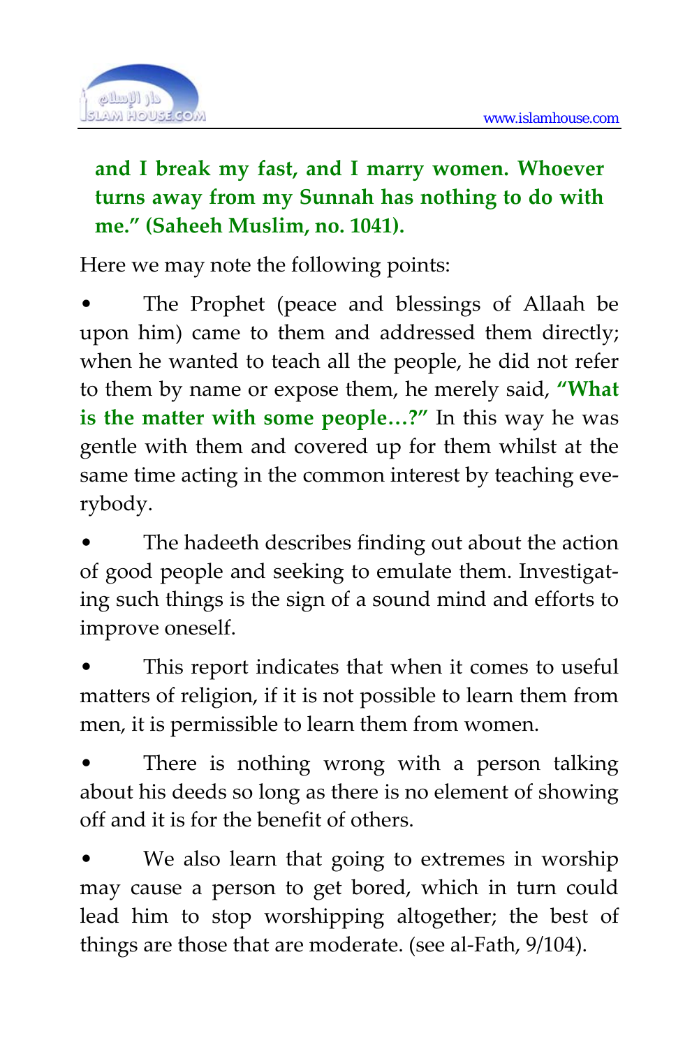**and I break my fast, and I marry women. Whoever turns away from my Sunnah has nothing to do with me." (Saheeh Muslim, no. 1041).**

Here we may note the following points:

- The Prophet (peace and blessings of Allaah be upon him) came to them and addressed them directly; when he wanted to teach all the people, he did not refer to them by name or expose them, he merely said, **"What is the matter with some people…?"** In this way he was gentle with them and covered up for them whilst at the same time acting in the common interest by teaching everybody.
- The hadeeth describes finding out about the action of good people and seeking to emulate them. Investigating such things is the sign of a sound mind and efforts to improve oneself.
- This report indicates that when it comes to useful matters of religion, if it is not possible to learn them from men, it is permissible to learn them from women.
- There is nothing wrong with a person talking about his deeds so long as there is no element of showing off and it is for the benefit of others.
- We also learn that going to extremes in worship may cause a person to get bored, which in turn could lead him to stop worshipping altogether; the best of things are those that are moderate. (see al-Fath, 9/104).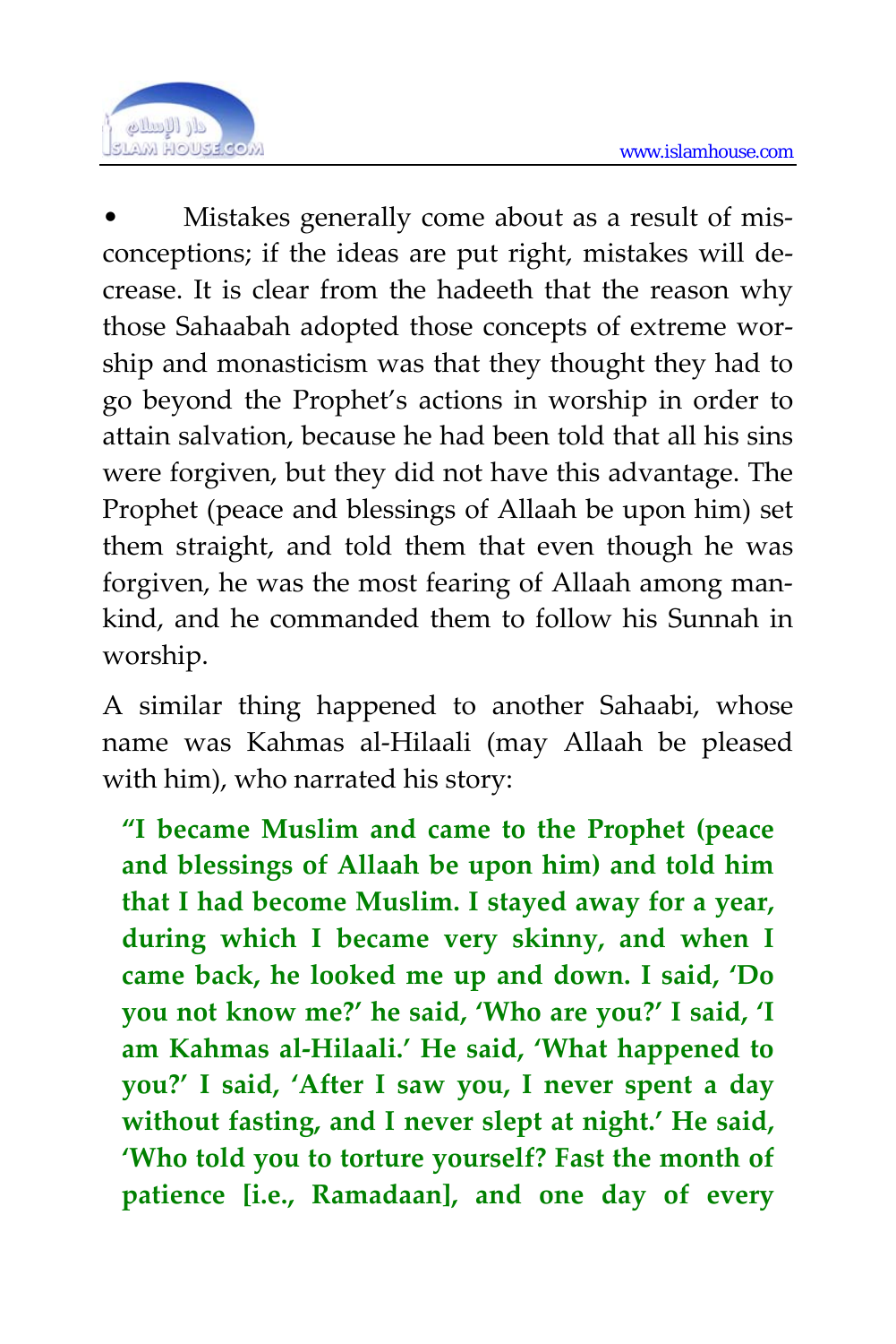- Mistakes generally come about as a result of misconceptions; if the ideas are put right, mistakes will decrease. It is clear from the hadeeth that the reason why those Sahaabah adopted those concepts of extreme worship and monasticism was that they thought they had to go beyond the Prophet's actions in worship in order to attain salvation, because he had been told that all his sins were forgiven, but they did not have this advantage. The Prophet (peace and blessings of Allaah be upon him) set them straight, and told them that even though he was forgiven, he was the most fearing of Allaah among mankind, and he commanded them to follow his Sunnah in worship.

A similar thing happened to another Sahaabi, whose name was Kahmas al-Hilaali (may Allaah be pleased with him), who narrated his story:

> **"I became Muslim and came to the Prophet (peace and blessings of Allaah be upon him) and told him that I had become Muslim. I stayed away for a year, during which I became very skinny, and when I came back, he looked me up and down. I said, 'Do you not know me?' he said, 'Who are you?' I said, 'I am Kahmas al-Hilaali.' He said, 'What happened to you?' I said, 'After I saw you, I never spent a day without fasting, and I never slept at night.' He said, 'Who told you to torture yourself? Fast the month of patience [i.e., Ramadaan], and one day of every**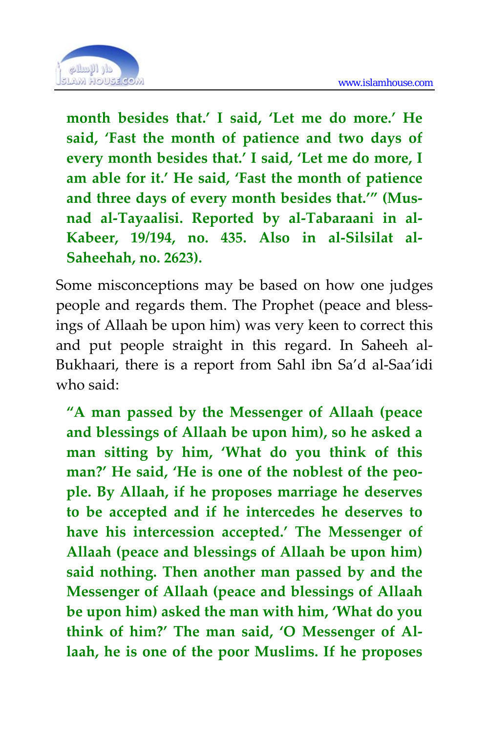**month besides that.' I said, 'Let me do more.' He said, 'Fast the month of patience and two days of every month besides that.' I said, 'Let me do more, I am able for it.' He said, 'Fast the month of patience and three days of every month besides that.'" (Musnad al-Tayaalisi. Reported by al-Tabaraani in al-Kabeer, 19/194, no. 435. Also in al-Silsilat al-Saheehah, no. 2623).**

Some misconceptions may be based on how one judges people and regards them. The Prophet (peace and blessings of Allaah be upon him) was very keen to correct this and put people straight in this regard. In Saheeh al-Bukhaari, there is a report from Sahl ibn Sa'd al-Saa'idi who said:

**"A man passed by the Messenger of Allaah (peace and blessings of Allaah be upon him), so he asked a man sitting by him, 'What do you think of this man?' He said, 'He is one of the noblest of the people. By Allaah, if he proposes marriage he deserves to be accepted and if he intercedes he deserves to have his intercession accepted.' The Messenger of Allaah (peace and blessings of Allaah be upon him) said nothing. Then another man passed by and the Messenger of Allaah (peace and blessings of Allaah be upon him) asked the man with him, 'What do you think of him?' The man said, 'O Messenger of Allaah, he is one of the poor Muslims. If he proposes**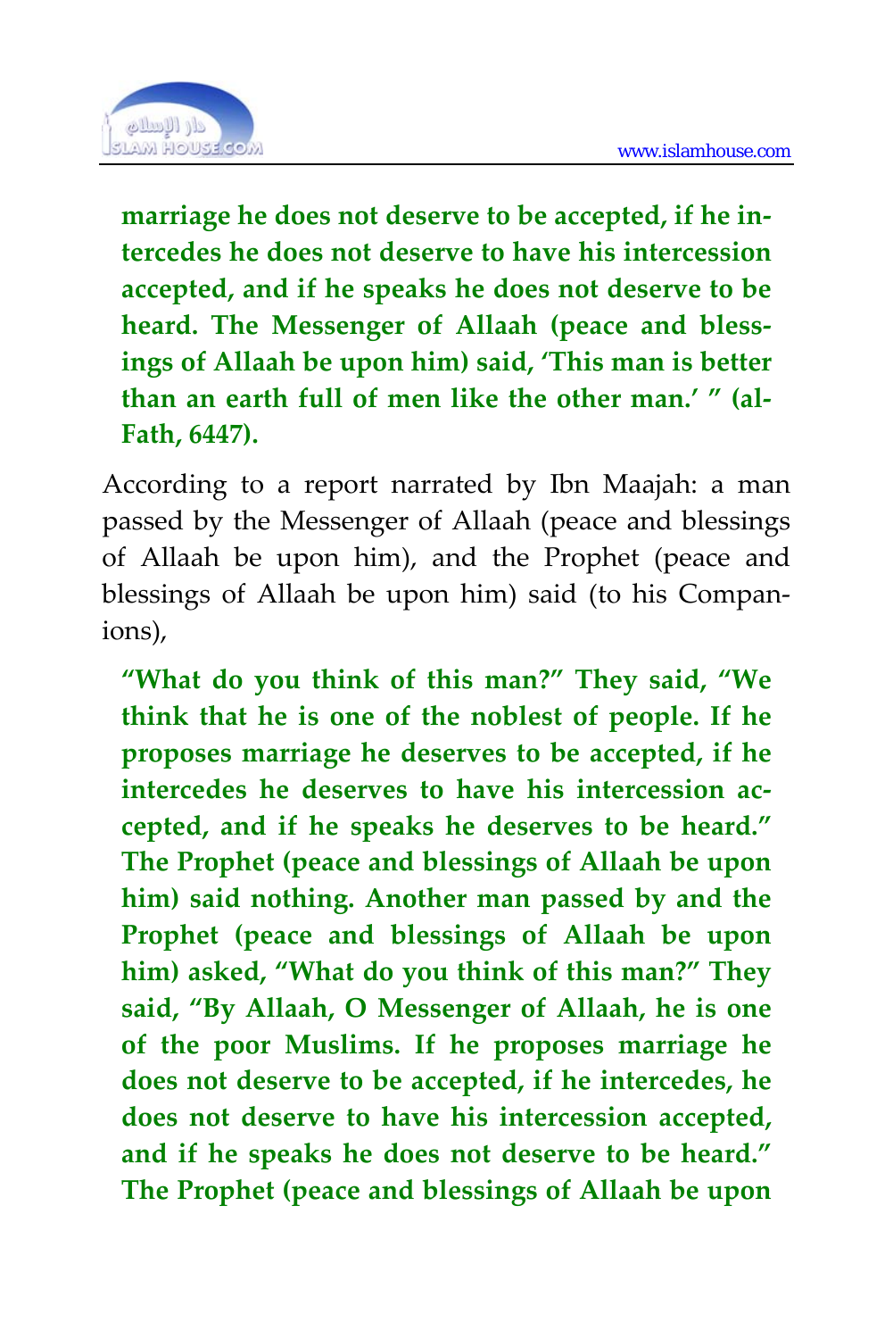**marriage he does not deserve to be accepted, if he intercedes he does not deserve to have his intercession accepted, and if he speaks he does not deserve to be heard. The Messenger of Allaah (peace and blessings of Allaah be upon him) said, 'This man is better than an earth full of men like the other man.' " (al-Fath, 6447).**

According to a report narrated by Ibn Maajah: a man passed by the Messenger of Allaah (peace and blessings of Allaah be upon him), and the Prophet (peace and blessings of Allaah be upon him) said (to his Companions),

**"What do you think of this man?" They said, "We think that he is one of the noblest of people. If he proposes marriage he deserves to be accepted, if he intercedes he deserves to have his intercession accepted, and if he speaks he deserves to be heard." The Prophet (peace and blessings of Allaah be upon him) said nothing. Another man passed by and the Prophet (peace and blessings of Allaah be upon him) asked, "What do you think of this man?" They said, "By Allaah, O Messenger of Allaah, he is one of the poor Muslims. If he proposes marriage he does not deserve to be accepted, if he intercedes, he does not deserve to have his intercession accepted, and if he speaks he does not deserve to be heard." The Prophet (peace and blessings of Allaah be upon**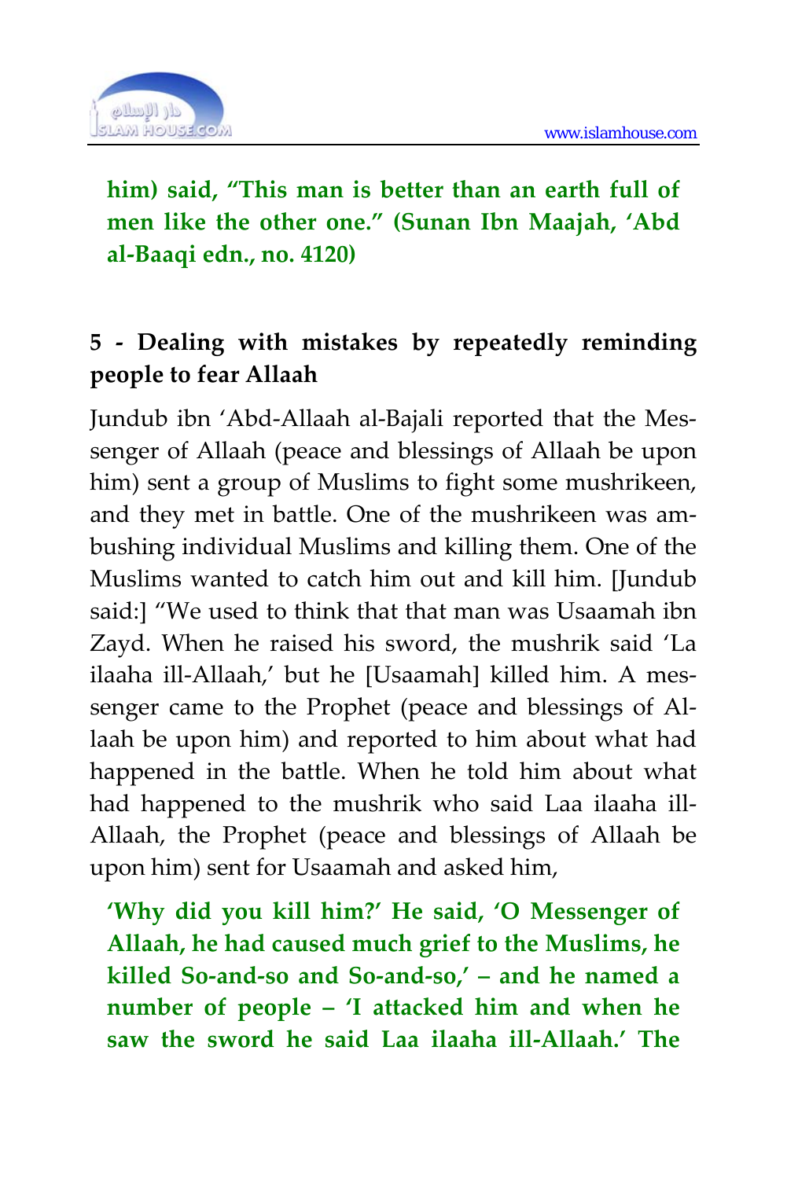**him) said, "This man is better than an earth full of men like the other one." (Sunan Ibn Maajah, 'Abd al-Baaqi edn., no. 4120)**

## 5 - Dealing with mistakes by repeatedly reminding people to fear Allaah

Jundub ibn 'Abd-Allaah al-Bajali reported that the Messenger of Allaah (peace and blessings of Allaah be upon him) sent a group of Muslims to fight some mushrikeen, and they met in battle. One of the mushrikeen was ambushing individual Muslims and killing them. One of the Muslims wanted to catch him out and kill him. [Jundub said:] "We used to think that that man was Usaamah ibn Zayd. When he raised his sword, the mushrik said 'La ilaaha ill-Allaah,' but he [Usaamah] killed him. A messenger came to the Prophet (peace and blessings of Allaah be upon him) and reported to him about what had happened in the battle. When he told him about what had happened to the mushrik who said Laa ilaaha ill-Allaah, the Prophet (peace and blessings of Allaah be upon him) sent for Usaamah and asked him,

**'Why did you kill him?' He said, 'O Messenger of Allaah, he had caused much grief to the Muslims, he killed So-and-so and So-and-so,' – and he named a number of people – 'I attacked him and when he saw the sword he said Laa ilaaha ill-Allaah.' The**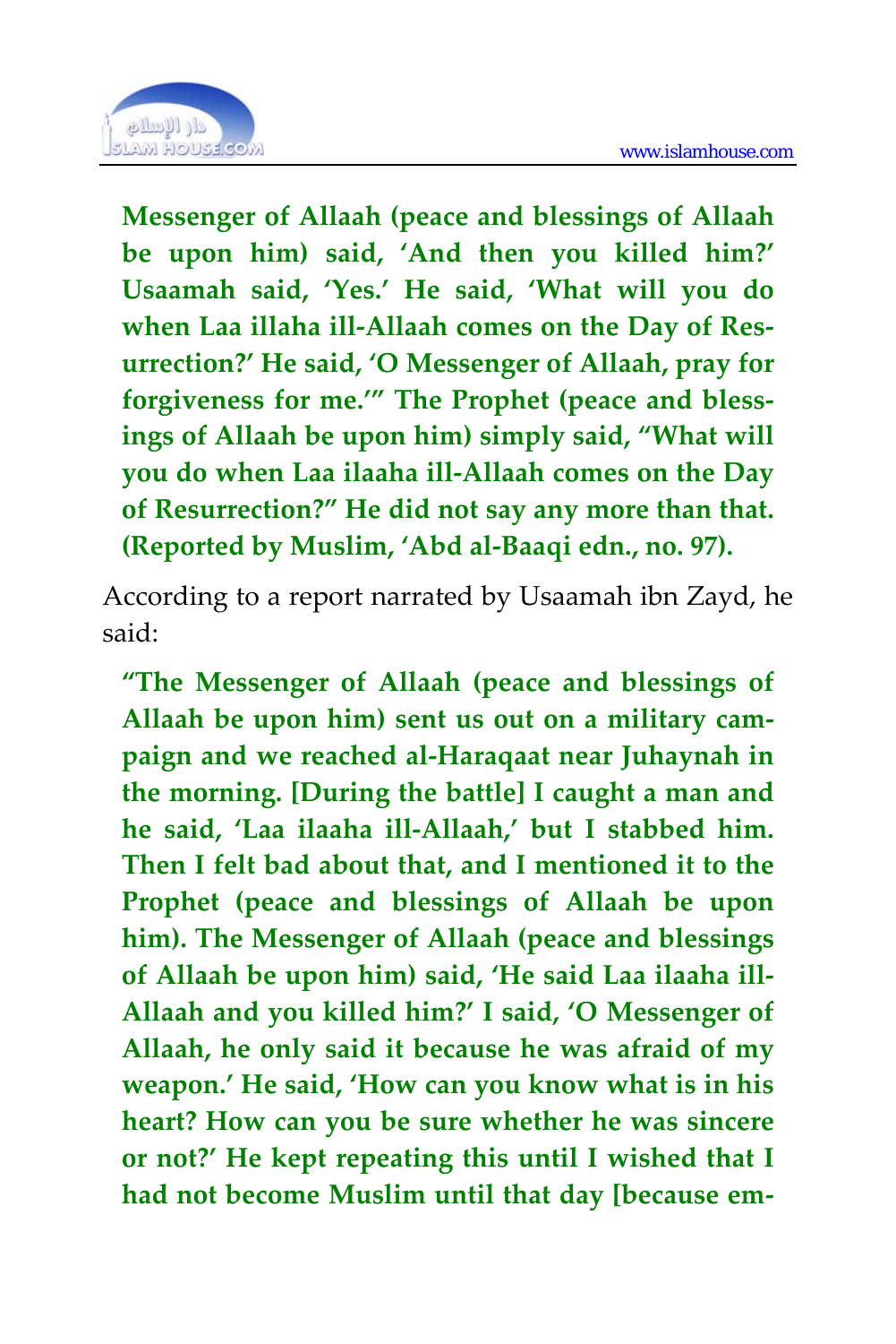**Messenger of Allaah (peace and blessings of Allaah be upon him) said, 'And then you killed him?' Usaamah said, 'Yes.' He said, 'What will you do when Laa illaha ill-Allaah comes on the Day of Resurrection?' He said, 'O Messenger of Allaah, pray for forgiveness for me.'" The Prophet (peace and blessings of Allaah be upon him) simply said, "What will you do when Laa ilaaha ill-Allaah comes on the Day of Resurrection?" He did not say any more than that. (Reported by Muslim, 'Abd al-Baaqi edn., no. 97).**

According to a report narrated by Usaamah ibn Zayd, he said:

> **"The Messenger of Allaah (peace and blessings of Allaah be upon him) sent us out on a military campaign and we reached al-Haraqaat near Juhaynah in the morning. [During the battle] I caught a man and he said, 'Laa ilaaha ill-Allaah,' but I stabbed him. Then I felt bad about that, and I mentioned it to the Prophet (peace and blessings of Allaah be upon him). The Messenger of Allaah (peace and blessings of Allaah be upon him) said, 'He said Laa ilaaha ill-Allaah and you killed him?' I said, 'O Messenger of Allaah, he only said it because he was afraid of my weapon.' He said, 'How can you know what is in his heart? How can you be sure whether he was sincere or not?' He kept repeating this until I wished that I had not become Muslim until that day [because em-**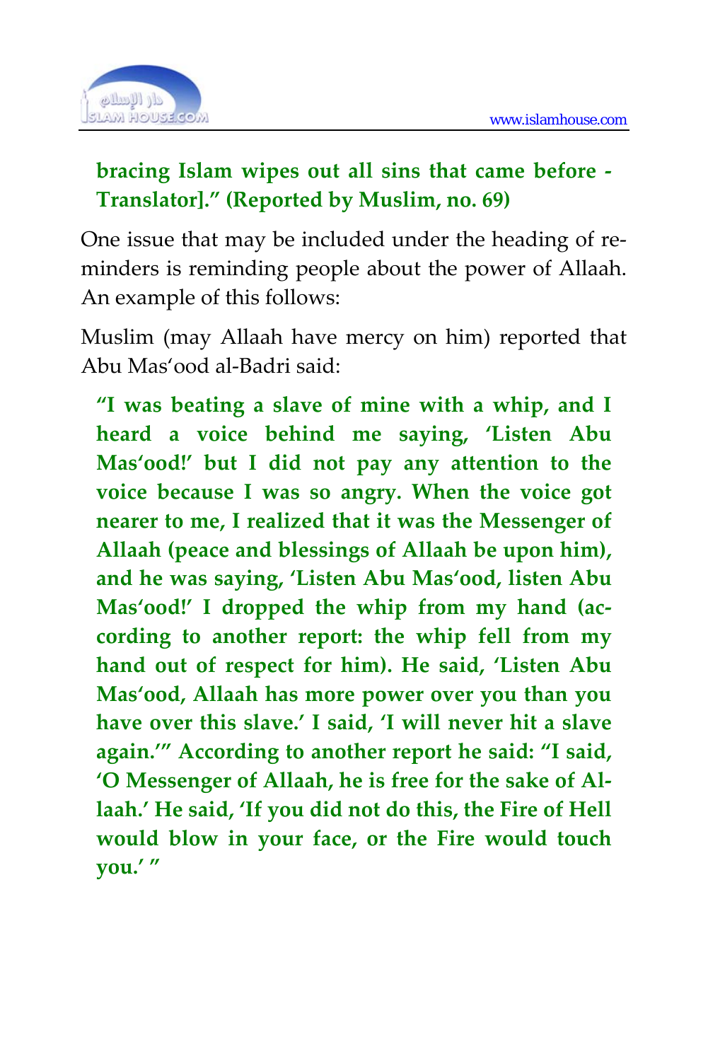**bracing Islam wipes out all sins that came before - Translator].” (Reported by Muslim, no. 69)**

One issue that may be included under the heading of reminders is reminding people about the power of Allaah. An example of this follows:

Muslim (may Allaah have mercy on him) reported that Abu Mas‘ood al-Badri said:

> **“I was beating a slave of mine with a whip, and I heard a voice behind me saying, ‘Listen Abu Mas‘ood!’ but I did not pay any attention to the voice because I was so angry. When the voice got nearer to me, I realized that it was the Messenger of Allaah (peace and blessings of Allaah be upon him), and he was saying, ‘Listen Abu Mas‘ood, listen Abu Mas‘ood!’ I dropped the whip from my hand (according to another report: the whip fell from my hand out of respect for him). He said, ‘Listen Abu Mas‘ood, Allaah has more power over you than you have over this slave.’ I said, ‘I will never hit a slave again.’” According to another report he said: “I said, ‘O Messenger of Allaah, he is free for the sake of Allaah.’ He said, ‘If you did not do this, the Fire of Hell would blow in your face, or the Fire would touch you.’ ”**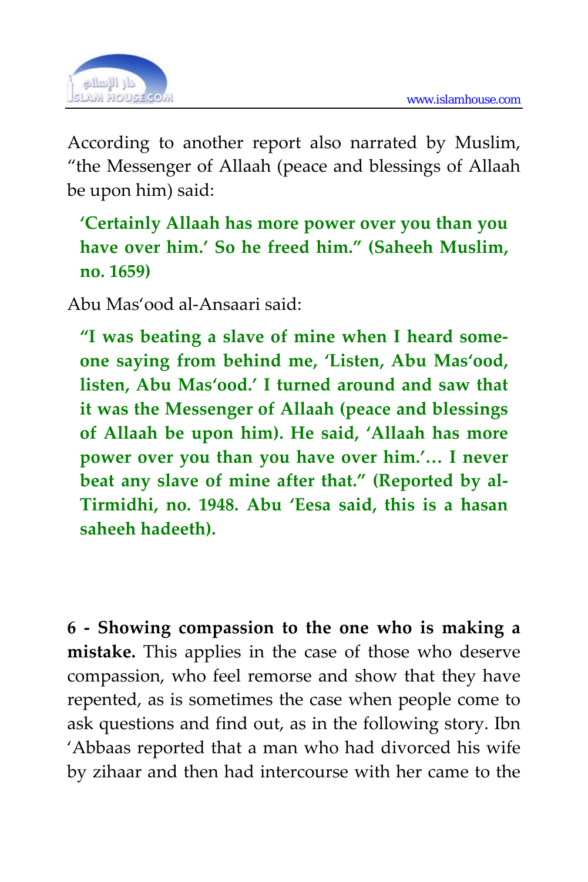According to another report also narrated by Muslim, “the Messenger of Allaah (peace and blessings of Allaah be upon him) said:

> **‘Certainly Allaah has more power over you than you have over him.’ So he freed him.” (Saheeh Muslim, no. 1659)**

Abu Mas‘ood al-Ansaari said:

> **“I was beating a slave of mine when I heard someone saying from behind me, ‘Listen, Abu Mas‘ood, listen, Abu Mas‘ood.’ I turned around and saw that it was the Messenger of Allaah (peace and blessings of Allaah be upon him). He said, ‘Allaah has more power over you than you have over him.’… I never beat any slave of mine after that.” (Reported by al-Tirmidhi, no. 1948. Abu ‘Eesa said, this is a hasan saheeh hadeeth).**

**6 - Showing compassion to the one who is making a mistake.** This applies in the case of those who deserve compassion, who feel remorse and show that they have repented, as is sometimes the case when people come to ask questions and find out, as in the following story. Ibn ‘Abbaas reported that a man who had divorced his wife by zihaar and then had intercourse with her came to the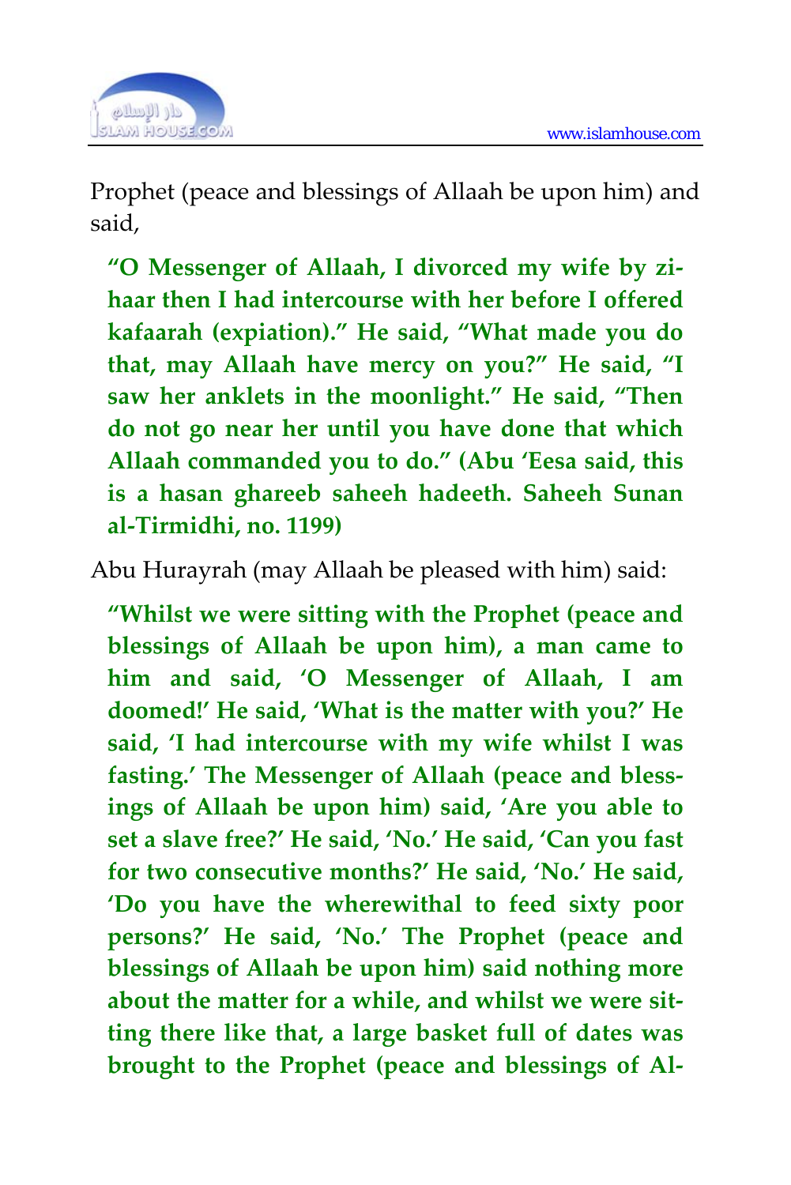Prophet (peace and blessings of Allaah be upon him) and said,

> **"O Messenger of Allaah, I divorced my wife by zihaar then I had intercourse with her before I offered kafaarah (expiation)." He said, "What made you do that, may Allaah have mercy on you?" He said, "I saw her anklets in the moonlight." He said, "Then do not go near her until you have done that which Allaah commanded you to do." (Abu 'Eesa said, this is a hasan ghareeb saheeh hadeeth. Saheeh Sunan al-Tirmidhi, no. 1199)**

Abu Hurayrah (may Allaah be pleased with him) said:

> **"Whilst we were sitting with the Prophet (peace and blessings of Allaah be upon him), a man came to him and said, 'O Messenger of Allaah, I am doomed!' He said, 'What is the matter with you?' He said, 'I had intercourse with my wife whilst I was fasting.' The Messenger of Allaah (peace and blessings of Allaah be upon him) said, 'Are you able to set a slave free?' He said, 'No.' He said, 'Can you fast for two consecutive months?' He said, 'No.' He said, 'Do you have the wherewithal to feed sixty poor persons?' He said, 'No.' The Prophet (peace and blessings of Allaah be upon him) said nothing more about the matter for a while, and whilst we were sitting there like that, a large basket full of dates was brought to the Prophet (peace and blessings of Al-**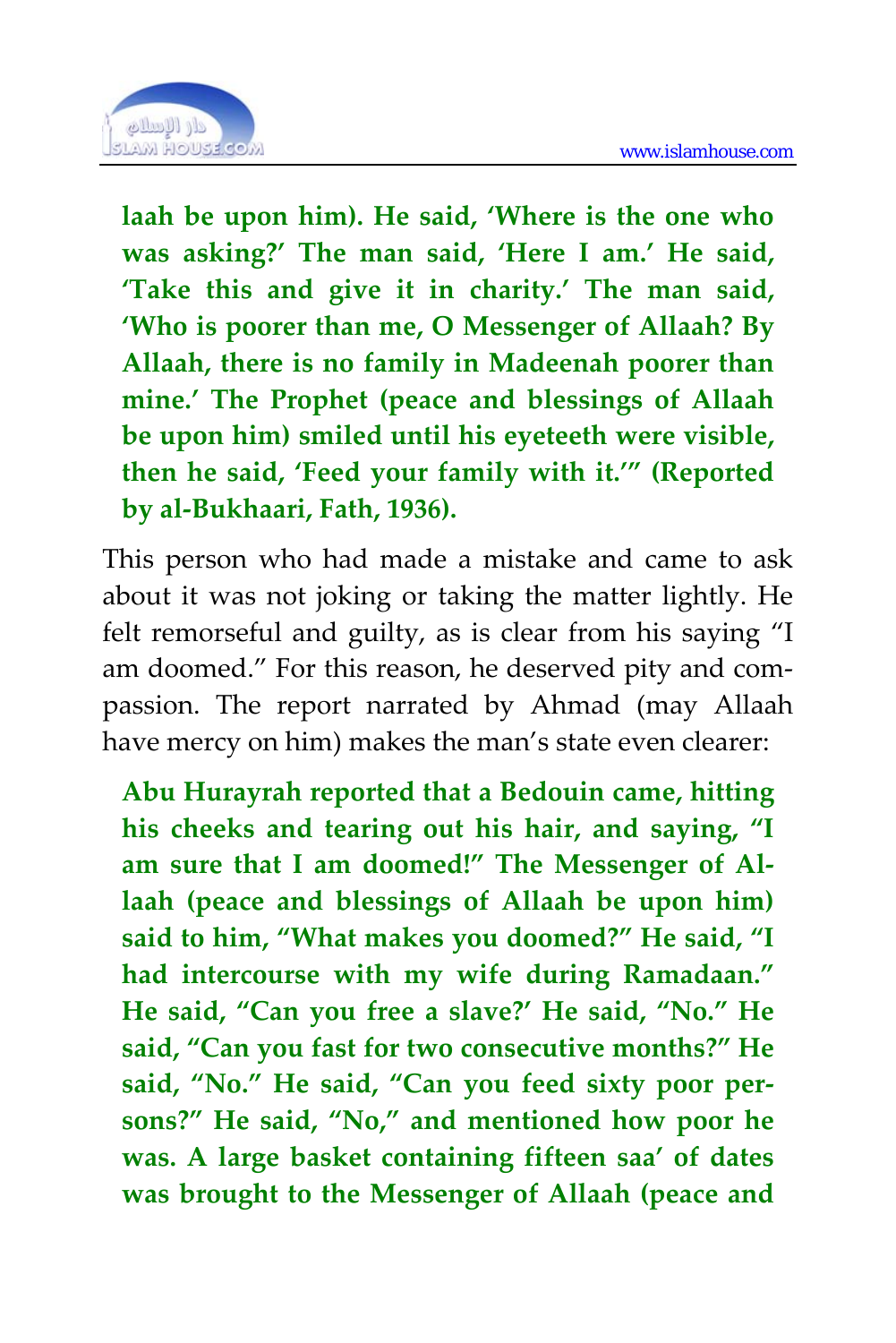**laah be upon him). He said, 'Where is the one who was asking?' The man said, 'Here I am.' He said, 'Take this and give it in charity.' The man said, 'Who is poorer than me, O Messenger of Allaah? By Allaah, there is no family in Madeenah poorer than mine.' The Prophet (peace and blessings of Allaah be upon him) smiled until his eyeteeth were visible, then he said, 'Feed your family with it.'" (Reported by al-Bukhaari, Fath, 1936).**

This person who had made a mistake and came to ask about it was not joking or taking the matter lightly. He felt remorseful and guilty, as is clear from his saying "I am doomed." For this reason, he deserved pity and compassion. The report narrated by Ahmad (may Allaah have mercy on him) makes the man's state even clearer:

**Abu Hurayrah reported that a Bedouin came, hitting his cheeks and tearing out his hair, and saying, "I am sure that I am doomed!" The Messenger of Allaah (peace and blessings of Allaah be upon him) said to him, "What makes you doomed?" He said, "I had intercourse with my wife during Ramadaan." He said, "Can you free a slave?' He said, "No." He said, "Can you fast for two consecutive months?" He said, "No." He said, "Can you feed sixty poor persons?" He said, "No," and mentioned how poor he was. A large basket containing fifteen saa' of dates was brought to the Messenger of Allaah (peace and**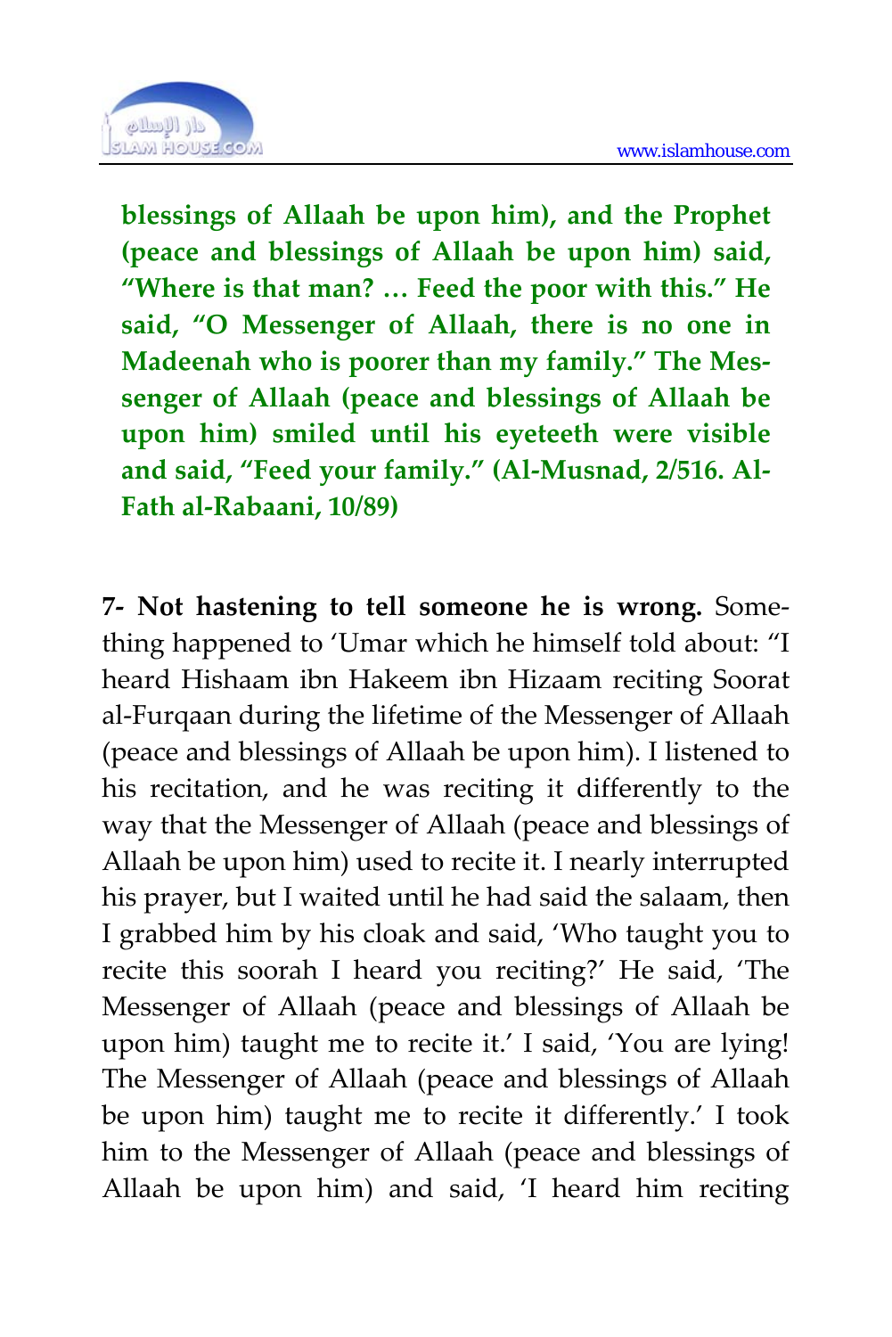**blessings of Allaah be upon him), and the Prophet (peace and blessings of Allaah be upon him) said, "Where is that man? … Feed the poor with this." He said, "O Messenger of Allaah, there is no one in Madeenah who is poorer than my family." The Messenger of Allaah (peace and blessings of Allaah be upon him) smiled until his eyeteeth were visible and said, "Feed your family." (Al-Musnad, 2/516. Al-Fath al-Rabaani, 10/89)**

**7- Not hastening to tell someone he is wrong.** Something happened to 'Umar which he himself told about: "I heard Hishaam ibn Hakeem ibn Hizaam reciting Soorat al-Furqaan during the lifetime of the Messenger of Allaah (peace and blessings of Allaah be upon him). I listened to his recitation, and he was reciting it differently to the way that the Messenger of Allaah (peace and blessings of Allaah be upon him) used to recite it. I nearly interrupted his prayer, but I waited until he had said the salaam, then I grabbed him by his cloak and said, 'Who taught you to recite this soorah I heard you reciting?' He said, 'The Messenger of Allaah (peace and blessings of Allaah be upon him) taught me to recite it.' I said, 'You are lying! The Messenger of Allaah (peace and blessings of Allaah be upon him) taught me to recite it differently.' I took him to the Messenger of Allaah (peace and blessings of Allaah be upon him) and said, 'I heard him reciting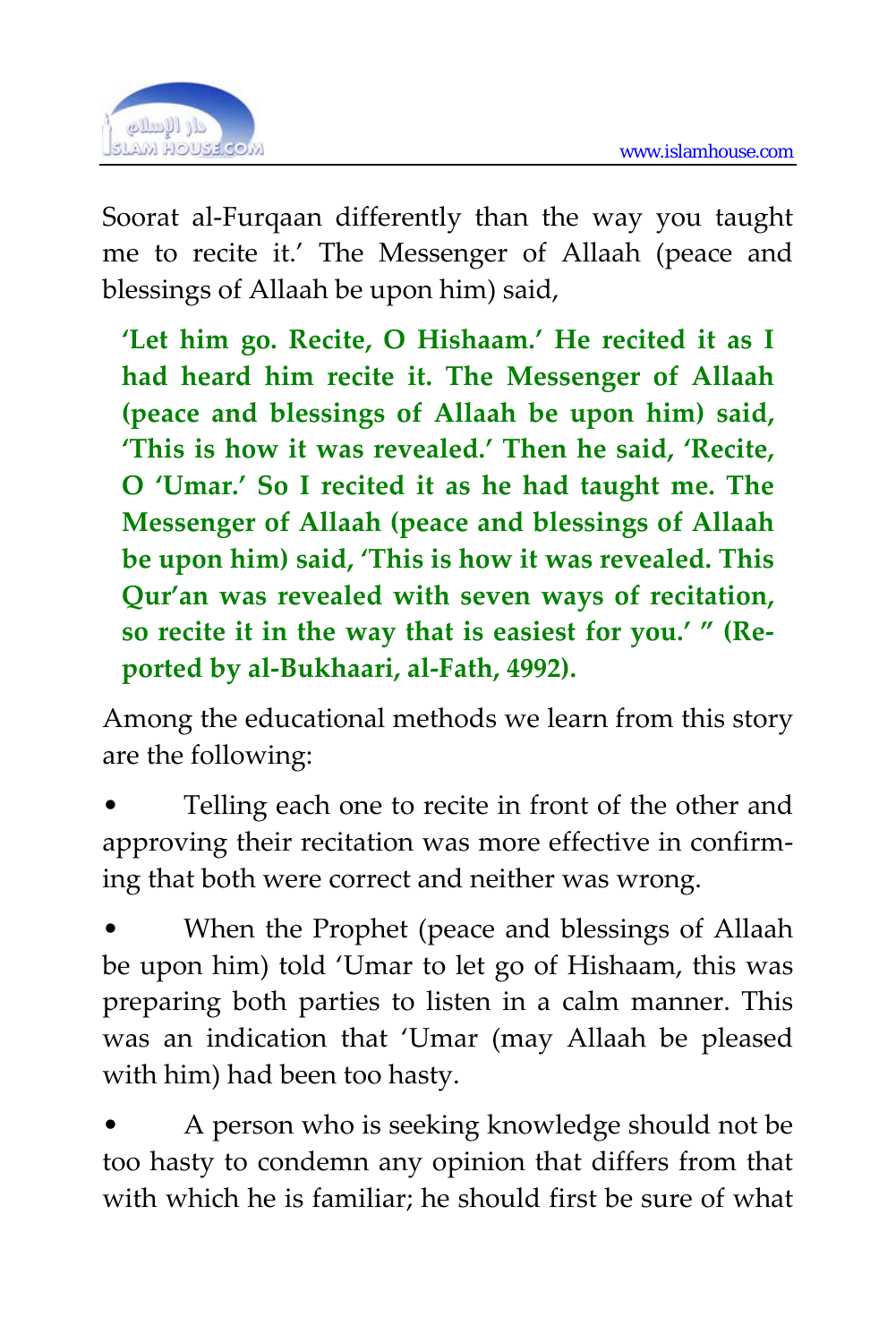Soorat al-Furqaan differently than the way you taught me to recite it.' The Messenger of Allaah (peace and blessings of Allaah be upon him) said,

> **'Let him go. Recite, O Hishaam.' He recited it as I had heard him recite it. The Messenger of Allaah (peace and blessings of Allaah be upon him) said, 'This is how it was revealed.' Then he said, 'Recite, O 'Umar.' So I recited it as he had taught me. The Messenger of Allaah (peace and blessings of Allaah be upon him) said, 'This is how it was revealed. This Qur'an was revealed with seven ways of recitation, so recite it in the way that is easiest for you.' " (Reported by al-Bukhaari, al-Fath, 4992).**

Among the educational methods we learn from this story are the following:

- Telling each one to recite in front of the other and approving their recitation was more effective in confirming that both were correct and neither was wrong.
- When the Prophet (peace and blessings of Allaah be upon him) told 'Umar to let go of Hishaam, this was preparing both parties to listen in a calm manner. This was an indication that 'Umar (may Allaah be pleased with him) had been too hasty.
- A person who is seeking knowledge should not be too hasty to condemn any opinion that differs from that with which he is familiar; he should first be sure of what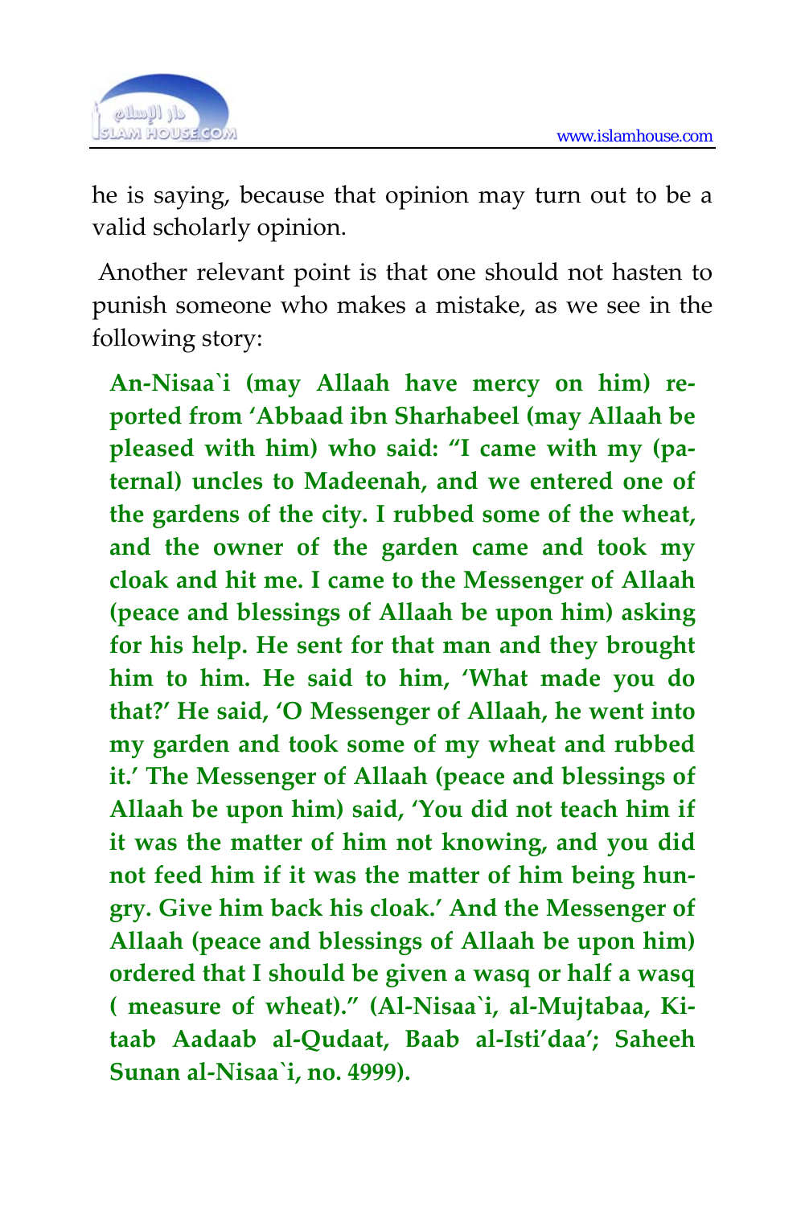he is saying, because that opinion may turn out to be a valid scholarly opinion.

Another relevant point is that one should not hasten to punish someone who makes a mistake, as we see in the following story:

> **An-Nisaa`i (may Allaah have mercy on him) reported from 'Abbaad ibn Sharhabeel (may Allaah be pleased with him) who said: "I came with my (paternal) uncles to Madeenah, and we entered one of the gardens of the city. I rubbed some of the wheat, and the owner of the garden came and took my cloak and hit me. I came to the Messenger of Allaah (peace and blessings of Allaah be upon him) asking for his help. He sent for that man and they brought him to him. He said to him, 'What made you do that?' He said, 'O Messenger of Allaah, he went into my garden and took some of my wheat and rubbed it.' The Messenger of Allaah (peace and blessings of Allaah be upon him) said, 'You did not teach him if it was the matter of him not knowing, and you did not feed him if it was the matter of him being hungry. Give him back his cloak.' And the Messenger of Allaah (peace and blessings of Allaah be upon him) ordered that I should be given a wasq or half a wasq ( measure of wheat)." (Al-Nisaa`i, al-Mujtabaa, Kitaab Aadaab al-Qudaat, Baab al-Isti'daa'; Saheeh Sunan al-Nisaa`i, no. 4999).**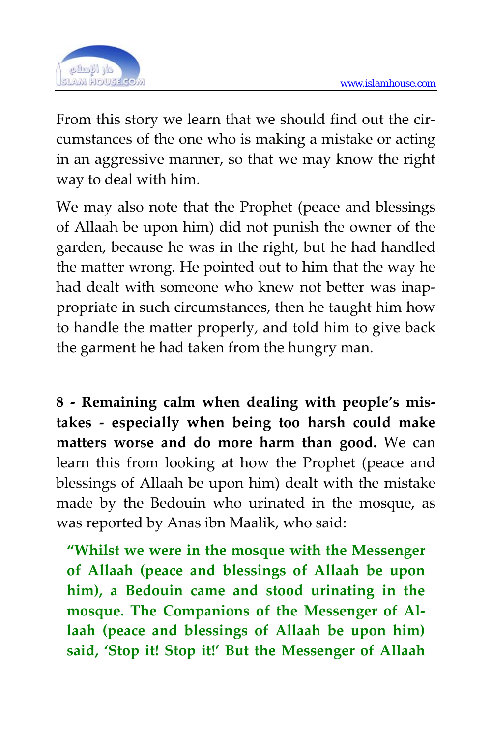From this story we learn that we should find out the circumstances of the one who is making a mistake or acting in an aggressive manner, so that we may know the right way to deal with him.

We may also note that the Prophet (peace and blessings of Allaah be upon him) did not punish the owner of the garden, because he was in the right, but he had handled the matter wrong. He pointed out to him that the way he had dealt with someone who knew not better was inappropriate in such circumstances, then he taught him how to handle the matter properly, and told him to give back the garment he had taken from the hungry man.

**8 - Remaining calm when dealing with people's mistakes - especially when being too harsh could make matters worse and do more harm than good.** We can learn this from looking at how the Prophet (peace and blessings of Allaah be upon him) dealt with the mistake made by the Bedouin who urinated in the mosque, as was reported by Anas ibn Maalik, who said:

> **"Whilst we were in the mosque with the Messenger of Allaah (peace and blessings of Allaah be upon him), a Bedouin came and stood urinating in the mosque. The Companions of the Messenger of Allaah (peace and blessings of Allaah be upon him) said, 'Stop it! Stop it!' But the Messenger of Allaah**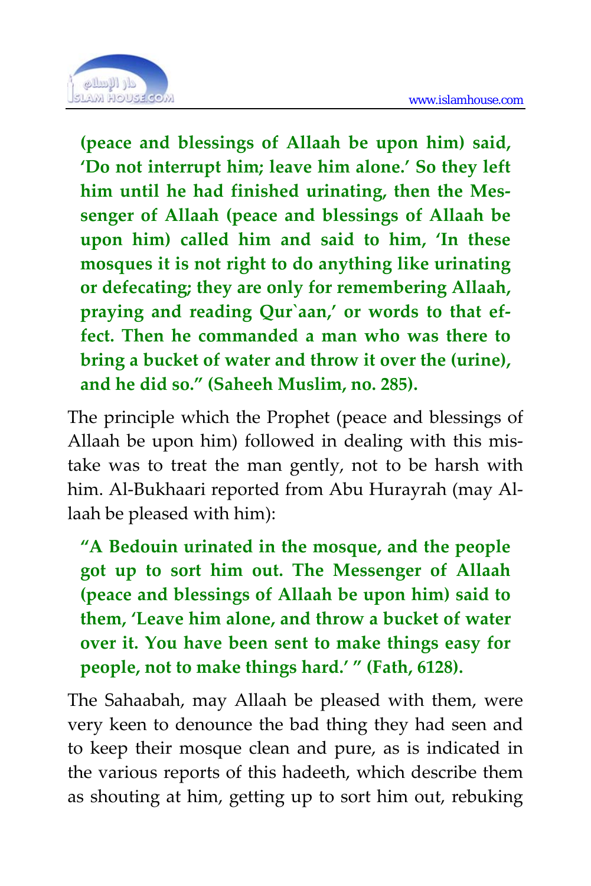**(peace and blessings of Allaah be upon him) said, 'Do not interrupt him; leave him alone.' So they left him until he had finished urinating, then the Messenger of Allaah (peace and blessings of Allaah be upon him) called him and said to him, 'In these mosques it is not right to do anything like urinating or defecating; they are only for remembering Allaah, praying and reading Qur`aan,' or words to that effect. Then he commanded a man who was there to bring a bucket of water and throw it over the (urine), and he did so." (Saheeh Muslim, no. 285).**

The principle which the Prophet (peace and blessings of Allaah be upon him) followed in dealing with this mistake was to treat the man gently, not to be harsh with him. Al-Bukhaari reported from Abu Hurayrah (may Allaah be pleased with him):

**"A Bedouin urinated in the mosque, and the people got up to sort him out. The Messenger of Allaah (peace and blessings of Allaah be upon him) said to them, 'Leave him alone, and throw a bucket of water over it. You have been sent to make things easy for people, not to make things hard.' " (Fath, 6128).**

The Sahaabah, may Allaah be pleased with them, were very keen to denounce the bad thing they had seen and to keep their mosque clean and pure, as is indicated in the various reports of this hadeeth, which describe them as shouting at him, getting up to sort him out, rebuking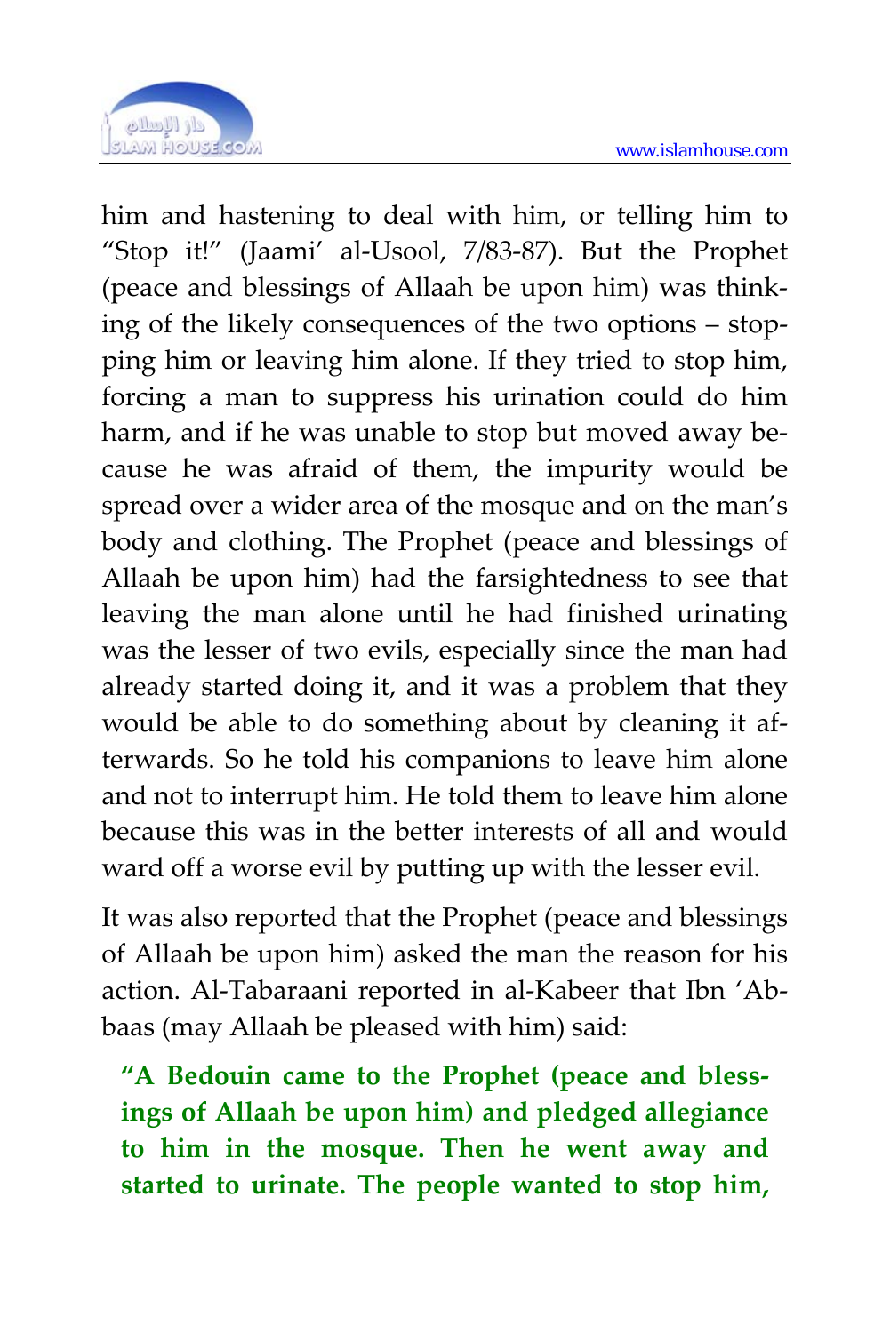him and hastening to deal with him, or telling him to "Stop it!" (Jaami' al-Usool, 7/83-87). But the Prophet (peace and blessings of Allaah be upon him) was thinking of the likely consequences of the two options – stopping him or leaving him alone. If they tried to stop him, forcing a man to suppress his urination could do him harm, and if he was unable to stop but moved away because he was afraid of them, the impurity would be spread over a wider area of the mosque and on the man's body and clothing. The Prophet (peace and blessings of Allaah be upon him) had the farsightedness to see that leaving the man alone until he had finished urinating was the lesser of two evils, especially since the man had already started doing it, and it was a problem that they would be able to do something about by cleaning it afterwards. So he told his companions to leave him alone and not to interrupt him. He told them to leave him alone because this was in the better interests of all and would ward off a worse evil by putting up with the lesser evil.

It was also reported that the Prophet (peace and blessings of Allaah be upon him) asked the man the reason for his action. Al-Tabaraani reported in al-Kabeer that Ibn 'Abbaas (may Allaah be pleased with him) said:

> **"A Bedouin came to the Prophet (peace and blessings of Allaah be upon him) and pledged allegiance to him in the mosque. Then he went away and started to urinate. The people wanted to stop him,**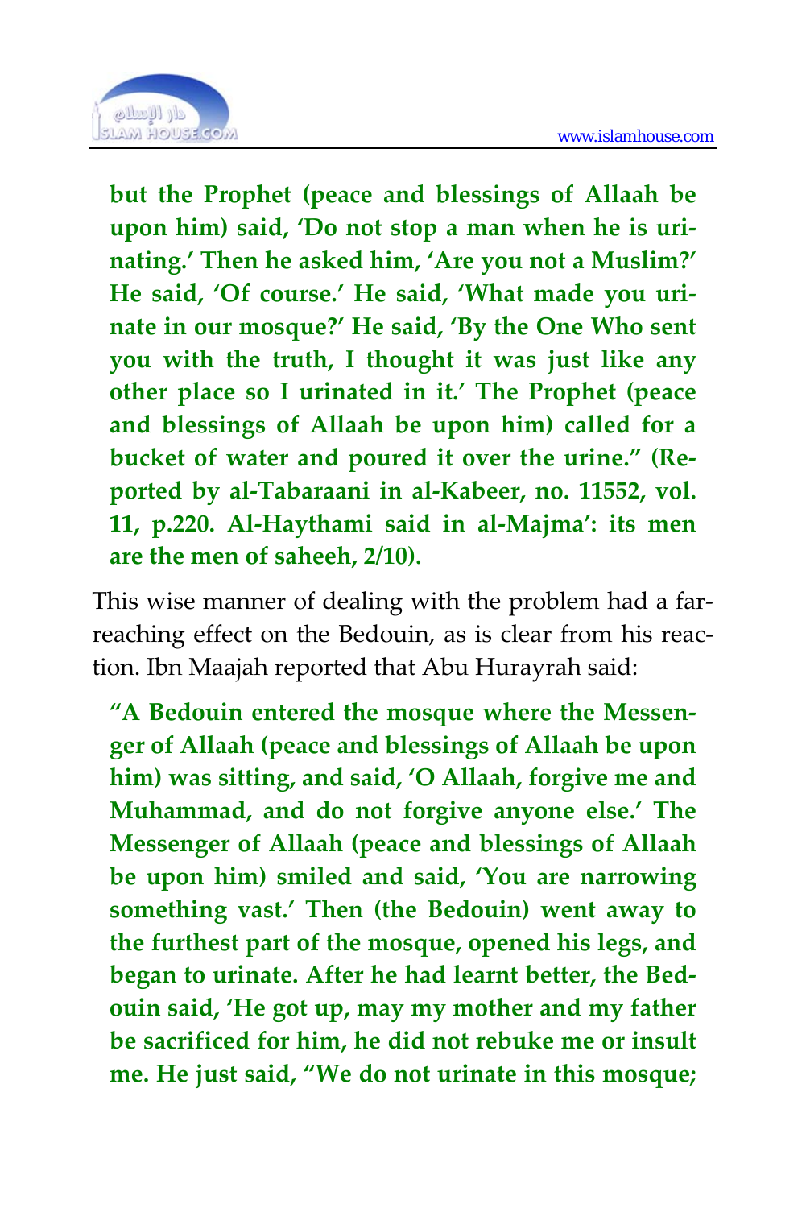**but the Prophet (peace and blessings of Allaah be upon him) said, 'Do not stop a man when he is urinating.' Then he asked him, 'Are you not a Muslim?' He said, 'Of course.' He said, 'What made you urinate in our mosque?' He said, 'By the One Who sent you with the truth, I thought it was just like any other place so I urinated in it.' The Prophet (peace and blessings of Allaah be upon him) called for a bucket of water and poured it over the urine." (Reported by al-Tabaraani in al-Kabeer, no. 11552, vol. 11, p.220. Al-Haythami said in al-Majma': its men are the men of saheeh, 2/10).**

This wise manner of dealing with the problem had a far-reaching effect on the Bedouin, as is clear from his reaction. Ibn Maajah reported that Abu Hurayrah said:

**"A Bedouin entered the mosque where the Messenger of Allaah (peace and blessings of Allaah be upon him) was sitting, and said, 'O Allaah, forgive me and Muhammad, and do not forgive anyone else.' The Messenger of Allaah (peace and blessings of Allaah be upon him) smiled and said, 'You are narrowing something vast.' Then (the Bedouin) went away to the furthest part of the mosque, opened his legs, and began to urinate. After he had learnt better, the Bedouin said, 'He got up, may my mother and my father be sacrificed for him, he did not rebuke me or insult me. He just said, "We do not urinate in this mosque;**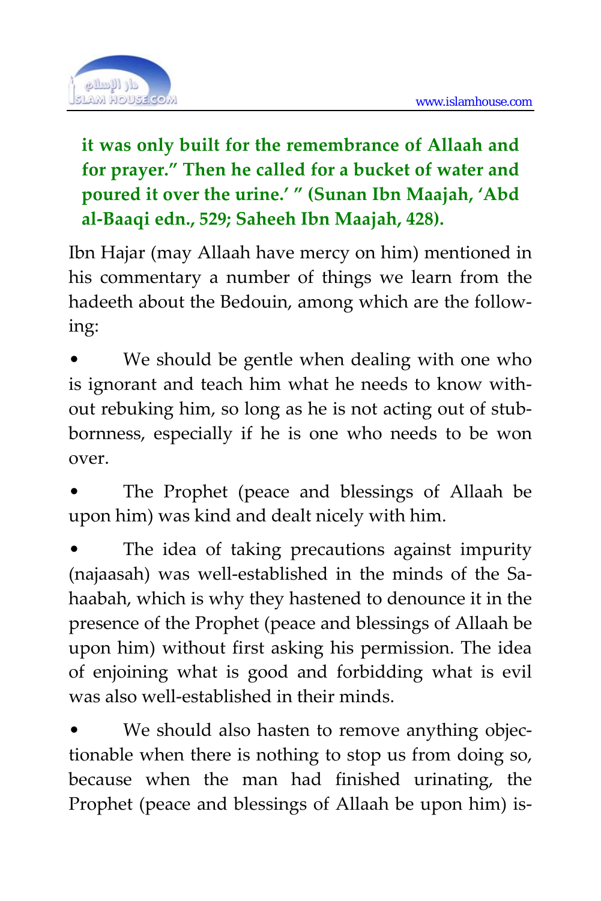**it was only built for the remembrance of Allaah and for prayer." Then he called for a bucket of water and poured it over the urine.' " (Sunan Ibn Maajah, 'Abd al-Baaqi edn., 529; Saheeh Ibn Maajah, 428).**

Ibn Hajar (may Allaah have mercy on him) mentioned in his commentary a number of things we learn from the hadeeth about the Bedouin, among which are the following:

- We should be gentle when dealing with one who is ignorant and teach him what he needs to know without rebuking him, so long as he is not acting out of stubbornness, especially if he is one who needs to be won over.
- The Prophet (peace and blessings of Allaah be upon him) was kind and dealt nicely with him.
- The idea of taking precautions against impurity (najaasah) was well-established in the minds of the Sahaabah, which is why they hastened to denounce it in the presence of the Prophet (peace and blessings of Allaah be upon him) without first asking his permission. The idea of enjoining what is good and forbidding what is evil was also well-established in their minds.
- We should also hasten to remove anything objectionable when there is nothing to stop us from doing so, because when the man had finished urinating, the Prophet (peace and blessings of Allaah be upon him) is-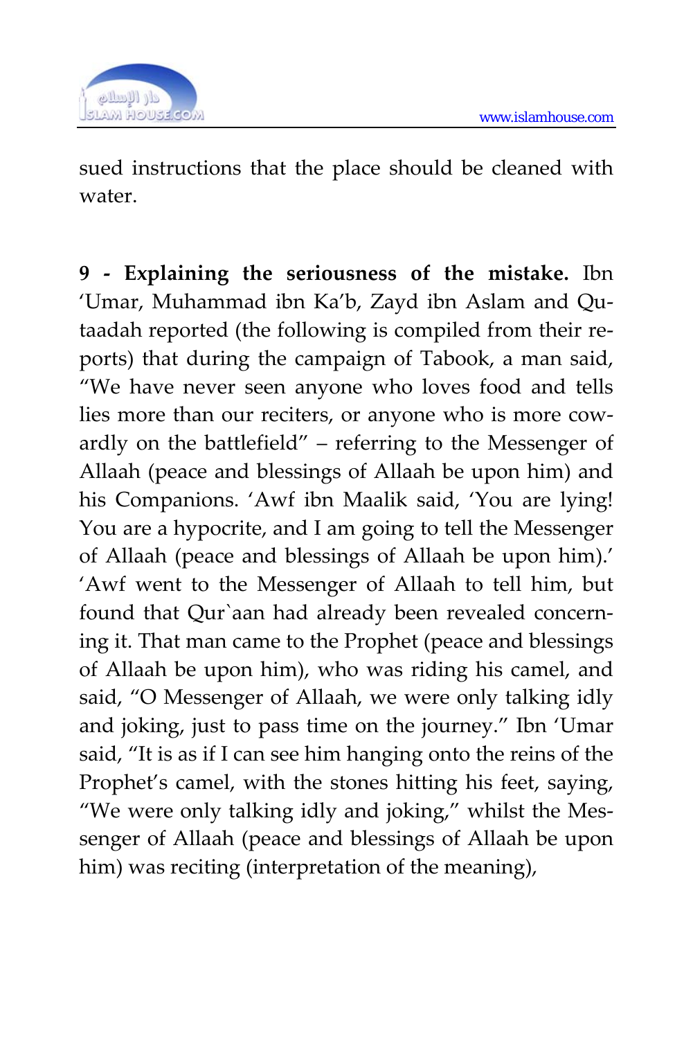sued instructions that the place should be cleaned with water.

**9 - Explaining the seriousness of the mistake.** Ibn 'Umar, Muhammad ibn Ka'b, Zayd ibn Aslam and Qutaadah reported (the following is compiled from their reports) that during the campaign of Tabook, a man said, "We have never seen anyone who loves food and tells lies more than our reciters, or anyone who is more cowardly on the battlefield" – referring to the Messenger of Allaah (peace and blessings of Allaah be upon him) and his Companions. 'Awf ibn Maalik said, 'You are lying! You are a hypocrite, and I am going to tell the Messenger of Allaah (peace and blessings of Allaah be upon him).' 'Awf went to the Messenger of Allaah to tell him, but found that Qur`aan had already been revealed concerning it. That man came to the Prophet (peace and blessings of Allaah be upon him), who was riding his camel, and said, "O Messenger of Allaah, we were only talking idly and joking, just to pass time on the journey." Ibn 'Umar said, "It is as if I can see him hanging onto the reins of the Prophet's camel, with the stones hitting his feet, saying, "We were only talking idly and joking," whilst the Messenger of Allaah (peace and blessings of Allaah be upon him) was reciting (interpretation of the meaning),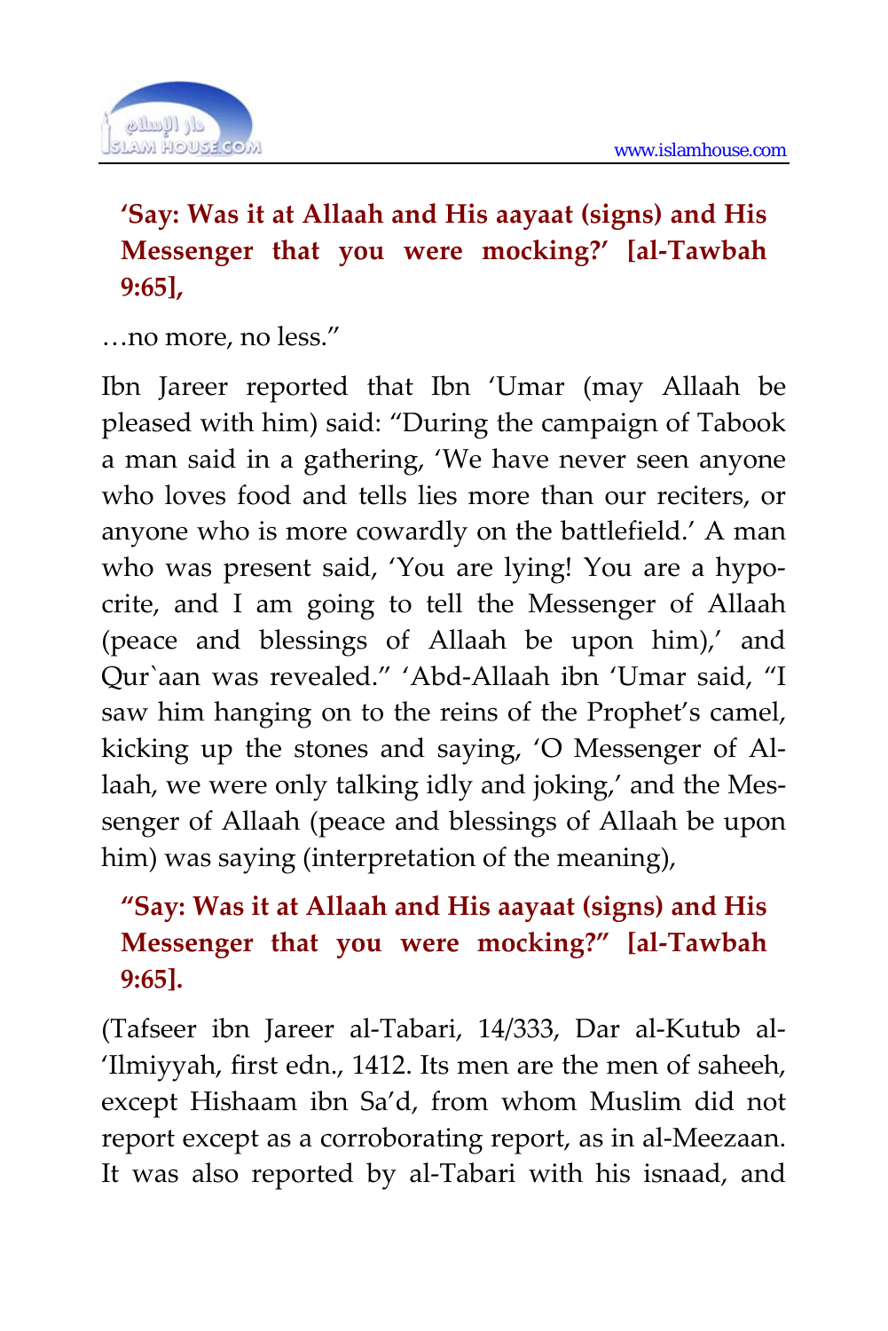**‘Say: Was it at Allaah and His aayaat (signs) and His Messenger that you were mocking?’ [al-Tawbah 9:65],**

…no more, no less.”

Ibn Jareer reported that Ibn ‘Umar (may Allaah be pleased with him) said: “During the campaign of Tabook a man said in a gathering, ‘We have never seen anyone who loves food and tells lies more than our reciters, or anyone who is more cowardly on the battlefield.’ A man who was present said, ‘You are lying! You are a hypocrite, and I am going to tell the Messenger of Allaah (peace and blessings of Allaah be upon him),’ and Qur`aan was revealed.” ‘Abd-Allaah ibn ‘Umar said, “I saw him hanging on to the reins of the Prophet’s camel, kicking up the stones and saying, ‘O Messenger of Allaah, we were only talking idly and joking,’ and the Messenger of Allaah (peace and blessings of Allaah be upon him) was saying (interpretation of the meaning),

**“Say: Was it at Allaah and His aayaat (signs) and His Messenger that you were mocking?” [al-Tawbah 9:65].**

(Tafseer ibn Jareer al-Tabari, 14/333, Dar al-Kutub al-‘Ilmiyyah, first edn., 1412. Its men are the men of saheeh, except Hishaam ibn Sa’d, from whom Muslim did not report except as a corroborating report, as in al-Meezaan. It was also reported by al-Tabari with his isnaad, and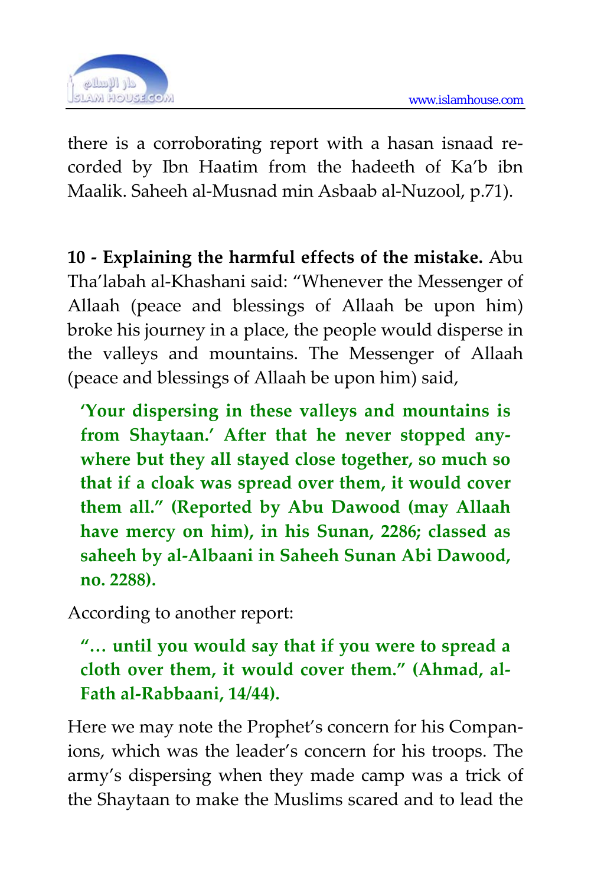there is a corroborating report with a hasan isnaad recorded by Ibn Haatim from the hadeeth of Ka'b ibn Maalik. Saheeh al-Musnad min Asbaab al-Nuzool, p.71).

**10 - Explaining the harmful effects of the mistake.** Abu Tha'labah al-Khashani said: "Whenever the Messenger of Allaah (peace and blessings of Allaah be upon him) broke his journey in a place, the people would disperse in the valleys and mountains. The Messenger of Allaah (peace and blessings of Allaah be upon him) said,

> **'Your dispersing in these valleys and mountains is from Shaytaan.' After that he never stopped anywhere but they all stayed close together, so much so that if a cloak was spread over them, it would cover them all." (Reported by Abu Dawood (may Allaah have mercy on him), in his Sunan, 2286; classed as saheeh by al-Albaani in Saheeh Sunan Abi Dawood, no. 2288).**

According to another report:

> **"… until you would say that if you were to spread a cloth over them, it would cover them." (Ahmad, al-Fath al-Rabbaani, 14/44).**

Here we may note the Prophet's concern for his Companions, which was the leader's concern for his troops. The army's dispersing when they made camp was a trick of the Shaytaan to make the Muslims scared and to lead the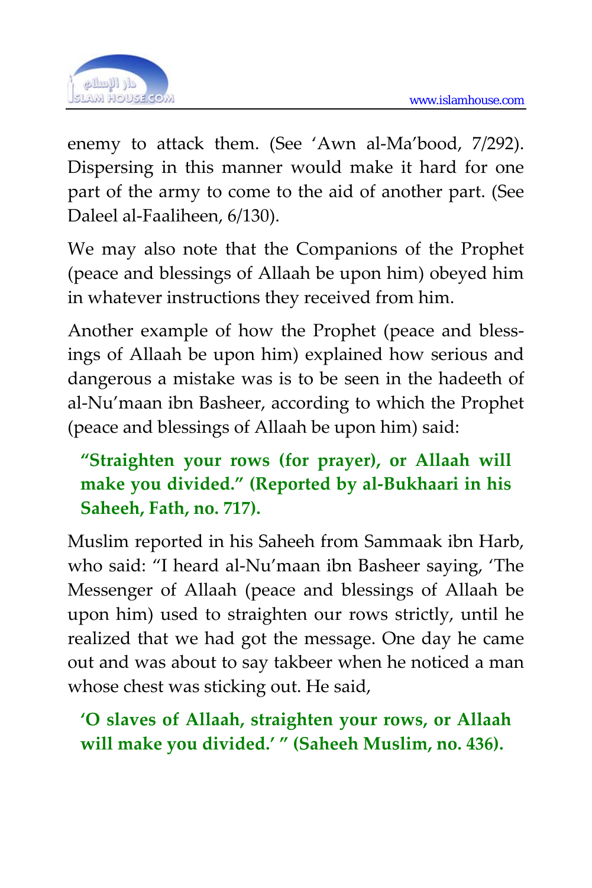enemy to attack them. (See 'Awn al-Ma'bood, 7/292). Dispersing in this manner would make it hard for one part of the army to come to the aid of another part. (See Daleel al-Faaliheen, 6/130).

We may also note that the Companions of the Prophet (peace and blessings of Allaah be upon him) obeyed him in whatever instructions they received from him.

Another example of how the Prophet (peace and blessings of Allaah be upon him) explained how serious and dangerous a mistake was is to be seen in the hadeeth of al-Nu'maan ibn Basheer, according to which the Prophet (peace and blessings of Allaah be upon him) said:

> **"Straighten your rows (for prayer), or Allaah will make you divided." (Reported by al-Bukhaari in his Saheeh, Fath, no. 717).**

Muslim reported in his Saheeh from Sammaak ibn Harb, who said: "I heard al-Nu'maan ibn Basheer saying, 'The Messenger of Allaah (peace and blessings of Allaah be upon him) used to straighten our rows strictly, until he realized that we had got the message. One day he came out and was about to say takbeer when he noticed a man whose chest was sticking out. He said,

> **'O slaves of Allaah, straighten your rows, or Allaah will make you divided.' " (Saheeh Muslim, no. 436).**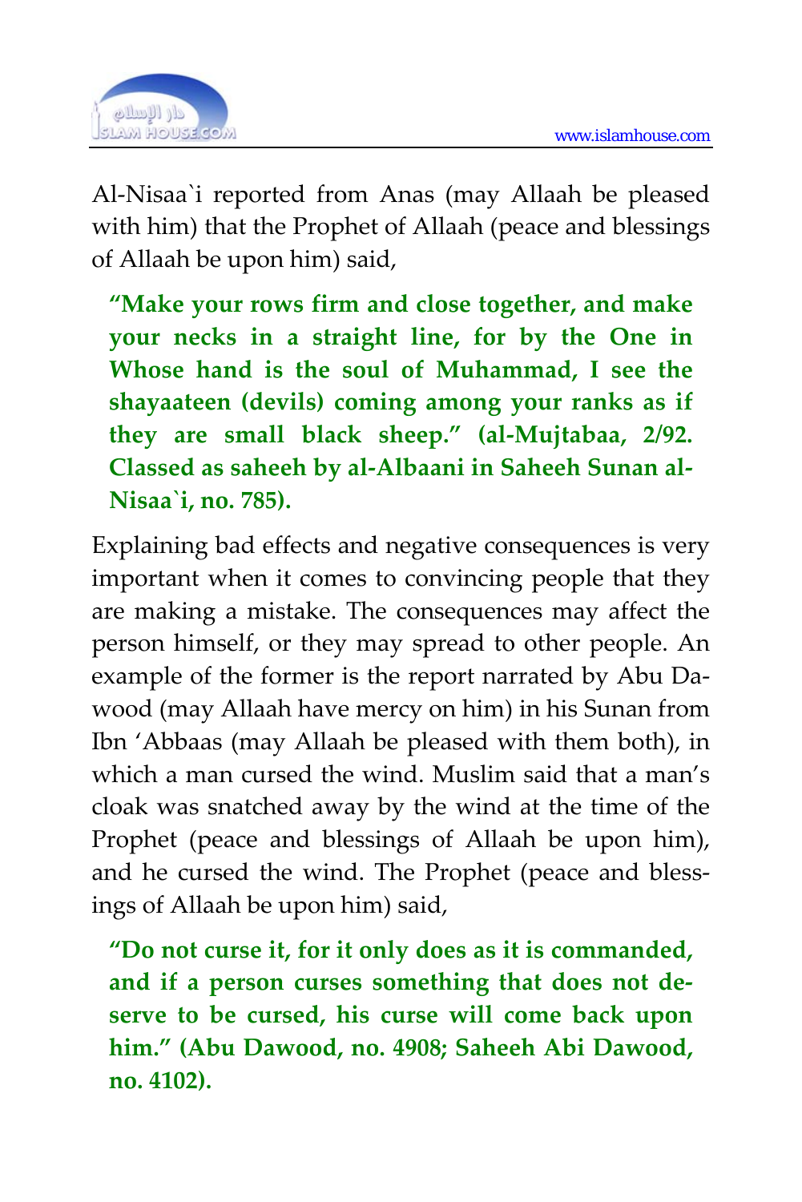Al-Nisaa`i reported from Anas (may Allaah be pleased with him) that the Prophet of Allaah (peace and blessings of Allaah be upon him) said,

> **"Make your rows firm and close together, and make your necks in a straight line, for by the One in Whose hand is the soul of Muhammad, I see the shayaateen (devils) coming among your ranks as if they are small black sheep." (al-Mujtabaa, 2/92. Classed as saheeh by al-Albaani in Saheeh Sunan al-Nisaa`i, no. 785).**

Explaining bad effects and negative consequences is very important when it comes to convincing people that they are making a mistake. The consequences may affect the person himself, or they may spread to other people. An example of the former is the report narrated by Abu Dawood (may Allaah have mercy on him) in his Sunan from Ibn 'Abbaas (may Allaah be pleased with them both), in which a man cursed the wind. Muslim said that a man's cloak was snatched away by the wind at the time of the Prophet (peace and blessings of Allaah be upon him), and he cursed the wind. The Prophet (peace and blessings of Allaah be upon him) said,

> **"Do not curse it, for it only does as it is commanded, and if a person curses something that does not deserve to be cursed, his curse will come back upon him." (Abu Dawood, no. 4908; Saheeh Abi Dawood, no. 4102).**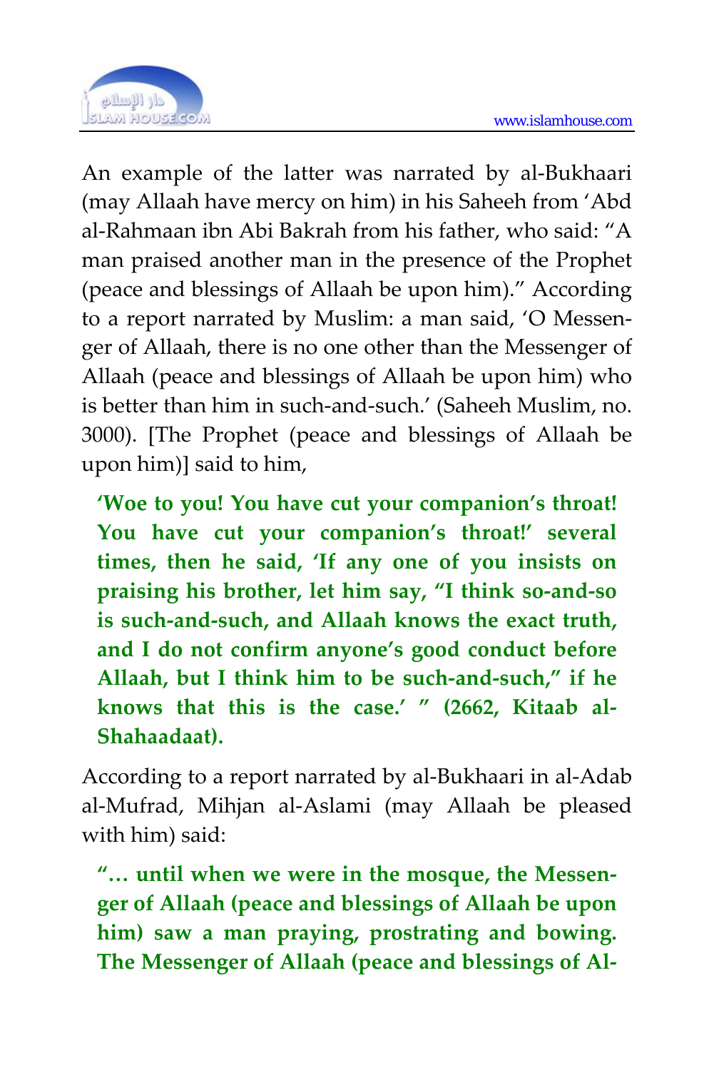An example of the latter was narrated by al-Bukhaari (may Allaah have mercy on him) in his Saheeh from 'Abd al-Rahmaan ibn Abi Bakrah from his father, who said: "A man praised another man in the presence of the Prophet (peace and blessings of Allaah be upon him)." According to a report narrated by Muslim: a man said, 'O Messenger of Allaah, there is no one other than the Messenger of Allaah (peace and blessings of Allaah be upon him) who is better than him in such-and-such.' (Saheeh Muslim, no. 3000). [The Prophet (peace and blessings of Allaah be upon him)] said to him,

> **'Woe to you! You have cut your companion's throat! You have cut your companion's throat!' several times, then he said, 'If any one of you insists on praising his brother, let him say, "I think so-and-so is such-and-such, and Allaah knows the exact truth, and I do not confirm anyone's good conduct before Allaah, but I think him to be such-and-such," if he knows that this is the case.' " (2662, Kitaab al-Shahaadaat).**

According to a report narrated by al-Bukhaari in al-Adab al-Mufrad, Mihjan al-Aslami (may Allaah be pleased with him) said:

> **"… until when we were in the mosque, the Messenger of Allaah (peace and blessings of Allaah be upon him) saw a man praying, prostrating and bowing. The Messenger of Allaah (peace and blessings of Al-**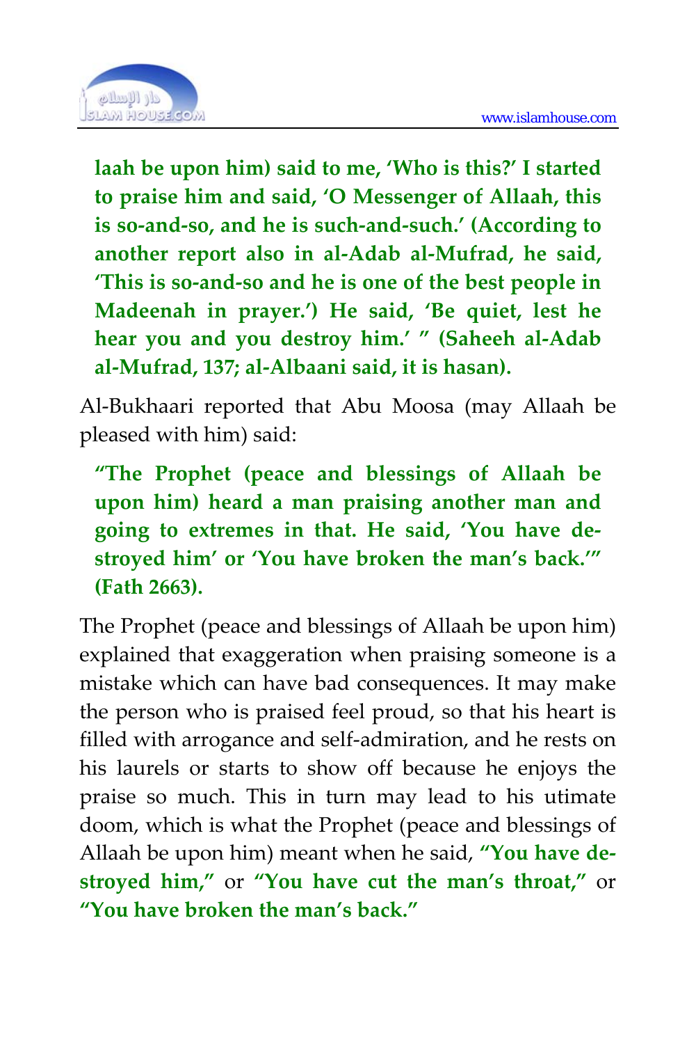**laah be upon him) said to me, 'Who is this?' I started to praise him and said, 'O Messenger of Allaah, this is so-and-so, and he is such-and-such.' (According to another report also in al-Adab al-Mufrad, he said, 'This is so-and-so and he is one of the best people in Madeenah in prayer.') He said, 'Be quiet, lest he hear you and you destroy him.' " (Saheeh al-Adab al-Mufrad, 137; al-Albaani said, it is hasan).**

Al-Bukhaari reported that Abu Moosa (may Allaah be pleased with him) said:

**"The Prophet (peace and blessings of Allaah be upon him) heard a man praising another man and going to extremes in that. He said, 'You have destroyed him' or 'You have broken the man's back.'" (Fath 2663).**

The Prophet (peace and blessings of Allaah be upon him) explained that exaggeration when praising someone is a mistake which can have bad consequences. It may make the person who is praised feel proud, so that his heart is filled with arrogance and self-admiration, and he rests on his laurels or starts to show off because he enjoys the praise so much. This in turn may lead to his utimate doom, which is what the Prophet (peace and blessings of Allaah be upon him) meant when he said, **"You have destroyed him,"** or **"You have cut the man's throat,"** or **"You have broken the man's back."**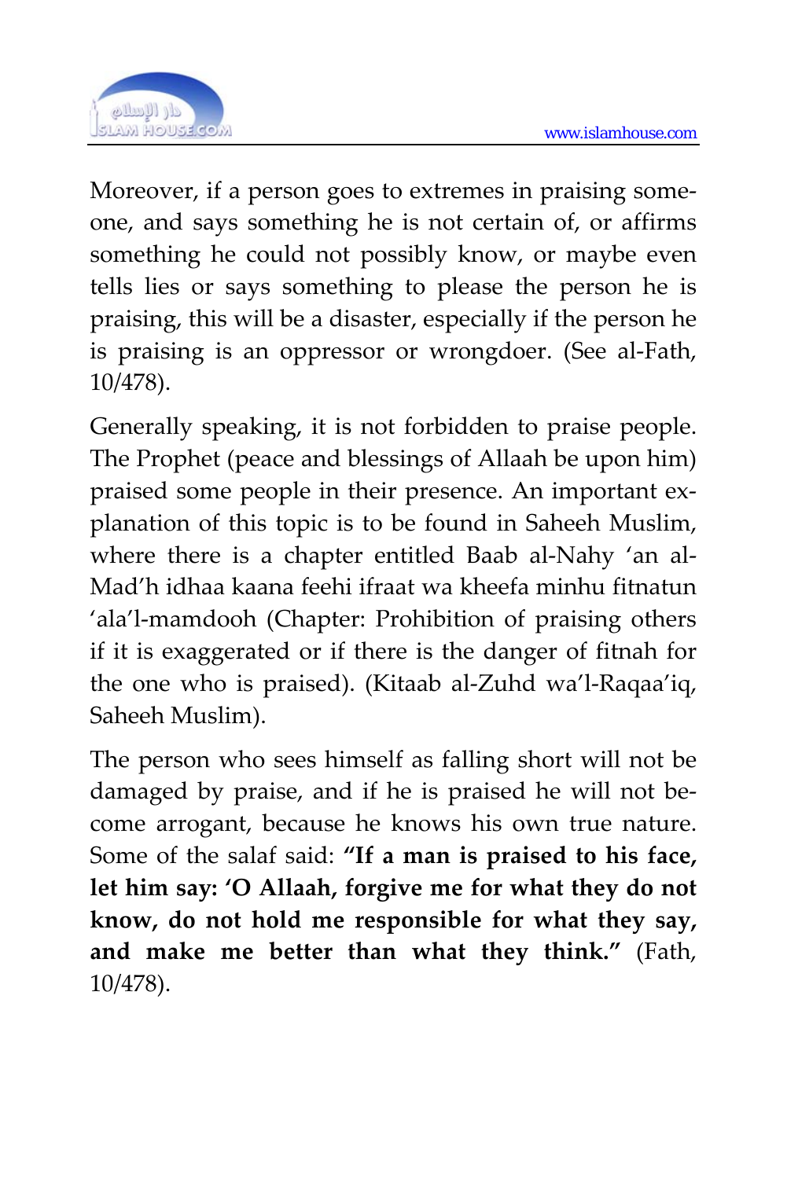Moreover, if a person goes to extremes in praising someone, and says something he is not certain of, or affirms something he could not possibly know, or maybe even tells lies or says something to please the person he is praising, this will be a disaster, especially if the person he is praising is an oppressor or wrongdoer. (See al-Fath, 10/478).

Generally speaking, it is not forbidden to praise people. The Prophet (peace and blessings of Allaah be upon him) praised some people in their presence. An important explanation of this topic is to be found in Saheeh Muslim, where there is a chapter entitled Baab al-Nahy 'an al-Mad'h idhaa kaana feehi ifraat wa kheefa minhu fitnatun 'ala'l-mamdooh (Chapter: Prohibition of praising others if it is exaggerated or if there is the danger of fitnah for the one who is praised). (Kitaab al-Zuhd wa'l-Raqaa'iq, Saheeh Muslim).

The person who sees himself as falling short will not be damaged by praise, and if he is praised he will not become arrogant, because he knows his own true nature. Some of the salaf said: **"If a man is praised to his face, let him say: 'O Allaah, forgive me for what they do not know, do not hold me responsible for what they say, and make me better than what they think."** (Fath, 10/478).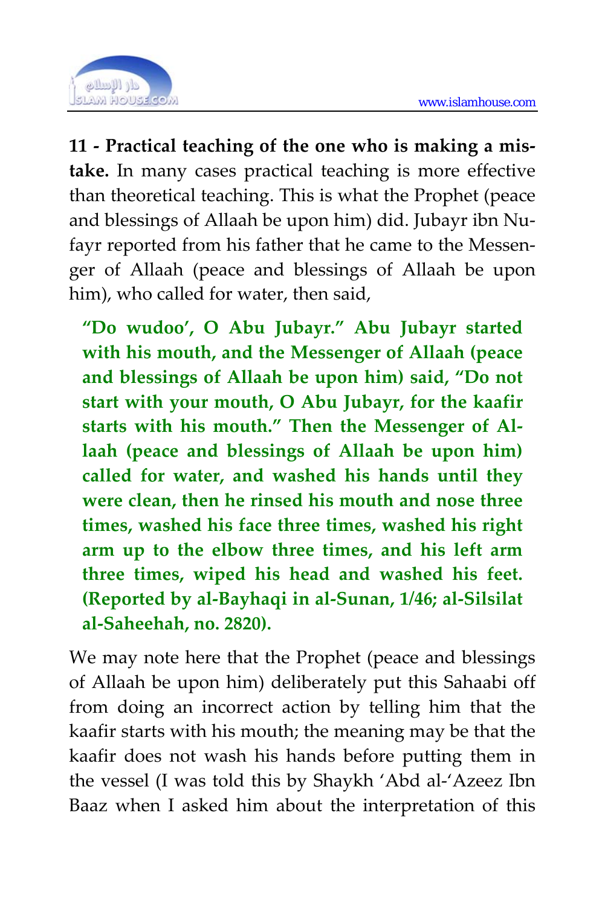**11 - Practical teaching of the one who is making a mistake.** In many cases practical teaching is more effective than theoretical teaching. This is what the Prophet (peace and blessings of Allaah be upon him) did. Jubayr ibn Nufayr reported from his father that he came to the Messenger of Allaah (peace and blessings of Allaah be upon him), who called for water, then said,

> **"Do wudoo', O Abu Jubayr." Abu Jubayr started with his mouth, and the Messenger of Allaah (peace and blessings of Allaah be upon him) said, "Do not start with your mouth, O Abu Jubayr, for the kaafir starts with his mouth." Then the Messenger of Allaah (peace and blessings of Allaah be upon him) called for water, and washed his hands until they were clean, then he rinsed his mouth and nose three times, washed his face three times, washed his right arm up to the elbow three times, and his left arm three times, wiped his head and washed his feet. (Reported by al-Bayhaqi in al-Sunan, 1/46; al-Silsilat al-Saheehah, no. 2820).**

We may note here that the Prophet (peace and blessings of Allaah be upon him) deliberately put this Sahaabi off from doing an incorrect action by telling him that the kaafir starts with his mouth; the meaning may be that the kaafir does not wash his hands before putting them in the vessel (I was told this by Shaykh 'Abd al-'Azeez Ibn Baaz when I asked him about the interpretation of this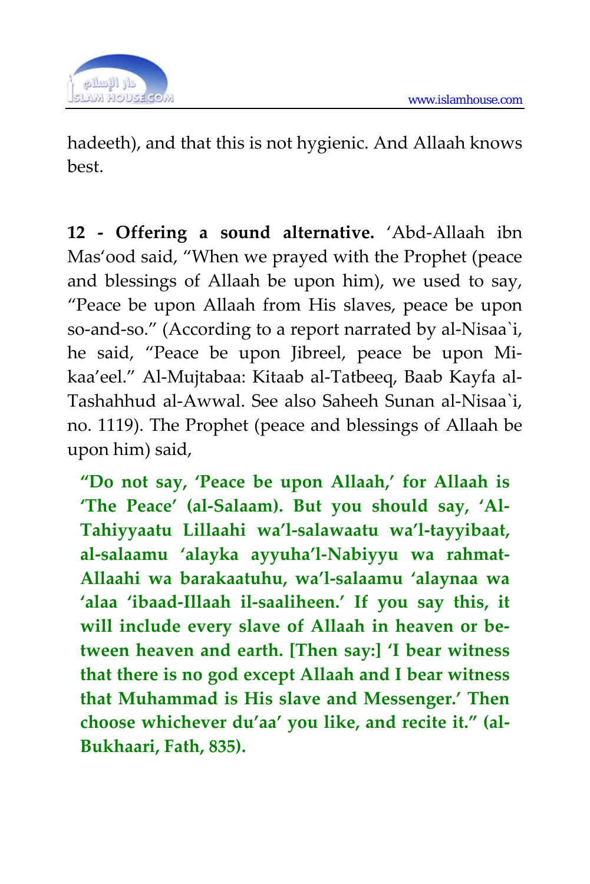hadeeth), and that this is not hygienic. And Allaah knows best.

**12 - Offering a sound alternative.** 'Abd-Allaah ibn Mas'ood said, "When we prayed with the Prophet (peace and blessings of Allaah be upon him), we used to say, "Peace be upon Allaah from His slaves, peace be upon so-and-so." (According to a report narrated by al-Nisaa`i, he said, "Peace be upon Jibreel, peace be upon Mikaa'eel." Al-Mujtabaa: Kitaab al-Tatbeeq, Baab Kayfa al-Tashahhud al-Awwal. See also Saheeh Sunan al-Nisaa`i, no. 1119). The Prophet (peace and blessings of Allaah be upon him) said,

> **"Do not say, 'Peace be upon Allaah,' for Allaah is 'The Peace' (al-Salaam). But you should say, 'Al-Tahiyyaatu Lillaahi wa'l-salawaatu wa'l-tayyibaat, al-salaamu 'alayka ayyuha'l-Nabiyyu wa rahmat-Allaahi wa barakaatuhu, wa'l-salaamu 'alaynaa wa 'alaa 'ibaad-Illaah il-saaliheen.' If you say this, it will include every slave of Allaah in heaven or between heaven and earth. [Then say:] 'I bear witness that there is no god except Allaah and I bear witness that Muhammad is His slave and Messenger.' Then choose whichever du'aa' you like, and recite it." (al-Bukhaari, Fath, 835).**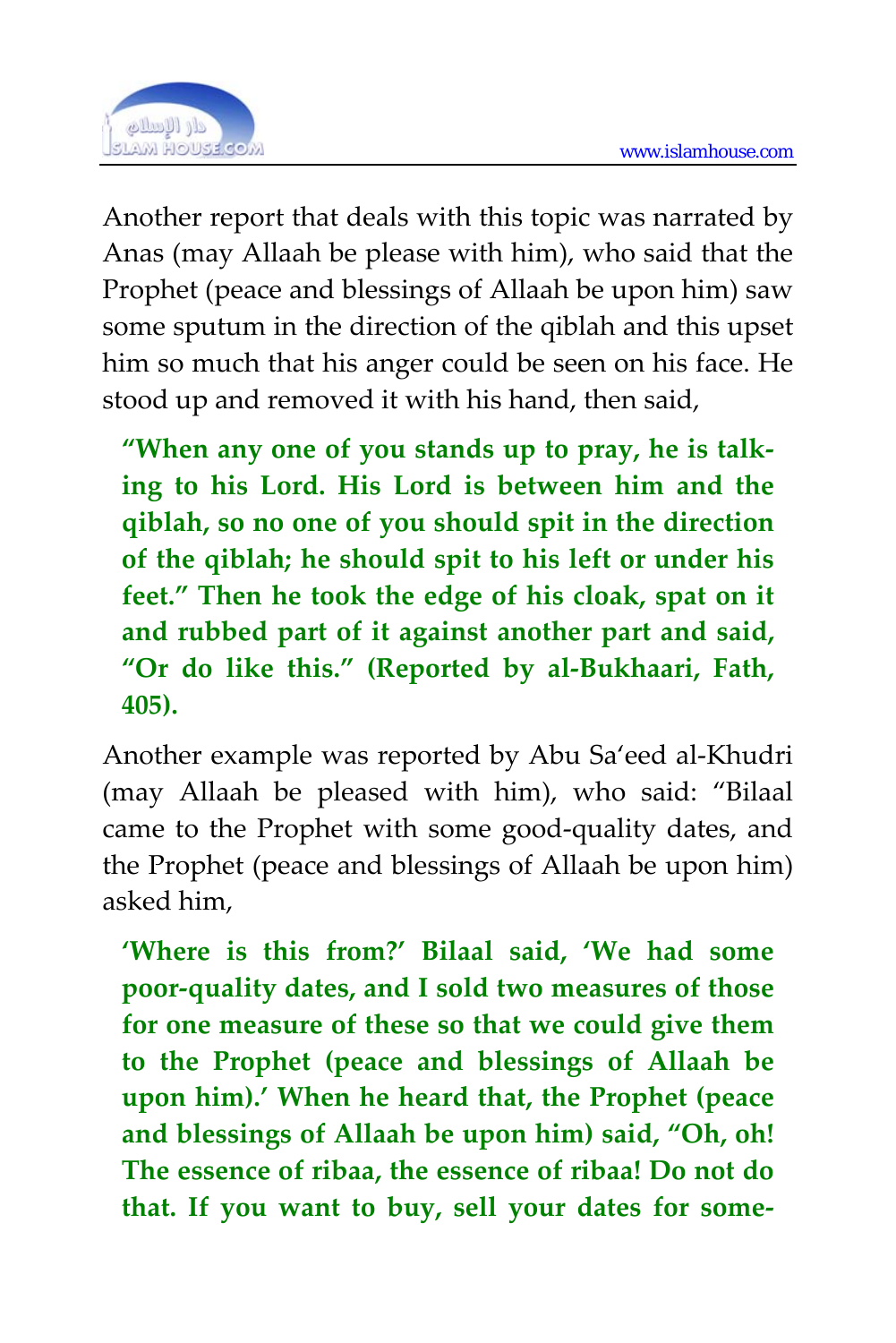Another report that deals with this topic was narrated by Anas (may Allaah be please with him), who said that the Prophet (peace and blessings of Allaah be upon him) saw some sputum in the direction of the qiblah and this upset him so much that his anger could be seen on his face. He stood up and removed it with his hand, then said,

> **"When any one of you stands up to pray, he is talking to his Lord. His Lord is between him and the qiblah, so no one of you should spit in the direction of the qiblah; he should spit to his left or under his feet." Then he took the edge of his cloak, spat on it and rubbed part of it against another part and said, "Or do like this." (Reported by al-Bukhaari, Fath, 405).**

Another example was reported by Abu Sa'eed al-Khudri (may Allaah be pleased with him), who said: "Bilaal came to the Prophet with some good-quality dates, and the Prophet (peace and blessings of Allaah be upon him) asked him,

> **'Where is this from?' Bilaal said, 'We had some poor-quality dates, and I sold two measures of those for one measure of these so that we could give them to the Prophet (peace and blessings of Allaah be upon him).' When he heard that, the Prophet (peace and blessings of Allaah be upon him) said, "Oh, oh! The essence of ribaa, the essence of ribaa! Do not do that. If you want to buy, sell your dates for some-**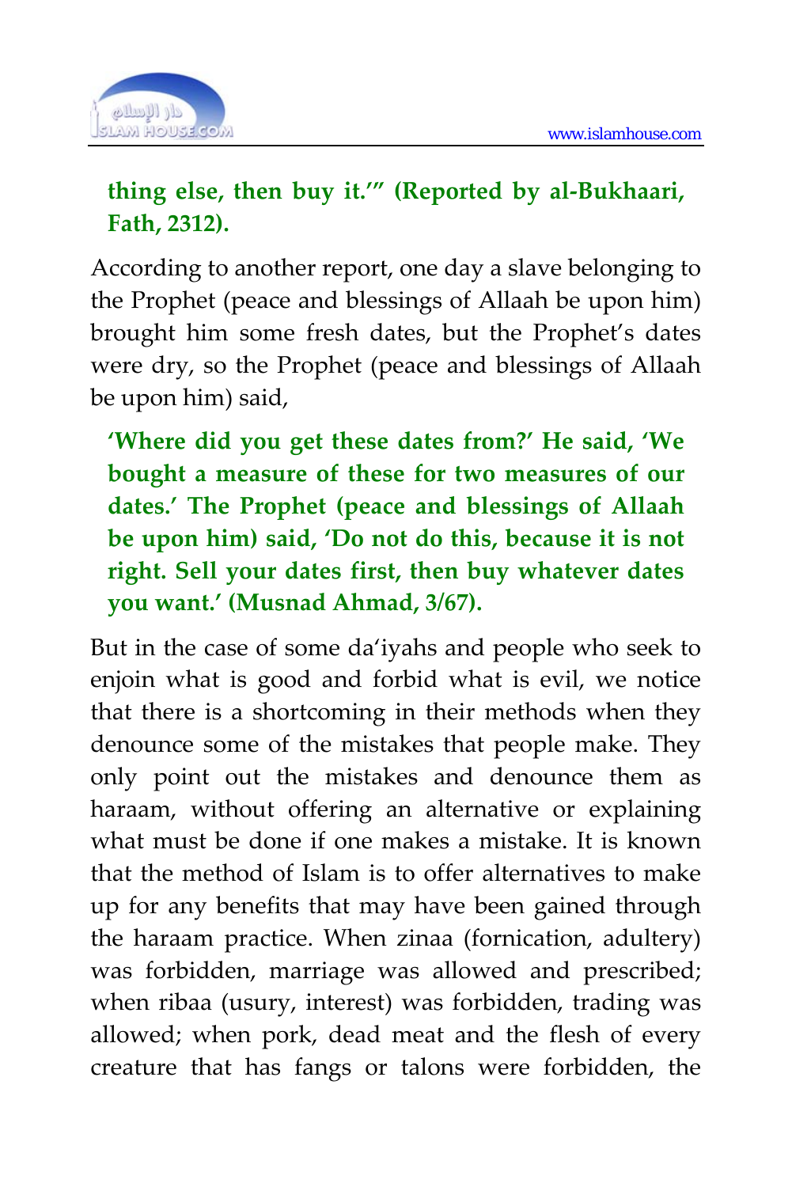**thing else, then buy it.'" (Reported by al-Bukhaari, Fath, 2312).**

According to another report, one day a slave belonging to the Prophet (peace and blessings of Allaah be upon him) brought him some fresh dates, but the Prophet's dates were dry, so the Prophet (peace and blessings of Allaah be upon him) said,

**'Where did you get these dates from?' He said, 'We bought a measure of these for two measures of our dates.' The Prophet (peace and blessings of Allaah be upon him) said, 'Do not do this, because it is not right. Sell your dates first, then buy whatever dates you want.' (Musnad Ahmad, 3/67).**

But in the case of some da'iyahs and people who seek to enjoin what is good and forbid what is evil, we notice that there is a shortcoming in their methods when they denounce some of the mistakes that people make. They only point out the mistakes and denounce them as haraam, without offering an alternative or explaining what must be done if one makes a mistake. It is known that the method of Islam is to offer alternatives to make up for any benefits that may have been gained through the haraam practice. When zinaa (fornication, adultery) was forbidden, marriage was allowed and prescribed; when ribaa (usury, interest) was forbidden, trading was allowed; when pork, dead meat and the flesh of every creature that has fangs or talons were forbidden, the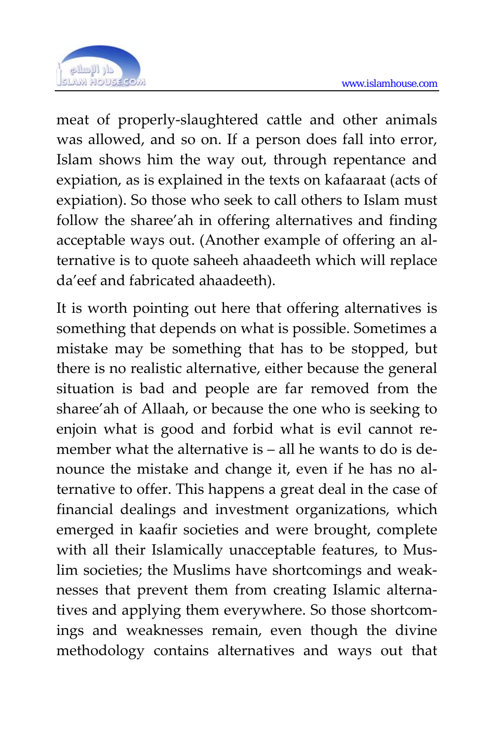meat of properly-slaughtered cattle and other animals was allowed, and so on. If a person does fall into error, Islam shows him the way out, through repentance and expiation, as is explained in the texts on kafaaraat (acts of expiation). So those who seek to call others to Islam must follow the sharee'ah in offering alternatives and finding acceptable ways out. (Another example of offering an alternative is to quote saheeh ahaadeeth which will replace da'eef and fabricated ahaadeeth).

It is worth pointing out here that offering alternatives is something that depends on what is possible. Sometimes a mistake may be something that has to be stopped, but there is no realistic alternative, either because the general situation is bad and people are far removed from the sharee'ah of Allaah, or because the one who is seeking to enjoin what is good and forbid what is evil cannot remember what the alternative is – all he wants to do is denounce the mistake and change it, even if he has no alternative to offer. This happens a great deal in the case of financial dealings and investment organizations, which emerged in kaafir societies and were brought, complete with all their Islamically unacceptable features, to Muslim societies; the Muslims have shortcomings and weaknesses that prevent them from creating Islamic alternatives and applying them everywhere. So those shortcomings and weaknesses remain, even though the divine methodology contains alternatives and ways out that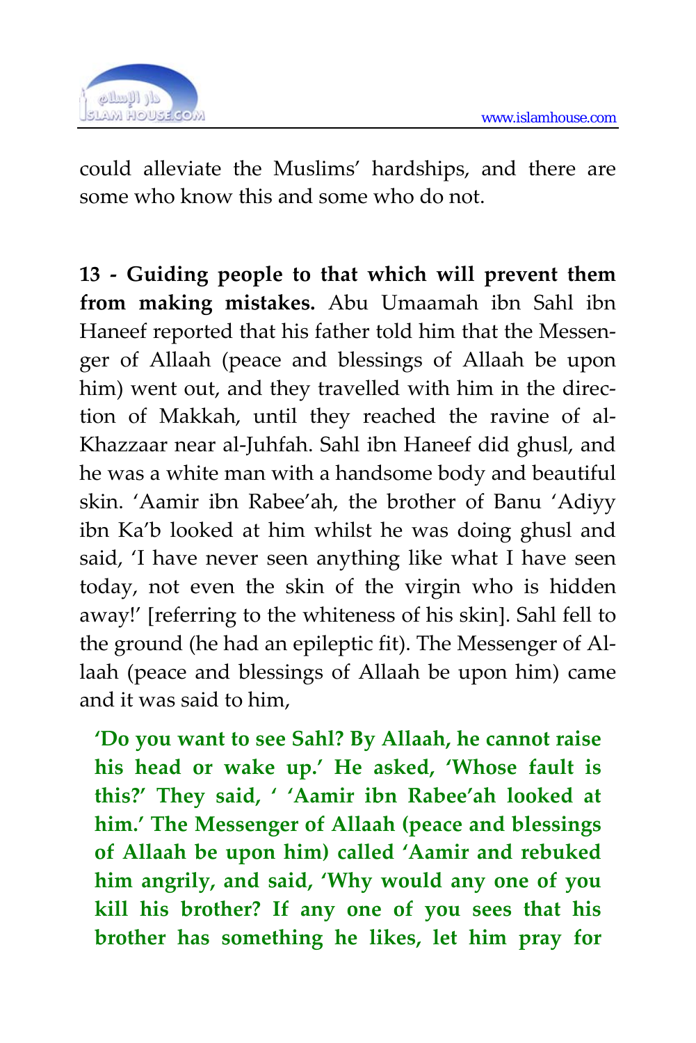could alleviate the Muslims' hardships, and there are some who know this and some who do not.

**13 - Guiding people to that which will prevent them from making mistakes.** Abu Umaamah ibn Sahl ibn Haneef reported that his father told him that the Messenger of Allaah (peace and blessings of Allaah be upon him) went out, and they travelled with him in the direction of Makkah, until they reached the ravine of al-Khazzaar near al-Juhfah. Sahl ibn Haneef did ghusl, and he was a white man with a handsome body and beautiful skin. 'Aamir ibn Rabee'ah, the brother of Banu 'Adiyy ibn Ka'b looked at him whilst he was doing ghusl and said, 'I have never seen anything like what I have seen today, not even the skin of the virgin who is hidden away!' [referring to the whiteness of his skin]. Sahl fell to the ground (he had an epileptic fit). The Messenger of Allaah (peace and blessings of Allaah be upon him) came and it was said to him,

> **'Do you want to see Sahl? By Allaah, he cannot raise his head or wake up.' He asked, 'Whose fault is this?' They said, ' 'Aamir ibn Rabee'ah looked at him.' The Messenger of Allaah (peace and blessings of Allaah be upon him) called 'Aamir and rebuked him angrily, and said, 'Why would any one of you kill his brother? If any one of you sees that his brother has something he likes, let him pray for**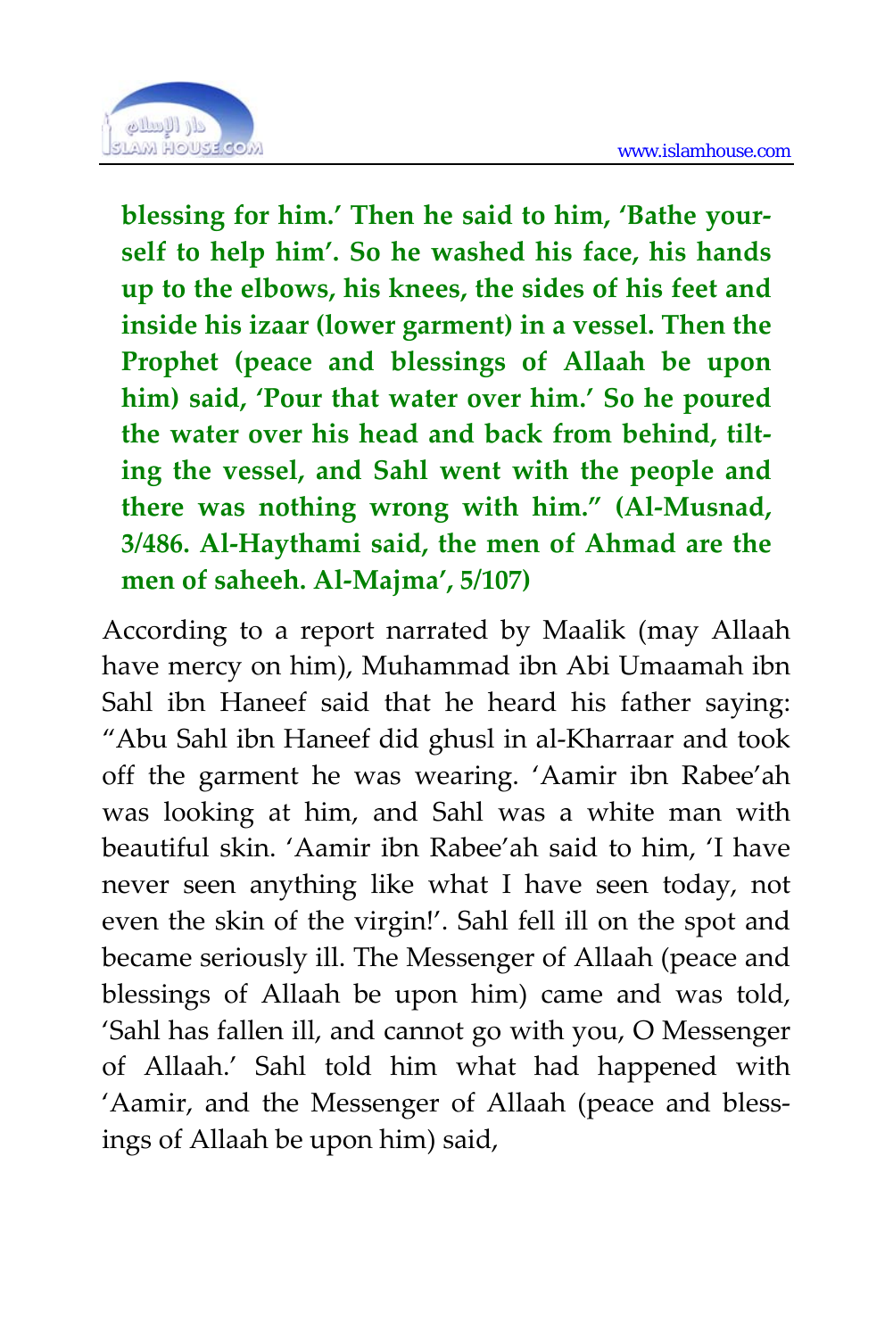**blessing for him.' Then he said to him, 'Bathe yourself to help him'. So he washed his face, his hands up to the elbows, his knees, the sides of his feet and inside his izaar (lower garment) in a vessel. Then the Prophet (peace and blessings of Allaah be upon him) said, 'Pour that water over him.' So he poured the water over his head and back from behind, tilting the vessel, and Sahl went with the people and there was nothing wrong with him." (Al-Musnad, 3/486. Al-Haythami said, the men of Ahmad are the men of saheeh. Al-Majma', 5/107)**

According to a report narrated by Maalik (may Allaah have mercy on him), Muhammad ibn Abi Umaamah ibn Sahl ibn Haneef said that he heard his father saying: "Abu Sahl ibn Haneef did ghusl in al-Kharraar and took off the garment he was wearing. 'Aamir ibn Rabee'ah was looking at him, and Sahl was a white man with beautiful skin. 'Aamir ibn Rabee'ah said to him, 'I have never seen anything like what I have seen today, not even the skin of the virgin!'. Sahl fell ill on the spot and became seriously ill. The Messenger of Allaah (peace and blessings of Allaah be upon him) came and was told, 'Sahl has fallen ill, and cannot go with you, O Messenger of Allaah.' Sahl told him what had happened with 'Aamir, and the Messenger of Allaah (peace and blessings of Allaah be upon him) said,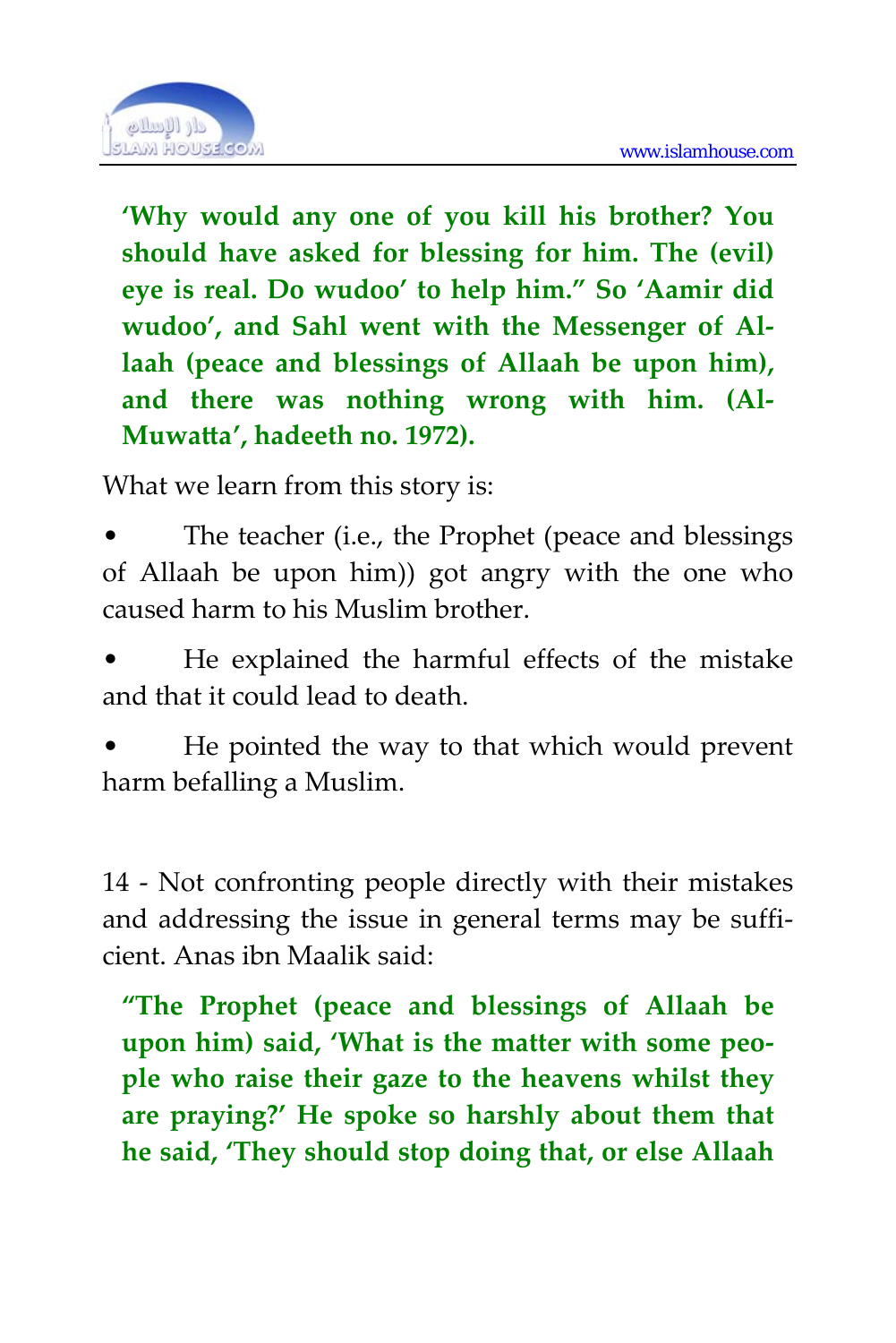**'Why would any one of you kill his brother? You should have asked for blessing for him. The (evil) eye is real. Do wudoo' to help him." So 'Aamir did wudoo', and Sahl went with the Messenger of Allaah (peace and blessings of Allaah be upon him), and there was nothing wrong with him. (Al-Muwatta', hadeeth no. 1972).**

What we learn from this story is:

- The teacher (i.e., the Prophet (peace and blessings of Allaah be upon him)) got angry with the one who caused harm to his Muslim brother.
- He explained the harmful effects of the mistake and that it could lead to death.
- He pointed the way to that which would prevent harm befalling a Muslim.

14 - Not confronting people directly with their mistakes and addressing the issue in general terms may be sufficient. Anas ibn Maalik said:

**"The Prophet (peace and blessings of Allaah be upon him) said, 'What is the matter with some people who raise their gaze to the heavens whilst they are praying?' He spoke so harshly about them that he said, 'They should stop doing that, or else Allaah**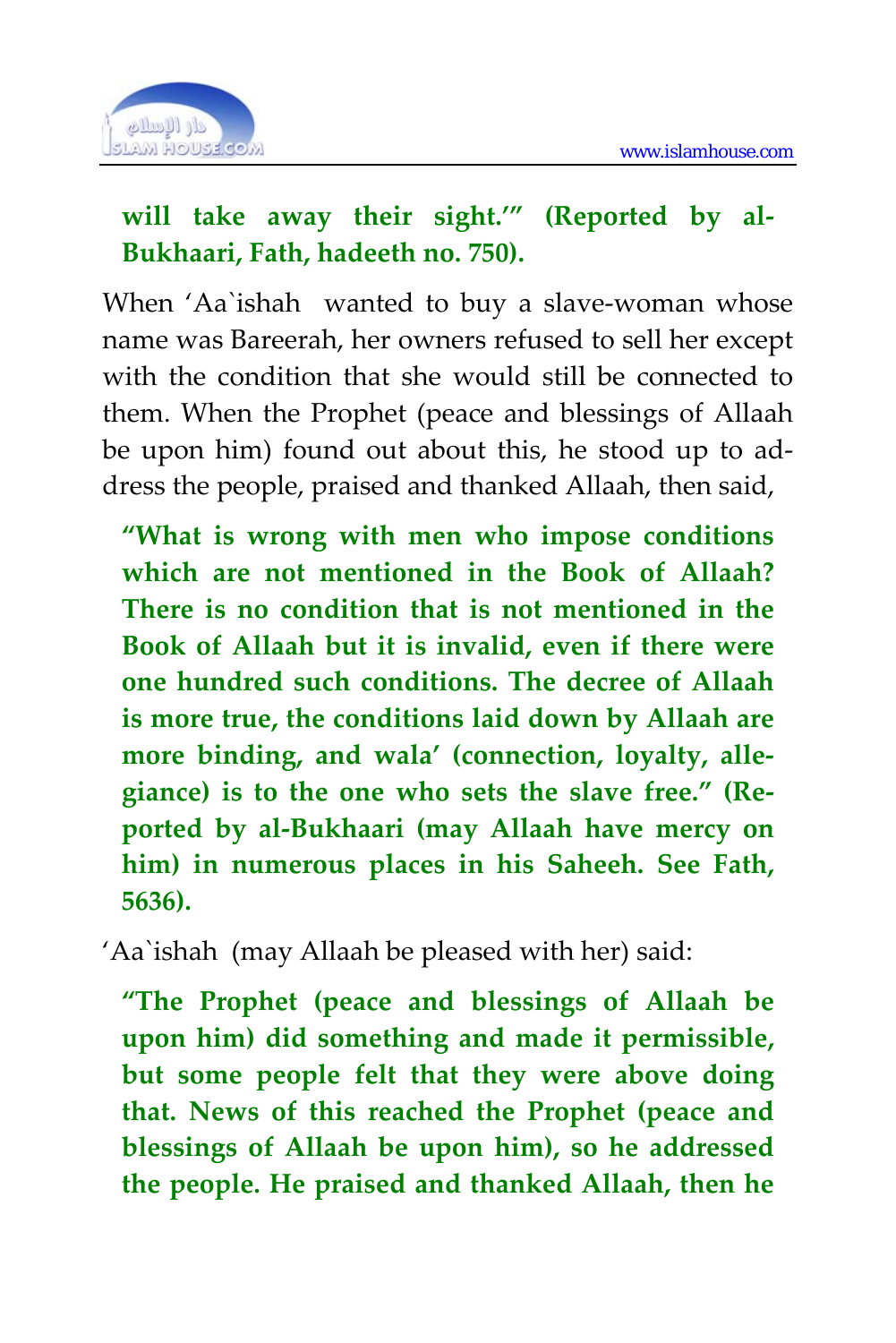**will take away their sight.'" (Reported by al-Bukhaari, Fath, hadeeth no. 750).**

When 'Aa`ishah  wanted to buy a slave-woman whose name was Bareerah, her owners refused to sell her except with the condition that she would still be connected to them. When the Prophet (peace and blessings of Allaah be upon him) found out about this, he stood up to address the people, praised and thanked Allaah, then said,

**"What is wrong with men who impose conditions which are not mentioned in the Book of Allaah? There is no condition that is not mentioned in the Book of Allaah but it is invalid, even if there were one hundred such conditions. The decree of Allaah is more true, the conditions laid down by Allaah are more binding, and wala' (connection, loyalty, allegiance) is to the one who sets the slave free." (Reported by al-Bukhaari (may Allaah have mercy on him) in numerous places in his Saheeh. See Fath, 5636).**

'Aa`ishah  (may Allaah be pleased with her) said:

**"The Prophet (peace and blessings of Allaah be upon him) did something and made it permissible, but some people felt that they were above doing that. News of this reached the Prophet (peace and blessings of Allaah be upon him), so he addressed the people. He praised and thanked Allaah, then he**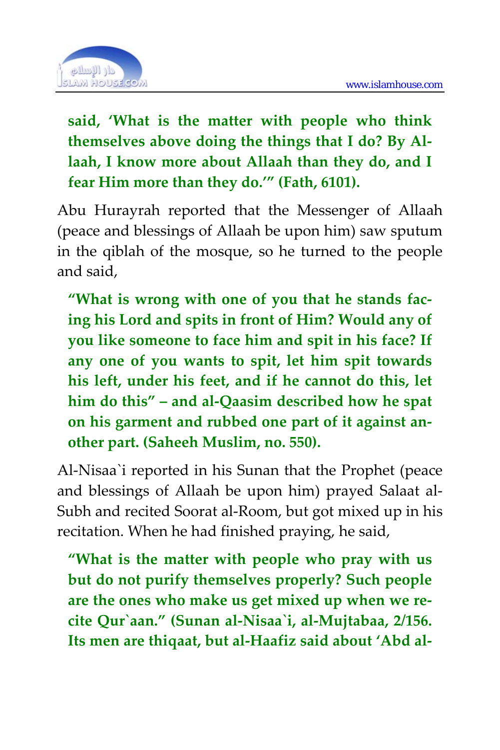**said, 'What is the matter with people who think themselves above doing the things that I do? By Allaah, I know more about Allaah than they do, and I fear Him more than they do.'" (Fath, 6101).**

Abu Hurayrah reported that the Messenger of Allaah (peace and blessings of Allaah be upon him) saw sputum in the qiblah of the mosque, so he turned to the people and said,

**"What is wrong with one of you that he stands facing his Lord and spits in front of Him? Would any of you like someone to face him and spit in his face? If any one of you wants to spit, let him spit towards his left, under his feet, and if he cannot do this, let him do this" – and al-Qaasim described how he spat on his garment and rubbed one part of it against another part. (Saheeh Muslim, no. 550).**

Al-Nisaa`i reported in his Sunan that the Prophet (peace and blessings of Allaah be upon him) prayed Salaat al-Subh and recited Soorat al-Room, but got mixed up in his recitation. When he had finished praying, he said,

**"What is the matter with people who pray with us but do not purify themselves properly? Such people are the ones who make us get mixed up when we recite Qur`aan." (Sunan al-Nisaa`i, al-Mujtabaa, 2/156. Its men are thiqaat, but al-Haafiz said about 'Abd al-**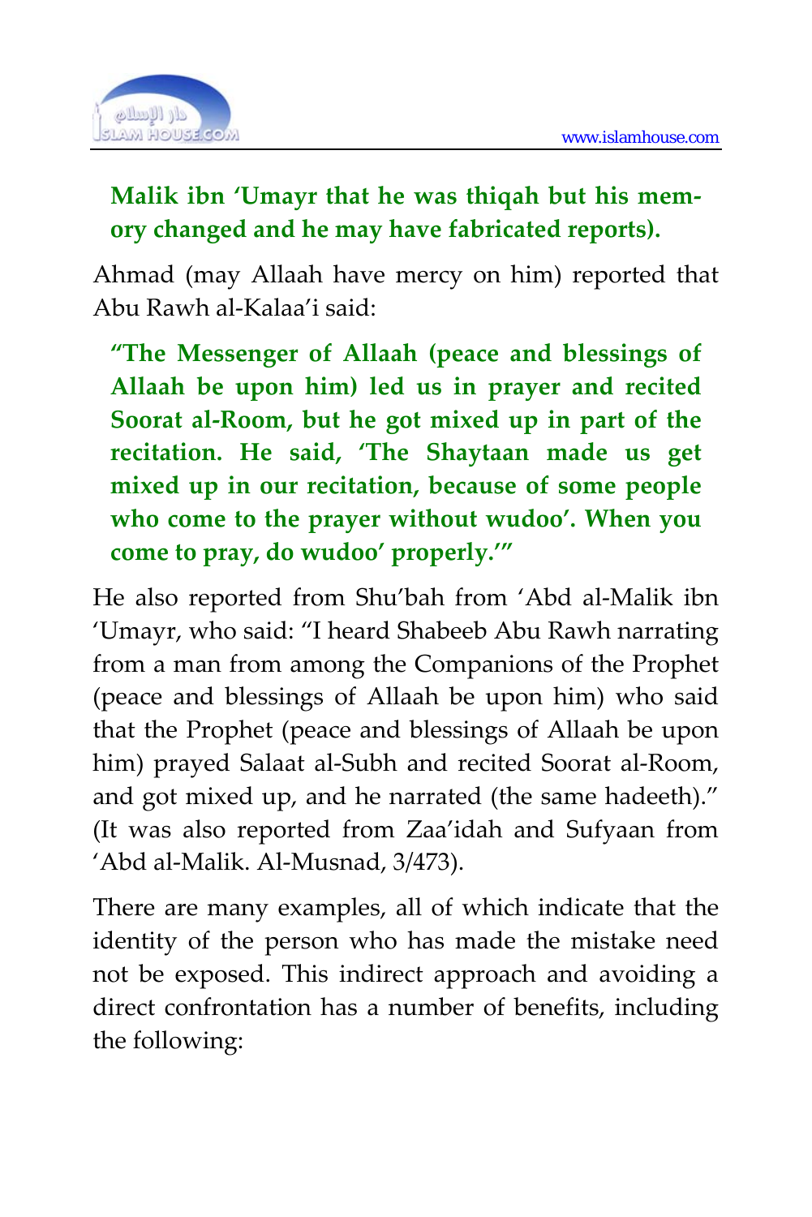**Malik ibn 'Umayr that he was thiqah but his memory changed and he may have fabricated reports).**

Ahmad (may Allaah have mercy on him) reported that Abu Rawh al-Kalaa'i said:

**"The Messenger of Allaah (peace and blessings of Allaah be upon him) led us in prayer and recited Soorat al-Room, but he got mixed up in part of the recitation. He said, 'The Shaytaan made us get mixed up in our recitation, because of some people who come to the prayer without wudoo'. When you come to pray, do wudoo' properly.'"**

He also reported from Shu'bah from 'Abd al-Malik ibn 'Umayr, who said: "I heard Shabeeb Abu Rawh narrating from a man from among the Companions of the Prophet (peace and blessings of Allaah be upon him) who said that the Prophet (peace and blessings of Allaah be upon him) prayed Salaat al-Subh and recited Soorat al-Room, and got mixed up, and he narrated (the same hadeeth)." (It was also reported from Zaa'idah and Sufyaan from 'Abd al-Malik. Al-Musnad, 3/473).

There are many examples, all of which indicate that the identity of the person who has made the mistake need not be exposed. This indirect approach and avoiding a direct confrontation has a number of benefits, including the following: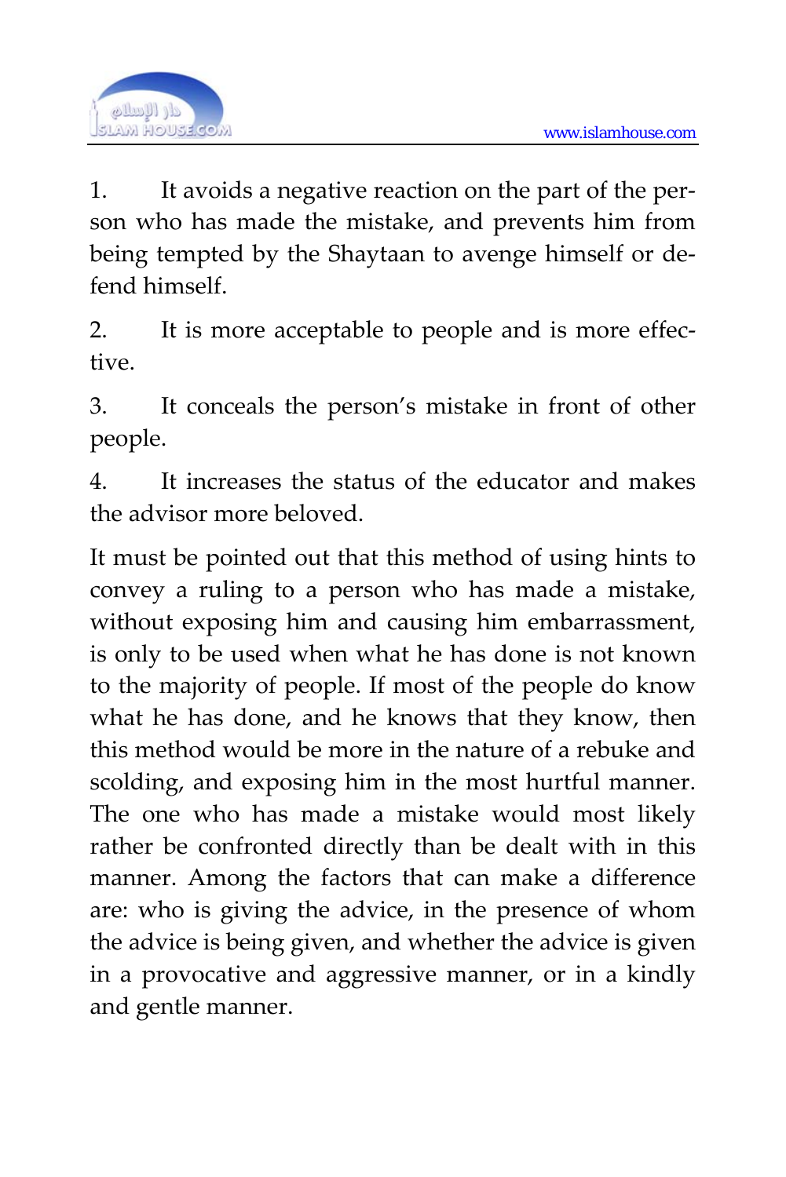1. It avoids a negative reaction on the part of the person who has made the mistake, and prevents him from being tempted by the Shaytaan to avenge himself or defend himself.

2. It is more acceptable to people and is more effective.

3. It conceals the person's mistake in front of other people.

4. It increases the status of the educator and makes the advisor more beloved.

It must be pointed out that this method of using hints to convey a ruling to a person who has made a mistake, without exposing him and causing him embarrassment, is only to be used when what he has done is not known to the majority of people. If most of the people do know what he has done, and he knows that they know, then this method would be more in the nature of a rebuke and scolding, and exposing him in the most hurtful manner. The one who has made a mistake would most likely rather be confronted directly than be dealt with in this manner. Among the factors that can make a difference are: who is giving the advice, in the presence of whom the advice is being given, and whether the advice is given in a provocative and aggressive manner, or in a kindly and gentle manner.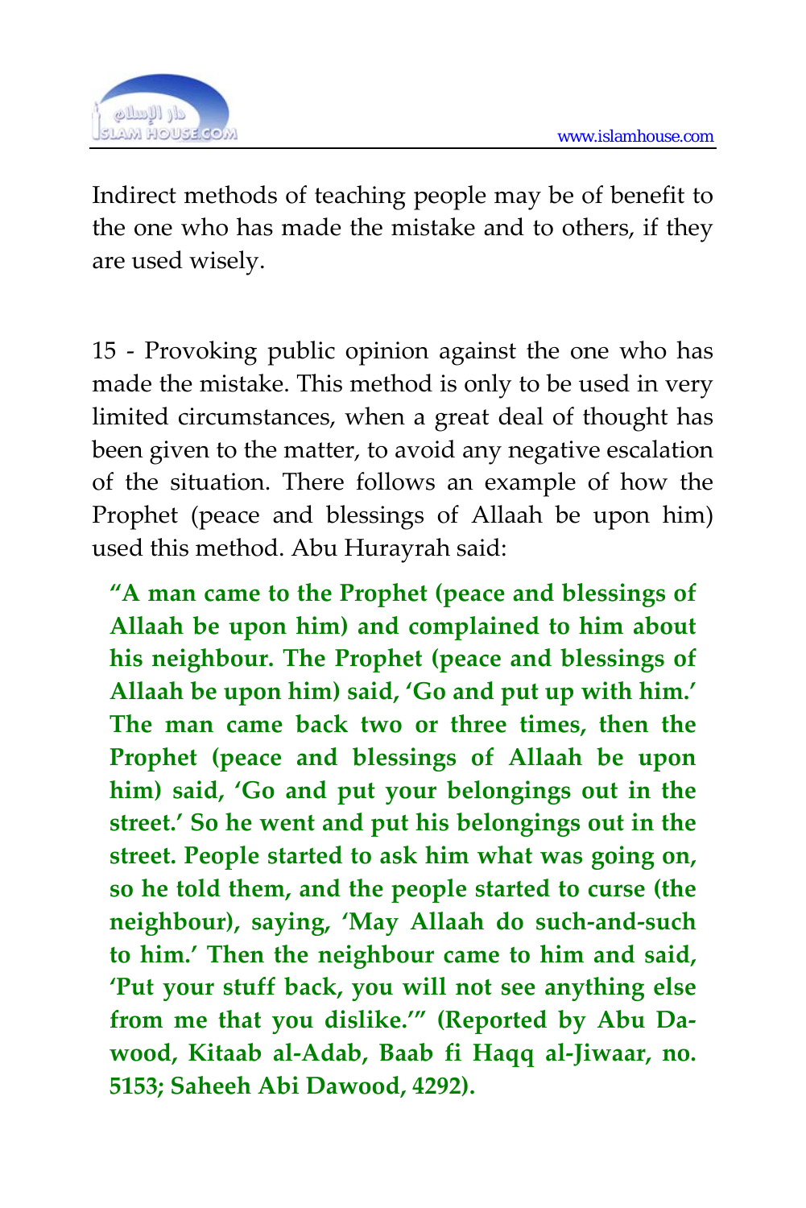Indirect methods of teaching people may be of benefit to the one who has made the mistake and to others, if they are used wisely.

15 - Provoking public opinion against the one who has made the mistake. This method is only to be used in very limited circumstances, when a great deal of thought has been given to the matter, to avoid any negative escalation of the situation. There follows an example of how the Prophet (peace and blessings of Allaah be upon him) used this method. Abu Hurayrah said:

> **"A man came to the Prophet (peace and blessings of Allaah be upon him) and complained to him about his neighbour. The Prophet (peace and blessings of Allaah be upon him) said, 'Go and put up with him.' The man came back two or three times, then the Prophet (peace and blessings of Allaah be upon him) said, 'Go and put your belongings out in the street.' So he went and put his belongings out in the street. People started to ask him what was going on, so he told them, and the people started to curse (the neighbour), saying, 'May Allaah do such-and-such to him.' Then the neighbour came to him and said, 'Put your stuff back, you will not see anything else from me that you dislike.'" (Reported by Abu Dawood, Kitaab al-Adab, Baab fi Haqq al-Jiwaar, no. 5153; Saheeh Abi Dawood, 4292).**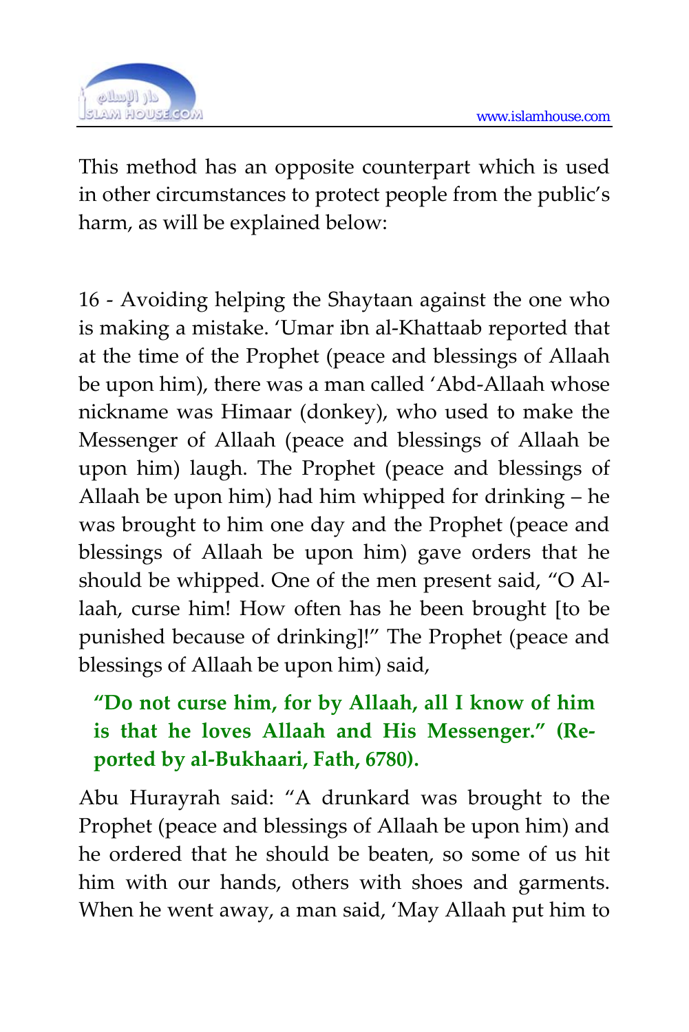This method has an opposite counterpart which is used in other circumstances to protect people from the public's harm, as will be explained below:

16 - Avoiding helping the Shaytaan against the one who is making a mistake. 'Umar ibn al-Khattaab reported that at the time of the Prophet (peace and blessings of Allaah be upon him), there was a man called 'Abd-Allaah whose nickname was Himaar (donkey), who used to make the Messenger of Allaah (peace and blessings of Allaah be upon him) laugh. The Prophet (peace and blessings of Allaah be upon him) had him whipped for drinking – he was brought to him one day and the Prophet (peace and blessings of Allaah be upon him) gave orders that he should be whipped. One of the men present said, "O Allaah, curse him! How often has he been brought [to be punished because of drinking]!" The Prophet (peace and blessings of Allaah be upon him) said,

> **"Do not curse him, for by Allaah, all I know of him is that he loves Allaah and His Messenger." (Reported by al-Bukhaari, Fath, 6780).**

Abu Hurayrah said: "A drunkard was brought to the Prophet (peace and blessings of Allaah be upon him) and he ordered that he should be beaten, so some of us hit him with our hands, others with shoes and garments. When he went away, a man said, 'May Allaah put him to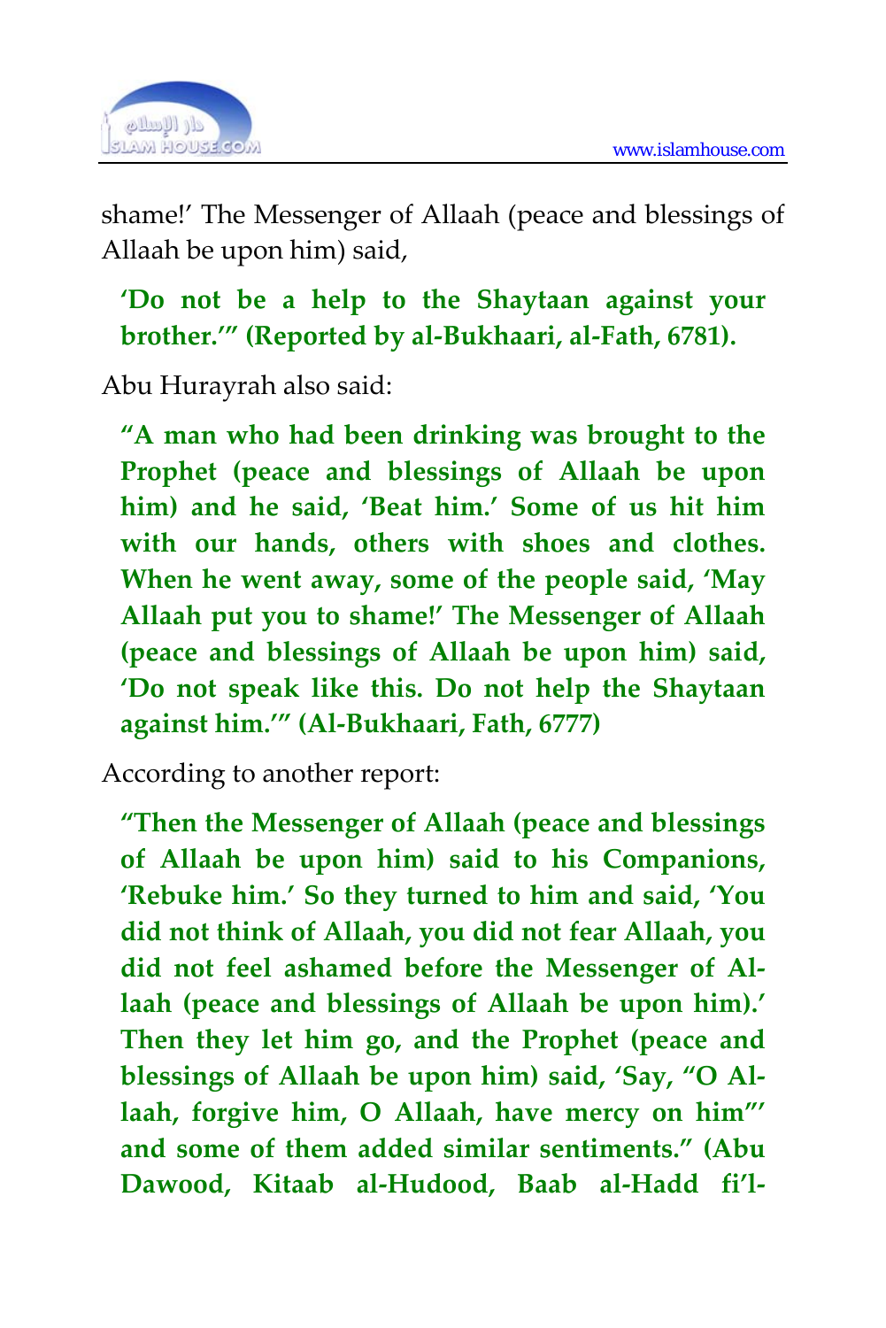shame!' The Messenger of Allaah (peace and blessings of Allaah be upon him) said,

> **'Do not be a help to the Shaytaan against your brother.'" (Reported by al-Bukhaari, al-Fath, 6781).**

Abu Hurayrah also said:

> **"A man who had been drinking was brought to the Prophet (peace and blessings of Allaah be upon him) and he said, 'Beat him.' Some of us hit him with our hands, others with shoes and clothes. When he went away, some of the people said, 'May Allaah put you to shame!' The Messenger of Allaah (peace and blessings of Allaah be upon him) said, 'Do not speak like this. Do not help the Shaytaan against him.'" (Al-Bukhaari, Fath, 6777)**

According to another report:

> **"Then the Messenger of Allaah (peace and blessings of Allaah be upon him) said to his Companions, 'Rebuke him.' So they turned to him and said, 'You did not think of Allaah, you did not fear Allaah, you did not feel ashamed before the Messenger of Allaah (peace and blessings of Allaah be upon him).' Then they let him go, and the Prophet (peace and blessings of Allaah be upon him) said, 'Say, "O Allaah, forgive him, O Allaah, have mercy on him"' and some of them added similar sentiments." (Abu Dawood, Kitaab al-Hudood, Baab al-Hadd fi'l-**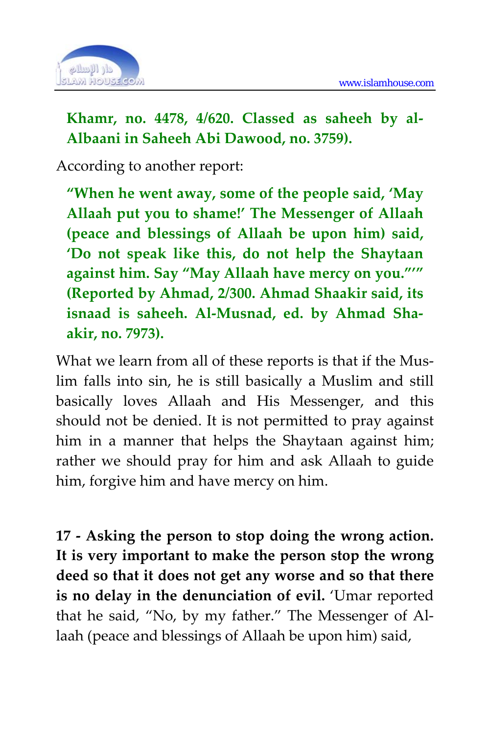**Khamr, no. 4478, 4/620. Classed as saheeh by al-Albaani in Saheeh Abi Dawood, no. 3759).**

According to another report:

> **"When he went away, some of the people said, 'May Allaah put you to shame!' The Messenger of Allaah (peace and blessings of Allaah be upon him) said, 'Do not speak like this, do not help the Shaytaan against him. Say "May Allaah have mercy on you."'" (Reported by Ahmad, 2/300. Ahmad Shaakir said, its isnaad is saheeh. Al-Musnad, ed. by Ahmad Shaakir, no. 7973).**

What we learn from all of these reports is that if the Muslim falls into sin, he is still basically a Muslim and still basically loves Allaah and His Messenger, and this should not be denied. It is not permitted to pray against him in a manner that helps the Shaytaan against him; rather we should pray for him and ask Allaah to guide him, forgive him and have mercy on him.

**17 - Asking the person to stop doing the wrong action. It is very important to make the person stop the wrong deed so that it does not get any worse and so that there is no delay in the denunciation of evil.** 'Umar reported that he said, "No, by my father." The Messenger of Allaah (peace and blessings of Allaah be upon him) said,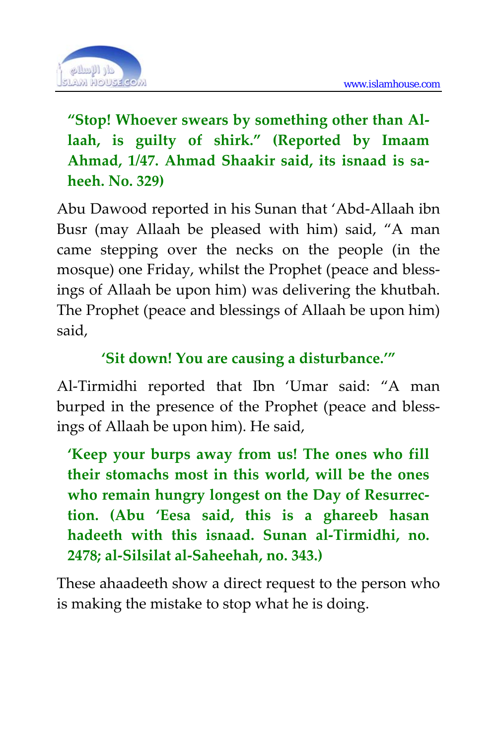**"Stop! Whoever swears by something other than Allaah, is guilty of shirk." (Reported by Imaam Ahmad, 1/47. Ahmad Shaakir said, its isnaad is saheeh. No. 329)**

Abu Dawood reported in his Sunan that 'Abd-Allaah ibn Busr (may Allaah be pleased with him) said, "A man came stepping over the necks on the people (in the mosque) one Friday, whilst the Prophet (peace and blessings of Allaah be upon him) was delivering the khutbah. The Prophet (peace and blessings of Allaah be upon him) said,

**'Sit down! You are causing a disturbance.'"**

Al-Tirmidhi reported that Ibn 'Umar said: "A man burped in the presence of the Prophet (peace and blessings of Allaah be upon him). He said,

**'Keep your burps away from us! The ones who fill their stomachs most in this world, will be the ones who remain hungry longest on the Day of Resurrection. (Abu 'Eesa said, this is a ghareeb hasan hadeeth with this isnaad. Sunan al-Tirmidhi, no. 2478; al-Silsilat al-Saheehah, no. 343.)**

These ahaadeeth show a direct request to the person who is making the mistake to stop what he is doing.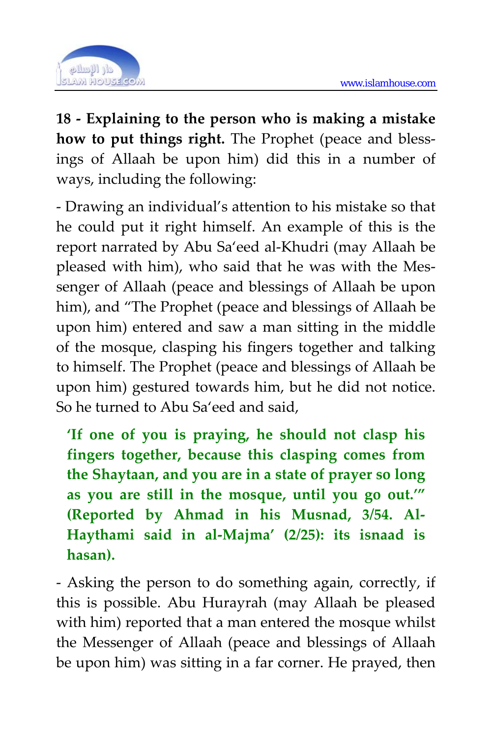**18 - Explaining to the person who is making a mistake how to put things right.** The Prophet (peace and blessings of Allaah be upon him) did this in a number of ways, including the following:

- Drawing an individual's attention to his mistake so that he could put it right himself. An example of this is the report narrated by Abu Sa'eed al-Khudri (may Allaah be pleased with him), who said that he was with the Messenger of Allaah (peace and blessings of Allaah be upon him), and "The Prophet (peace and blessings of Allaah be upon him) entered and saw a man sitting in the middle of the mosque, clasping his fingers together and talking to himself. The Prophet (peace and blessings of Allaah be upon him) gestured towards him, but he did not notice. So he turned to Abu Sa'eed and said,

> **'If one of you is praying, he should not clasp his fingers together, because this clasping comes from the Shaytaan, and you are in a state of prayer so long as you are still in the mosque, until you go out.'" (Reported by Ahmad in his Musnad, 3/54. Al-Haythami said in al-Majma' (2/25): its isnaad is hasan).**

- Asking the person to do something again, correctly, if this is possible. Abu Hurayrah (may Allaah be pleased with him) reported that a man entered the mosque whilst the Messenger of Allaah (peace and blessings of Allaah be upon him) was sitting in a far corner. He prayed, then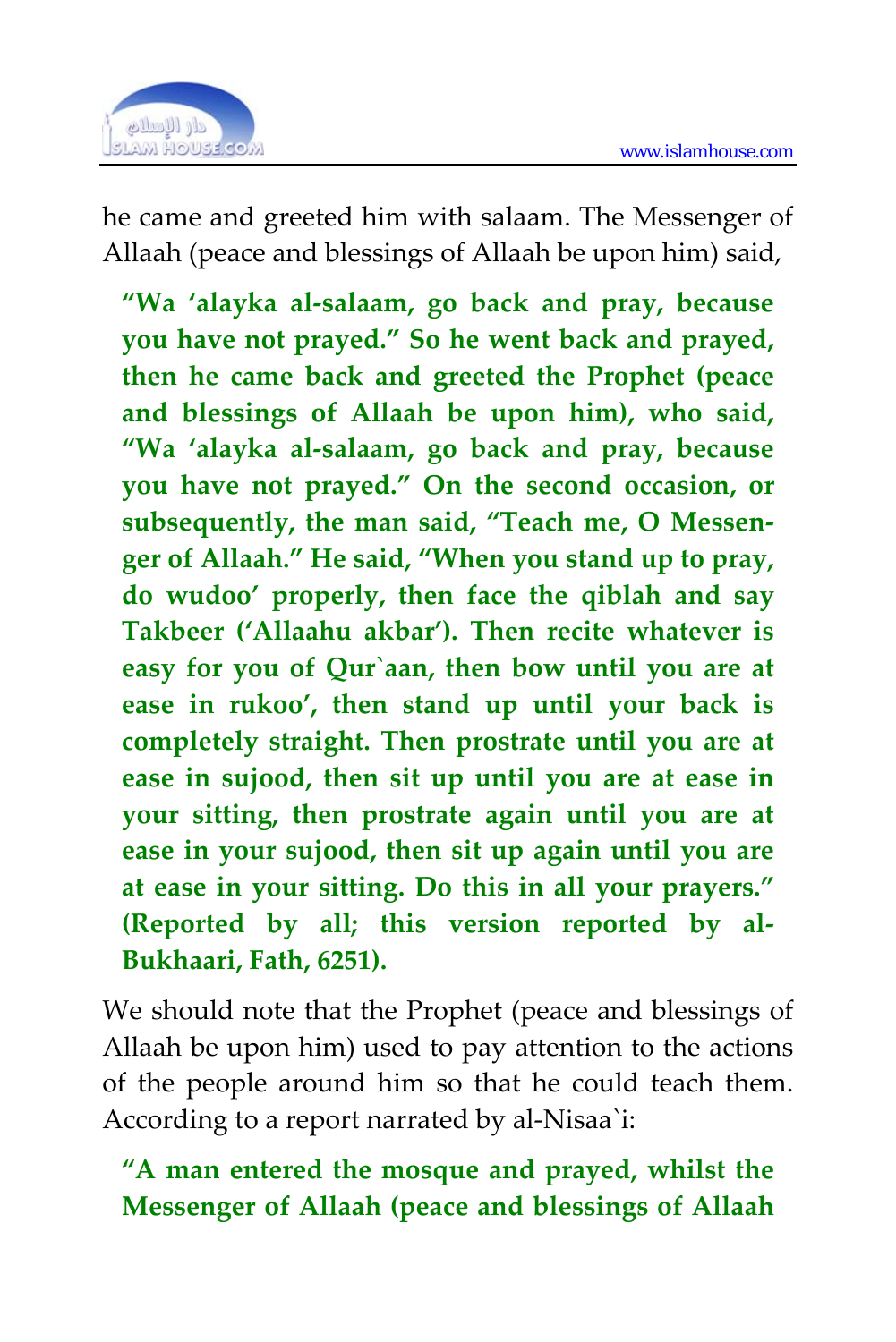he came and greeted him with salaam. The Messenger of Allaah (peace and blessings of Allaah be upon him) said,

> **"Wa 'alayka al-salaam, go back and pray, because you have not prayed." So he went back and prayed, then he came back and greeted the Prophet (peace and blessings of Allaah be upon him), who said, "Wa 'alayka al-salaam, go back and pray, because you have not prayed." On the second occasion, or subsequently, the man said, "Teach me, O Messenger of Allaah." He said, "When you stand up to pray, do wudoo' properly, then face the qiblah and say Takbeer ('Allaahu akbar'). Then recite whatever is easy for you of Qur`aan, then bow until you are at ease in rukoo', then stand up until your back is completely straight. Then prostrate until you are at ease in sujood, then sit up until you are at ease in your sitting, then prostrate again until you are at ease in your sujood, then sit up again until you are at ease in your sitting. Do this in all your prayers." (Reported by all; this version reported by al-Bukhaari, Fath, 6251).**

We should note that the Prophet (peace and blessings of Allaah be upon him) used to pay attention to the actions of the people around him so that he could teach them. According to a report narrated by al-Nisaa`i:

> **"A man entered the mosque and prayed, whilst the Messenger of Allaah (peace and blessings of Allaah**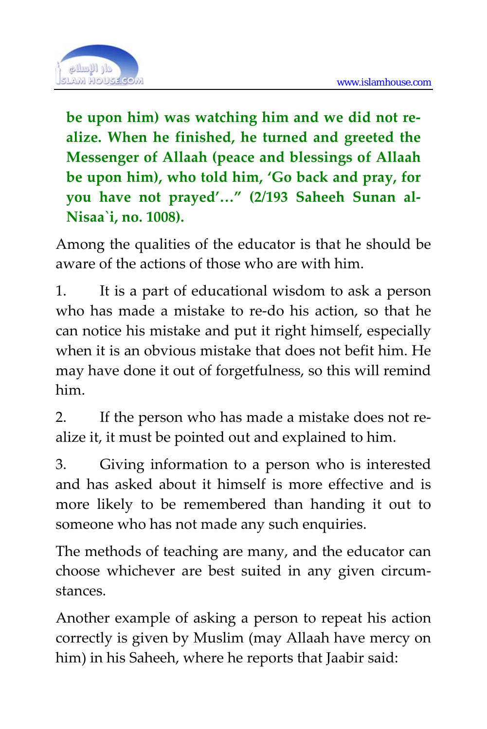**be upon him) was watching him and we did not realize. When he finished, he turned and greeted the Messenger of Allaah (peace and blessings of Allaah be upon him), who told him, 'Go back and pray, for you have not prayed'…" (2/193 Saheeh Sunan al-Nisaa`i, no. 1008).**

Among the qualities of the educator is that he should be aware of the actions of those who are with him.

1. It is a part of educational wisdom to ask a person who has made a mistake to re-do his action, so that he can notice his mistake and put it right himself, especially when it is an obvious mistake that does not befit him. He may have done it out of forgetfulness, so this will remind him.

2. If the person who has made a mistake does not realize it, it must be pointed out and explained to him.

3. Giving information to a person who is interested and has asked about it himself is more effective and is more likely to be remembered than handing it out to someone who has not made any such enquiries.

The methods of teaching are many, and the educator can choose whichever are best suited in any given circumstances.

Another example of asking a person to repeat his action correctly is given by Muslim (may Allaah have mercy on him) in his Saheeh, where he reports that Jaabir said: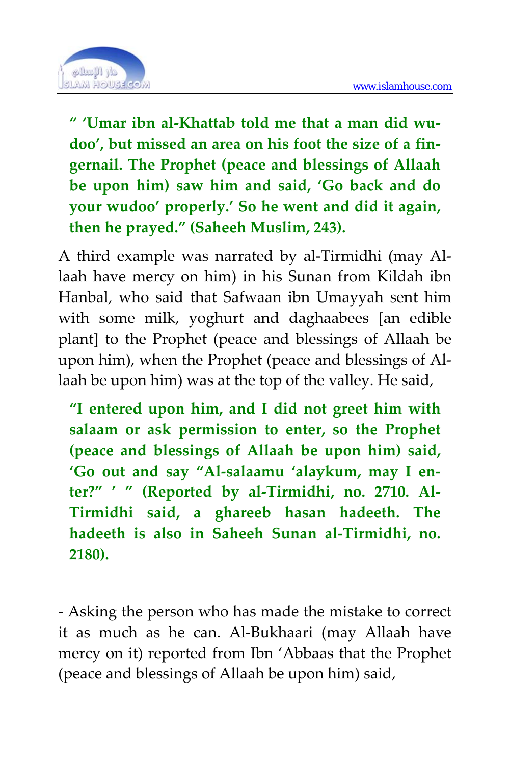**" 'Umar ibn al-Khattab told me that a man did wudoo', but missed an area on his foot the size of a fingernail. The Prophet (peace and blessings of Allaah be upon him) saw him and said, 'Go back and do your wudoo' properly.' So he went and did it again, then he prayed." (Saheeh Muslim, 243).**

A third example was narrated by al-Tirmidhi (may Allaah have mercy on him) in his Sunan from Kildah ibn Hanbal, who said that Safwaan ibn Umayyah sent him with some milk, yoghurt and daghaabees [an edible plant] to the Prophet (peace and blessings of Allaah be upon him), when the Prophet (peace and blessings of Allaah be upon him) was at the top of the valley. He said,

**"I entered upon him, and I did not greet him with salaam or ask permission to enter, so the Prophet (peace and blessings of Allaah be upon him) said, 'Go out and say "Al-salaamu 'alaykum, may I enter?" ' " (Reported by al-Tirmidhi, no. 2710. Al-Tirmidhi said, a ghareeb hasan hadeeth. The hadeeth is also in Saheeh Sunan al-Tirmidhi, no. 2180).**

- Asking the person who has made the mistake to correct it as much as he can. Al-Bukhaari (may Allaah have mercy on it) reported from Ibn 'Abbaas that the Prophet (peace and blessings of Allaah be upon him) said,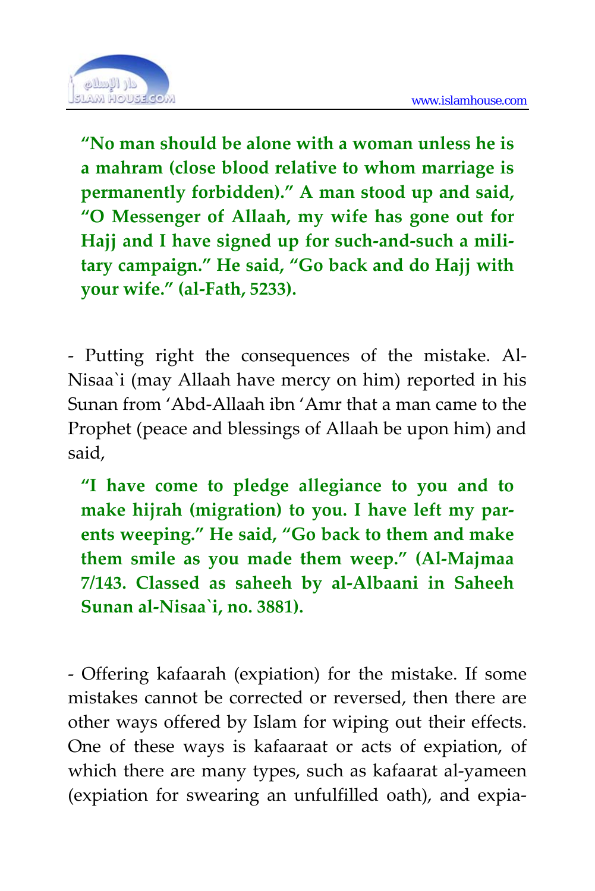**"No man should be alone with a woman unless he is a mahram (close blood relative to whom marriage is permanently forbidden)." A man stood up and said, "O Messenger of Allaah, my wife has gone out for Hajj and I have signed up for such-and-such a military campaign." He said, "Go back and do Hajj with your wife." (al-Fath, 5233).**

- Putting right the consequences of the mistake. Al-Nisaa`i (may Allaah have mercy on him) reported in his Sunan from 'Abd-Allaah ibn 'Amr that a man came to the Prophet (peace and blessings of Allaah be upon him) and said,

**"I have come to pledge allegiance to you and to make hijrah (migration) to you. I have left my parents weeping." He said, "Go back to them and make them smile as you made them weep." (Al-Majmaa 7/143. Classed as saheeh by al-Albaani in Saheeh Sunan al-Nisaa`i, no. 3881).**

- Offering kafaarah (expiation) for the mistake. If some mistakes cannot be corrected or reversed, then there are other ways offered by Islam for wiping out their effects. One of these ways is kafaaraat or acts of expiation, of which there are many types, such as kafaarat al-yameen (expiation for swearing an unfulfilled oath), and expia-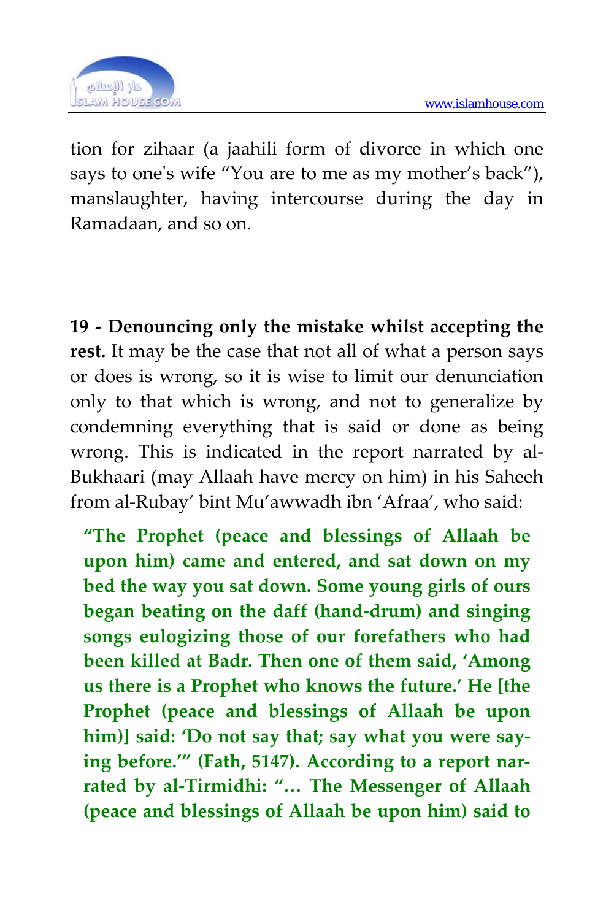tion for zihaar (a jaahili form of divorce in which one says to one's wife "You are to me as my mother's back"), manslaughter, having intercourse during the day in Ramadaan, and so on.

**19 - Denouncing only the mistake whilst accepting the rest.** It may be the case that not all of what a person says or does is wrong, so it is wise to limit our denunciation only to that which is wrong, and not to generalize by condemning everything that is said or done as being wrong. This is indicated in the report narrated by al-Bukhaari (may Allaah have mercy on him) in his Saheeh from al-Rubay' bint Mu'awwadh ibn 'Afraa', who said:

> **"The Prophet (peace and blessings of Allaah be upon him) came and entered, and sat down on my bed the way you sat down. Some young girls of ours began beating on the daff (hand-drum) and singing songs eulogizing those of our forefathers who had been killed at Badr. Then one of them said, 'Among us there is a Prophet who knows the future.' He [the Prophet (peace and blessings of Allaah be upon him)] said: 'Do not say that; say what you were saying before.'" (Fath, 5147). According to a report narrated by al-Tirmidhi: "… The Messenger of Allaah (peace and blessings of Allaah be upon him) said to**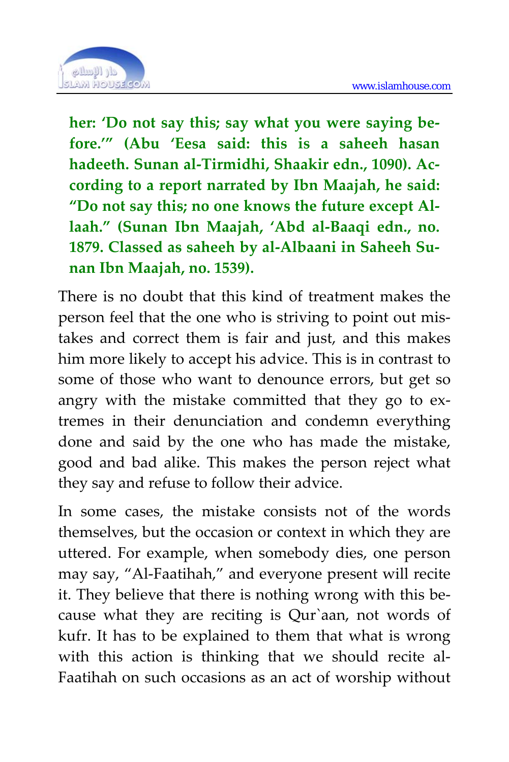**her: 'Do not say this; say what you were saying before.'" (Abu 'Eesa said: this is a saheeh hasan hadeeth. Sunan al-Tirmidhi, Shaakir edn., 1090). According to a report narrated by Ibn Maajah, he said: "Do not say this; no one knows the future except Allaah." (Sunan Ibn Maajah, 'Abd al-Baaqi edn., no. 1879. Classed as saheeh by al-Albaani in Saheeh Sunan Ibn Maajah, no. 1539).**

There is no doubt that this kind of treatment makes the person feel that the one who is striving to point out mistakes and correct them is fair and just, and this makes him more likely to accept his advice. This is in contrast to some of those who want to denounce errors, but get so angry with the mistake committed that they go to extremes in their denunciation and condemn everything done and said by the one who has made the mistake, good and bad alike. This makes the person reject what they say and refuse to follow their advice.

In some cases, the mistake consists not of the words themselves, but the occasion or context in which they are uttered. For example, when somebody dies, one person may say, "Al-Faatihah," and everyone present will recite it. They believe that there is nothing wrong with this because what they are reciting is Qur`aan, not words of kufr. It has to be explained to them that what is wrong with this action is thinking that we should recite al-Faatihah on such occasions as an act of worship without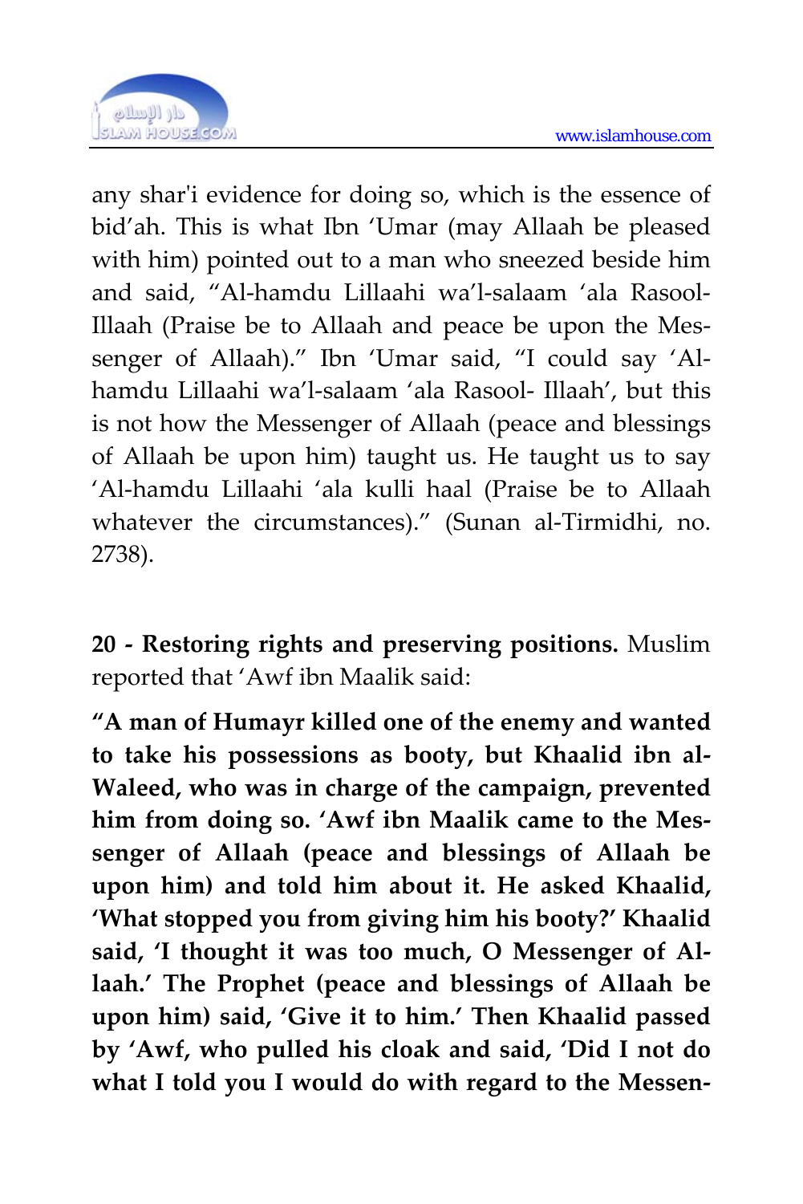any shar'i evidence for doing so, which is the essence of bid'ah. This is what Ibn 'Umar (may Allaah be pleased with him) pointed out to a man who sneezed beside him and said, "Al-hamdu Lillaahi wa'l-salaam 'ala Rasool-Illaah (Praise be to Allaah and peace be upon the Messenger of Allaah)." Ibn 'Umar said, "I could say 'Al-hamdu Lillaahi wa'l-salaam 'ala Rasool- Illaah', but this is not how the Messenger of Allaah (peace and blessings of Allaah be upon him) taught us. He taught us to say 'Al-hamdu Lillaahi 'ala kulli haal (Praise be to Allaah whatever the circumstances)." (Sunan al-Tirmidhi, no. 2738).

**20 - Restoring rights and preserving positions.** Muslim reported that 'Awf ibn Maalik said:

**"A man of Humayr killed one of the enemy and wanted to take his possessions as booty, but Khaalid ibn al-Waleed, who was in charge of the campaign, prevented him from doing so. 'Awf ibn Maalik came to the Messenger of Allaah (peace and blessings of Allaah be upon him) and told him about it. He asked Khaalid, 'What stopped you from giving him his booty?' Khaalid said, 'I thought it was too much, O Messenger of Allaah.' The Prophet (peace and blessings of Allaah be upon him) said, 'Give it to him.' Then Khaalid passed by 'Awf, who pulled his cloak and said, 'Did I not do what I told you I would do with regard to the Messen-**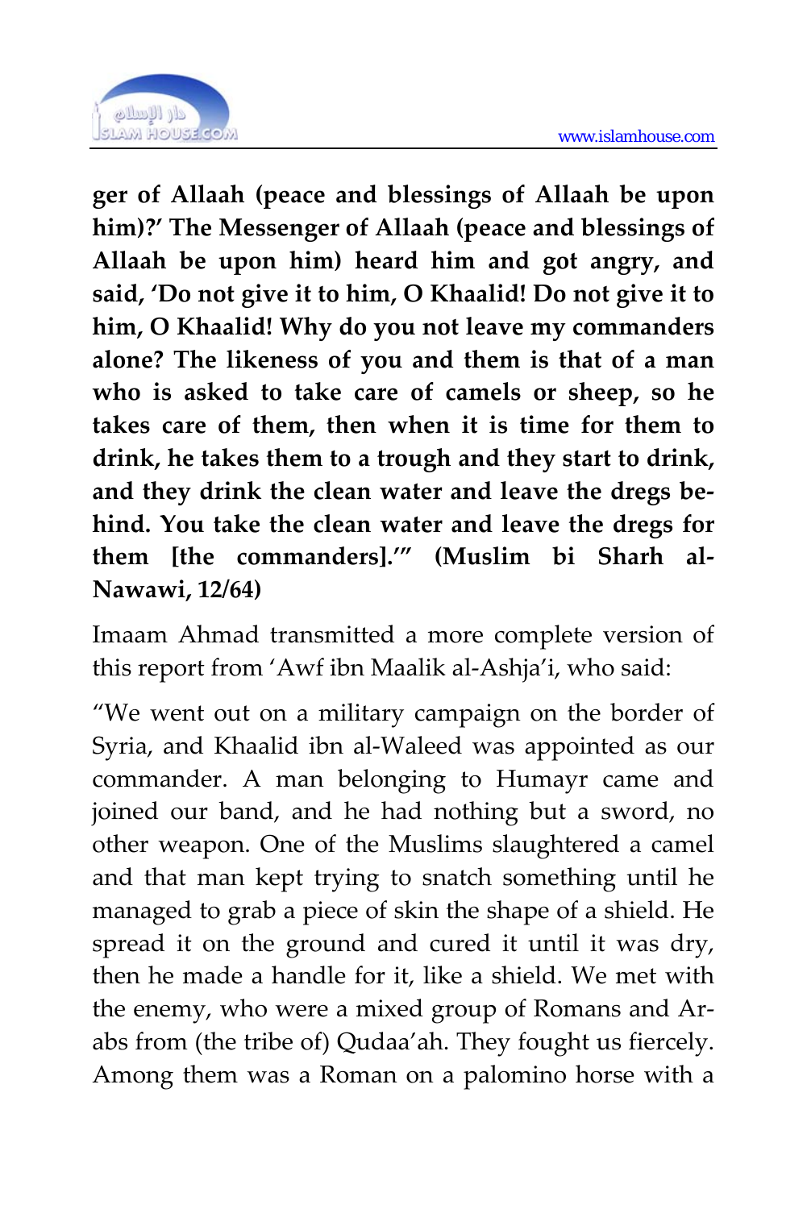**ger of Allaah (peace and blessings of Allaah be upon him)?' The Messenger of Allaah (peace and blessings of Allaah be upon him) heard him and got angry, and said, 'Do not give it to him, O Khaalid! Do not give it to him, O Khaalid! Why do you not leave my commanders alone? The likeness of you and them is that of a man who is asked to take care of camels or sheep, so he takes care of them, then when it is time for them to drink, he takes them to a trough and they start to drink, and they drink the clean water and leave the dregs behind. You take the clean water and leave the dregs for them [the commanders].'" (Muslim bi Sharh al-Nawawi, 12/64)**

Imaam Ahmad transmitted a more complete version of this report from 'Awf ibn Maalik al-Ashja'i, who said:

"We went out on a military campaign on the border of Syria, and Khaalid ibn al-Waleed was appointed as our commander. A man belonging to Humayr came and joined our band, and he had nothing but a sword, no other weapon. One of the Muslims slaughtered a camel and that man kept trying to snatch something until he managed to grab a piece of skin the shape of a shield. He spread it on the ground and cured it until it was dry, then he made a handle for it, like a shield. We met with the enemy, who were a mixed group of Romans and Arabs from (the tribe of) Qudaa'ah. They fought us fiercely. Among them was a Roman on a palomino horse with a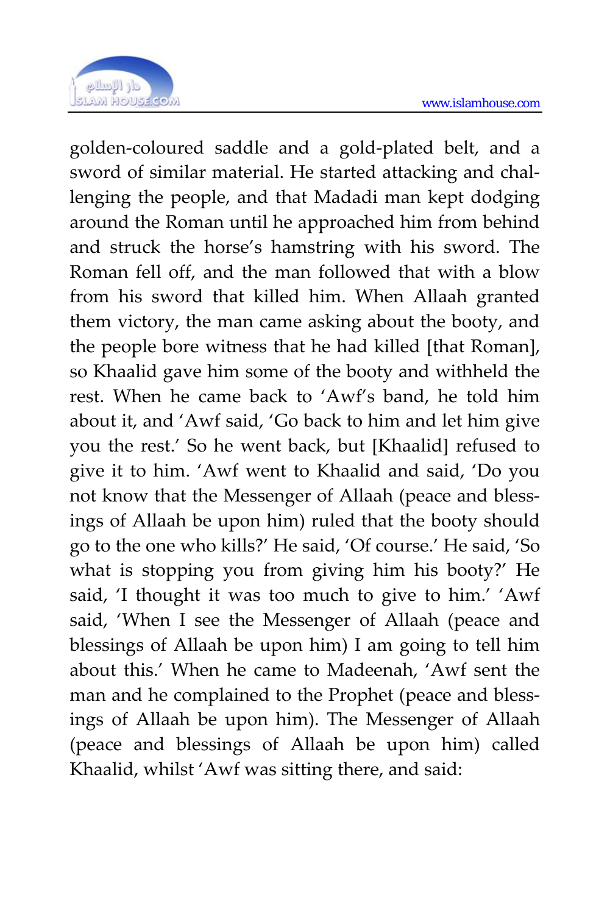golden-coloured saddle and a gold-plated belt, and a sword of similar material. He started attacking and challenging the people, and that Madadi man kept dodging around the Roman until he approached him from behind and struck the horse's hamstring with his sword. The Roman fell off, and the man followed that with a blow from his sword that killed him. When Allaah granted them victory, the man came asking about the booty, and the people bore witness that he had killed [that Roman], so Khaalid gave him some of the booty and withheld the rest. When he came back to 'Awf's band, he told him about it, and 'Awf said, 'Go back to him and let him give you the rest.' So he went back, but [Khaalid] refused to give it to him. 'Awf went to Khaalid and said, 'Do you not know that the Messenger of Allaah (peace and blessings of Allaah be upon him) ruled that the booty should go to the one who kills?' He said, 'Of course.' He said, 'So what is stopping you from giving him his booty?' He said, 'I thought it was too much to give to him.' 'Awf said, 'When I see the Messenger of Allaah (peace and blessings of Allaah be upon him) I am going to tell him about this.' When he came to Madeenah, 'Awf sent the man and he complained to the Prophet (peace and blessings of Allaah be upon him). The Messenger of Allaah (peace and blessings of Allaah be upon him) called Khaalid, whilst 'Awf was sitting there, and said: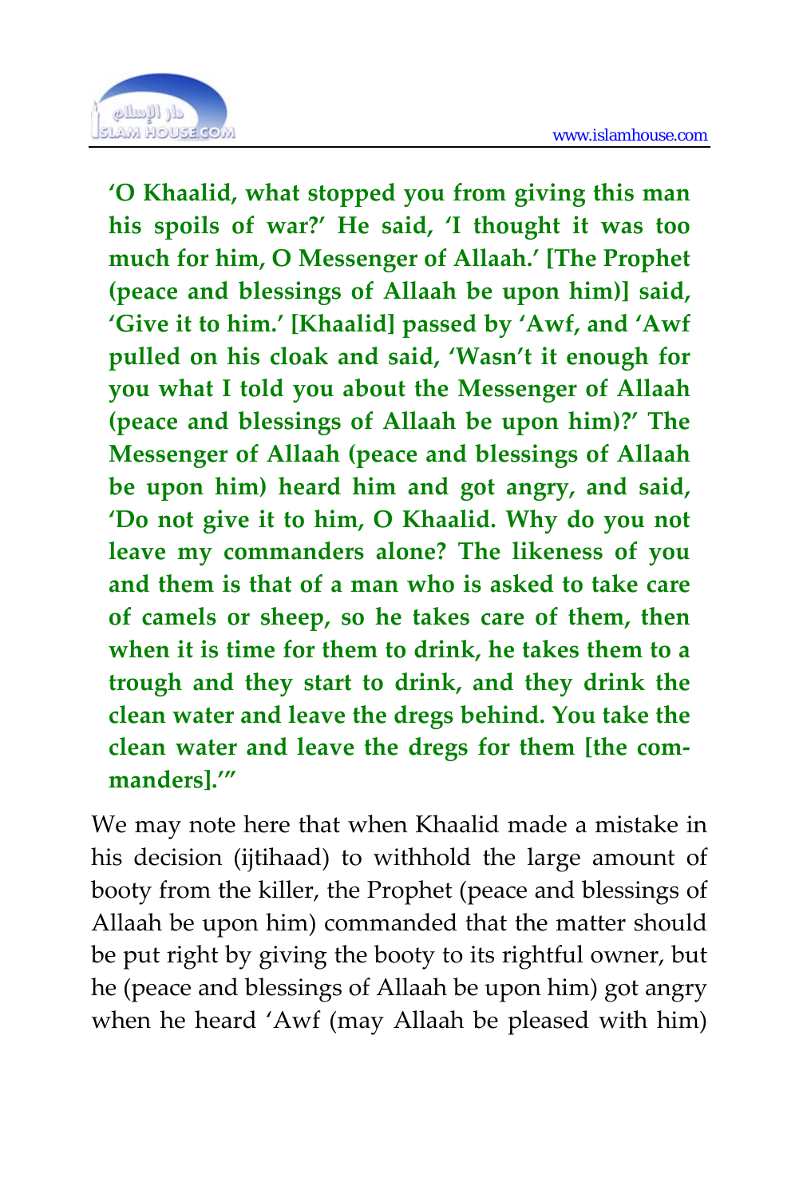**‘O Khaalid, what stopped you from giving this man his spoils of war?’ He said, ‘I thought it was too much for him, O Messenger of Allaah.’ [The Prophet (peace and blessings of Allaah be upon him)] said, ‘Give it to him.’ [Khaalid] passed by ‘Awf, and ‘Awf pulled on his cloak and said, ‘Wasn’t it enough for you what I told you about the Messenger of Allaah (peace and blessings of Allaah be upon him)?’ The Messenger of Allaah (peace and blessings of Allaah be upon him) heard him and got angry, and said, ‘Do not give it to him, O Khaalid. Why do you not leave my commanders alone? The likeness of you and them is that of a man who is asked to take care of camels or sheep, so he takes care of them, then when it is time for them to drink, he takes them to a trough and they start to drink, and they drink the clean water and leave the dregs behind. You take the clean water and leave the dregs for them [the commanders].’”**

We may note here that when Khaalid made a mistake in his decision (ijtihaad) to withhold the large amount of booty from the killer, the Prophet (peace and blessings of Allaah be upon him) commanded that the matter should be put right by giving the booty to its rightful owner, but he (peace and blessings of Allaah be upon him) got angry when he heard ‘Awf (may Allaah be pleased with him)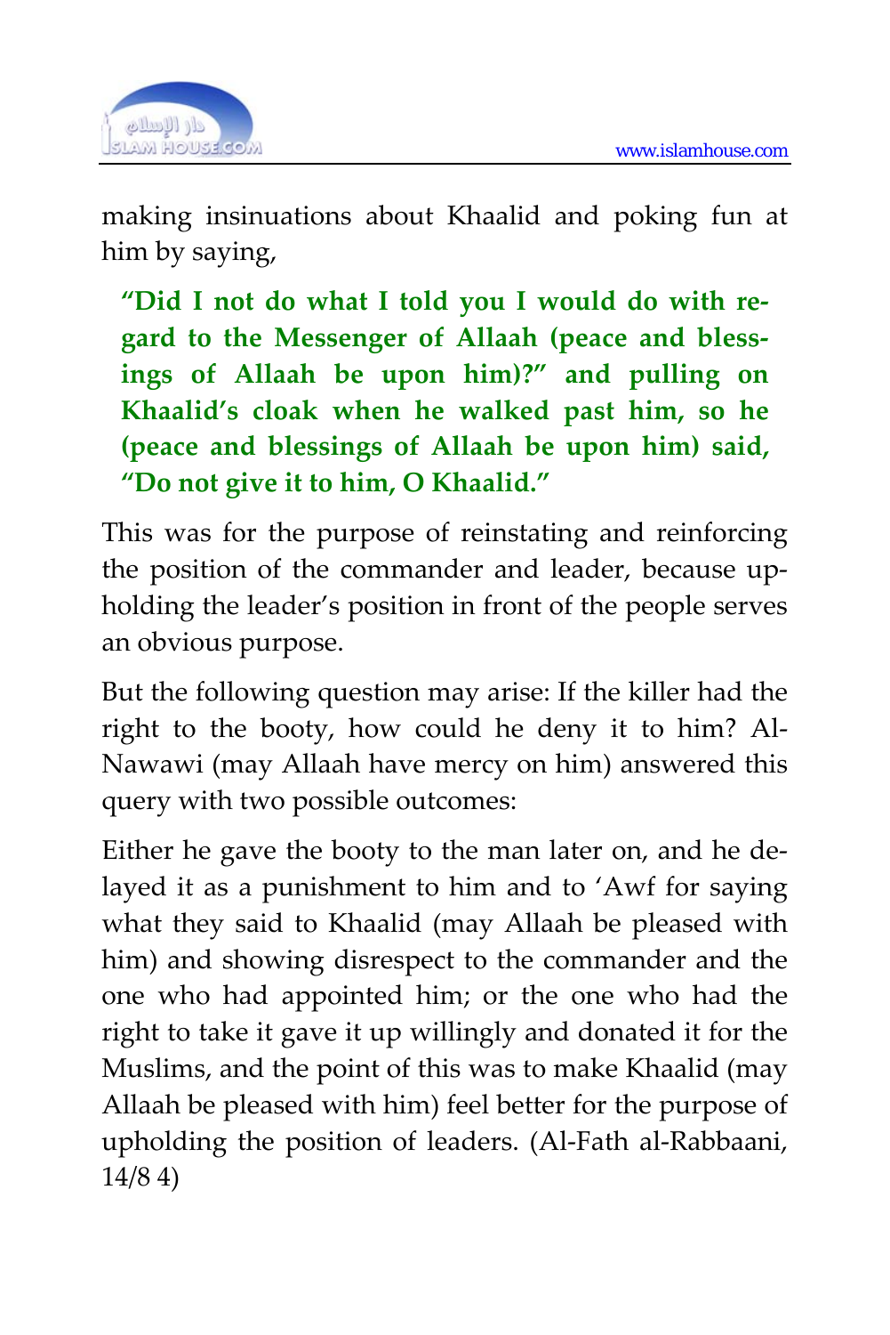making insinuations about Khaalid and poking fun at him by saying,

> **"Did I not do what I told you I would do with regard to the Messenger of Allaah (peace and blessings of Allaah be upon him)?" and pulling on Khaalid's cloak when he walked past him, so he (peace and blessings of Allaah be upon him) said, "Do not give it to him, O Khaalid."**

This was for the purpose of reinstating and reinforcing the position of the commander and leader, because upholding the leader's position in front of the people serves an obvious purpose.

But the following question may arise: If the killer had the right to the booty, how could he deny it to him? Al-Nawawi (may Allaah have mercy on him) answered this query with two possible outcomes:

Either he gave the booty to the man later on, and he delayed it as a punishment to him and to 'Awf for saying what they said to Khaalid (may Allaah be pleased with him) and showing disrespect to the commander and the one who had appointed him; or the one who had the right to take it gave it up willingly and donated it for the Muslims, and the point of this was to make Khaalid (may Allaah be pleased with him) feel better for the purpose of upholding the position of leaders. (Al-Fath al-Rabbaani, 14/8 4)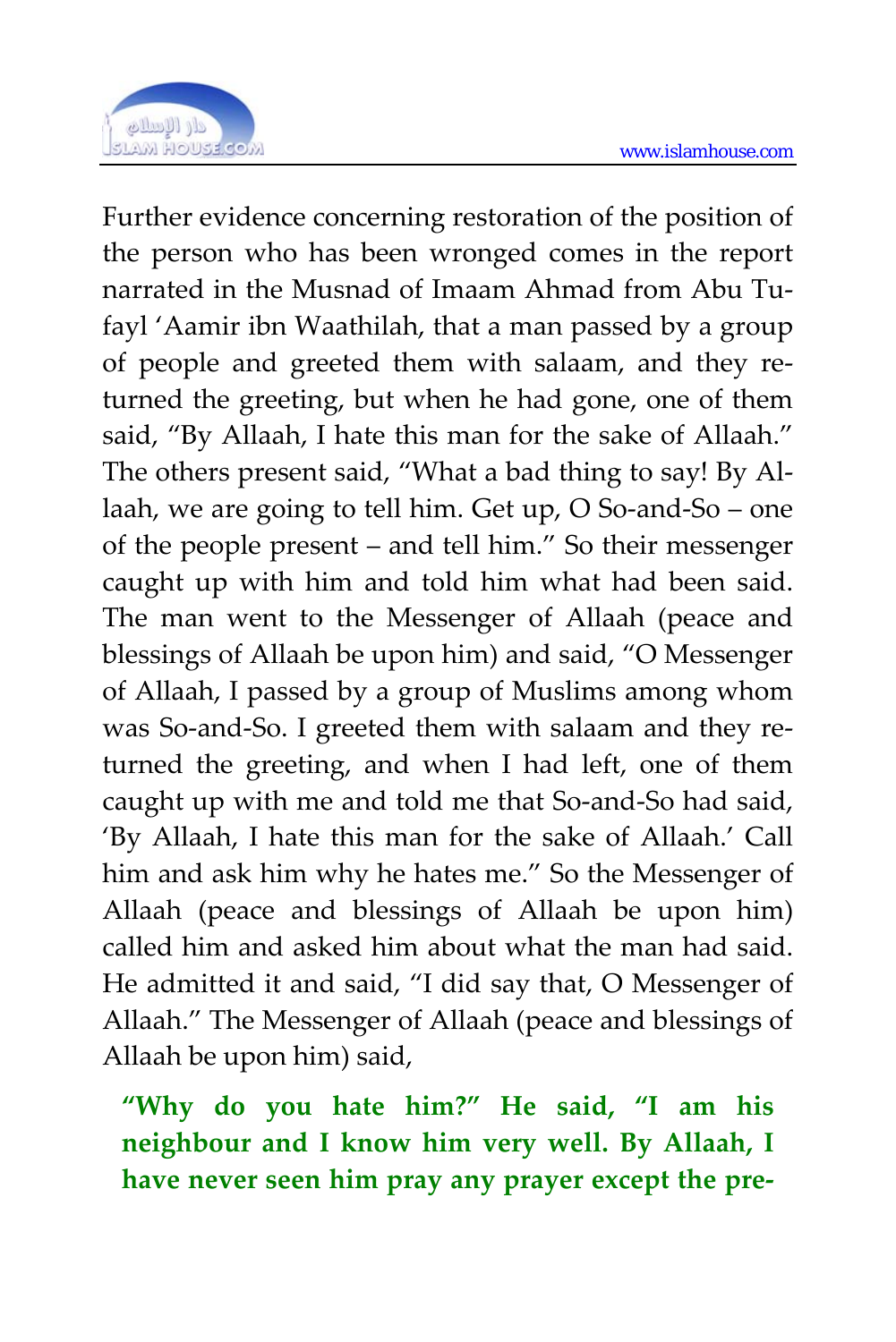Further evidence concerning restoration of the position of the person who has been wronged comes in the report narrated in the Musnad of Imaam Ahmad from Abu Tufayl 'Aamir ibn Waathilah, that a man passed by a group of people and greeted them with salaam, and they returned the greeting, but when he had gone, one of them said, "By Allaah, I hate this man for the sake of Allaah." The others present said, "What a bad thing to say! By Allaah, we are going to tell him. Get up, O So-and-So – one of the people present – and tell him." So their messenger caught up with him and told him what had been said. The man went to the Messenger of Allaah (peace and blessings of Allaah be upon him) and said, "O Messenger of Allaah, I passed by a group of Muslims among whom was So-and-So. I greeted them with salaam and they returned the greeting, and when I had left, one of them caught up with me and told me that So-and-So had said, 'By Allaah, I hate this man for the sake of Allaah.' Call him and ask him why he hates me." So the Messenger of Allaah (peace and blessings of Allaah be upon him) called him and asked him about what the man had said. He admitted it and said, "I did say that, O Messenger of Allaah." The Messenger of Allaah (peace and blessings of Allaah be upon him) said,

**"Why do you hate him?" He said, "I am his neighbour and I know him very well. By Allaah, I have never seen him pray any prayer except the pre-**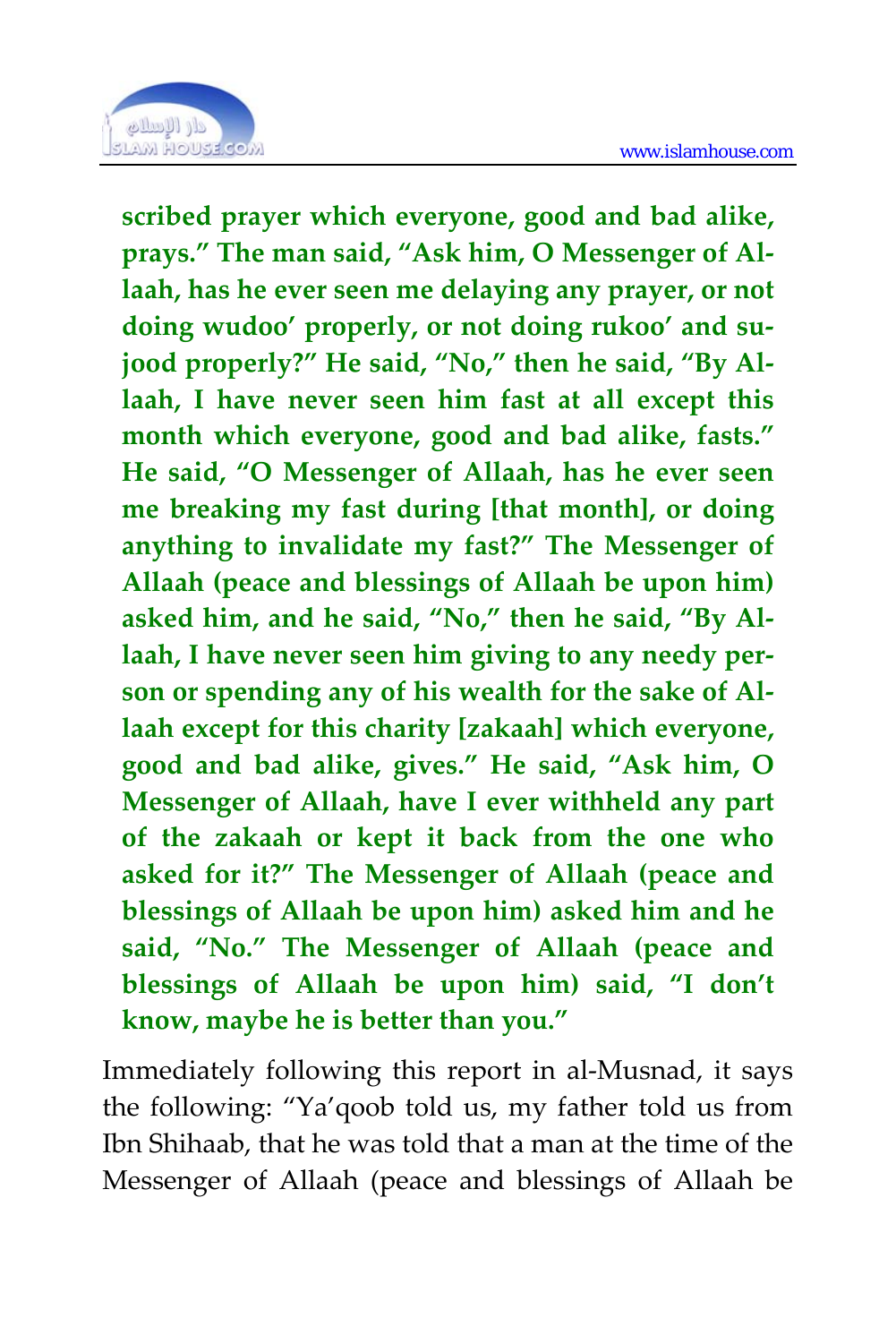**scribed prayer which everyone, good and bad alike, prays." The man said, "Ask him, O Messenger of Allaah, has he ever seen me delaying any prayer, or not doing wudoo' properly, or not doing rukoo' and sujood properly?" He said, "No," then he said, "By Allaah, I have never seen him fast at all except this month which everyone, good and bad alike, fasts." He said, "O Messenger of Allaah, has he ever seen me breaking my fast during [that month], or doing anything to invalidate my fast?" The Messenger of Allaah (peace and blessings of Allaah be upon him) asked him, and he said, "No," then he said, "By Allaah, I have never seen him giving to any needy person or spending any of his wealth for the sake of Allaah except for this charity [zakaah] which everyone, good and bad alike, gives." He said, "Ask him, O Messenger of Allaah, have I ever withheld any part of the zakaah or kept it back from the one who asked for it?" The Messenger of Allaah (peace and blessings of Allaah be upon him) asked him and he said, "No." The Messenger of Allaah (peace and blessings of Allaah be upon him) said, "I don't know, maybe he is better than you."**

Immediately following this report in al-Musnad, it says the following: "Ya'qoob told us, my father told us from Ibn Shihaab, that he was told that a man at the time of the Messenger of Allaah (peace and blessings of Allaah be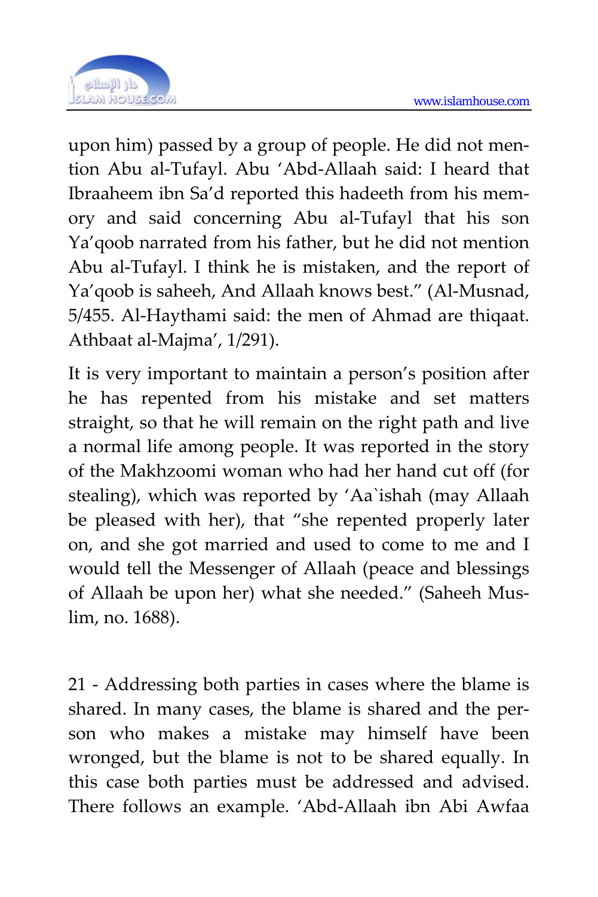upon him) passed by a group of people. He did not mention Abu al-Tufayl. Abu ‘Abd-Allaah said: I heard that Ibraaheem ibn Sa’d reported this hadeeth from his memory and said concerning Abu al-Tufayl that his son Ya’qoob narrated from his father, but he did not mention Abu al-Tufayl. I think he is mistaken, and the report of Ya’qoob is saheeh, And Allaah knows best.” (Al-Musnad, 5/455. Al-Haythami said: the men of Ahmad are thiqaat. Athbaat al-Majma’, 1/291).

It is very important to maintain a person’s position after he has repented from his mistake and set matters straight, so that he will remain on the right path and live a normal life among people. It was reported in the story of the Makhzoomi woman who had her hand cut off (for stealing), which was reported by ‘Aa`ishah (may Allaah be pleased with her), that “she repented properly later on, and she got married and used to come to me and I would tell the Messenger of Allaah (peace and blessings of Allaah be upon her) what she needed.” (Saheeh Muslim, no. 1688).

21 - Addressing both parties in cases where the blame is shared. In many cases, the blame is shared and the person who makes a mistake may himself have been wronged, but the blame is not to be shared equally. In this case both parties must be addressed and advised. There follows an example. ‘Abd-Allaah ibn Abi Awfaa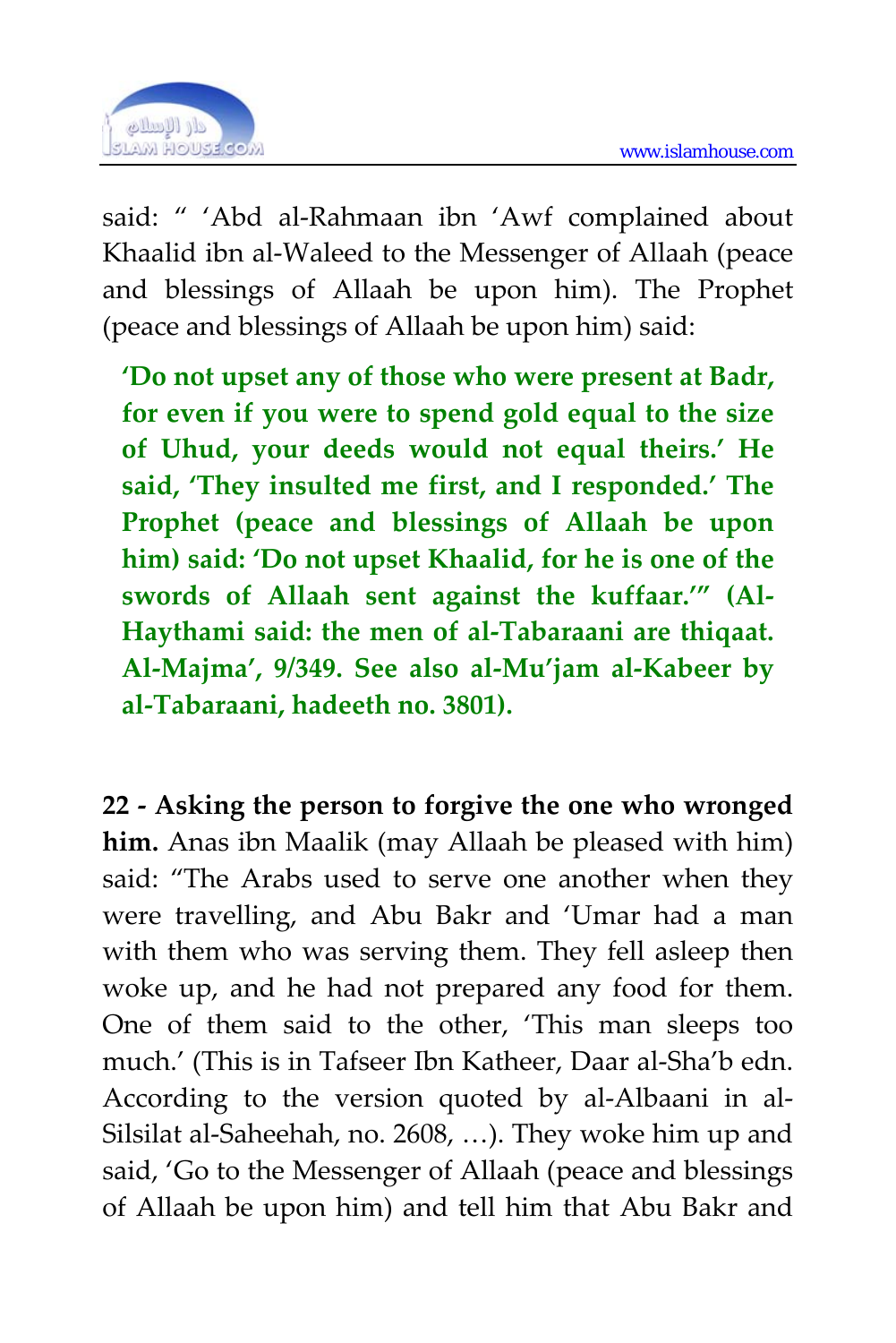said: " 'Abd al-Rahmaan ibn 'Awf complained about Khaalid ibn al-Waleed to the Messenger of Allaah (peace and blessings of Allaah be upon him). The Prophet (peace and blessings of Allaah be upon him) said:

> **'Do not upset any of those who were present at Badr, for even if you were to spend gold equal to the size of Uhud, your deeds would not equal theirs.' He said, 'They insulted me first, and I responded.' The Prophet (peace and blessings of Allaah be upon him) said: 'Do not upset Khaalid, for he is one of the swords of Allaah sent against the kuffaar.'" (Al-Haythami said: the men of al-Tabaraani are thiqaat. Al-Majma', 9/349. See also al-Mu'jam al-Kabeer by al-Tabaraani, hadeeth no. 3801).**

**22 - Asking the person to forgive the one who wronged him.** Anas ibn Maalik (may Allaah be pleased with him) said: "The Arabs used to serve one another when they were travelling, and Abu Bakr and 'Umar had a man with them who was serving them. They fell asleep then woke up, and he had not prepared any food for them. One of them said to the other, 'This man sleeps too much.' (This is in Tafseer Ibn Katheer, Daar al-Sha'b edn. According to the version quoted by al-Albaani in al-Silsilat al-Saheehah, no. 2608, …). They woke him up and said, 'Go to the Messenger of Allaah (peace and blessings of Allaah be upon him) and tell him that Abu Bakr and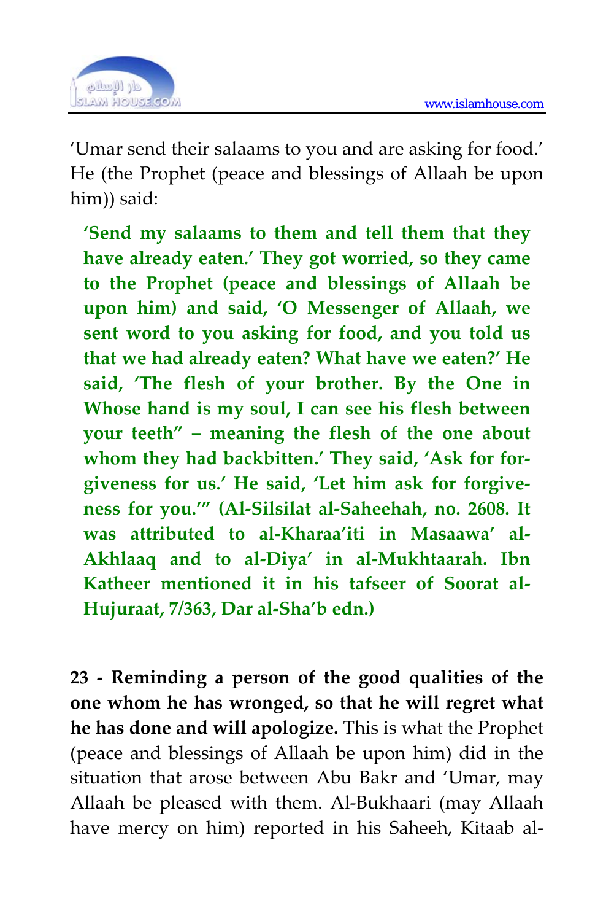'Umar send their salaams to you and are asking for food.' He (the Prophet (peace and blessings of Allaah be upon him)) said:

> **'Send my salaams to them and tell them that they have already eaten.' They got worried, so they came to the Prophet (peace and blessings of Allaah be upon him) and said, 'O Messenger of Allaah, we sent word to you asking for food, and you told us that we had already eaten? What have we eaten?' He said, 'The flesh of your brother. By the One in Whose hand is my soul, I can see his flesh between your teeth" – meaning the flesh of the one about whom they had backbitten.' They said, 'Ask for forgiveness for us.' He said, 'Let him ask for forgiveness for you.'" (Al-Silsilat al-Saheehah, no. 2608. It was attributed to al-Kharaa'iti in Masaawa' al-Akhlaaq and to al-Diya' in al-Mukhtaarah. Ibn Katheer mentioned it in his tafseer of Soorat al-Hujuraat, 7/363, Dar al-Sha'b edn.)**

**23 - Reminding a person of the good qualities of the one whom he has wronged, so that he will regret what he has done and will apologize.** This is what the Prophet (peace and blessings of Allaah be upon him) did in the situation that arose between Abu Bakr and 'Umar, may Allaah be pleased with them. Al-Bukhaari (may Allaah have mercy on him) reported in his Saheeh, Kitaab al-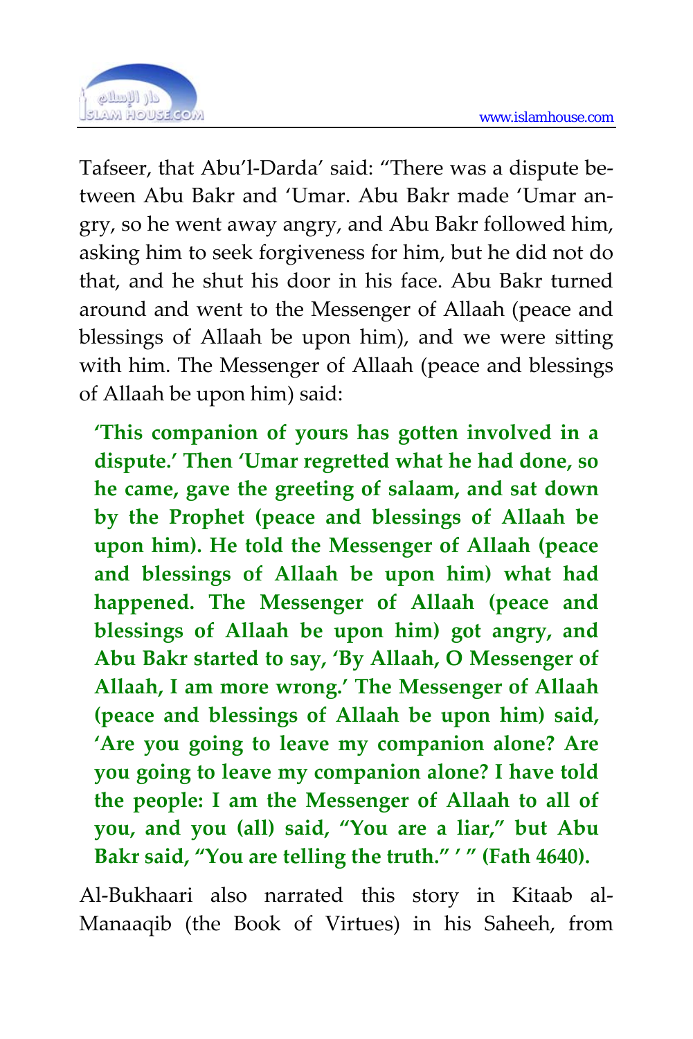Tafseer, that Abu'l-Darda' said: "There was a dispute between Abu Bakr and 'Umar. Abu Bakr made 'Umar angry, so he went away angry, and Abu Bakr followed him, asking him to seek forgiveness for him, but he did not do that, and he shut his door in his face. Abu Bakr turned around and went to the Messenger of Allaah (peace and blessings of Allaah be upon him), and we were sitting with him. The Messenger of Allaah (peace and blessings of Allaah be upon him) said:

> **'This companion of yours has gotten involved in a dispute.' Then 'Umar regretted what he had done, so he came, gave the greeting of salaam, and sat down by the Prophet (peace and blessings of Allaah be upon him). He told the Messenger of Allaah (peace and blessings of Allaah be upon him) what had happened. The Messenger of Allaah (peace and blessings of Allaah be upon him) got angry, and Abu Bakr started to say, 'By Allaah, O Messenger of Allaah, I am more wrong.' The Messenger of Allaah (peace and blessings of Allaah be upon him) said, 'Are you going to leave my companion alone? Are you going to leave my companion alone? I have told the people: I am the Messenger of Allaah to all of you, and you (all) said, "You are a liar," but Abu Bakr said, "You are telling the truth." ' " (Fath 4640).**

Al-Bukhaari also narrated this story in Kitaab al-Manaaqib (the Book of Virtues) in his Saheeh, from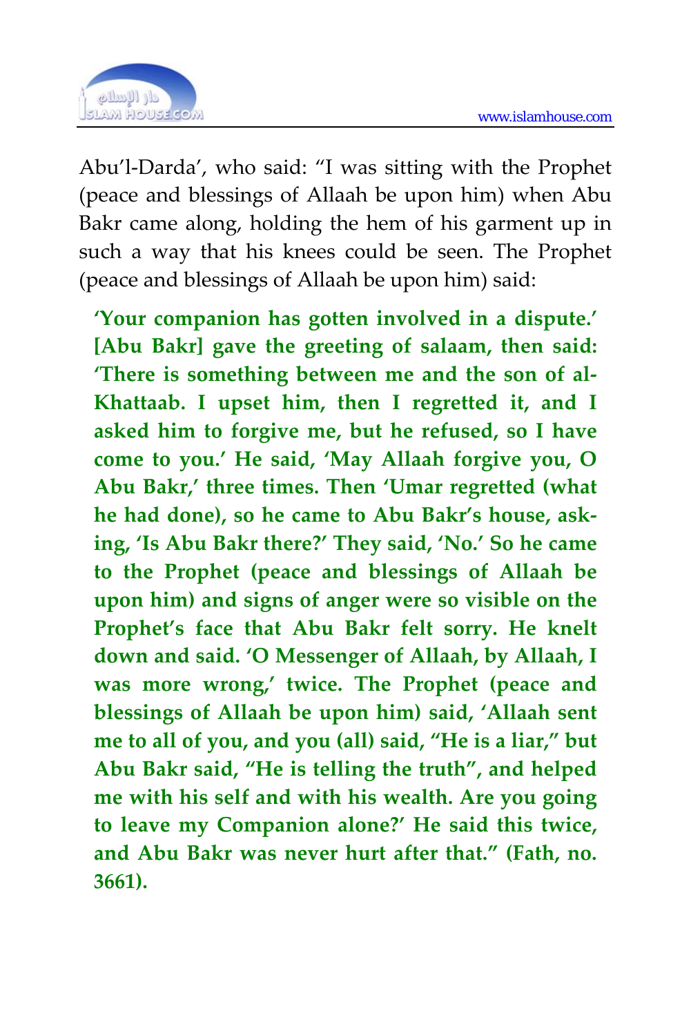Abu'l-Darda', who said: "I was sitting with the Prophet (peace and blessings of Allaah be upon him) when Abu Bakr came along, holding the hem of his garment up in such a way that his knees could be seen. The Prophet (peace and blessings of Allaah be upon him) said:

> **'Your companion has gotten involved in a dispute.' [Abu Bakr] gave the greeting of salaam, then said: 'There is something between me and the son of al-Khattaab. I upset him, then I regretted it, and I asked him to forgive me, but he refused, so I have come to you.' He said, 'May Allaah forgive you, O Abu Bakr,' three times. Then 'Umar regretted (what he had done), so he came to Abu Bakr's house, asking, 'Is Abu Bakr there?' They said, 'No.' So he came to the Prophet (peace and blessings of Allaah be upon him) and signs of anger were so visible on the Prophet's face that Abu Bakr felt sorry. He knelt down and said. 'O Messenger of Allaah, by Allaah, I was more wrong,' twice. The Prophet (peace and blessings of Allaah be upon him) said, 'Allaah sent me to all of you, and you (all) said, "He is a liar," but Abu Bakr said, "He is telling the truth", and helped me with his self and with his wealth. Are you going to leave my Companion alone?' He said this twice, and Abu Bakr was never hurt after that." (Fath, no. 3661).**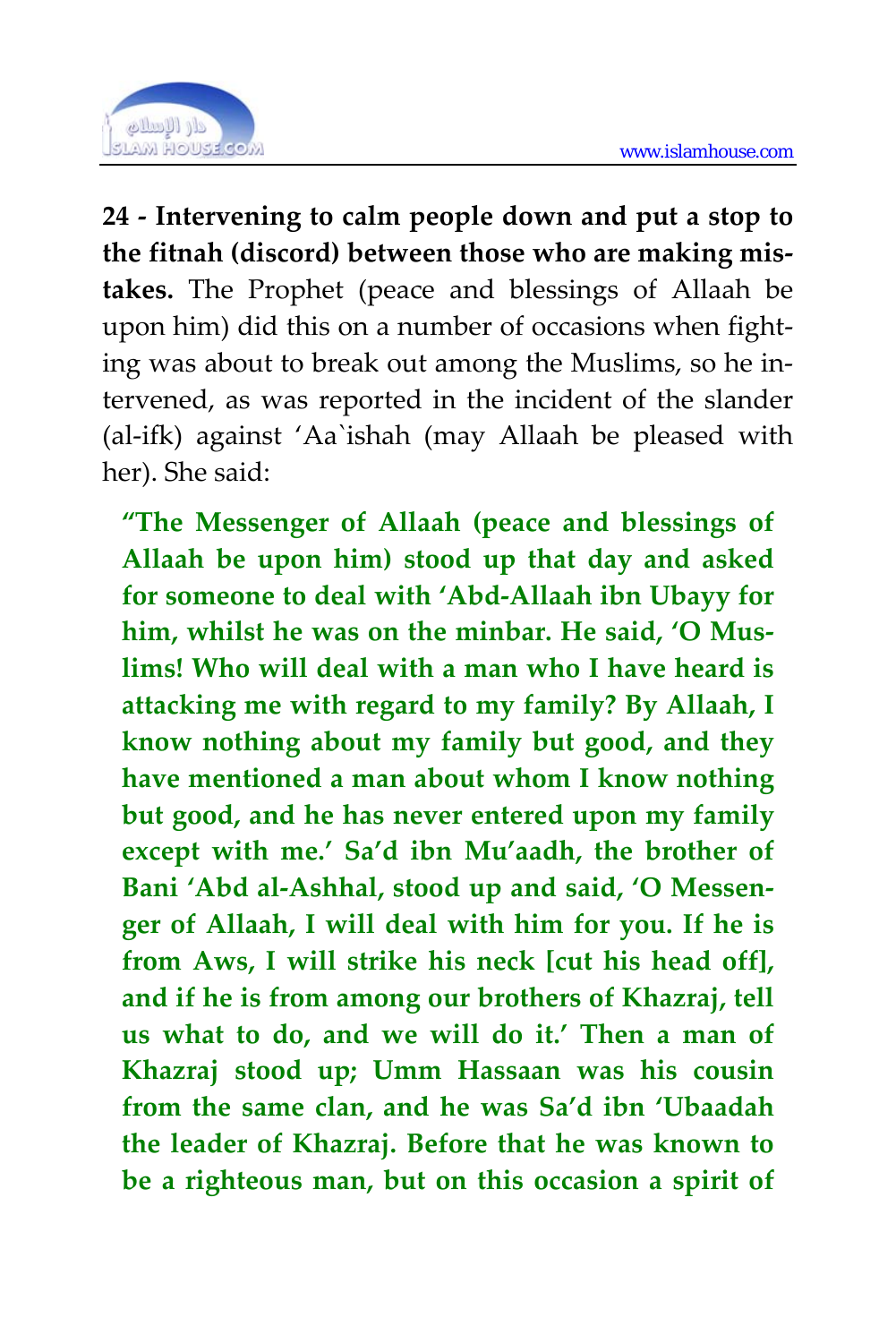**24 - Intervening to calm people down and put a stop to the fitnah (discord) between those who are making mistakes.** The Prophet (peace and blessings of Allaah be upon him) did this on a number of occasions when fighting was about to break out among the Muslims, so he intervened, as was reported in the incident of the slander (al-ifk) against 'Aa`ishah (may Allaah be pleased with her). She said:

> **"The Messenger of Allaah (peace and blessings of Allaah be upon him) stood up that day and asked for someone to deal with 'Abd-Allaah ibn Ubayy for him, whilst he was on the minbar. He said, 'O Muslims! Who will deal with a man who I have heard is attacking me with regard to my family? By Allaah, I know nothing about my family but good, and they have mentioned a man about whom I know nothing but good, and he has never entered upon my family except with me.' Sa'd ibn Mu'aadh, the brother of Bani 'Abd al-Ashhal, stood up and said, 'O Messenger of Allaah, I will deal with him for you. If he is from Aws, I will strike his neck [cut his head off], and if he is from among our brothers of Khazraj, tell us what to do, and we will do it.' Then a man of Khazraj stood up; Umm Hassaan was his cousin from the same clan, and he was Sa'd ibn 'Ubaadah the leader of Khazraj. Before that he was known to be a righteous man, but on this occasion a spirit of**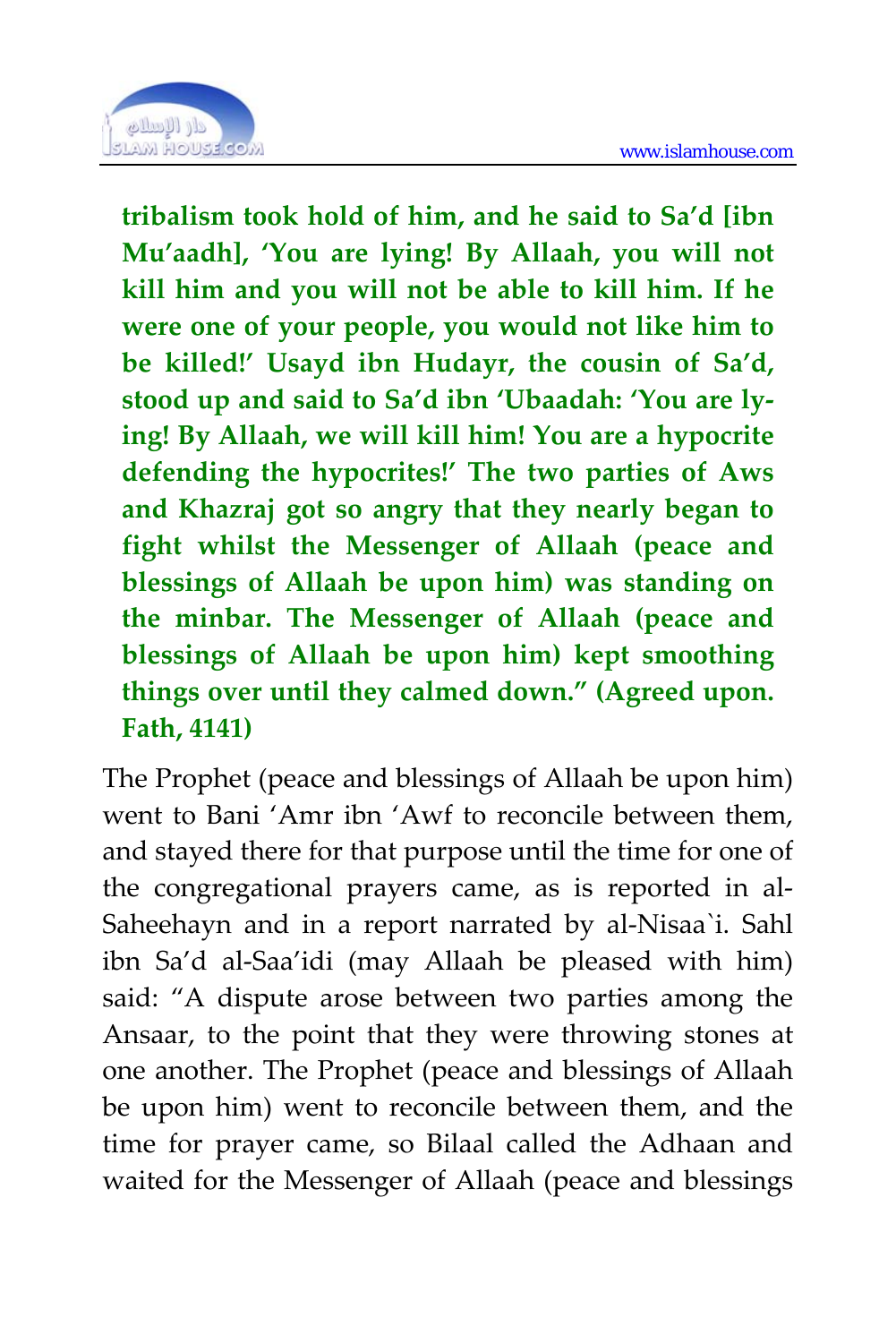**tribalism took hold of him, and he said to Sa'd [ibn Mu'aadh], 'You are lying! By Allaah, you will not kill him and you will not be able to kill him. If he were one of your people, you would not like him to be killed!' Usayd ibn Hudayr, the cousin of Sa'd, stood up and said to Sa'd ibn 'Ubaadah: 'You are lying! By Allaah, we will kill him! You are a hypocrite defending the hypocrites!' The two parties of Aws and Khazraj got so angry that they nearly began to fight whilst the Messenger of Allaah (peace and blessings of Allaah be upon him) was standing on the minbar. The Messenger of Allaah (peace and blessings of Allaah be upon him) kept smoothing things over until they calmed down." (Agreed upon. Fath, 4141)**

The Prophet (peace and blessings of Allaah be upon him) went to Bani 'Amr ibn 'Awf to reconcile between them, and stayed there for that purpose until the time for one of the congregational prayers came, as is reported in al-Saheehayn and in a report narrated by al-Nisaa`i. Sahl ibn Sa'd al-Saa'idi (may Allaah be pleased with him) said: "A dispute arose between two parties among the Ansaar, to the point that they were throwing stones at one another. The Prophet (peace and blessings of Allaah be upon him) went to reconcile between them, and the time for prayer came, so Bilaal called the Adhaan and waited for the Messenger of Allaah (peace and blessings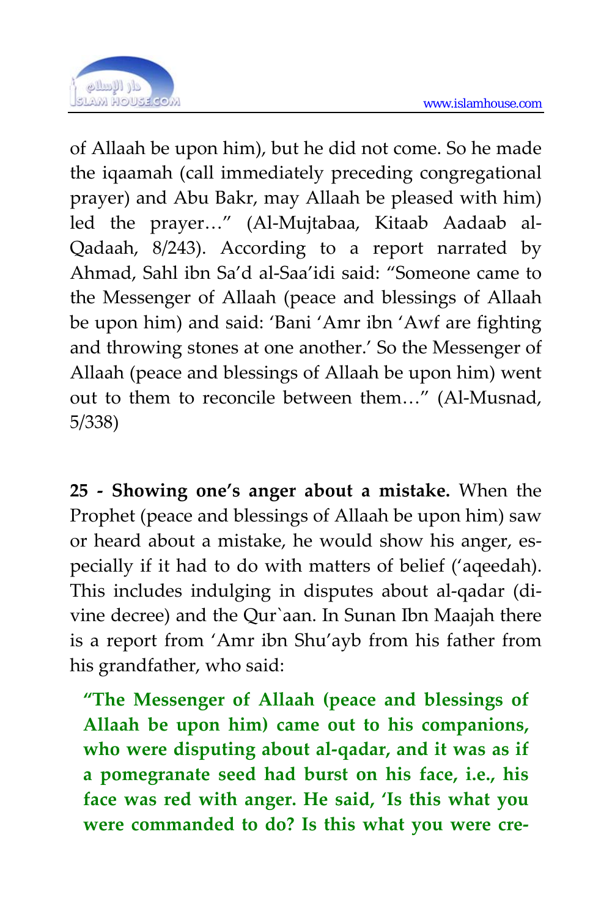of Allaah be upon him), but he did not come. So he made the iqaamah (call immediately preceding congregational prayer) and Abu Bakr, may Allaah be pleased with him) led the prayer…" (Al-Mujtabaa, Kitaab Aadaab al-Qadaah, 8/243). According to a report narrated by Ahmad, Sahl ibn Sa'd al-Saa'idi said: "Someone came to the Messenger of Allaah (peace and blessings of Allaah be upon him) and said: 'Bani 'Amr ibn 'Awf are fighting and throwing stones at one another.' So the Messenger of Allaah (peace and blessings of Allaah be upon him) went out to them to reconcile between them…" (Al-Musnad, 5/338)

**25 - Showing one's anger about a mistake.** When the Prophet (peace and blessings of Allaah be upon him) saw or heard about a mistake, he would show his anger, especially if it had to do with matters of belief ('aqeedah). This includes indulging in disputes about al-qadar (divine decree) and the Qur`aan. In Sunan Ibn Maajah there is a report from 'Amr ibn Shu'ayb from his father from his grandfather, who said:

> **"The Messenger of Allaah (peace and blessings of Allaah be upon him) came out to his companions, who were disputing about al-qadar, and it was as if a pomegranate seed had burst on his face, i.e., his face was red with anger. He said, 'Is this what you were commanded to do? Is this what you were cre-**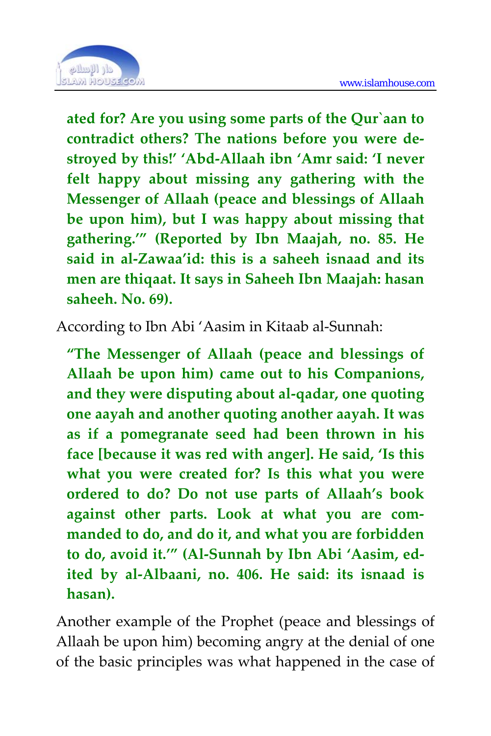**ated for? Are you using some parts of the Qur`aan to contradict others? The nations before you were destroyed by this!' 'Abd-Allaah ibn 'Amr said: 'I never felt happy about missing any gathering with the Messenger of Allaah (peace and blessings of Allaah be upon him), but I was happy about missing that gathering.'" (Reported by Ibn Maajah, no. 85. He said in al-Zawaa'id: this is a saheeh isnaad and its men are thiqaat. It says in Saheeh Ibn Maajah: hasan saheeh. No. 69).**

According to Ibn Abi 'Aasim in Kitaab al-Sunnah:

**"The Messenger of Allaah (peace and blessings of Allaah be upon him) came out to his Companions, and they were disputing about al-qadar, one quoting one aayah and another quoting another aayah. It was as if a pomegranate seed had been thrown in his face [because it was red with anger]. He said, 'Is this what you were created for? Is this what you were ordered to do? Do not use parts of Allaah's book against other parts. Look at what you are commanded to do, and do it, and what you are forbidden to do, avoid it.'" (Al-Sunnah by Ibn Abi 'Aasim, edited by al-Albaani, no. 406. He said: its isnaad is hasan).**

Another example of the Prophet (peace and blessings of Allaah be upon him) becoming angry at the denial of one of the basic principles was what happened in the case of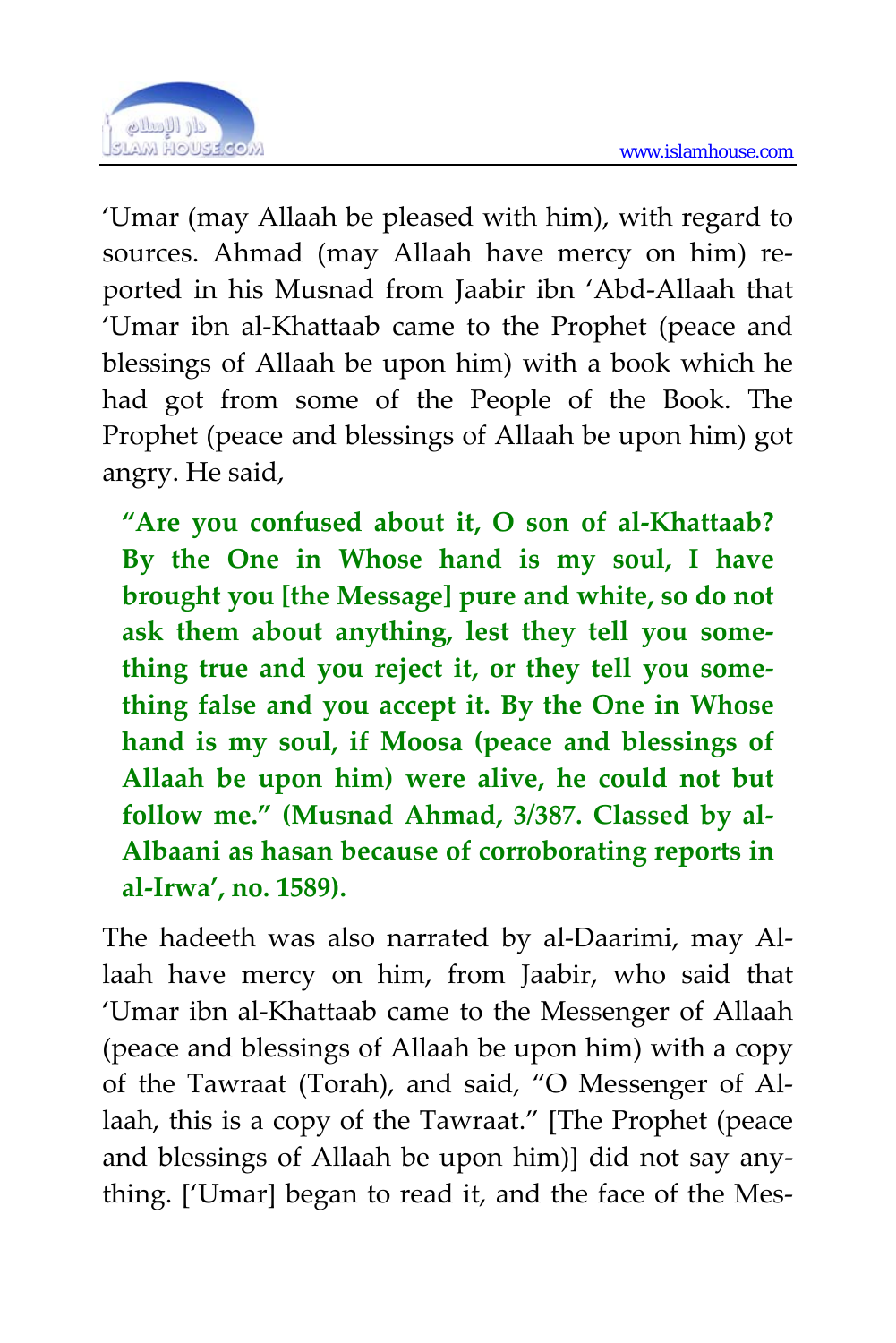'Umar (may Allaah be pleased with him), with regard to sources. Ahmad (may Allaah have mercy on him) reported in his Musnad from Jaabir ibn 'Abd-Allaah that 'Umar ibn al-Khattaab came to the Prophet (peace and blessings of Allaah be upon him) with a book which he had got from some of the People of the Book. The Prophet (peace and blessings of Allaah be upon him) got angry. He said,

> **"Are you confused about it, O son of al-Khattaab? By the One in Whose hand is my soul, I have brought you [the Message] pure and white, so do not ask them about anything, lest they tell you something true and you reject it, or they tell you something false and you accept it. By the One in Whose hand is my soul, if Moosa (peace and blessings of Allaah be upon him) were alive, he could not but follow me." (Musnad Ahmad, 3/387. Classed by al-Albaani as hasan because of corroborating reports in al-Irwa', no. 1589).**

The hadeeth was also narrated by al-Daarimi, may Allaah have mercy on him, from Jaabir, who said that 'Umar ibn al-Khattaab came to the Messenger of Allaah (peace and blessings of Allaah be upon him) with a copy of the Tawraat (Torah), and said, "O Messenger of Allaah, this is a copy of the Tawraat." [The Prophet (peace and blessings of Allaah be upon him)] did not say anything. ['Umar] began to read it, and the face of the Mes-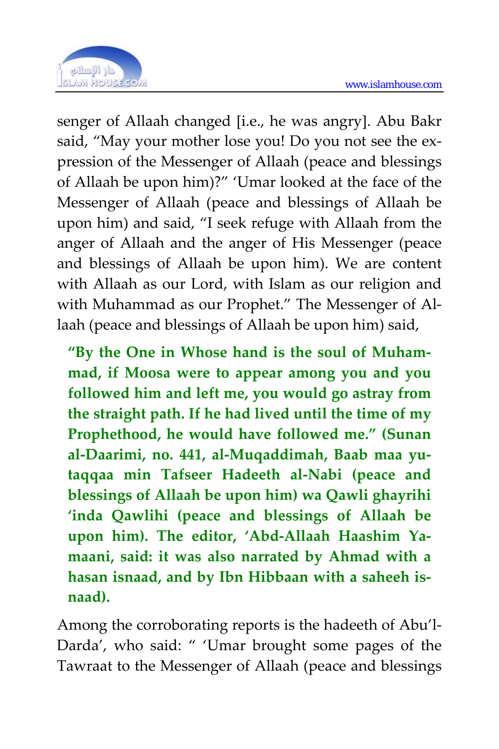senger of Allaah changed [i.e., he was angry]. Abu Bakr said, “May your mother lose you! Do you not see the expression of the Messenger of Allaah (peace and blessings of Allaah be upon him)?” ‘Umar looked at the face of the Messenger of Allaah (peace and blessings of Allaah be upon him) and said, “I seek refuge with Allaah from the anger of Allaah and the anger of His Messenger (peace and blessings of Allaah be upon him). We are content with Allaah as our Lord, with Islam as our religion and with Muhammad as our Prophet.” The Messenger of Allaah (peace and blessings of Allaah be upon him) said,

> **“By the One in Whose hand is the soul of Muhammad, if Moosa were to appear among you and you followed him and left me, you would go astray from the straight path. If he had lived until the time of my Prophethood, he would have followed me.” (Sunan al-Daarimi, no. 441, al-Muqaddimah, Baab maa yutaqqaa min Tafseer Hadeeth al-Nabi (peace and blessings of Allaah be upon him) wa Qawli ghayrihi ‘inda Qawlihi (peace and blessings of Allaah be upon him). The editor, ‘Abd-Allaah Haashim Yamaani, said: it was also narrated by Ahmad with a hasan isnaad, and by Ibn Hibbaan with a saheeh isnaad).**

Among the corroborating reports is the hadeeth of Abu’l-Darda’, who said: “ ‘Umar brought some pages of the Tawraat to the Messenger of Allaah (peace and blessings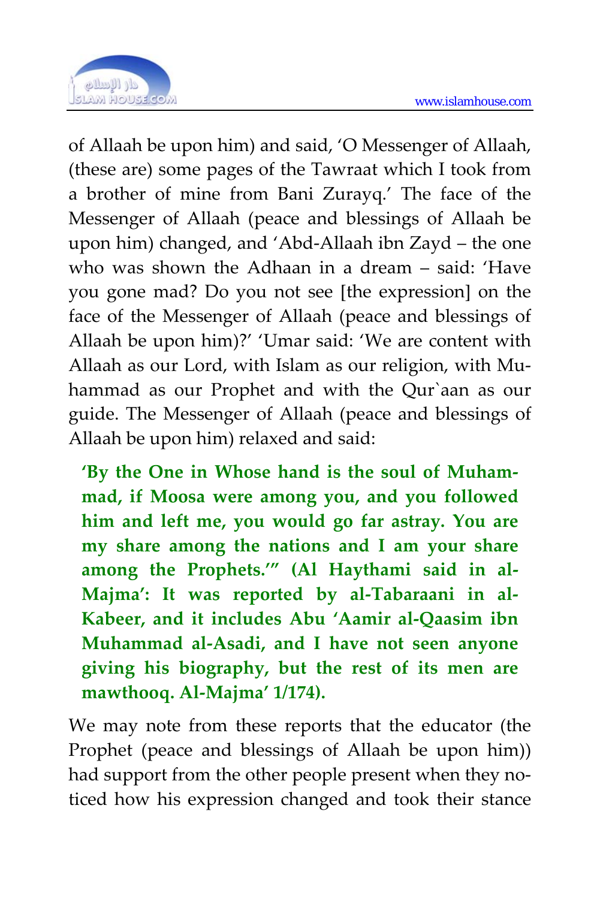of Allaah be upon him) and said, 'O Messenger of Allaah, (these are) some pages of the Tawraat which I took from a brother of mine from Bani Zurayq.' The face of the Messenger of Allaah (peace and blessings of Allaah be upon him) changed, and 'Abd-Allaah ibn Zayd – the one who was shown the Adhaan in a dream – said: 'Have you gone mad? Do you not see [the expression] on the face of the Messenger of Allaah (peace and blessings of Allaah be upon him)?' 'Umar said: 'We are content with Allaah as our Lord, with Islam as our religion, with Muhammad as our Prophet and with the Qur`aan as our guide. The Messenger of Allaah (peace and blessings of Allaah be upon him) relaxed and said:

> **'By the One in Whose hand is the soul of Muhammad, if Moosa were among you, and you followed him and left me, you would go far astray. You are my share among the nations and I am your share among the Prophets.'" (Al Haythami said in al-Majma': It was reported by al-Tabaraani in al-Kabeer, and it includes Abu 'Aamir al-Qaasim ibn Muhammad al-Asadi, and I have not seen anyone giving his biography, but the rest of its men are mawthooq. Al-Majma' 1/174).**

We may note from these reports that the educator (the Prophet (peace and blessings of Allaah be upon him)) had support from the other people present when they noticed how his expression changed and took their stance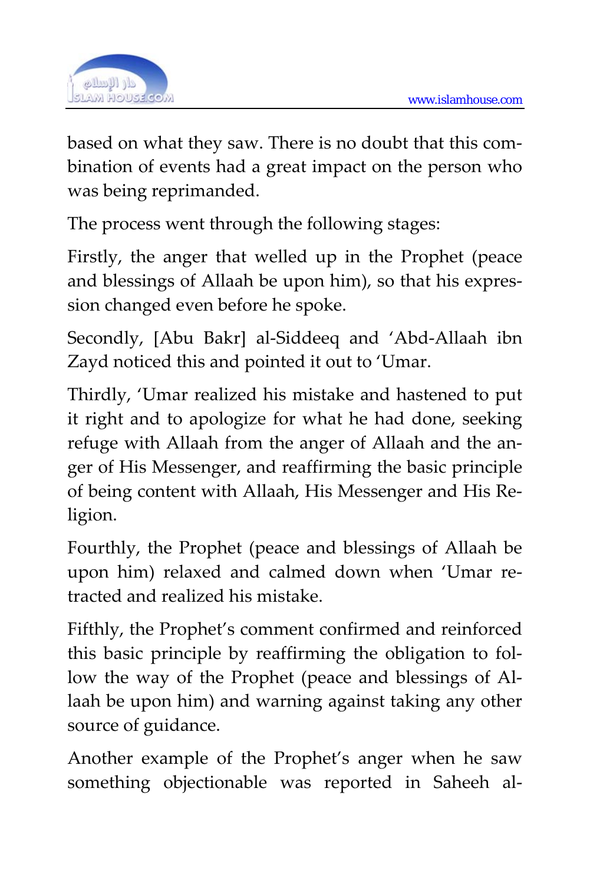based on what they saw. There is no doubt that this combination of events had a great impact on the person who was being reprimanded.

The process went through the following stages:

Firstly, the anger that welled up in the Prophet (peace and blessings of Allaah be upon him), so that his expression changed even before he spoke.

Secondly, [Abu Bakr] al-Siddeeq and 'Abd-Allaah ibn Zayd noticed this and pointed it out to 'Umar.

Thirdly, 'Umar realized his mistake and hastened to put it right and to apologize for what he had done, seeking refuge with Allaah from the anger of Allaah and the anger of His Messenger, and reaffirming the basic principle of being content with Allaah, His Messenger and His Religion.

Fourthly, the Prophet (peace and blessings of Allaah be upon him) relaxed and calmed down when 'Umar retracted and realized his mistake.

Fifthly, the Prophet's comment confirmed and reinforced this basic principle by reaffirming the obligation to follow the way of the Prophet (peace and blessings of Allaah be upon him) and warning against taking any other source of guidance.

Another example of the Prophet's anger when he saw something objectionable was reported in Saheeh al-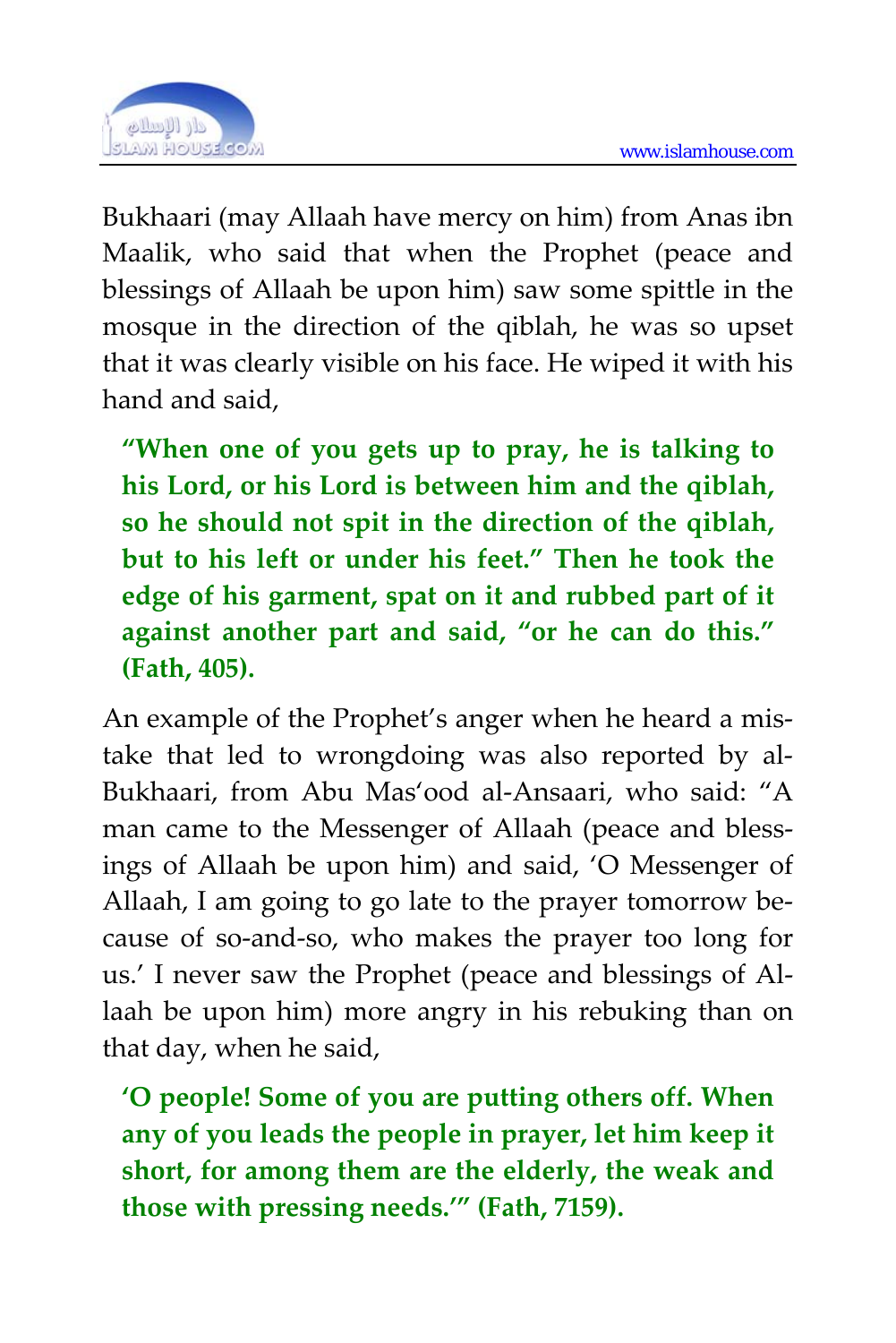Bukhaari (may Allaah have mercy on him) from Anas ibn Maalik, who said that when the Prophet (peace and blessings of Allaah be upon him) saw some spittle in the mosque in the direction of the qiblah, he was so upset that it was clearly visible on his face. He wiped it with his hand and said,

> **"When one of you gets up to pray, he is talking to his Lord, or his Lord is between him and the qiblah, so he should not spit in the direction of the qiblah, but to his left or under his feet." Then he took the edge of his garment, spat on it and rubbed part of it against another part and said, "or he can do this." (Fath, 405).**

An example of the Prophet's anger when he heard a mistake that led to wrongdoing was also reported by al-Bukhaari, from Abu Mas'ood al-Ansaari, who said: "A man came to the Messenger of Allaah (peace and blessings of Allaah be upon him) and said, 'O Messenger of Allaah, I am going to go late to the prayer tomorrow because of so-and-so, who makes the prayer too long for us.' I never saw the Prophet (peace and blessings of Allaah be upon him) more angry in his rebuking than on that day, when he said,

> **'O people! Some of you are putting others off. When any of you leads the people in prayer, let him keep it short, for among them are the elderly, the weak and those with pressing needs.'" (Fath, 7159).**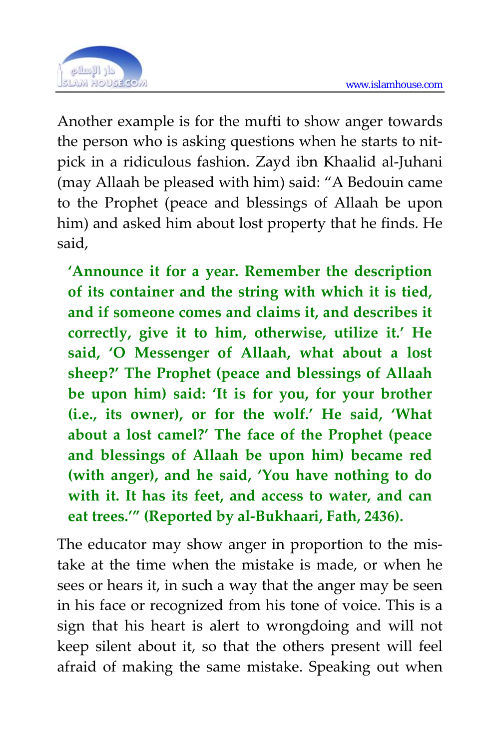Another example is for the mufti to show anger towards the person who is asking questions when he starts to nit-pick in a ridiculous fashion. Zayd ibn Khaalid al-Juhani (may Allaah be pleased with him) said: "A Bedouin came to the Prophet (peace and blessings of Allaah be upon him) and asked him about lost property that he finds. He said,

> **'Announce it for a year. Remember the description of its container and the string with which it is tied, and if someone comes and claims it, and describes it correctly, give it to him, otherwise, utilize it.' He said, 'O Messenger of Allaah, what about a lost sheep?' The Prophet (peace and blessings of Allaah be upon him) said: 'It is for you, for your brother (i.e., its owner), or for the wolf.' He said, 'What about a lost camel?' The face of the Prophet (peace and blessings of Allaah be upon him) became red (with anger), and he said, 'You have nothing to do with it. It has its feet, and access to water, and can eat trees.'" (Reported by al-Bukhaari, Fath, 2436).**

The educator may show anger in proportion to the mistake at the time when the mistake is made, or when he sees or hears it, in such a way that the anger may be seen in his face or recognized from his tone of voice. This is a sign that his heart is alert to wrongdoing and will not keep silent about it, so that the others present will feel afraid of making the same mistake. Speaking out when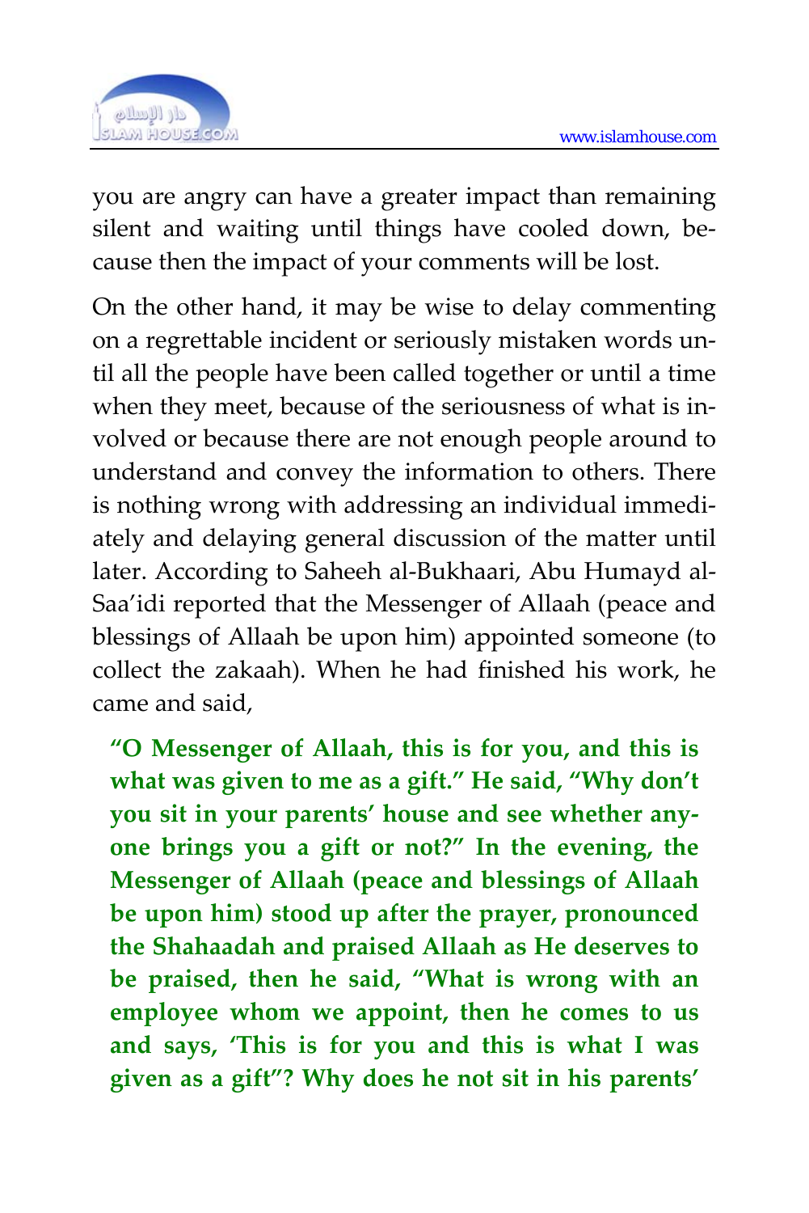you are angry can have a greater impact than remaining silent and waiting until things have cooled down, because then the impact of your comments will be lost.

On the other hand, it may be wise to delay commenting on a regrettable incident or seriously mistaken words until all the people have been called together or until a time when they meet, because of the seriousness of what is involved or because there are not enough people around to understand and convey the information to others. There is nothing wrong with addressing an individual immediately and delaying general discussion of the matter until later. According to Saheeh al-Bukhaari, Abu Humayd al-Saa'idi reported that the Messenger of Allaah (peace and blessings of Allaah be upon him) appointed someone (to collect the zakaah). When he had finished his work, he came and said,

> **"O Messenger of Allaah, this is for you, and this is what was given to me as a gift." He said, "Why don't you sit in your parents' house and see whether anyone brings you a gift or not?" In the evening, the Messenger of Allaah (peace and blessings of Allaah be upon him) stood up after the prayer, pronounced the Shahaadah and praised Allaah as He deserves to be praised, then he said, "What is wrong with an employee whom we appoint, then he comes to us and says, 'This is for you and this is what I was given as a gift"? Why does he not sit in his parents'**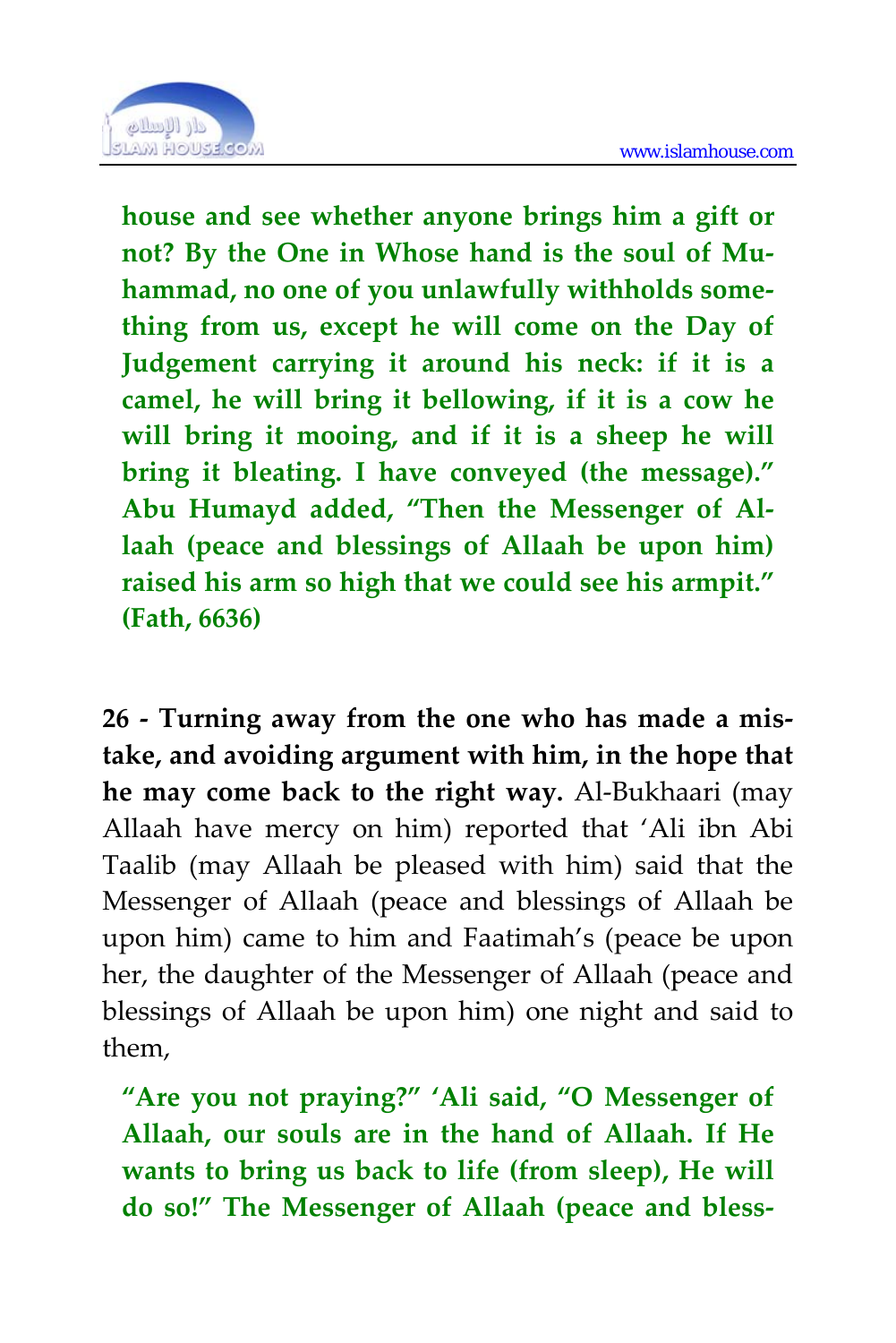**house and see whether anyone brings him a gift or not? By the One in Whose hand is the soul of Muhammad, no one of you unlawfully withholds something from us, except he will come on the Day of Judgement carrying it around his neck: if it is a camel, he will bring it bellowing, if it is a cow he will bring it mooing, and if it is a sheep he will bring it bleating. I have conveyed (the message)." Abu Humayd added, "Then the Messenger of Allaah (peace and blessings of Allaah be upon him) raised his arm so high that we could see his armpit." (Fath, 6636)**

**26 - Turning away from the one who has made a mistake, and avoiding argument with him, in the hope that he may come back to the right way.** Al-Bukhaari (may Allaah have mercy on him) reported that 'Ali ibn Abi Taalib (may Allaah be pleased with him) said that the Messenger of Allaah (peace and blessings of Allaah be upon him) came to him and Faatimah's (peace be upon her, the daughter of the Messenger of Allaah (peace and blessings of Allaah be upon him) one night and said to them,

**"Are you not praying?" 'Ali said, "O Messenger of Allaah, our souls are in the hand of Allaah. If He wants to bring us back to life (from sleep), He will do so!" The Messenger of Allaah (peace and bless-**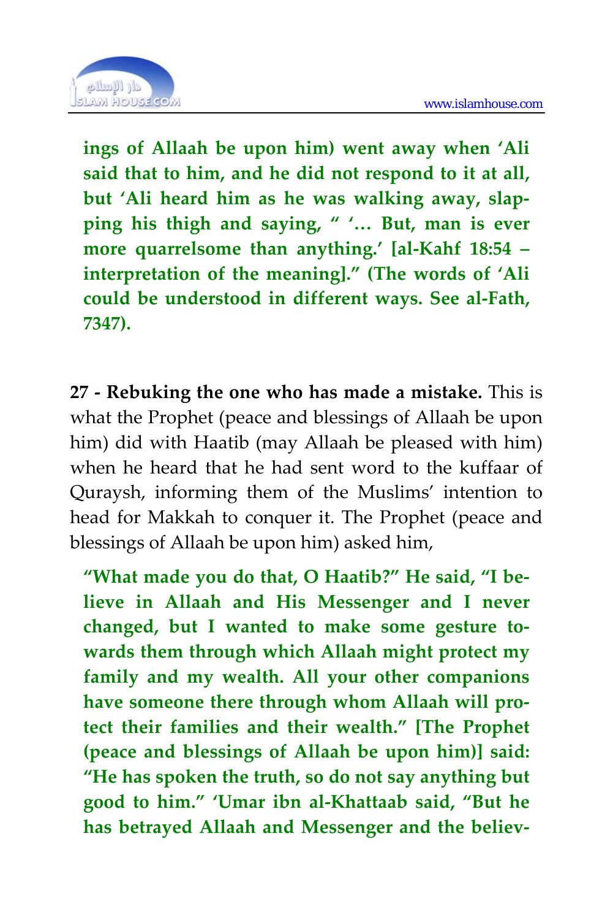**ings of Allaah be upon him) went away when 'Ali said that to him, and he did not respond to it at all, but 'Ali heard him as he was walking away, slapping his thigh and saying, " '… But, man is ever more quarrelsome than anything.' [al-Kahf 18:54 – interpretation of the meaning]." (The words of 'Ali could be understood in different ways. See al-Fath, 7347).**

**27 - Rebuking the one who has made a mistake.** This is what the Prophet (peace and blessings of Allaah be upon him) did with Haatib (may Allaah be pleased with him) when he heard that he had sent word to the kuffaar of Quraysh, informing them of the Muslims' intention to head for Makkah to conquer it. The Prophet (peace and blessings of Allaah be upon him) asked him,

**"What made you do that, O Haatib?" He said, "I believe in Allaah and His Messenger and I never changed, but I wanted to make some gesture towards them through which Allaah might protect my family and my wealth. All your other companions have someone there through whom Allaah will protect their families and their wealth." [The Prophet (peace and blessings of Allaah be upon him)] said: "He has spoken the truth, so do not say anything but good to him." 'Umar ibn al-Khattaab said, "But he has betrayed Allaah and Messenger and the believ-**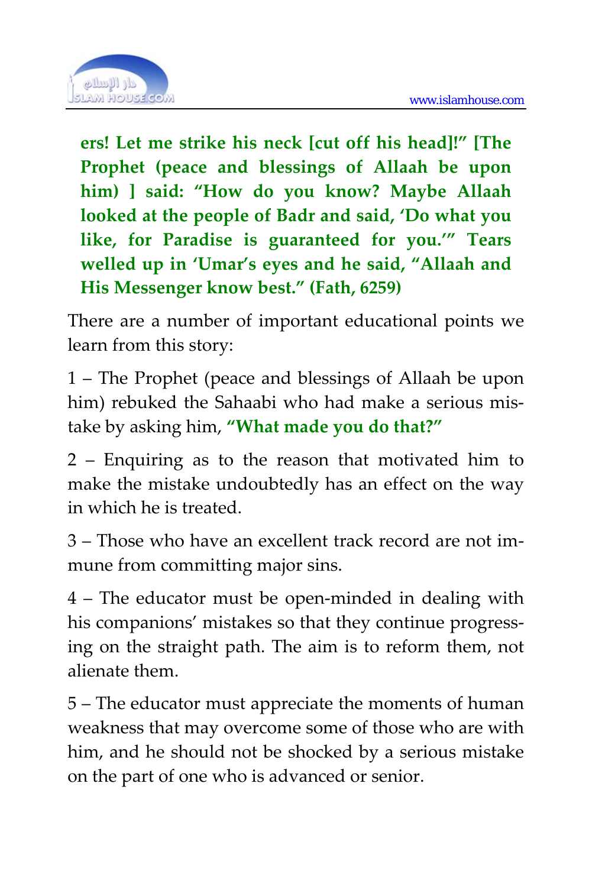**ers! Let me strike his neck [cut off his head]!" [The Prophet (peace and blessings of Allaah be upon him) ] said: "How do you know? Maybe Allaah looked at the people of Badr and said, 'Do what you like, for Paradise is guaranteed for you.'" Tears welled up in 'Umar's eyes and he said, "Allaah and His Messenger know best." (Fath, 6259)**

There are a number of important educational points we learn from this story:

1 – The Prophet (peace and blessings of Allaah be upon him) rebuked the Sahaabi who had make a serious mistake by asking him, **"What made you do that?"**

2 – Enquiring as to the reason that motivated him to make the mistake undoubtedly has an effect on the way in which he is treated.

3 – Those who have an excellent track record are not immune from committing major sins.

4 – The educator must be open-minded in dealing with his companions' mistakes so that they continue progressing on the straight path. The aim is to reform them, not alienate them.

5 – The educator must appreciate the moments of human weakness that may overcome some of those who are with him, and he should not be shocked by a serious mistake on the part of one who is advanced or senior.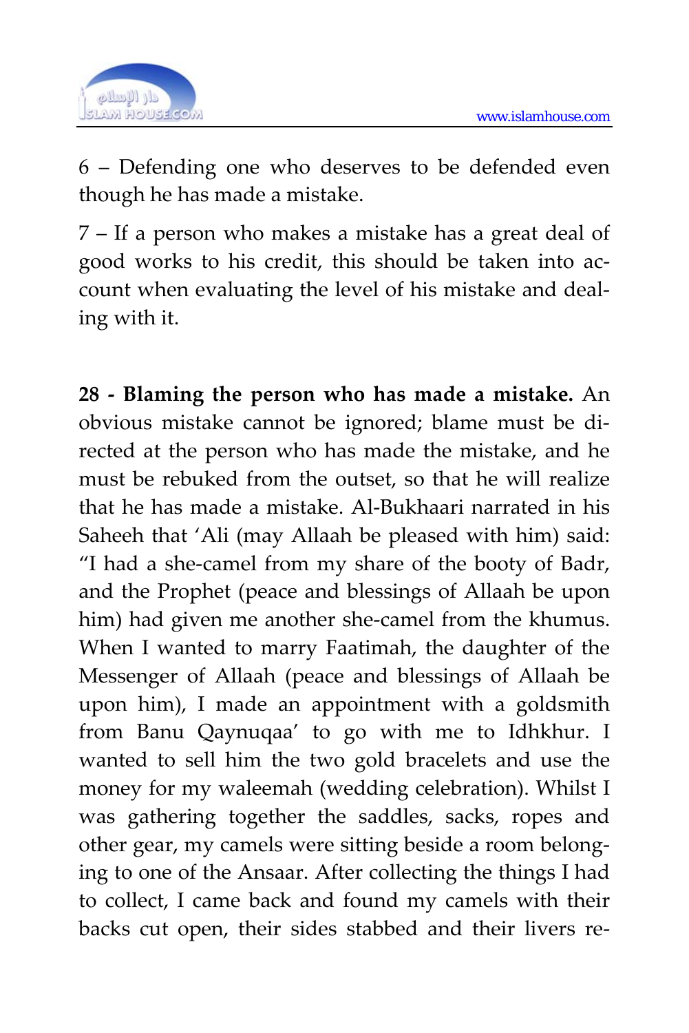6 – Defending one who deserves to be defended even though he has made a mistake.

7 – If a person who makes a mistake has a great deal of good works to his credit, this should be taken into account when evaluating the level of his mistake and dealing with it.

**28 - Blaming the person who has made a mistake.** An obvious mistake cannot be ignored; blame must be directed at the person who has made the mistake, and he must be rebuked from the outset, so that he will realize that he has made a mistake. Al-Bukhaari narrated in his Saheeh that 'Ali (may Allaah be pleased with him) said: "I had a she-camel from my share of the booty of Badr, and the Prophet (peace and blessings of Allaah be upon him) had given me another she-camel from the khumus. When I wanted to marry Faatimah, the daughter of the Messenger of Allaah (peace and blessings of Allaah be upon him), I made an appointment with a goldsmith from Banu Qaynuqaa' to go with me to Idhkhur. I wanted to sell him the two gold bracelets and use the money for my waleemah (wedding celebration). Whilst I was gathering together the saddles, sacks, ropes and other gear, my camels were sitting beside a room belonging to one of the Ansaar. After collecting the things I had to collect, I came back and found my camels with their backs cut open, their sides stabbed and their livers re-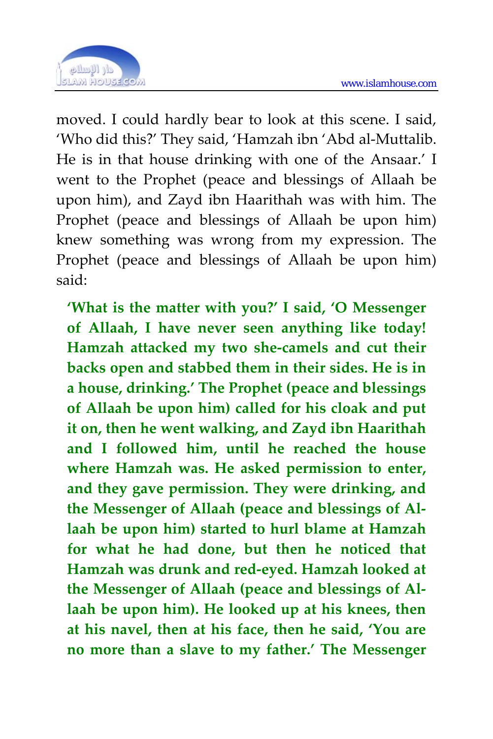moved. I could hardly bear to look at this scene. I said, 'Who did this?' They said, 'Hamzah ibn 'Abd al-Muttalib. He is in that house drinking with one of the Ansaar.' I went to the Prophet (peace and blessings of Allaah be upon him), and Zayd ibn Haarithah was with him. The Prophet (peace and blessings of Allaah be upon him) knew something was wrong from my expression. The Prophet (peace and blessings of Allaah be upon him) said:

> **'What is the matter with you?' I said, 'O Messenger of Allaah, I have never seen anything like today! Hamzah attacked my two she-camels and cut their backs open and stabbed them in their sides. He is in a house, drinking.' The Prophet (peace and blessings of Allaah be upon him) called for his cloak and put it on, then he went walking, and Zayd ibn Haarithah and I followed him, until he reached the house where Hamzah was. He asked permission to enter, and they gave permission. They were drinking, and the Messenger of Allaah (peace and blessings of Allaah be upon him) started to hurl blame at Hamzah for what he had done, but then he noticed that Hamzah was drunk and red-eyed. Hamzah looked at the Messenger of Allaah (peace and blessings of Allaah be upon him). He looked up at his knees, then at his navel, then at his face, then he said, 'You are no more than a slave to my father.' The Messenger**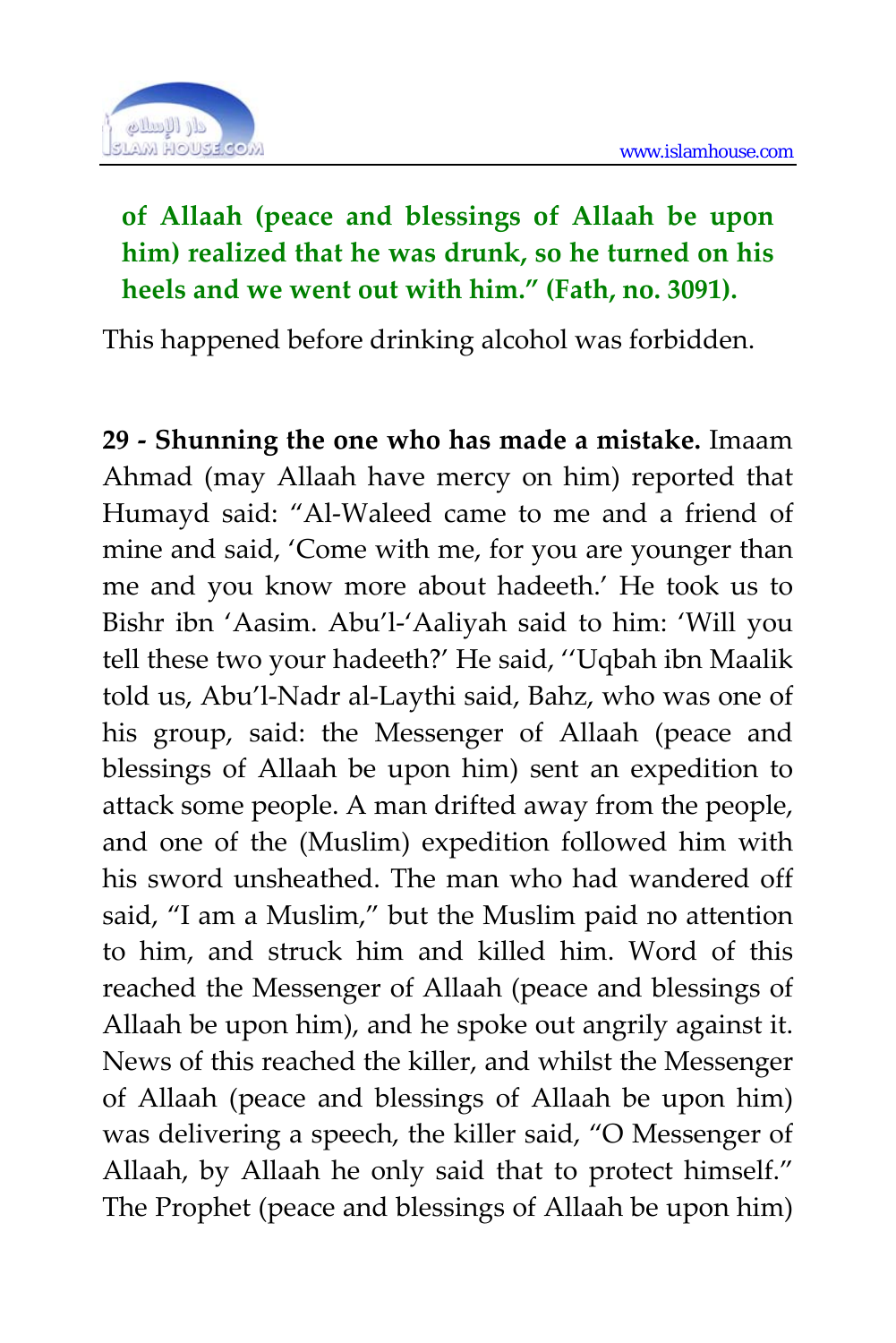**of Allaah (peace and blessings of Allaah be upon him) realized that he was drunk, so he turned on his heels and we went out with him." (Fath, no. 3091).**

This happened before drinking alcohol was forbidden.

**29 - Shunning the one who has made a mistake.** Imaam Ahmad (may Allaah have mercy on him) reported that Humayd said: "Al-Waleed came to me and a friend of mine and said, 'Come with me, for you are younger than me and you know more about hadeeth.' He took us to Bishr ibn 'Aasim. Abu'l-'Aaliyah said to him: 'Will you tell these two your hadeeth?' He said, ''Uqbah ibn Maalik told us, Abu'l-Nadr al-Laythi said, Bahz, who was one of his group, said: the Messenger of Allaah (peace and blessings of Allaah be upon him) sent an expedition to attack some people. A man drifted away from the people, and one of the (Muslim) expedition followed him with his sword unsheathed. The man who had wandered off said, "I am a Muslim," but the Muslim paid no attention to him, and struck him and killed him. Word of this reached the Messenger of Allaah (peace and blessings of Allaah be upon him), and he spoke out angrily against it. News of this reached the killer, and whilst the Messenger of Allaah (peace and blessings of Allaah be upon him) was delivering a speech, the killer said, "O Messenger of Allaah, by Allaah he only said that to protect himself." The Prophet (peace and blessings of Allaah be upon him)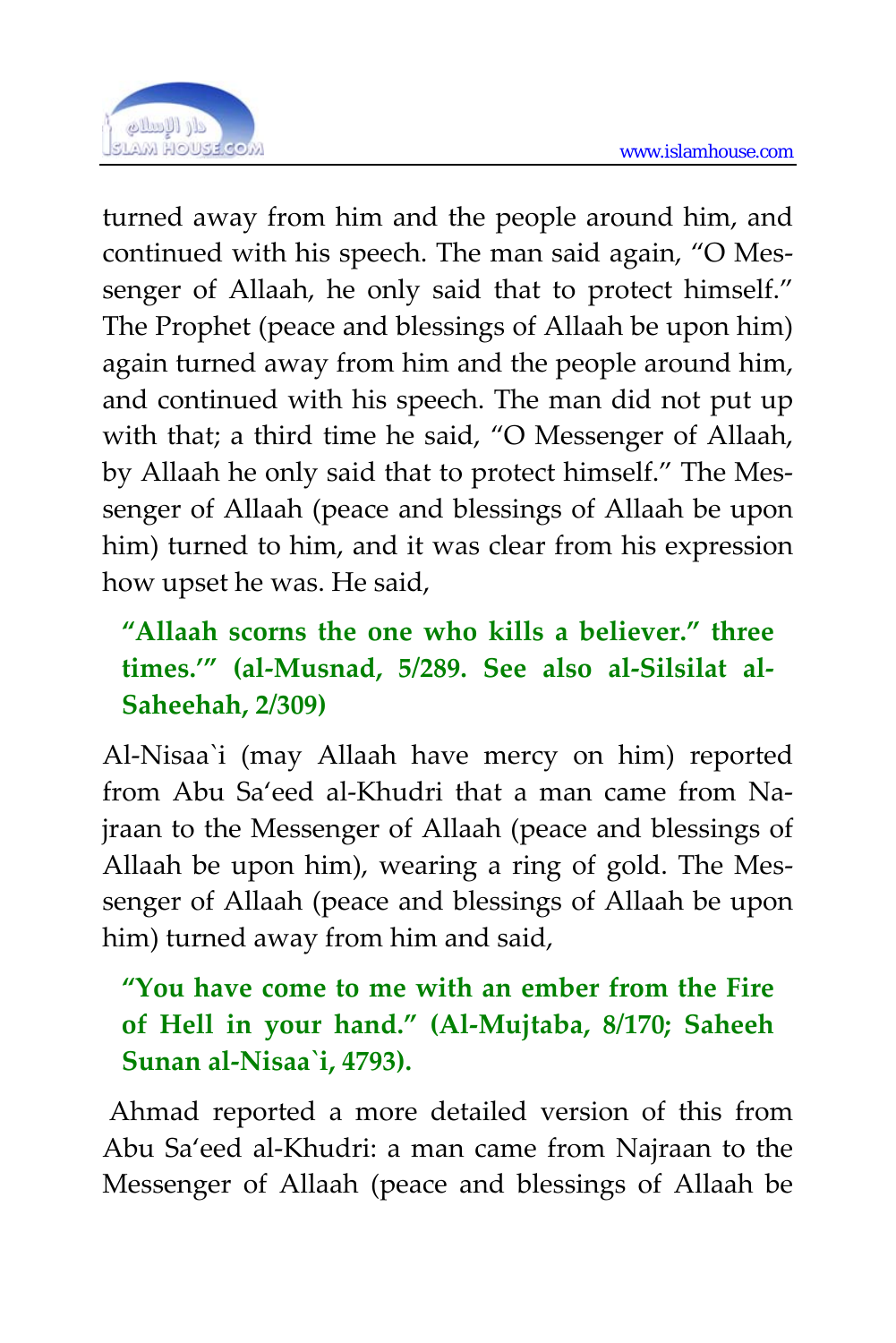turned away from him and the people around him, and continued with his speech. The man said again, "O Messenger of Allaah, he only said that to protect himself." The Prophet (peace and blessings of Allaah be upon him) again turned away from him and the people around him, and continued with his speech. The man did not put up with that; a third time he said, "O Messenger of Allaah, by Allaah he only said that to protect himself." The Messenger of Allaah (peace and blessings of Allaah be upon him) turned to him, and it was clear from his expression how upset he was. He said,

> **"Allaah scorns the one who kills a believer." three times.'" (al-Musnad, 5/289. See also al-Silsilat al-Saheehah, 2/309)**

Al-Nisaa`i (may Allaah have mercy on him) reported from Abu Sa'eed al-Khudri that a man came from Najraan to the Messenger of Allaah (peace and blessings of Allaah be upon him), wearing a ring of gold. The Messenger of Allaah (peace and blessings of Allaah be upon him) turned away from him and said,

> **"You have come to me with an ember from the Fire of Hell in your hand." (Al-Mujtaba, 8/170; Saheeh Sunan al-Nisaa`i, 4793).**

Ahmad reported a more detailed version of this from Abu Sa'eed al-Khudri: a man came from Najraan to the Messenger of Allaah (peace and blessings of Allaah be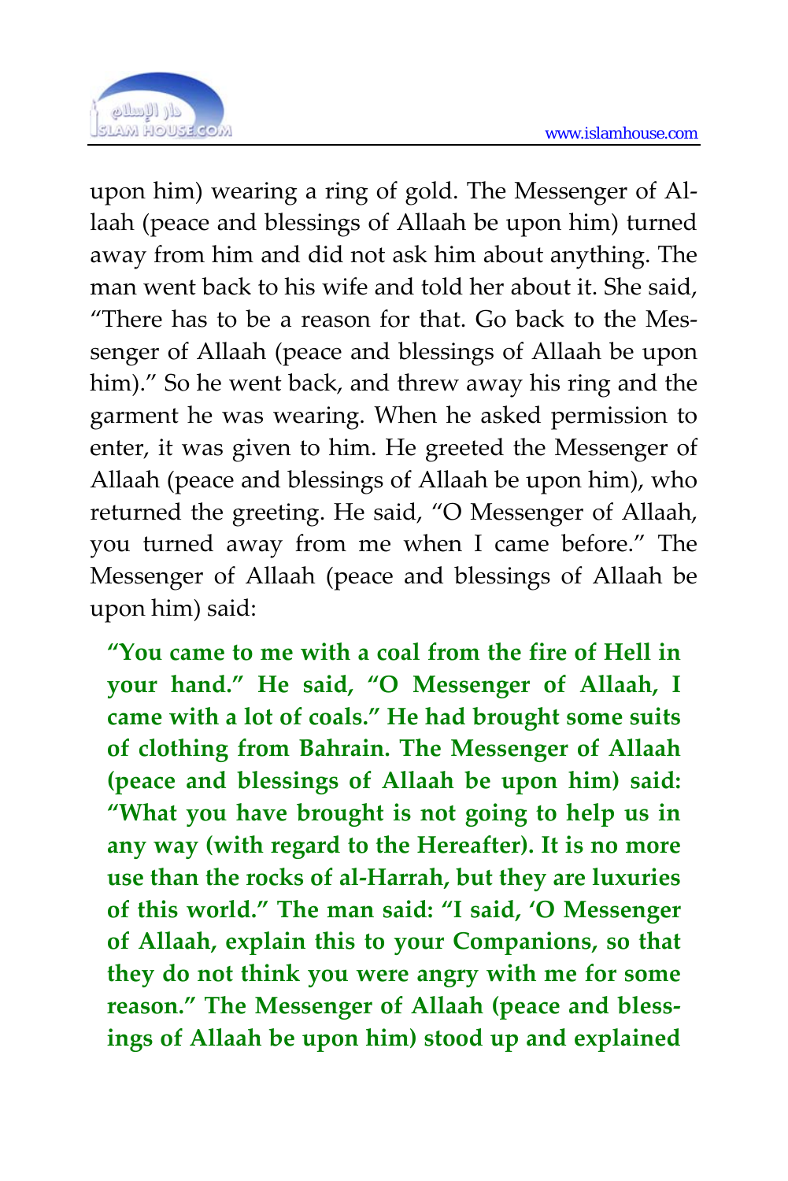upon him) wearing a ring of gold. The Messenger of Allaah (peace and blessings of Allaah be upon him) turned away from him and did not ask him about anything. The man went back to his wife and told her about it. She said, "There has to be a reason for that. Go back to the Messenger of Allaah (peace and blessings of Allaah be upon him)." So he went back, and threw away his ring and the garment he was wearing. When he asked permission to enter, it was given to him. He greeted the Messenger of Allaah (peace and blessings of Allaah be upon him), who returned the greeting. He said, "O Messenger of Allaah, you turned away from me when I came before." The Messenger of Allaah (peace and blessings of Allaah be upon him) said:

> **"You came to me with a coal from the fire of Hell in your hand." He said, "O Messenger of Allaah, I came with a lot of coals." He had brought some suits of clothing from Bahrain. The Messenger of Allaah (peace and blessings of Allaah be upon him) said: "What you have brought is not going to help us in any way (with regard to the Hereafter). It is no more use than the rocks of al-Harrah, but they are luxuries of this world." The man said: "I said, 'O Messenger of Allaah, explain this to your Companions, so that they do not think you were angry with me for some reason." The Messenger of Allaah (peace and blessings of Allaah be upon him) stood up and explained**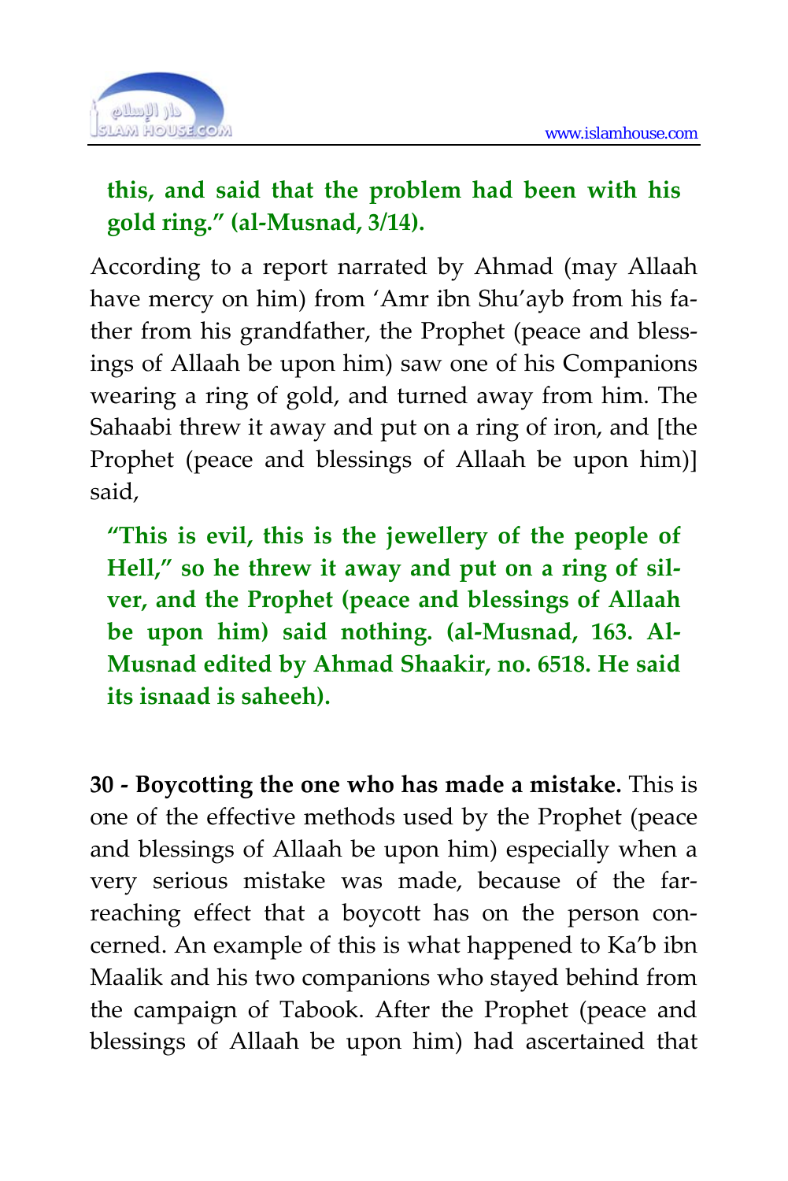**this, and said that the problem had been with his gold ring." (al-Musnad, 3/14).**

According to a report narrated by Ahmad (may Allaah have mercy on him) from 'Amr ibn Shu'ayb from his father from his grandfather, the Prophet (peace and blessings of Allaah be upon him) saw one of his Companions wearing a ring of gold, and turned away from him. The Sahaabi threw it away and put on a ring of iron, and [the Prophet (peace and blessings of Allaah be upon him)] said,

> **"This is evil, this is the jewellery of the people of Hell," so he threw it away and put on a ring of silver, and the Prophet (peace and blessings of Allaah be upon him) said nothing. (al-Musnad, 163. Al-Musnad edited by Ahmad Shaakir, no. 6518. He said its isnaad is saheeh).**

**30 - Boycotting the one who has made a mistake.** This is one of the effective methods used by the Prophet (peace and blessings of Allaah be upon him) especially when a very serious mistake was made, because of the far-reaching effect that a boycott has on the person concerned. An example of this is what happened to Ka'b ibn Maalik and his two companions who stayed behind from the campaign of Tabook. After the Prophet (peace and blessings of Allaah be upon him) had ascertained that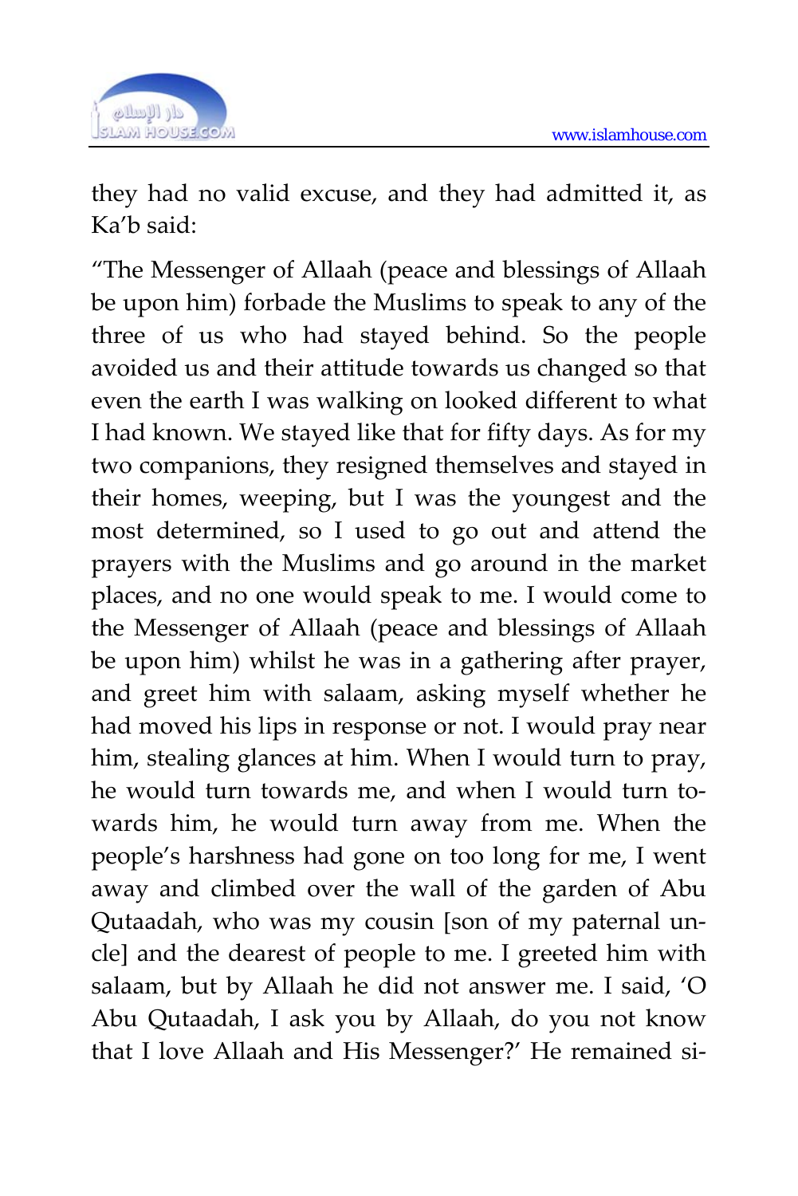they had no valid excuse, and they had admitted it, as Ka'b said:

"The Messenger of Allaah (peace and blessings of Allaah be upon him) forbade the Muslims to speak to any of the three of us who had stayed behind. So the people avoided us and their attitude towards us changed so that even the earth I was walking on looked different to what I had known. We stayed like that for fifty days. As for my two companions, they resigned themselves and stayed in their homes, weeping, but I was the youngest and the most determined, so I used to go out and attend the prayers with the Muslims and go around in the market places, and no one would speak to me. I would come to the Messenger of Allaah (peace and blessings of Allaah be upon him) whilst he was in a gathering after prayer, and greet him with salaam, asking myself whether he had moved his lips in response or not. I would pray near him, stealing glances at him. When I would turn to pray, he would turn towards me, and when I would turn towards him, he would turn away from me. When the people's harshness had gone on too long for me, I went away and climbed over the wall of the garden of Abu Qutaadah, who was my cousin [son of my paternal uncle] and the dearest of people to me. I greeted him with salaam, but by Allaah he did not answer me. I said, 'O Abu Qutaadah, I ask you by Allaah, do you not know that I love Allaah and His Messenger?' He remained si-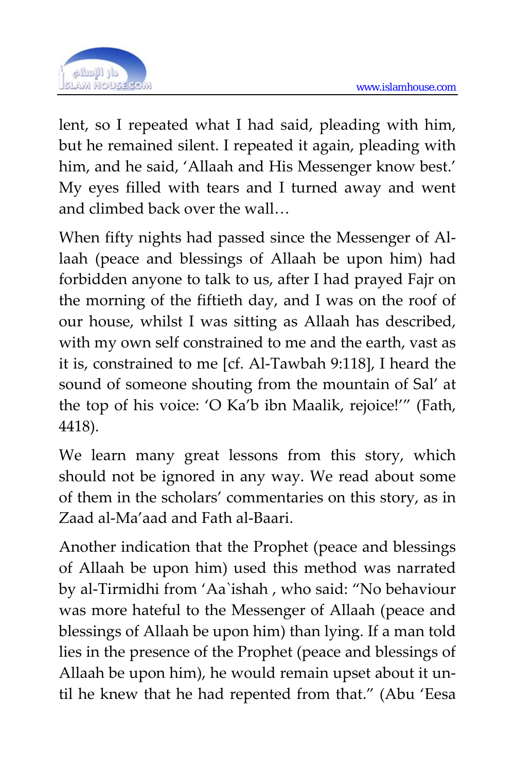lent, so I repeated what I had said, pleading with him, but he remained silent. I repeated it again, pleading with him, and he said, 'Allaah and His Messenger know best.' My eyes filled with tears and I turned away and went and climbed back over the wall…

When fifty nights had passed since the Messenger of Allaah (peace and blessings of Allaah be upon him) had forbidden anyone to talk to us, after I had prayed Fajr on the morning of the fiftieth day, and I was on the roof of our house, whilst I was sitting as Allaah has described, with my own self constrained to me and the earth, vast as it is, constrained to me [cf. Al-Tawbah 9:118], I heard the sound of someone shouting from the mountain of Sal' at the top of his voice: 'O Ka'b ibn Maalik, rejoice!'" (Fath, 4418).

We learn many great lessons from this story, which should not be ignored in any way. We read about some of them in the scholars' commentaries on this story, as in Zaad al-Ma'aad and Fath al-Baari.

Another indication that the Prophet (peace and blessings of Allaah be upon him) used this method was narrated by al-Tirmidhi from 'Aa`ishah , who said: "No behaviour was more hateful to the Messenger of Allaah (peace and blessings of Allaah be upon him) than lying. If a man told lies in the presence of the Prophet (peace and blessings of Allaah be upon him), he would remain upset about it until he knew that he had repented from that." (Abu 'Eesa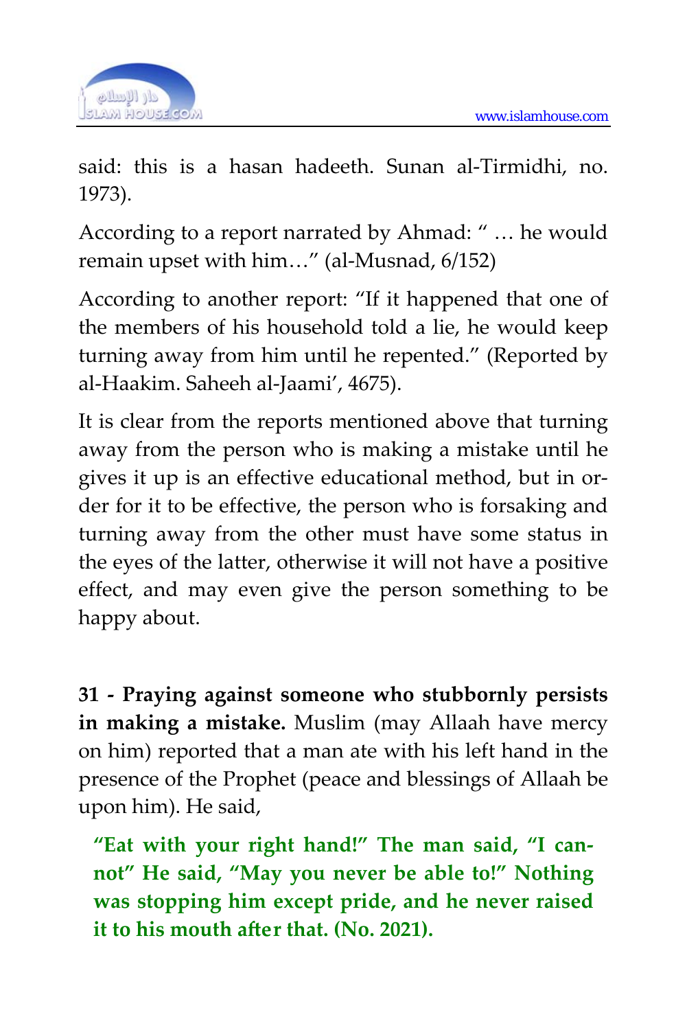said: this is a hasan hadeeth. Sunan al-Tirmidhi, no. 1973).

According to a report narrated by Ahmad: " … he would remain upset with him…" (al-Musnad, 6/152)

According to another report: "If it happened that one of the members of his household told a lie, he would keep turning away from him until he repented." (Reported by al-Haakim. Saheeh al-Jaami', 4675).

It is clear from the reports mentioned above that turning away from the person who is making a mistake until he gives it up is an effective educational method, but in order for it to be effective, the person who is forsaking and turning away from the other must have some status in the eyes of the latter, otherwise it will not have a positive effect, and may even give the person something to be happy about.

**31 - Praying against someone who stubbornly persists in making a mistake.** Muslim (may Allaah have mercy on him) reported that a man ate with his left hand in the presence of the Prophet (peace and blessings of Allaah be upon him). He said,

> **"Eat with your right hand!" The man said, "I cannot" He said, "May you never be able to!" Nothing was stopping him except pride, and he never raised it to his mouth after that. (No. 2021).**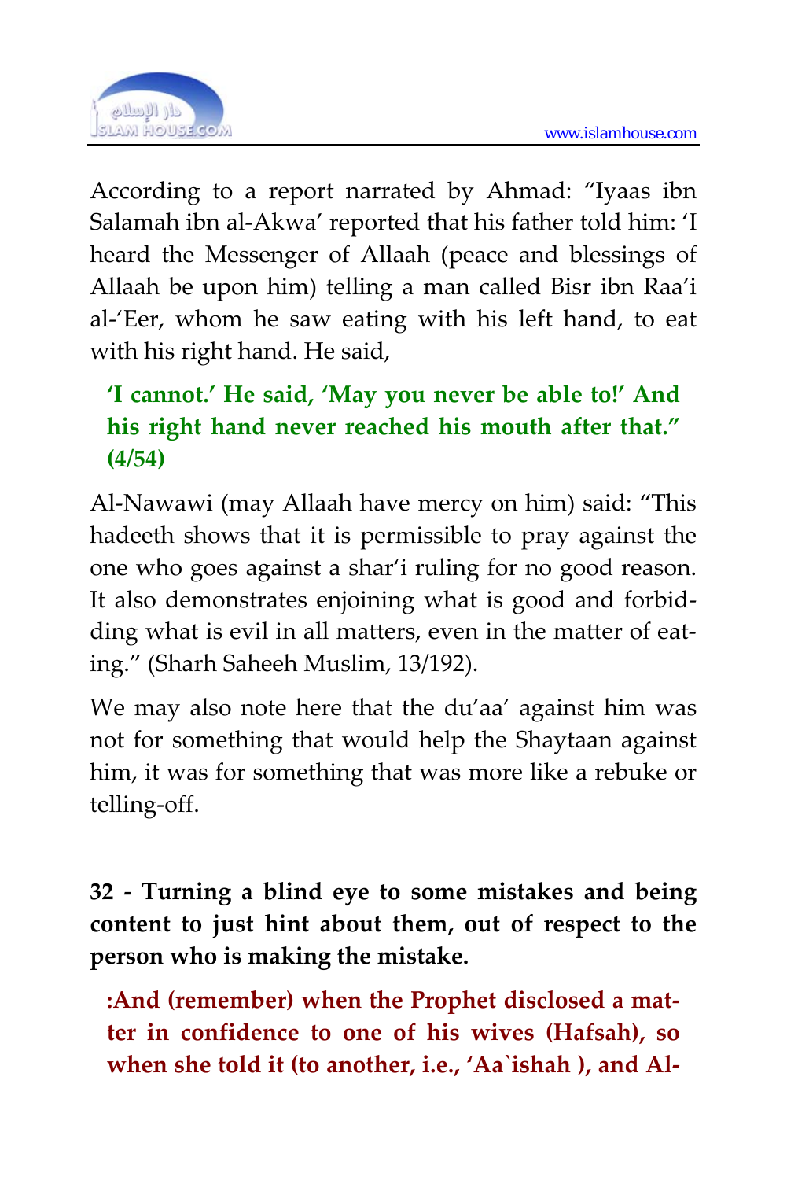According to a report narrated by Ahmad: "Iyaas ibn Salamah ibn al-Akwa' reported that his father told him: 'I heard the Messenger of Allaah (peace and blessings of Allaah be upon him) telling a man called Bisr ibn Raa'i al-'Eer, whom he saw eating with his left hand, to eat with his right hand. He said,

> **'I cannot.' He said, 'May you never be able to!' And his right hand never reached his mouth after that." (4/54)**

Al-Nawawi (may Allaah have mercy on him) said: "This hadeeth shows that it is permissible to pray against the one who goes against a shar'i ruling for no good reason. It also demonstrates enjoining what is good and forbidding what is evil in all matters, even in the matter of eating." (Sharh Saheeh Muslim, 13/192).

We may also note here that the du'aa' against him was not for something that would help the Shaytaan against him, it was for something that was more like a rebuke or telling-off.

**32 - Turning a blind eye to some mistakes and being content to just hint about them, out of respect to the person who is making the mistake.**

> **:And (remember) when the Prophet disclosed a matter in confidence to one of his wives (Hafsah), so when she told it (to another, i.e., 'Aa`ishah ), and Al-**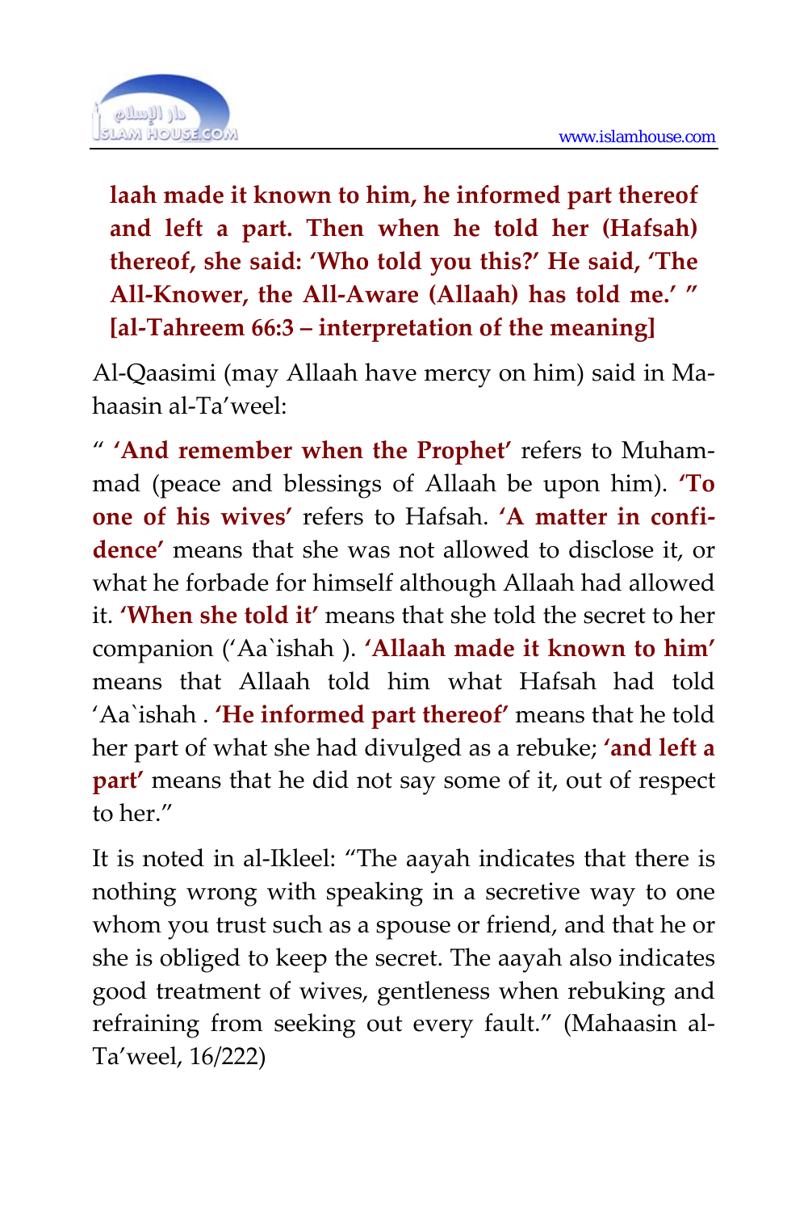**laah made it known to him, he informed part thereof and left a part. Then when he told her (Hafsah) thereof, she said: 'Who told you this?' He said, 'The All-Knower, the All-Aware (Allaah) has told me.' " [al-Tahreem 66:3 – interpretation of the meaning]**

Al-Qaasimi (may Allaah have mercy on him) said in Mahaasin al-Ta'weel:

" **'And remember when the Prophet'** refers to Muhammad (peace and blessings of Allaah be upon him). **'To one of his wives'** refers to Hafsah. **'A matter in confidence'** means that she was not allowed to disclose it, or what he forbade for himself although Allaah had allowed it. **'When she told it'** means that she told the secret to her companion ('Aa`ishah ). **'Allaah made it known to him'** means that Allaah told him what Hafsah had told 'Aa`ishah . **'He informed part thereof'** means that he told her part of what she had divulged as a rebuke; **'and left a part'** means that he did not say some of it, out of respect to her."

It is noted in al-Ikleel: "The aayah indicates that there is nothing wrong with speaking in a secretive way to one whom you trust such as a spouse or friend, and that he or she is obliged to keep the secret. The aayah also indicates good treatment of wives, gentleness when rebuking and refraining from seeking out every fault." (Mahaasin al-Ta'weel, 16/222)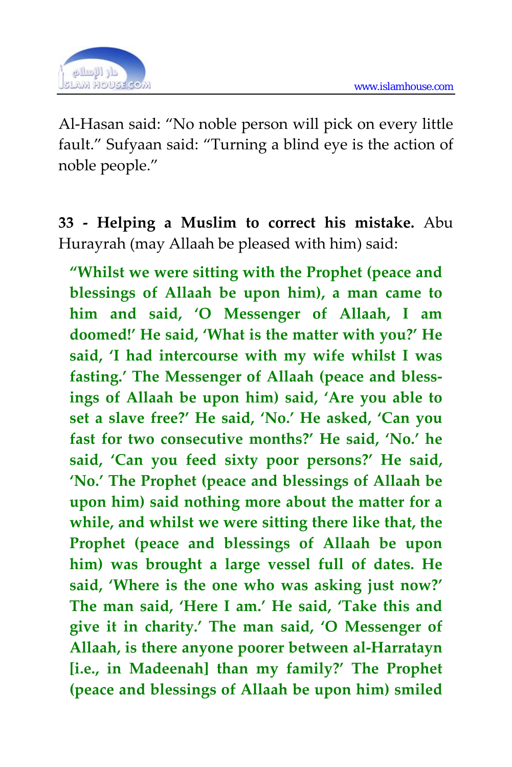Al-Hasan said: "No noble person will pick on every little fault." Sufyaan said: "Turning a blind eye is the action of noble people."

**33 - Helping a Muslim to correct his mistake.** Abu Hurayrah (may Allaah be pleased with him) said:

> **"Whilst we were sitting with the Prophet (peace and blessings of Allaah be upon him), a man came to him and said, 'O Messenger of Allaah, I am doomed!' He said, 'What is the matter with you?' He said, 'I had intercourse with my wife whilst I was fasting.' The Messenger of Allaah (peace and blessings of Allaah be upon him) said, 'Are you able to set a slave free?' He said, 'No.' He asked, 'Can you fast for two consecutive months?' He said, 'No.' he said, 'Can you feed sixty poor persons?' He said, 'No.' The Prophet (peace and blessings of Allaah be upon him) said nothing more about the matter for a while, and whilst we were sitting there like that, the Prophet (peace and blessings of Allaah be upon him) was brought a large vessel full of dates. He said, 'Where is the one who was asking just now?' The man said, 'Here I am.' He said, 'Take this and give it in charity.' The man said, 'O Messenger of Allaah, is there anyone poorer between al-Harratayn [i.e., in Madeenah] than my family?' The Prophet (peace and blessings of Allaah be upon him) smiled**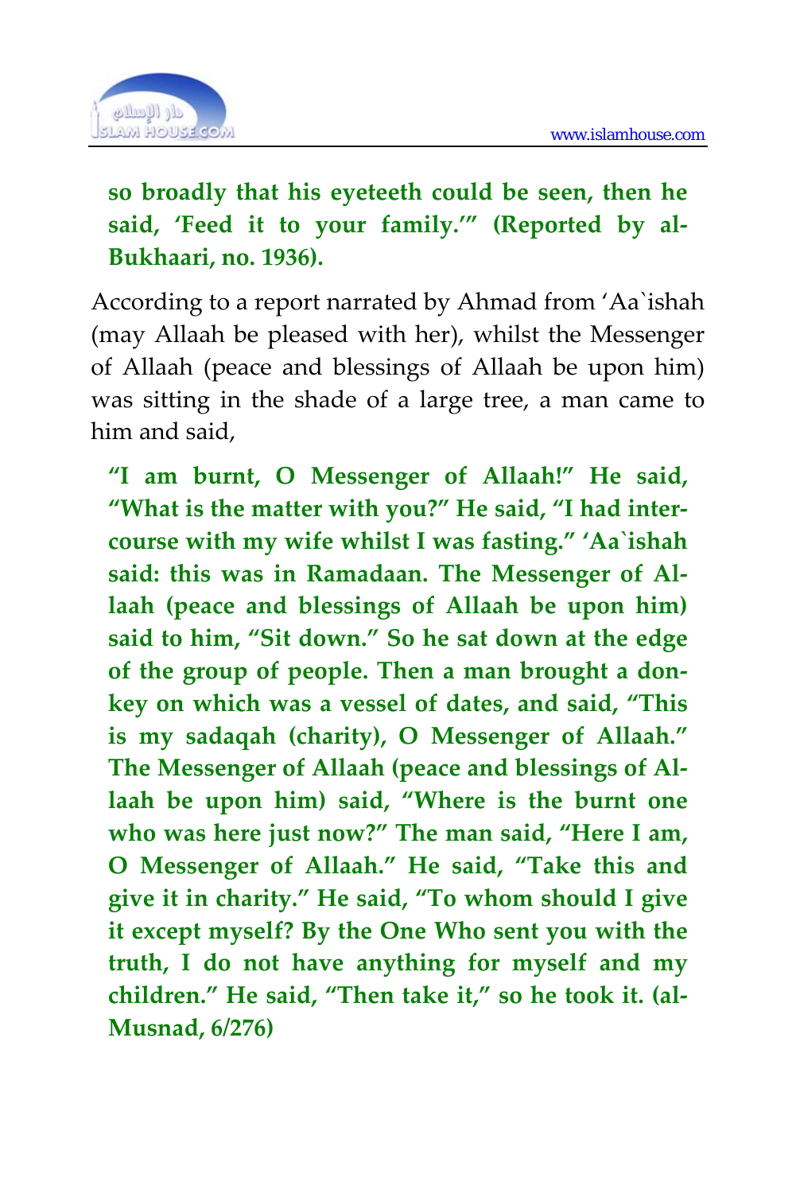**so broadly that his eyeteeth could be seen, then he said, 'Feed it to your family.'" (Reported by al-Bukhaari, no. 1936).**

According to a report narrated by Ahmad from 'Aa`ishah (may Allaah be pleased with her), whilst the Messenger of Allaah (peace and blessings of Allaah be upon him) was sitting in the shade of a large tree, a man came to him and said,

**"I am burnt, O Messenger of Allaah!" He said, "What is the matter with you?" He said, "I had intercourse with my wife whilst I was fasting." 'Aa`ishah said: this was in Ramadaan. The Messenger of Allaah (peace and blessings of Allaah be upon him) said to him, "Sit down." So he sat down at the edge of the group of people. Then a man brought a donkey on which was a vessel of dates, and said, "This is my sadaqah (charity), O Messenger of Allaah." The Messenger of Allaah (peace and blessings of Allaah be upon him) said, "Where is the burnt one who was here just now?" The man said, "Here I am, O Messenger of Allaah." He said, "Take this and give it in charity." He said, "To whom should I give it except myself? By the One Who sent you with the truth, I do not have anything for myself and my children." He said, "Then take it," so he took it. (al-Musnad, 6/276)**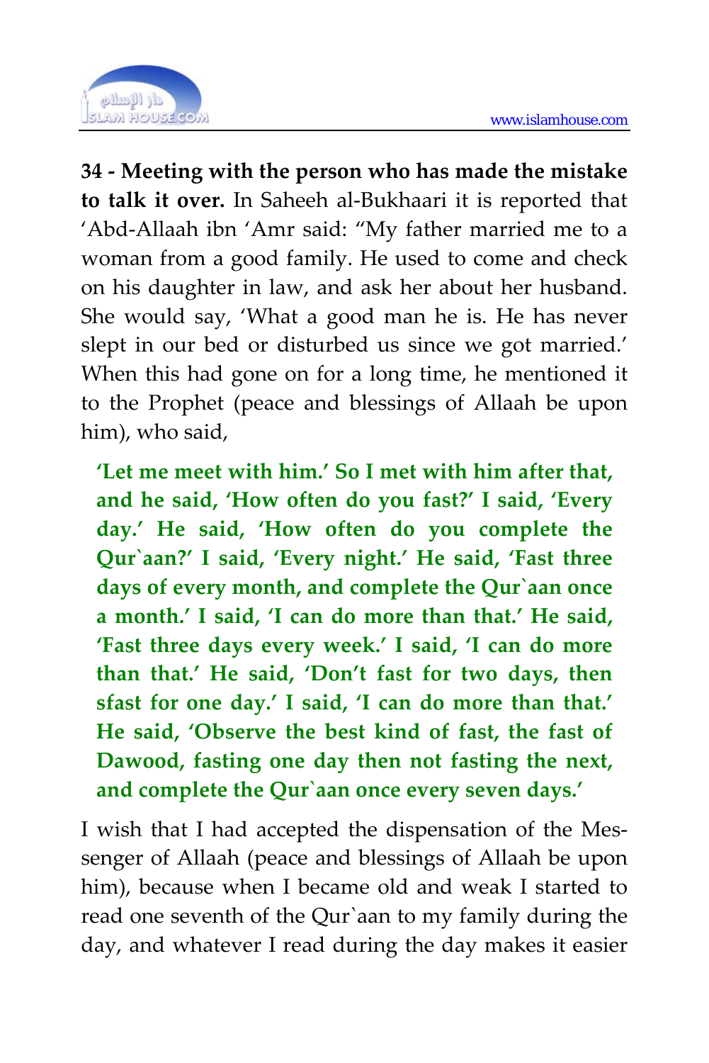**34 - Meeting with the person who has made the mistake to talk it over.** In Saheeh al-Bukhaari it is reported that 'Abd-Allaah ibn 'Amr said: "My father married me to a woman from a good family. He used to come and check on his daughter in law, and ask her about her husband. She would say, 'What a good man he is. He has never slept in our bed or disturbed us since we got married.' When this had gone on for a long time, he mentioned it to the Prophet (peace and blessings of Allaah be upon him), who said,

> **'Let me meet with him.' So I met with him after that, and he said, 'How often do you fast?' I said, 'Every day.' He said, 'How often do you complete the Qur`aan?' I said, 'Every night.' He said, 'Fast three days of every month, and complete the Qur`aan once a month.' I said, 'I can do more than that.' He said, 'Fast three days every week.' I said, 'I can do more than that.' He said, 'Don't fast for two days, then sfast for one day.' I said, 'I can do more than that.' He said, 'Observe the best kind of fast, the fast of Dawood, fasting one day then not fasting the next, and complete the Qur`aan once every seven days.'**

I wish that I had accepted the dispensation of the Messenger of Allaah (peace and blessings of Allaah be upon him), because when I became old and weak I started to read one seventh of the Qur`aan to my family during the day, and whatever I read during the day makes it easier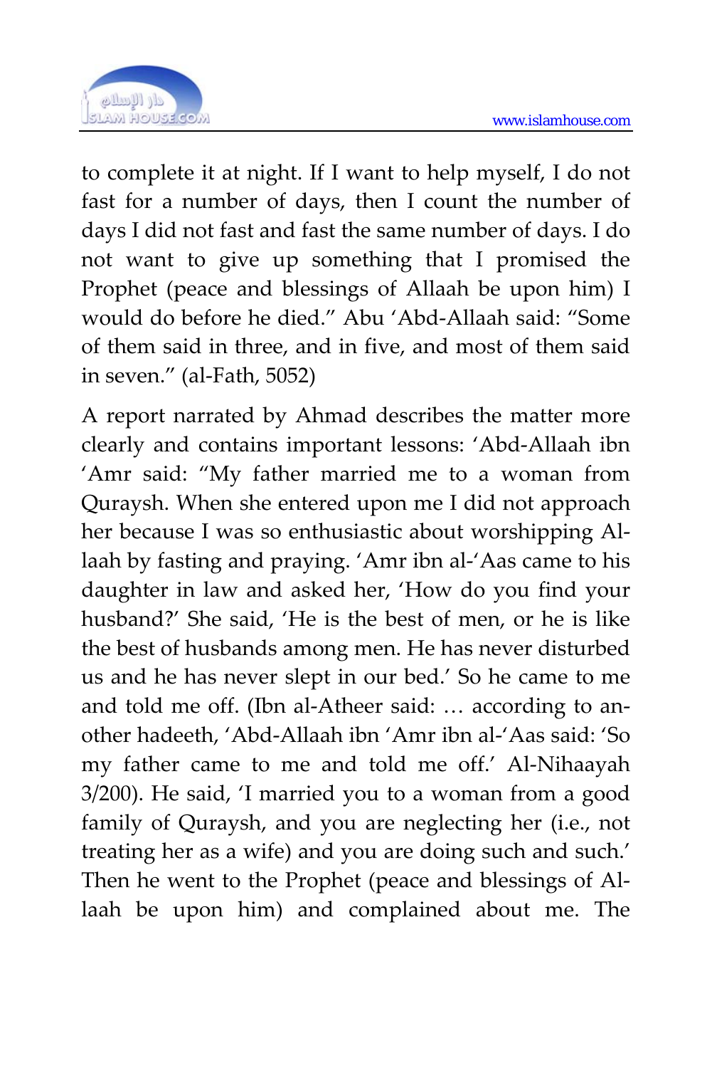to complete it at night. If I want to help myself, I do not fast for a number of days, then I count the number of days I did not fast and fast the same number of days. I do not want to give up something that I promised the Prophet (peace and blessings of Allaah be upon him) I would do before he died." Abu 'Abd-Allaah said: "Some of them said in three, and in five, and most of them said in seven." (al-Fath, 5052)

A report narrated by Ahmad describes the matter more clearly and contains important lessons: 'Abd-Allaah ibn 'Amr said: "My father married me to a woman from Quraysh. When she entered upon me I did not approach her because I was so enthusiastic about worshipping Allaah by fasting and praying. 'Amr ibn al-'Aas came to his daughter in law and asked her, 'How do you find your husband?' She said, 'He is the best of men, or he is like the best of husbands among men. He has never disturbed us and he has never slept in our bed.' So he came to me and told me off. (Ibn al-Atheer said: … according to another hadeeth, 'Abd-Allaah ibn 'Amr ibn al-'Aas said: 'So my father came to me and told me off.' Al-Nihaayah 3/200). He said, 'I married you to a woman from a good family of Quraysh, and you are neglecting her (i.e., not treating her as a wife) and you are doing such and such.' Then he went to the Prophet (peace and blessings of Allaah be upon him) and complained about me. The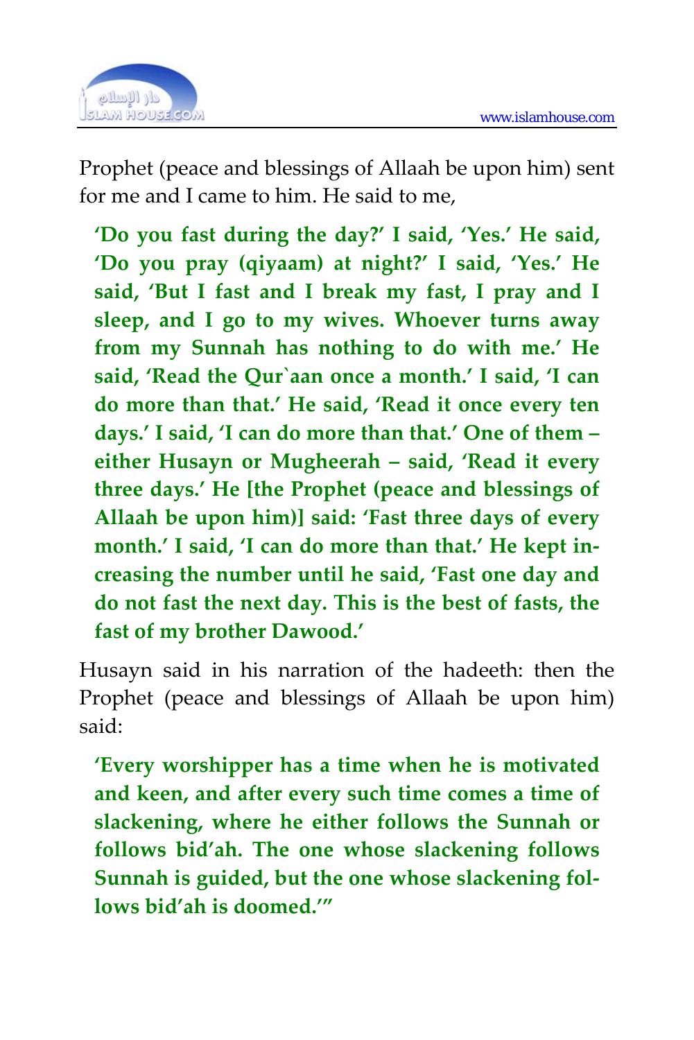Prophet (peace and blessings of Allaah be upon him) sent for me and I came to him. He said to me,

> **'Do you fast during the day?' I said, 'Yes.' He said, 'Do you pray (qiyaam) at night?' I said, 'Yes.' He said, 'But I fast and I break my fast, I pray and I sleep, and I go to my wives. Whoever turns away from my Sunnah has nothing to do with me.' He said, 'Read the Qur`aan once a month.' I said, 'I can do more than that.' He said, 'Read it once every ten days.' I said, 'I can do more than that.' One of them – either Husayn or Mugheerah – said, 'Read it every three days.' He [the Prophet (peace and blessings of Allaah be upon him)] said: 'Fast three days of every month.' I said, 'I can do more than that.' He kept increasing the number until he said, 'Fast one day and do not fast the next day. This is the best of fasts, the fast of my brother Dawood.'**

Husayn said in his narration of the hadeeth: then the Prophet (peace and blessings of Allaah be upon him) said:

> **'Every worshipper has a time when he is motivated and keen, and after every such time comes a time of slackening, where he either follows the Sunnah or follows bid'ah. The one whose slackening follows Sunnah is guided, but the one whose slackening follows bid'ah is doomed.'"**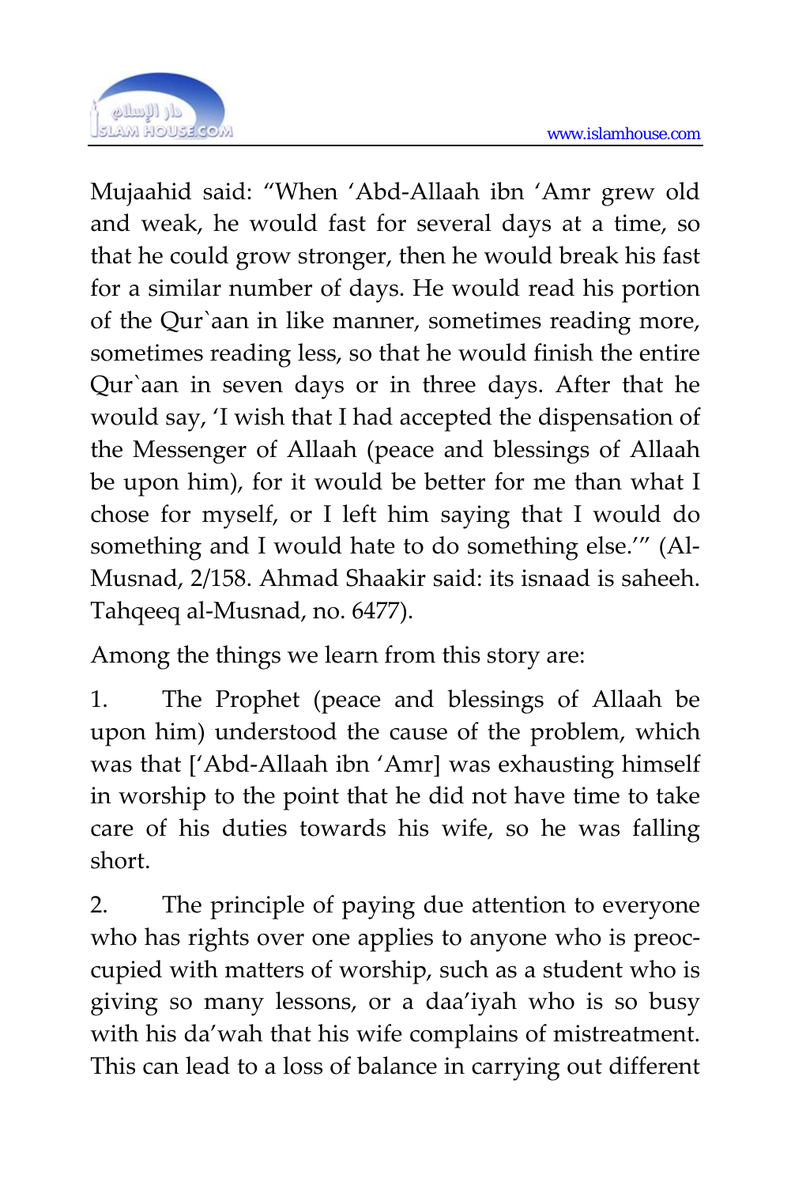Mujaahid said: "When 'Abd-Allaah ibn 'Amr grew old and weak, he would fast for several days at a time, so that he could grow stronger, then he would break his fast for a similar number of days. He would read his portion of the Qur`aan in like manner, sometimes reading more, sometimes reading less, so that he would finish the entire Qur`aan in seven days or in three days. After that he would say, 'I wish that I had accepted the dispensation of the Messenger of Allaah (peace and blessings of Allaah be upon him), for it would be better for me than what I chose for myself, or I left him saying that I would do something and I would hate to do something else.'" (Al-Musnad, 2/158. Ahmad Shaakir said: its isnaad is saheeh. Tahqeeq al-Musnad, no. 6477).

Among the things we learn from this story are:

1. The Prophet (peace and blessings of Allaah be upon him) understood the cause of the problem, which was that ['Abd-Allaah ibn 'Amr] was exhausting himself in worship to the point that he did not have time to take care of his duties towards his wife, so he was falling short.

2. The principle of paying due attention to everyone who has rights over one applies to anyone who is preoccupied with matters of worship, such as a student who is giving so many lessons, or a daa'iyah who is so busy with his da'wah that his wife complains of mistreatment. This can lead to a loss of balance in carrying out different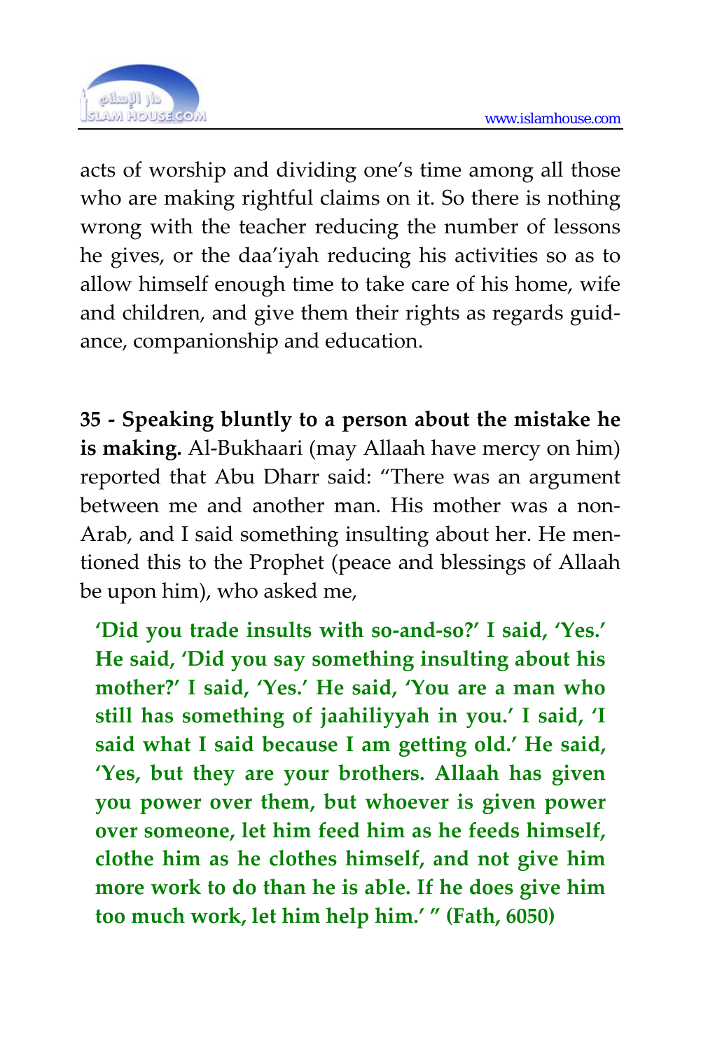acts of worship and dividing one's time among all those who are making rightful claims on it. So there is nothing wrong with the teacher reducing the number of lessons he gives, or the daa'iyah reducing his activities so as to allow himself enough time to take care of his home, wife and children, and give them their rights as regards guidance, companionship and education.

**35 - Speaking bluntly to a person about the mistake he is making.** Al-Bukhaari (may Allaah have mercy on him) reported that Abu Dharr said: "There was an argument between me and another man. His mother was a non-Arab, and I said something insulting about her. He mentioned this to the Prophet (peace and blessings of Allaah be upon him), who asked me,

> **'Did you trade insults with so-and-so?' I said, 'Yes.' He said, 'Did you say something insulting about his mother?' I said, 'Yes.' He said, 'You are a man who still has something of jaahiliyyah in you.' I said, 'I said what I said because I am getting old.' He said, 'Yes, but they are your brothers. Allaah has given you power over them, but whoever is given power over someone, let him feed him as he feeds himself, clothe him as he clothes himself, and not give him more work to do than he is able. If he does give him too much work, let him help him.' " (Fath, 6050)**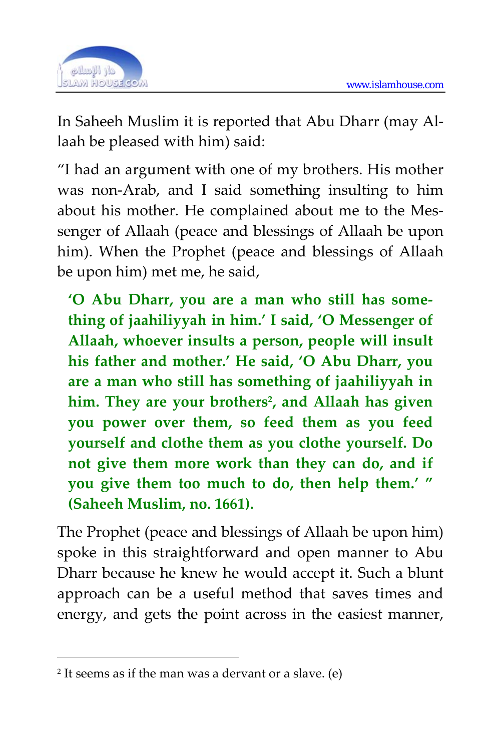In Saheeh Muslim it is reported that Abu Dharr (may Allaah be pleased with him) said:

"I had an argument with one of my brothers. His mother was non-Arab, and I said something insulting to him about his mother. He complained about me to the Messenger of Allaah (peace and blessings of Allaah be upon him). When the Prophet (peace and blessings of Allaah be upon him) met me, he said,

> **'O Abu Dharr, you are a man who still has something of jaahiliyyah in him.' I said, 'O Messenger of Allaah, whoever insults a person, people will insult his father and mother.' He said, 'O Abu Dharr, you are a man who still has something of jaahiliyyah in him. They are your brothers[2], and Allaah has given you power over them, so feed them as you feed yourself and clothe them as you clothe yourself. Do not give them more work than they can do, and if you give them too much to do, then help them.' " (Saheeh Muslim, no. 1661).**

The Prophet (peace and blessings of Allaah be upon him) spoke in this straightforward and open manner to Abu Dharr because he knew he would accept it. Such a blunt approach can be a useful method that saves times and energy, and gets the point across in the easiest manner,

---

[2] It seems as if the man was a dervant or a slave. (e)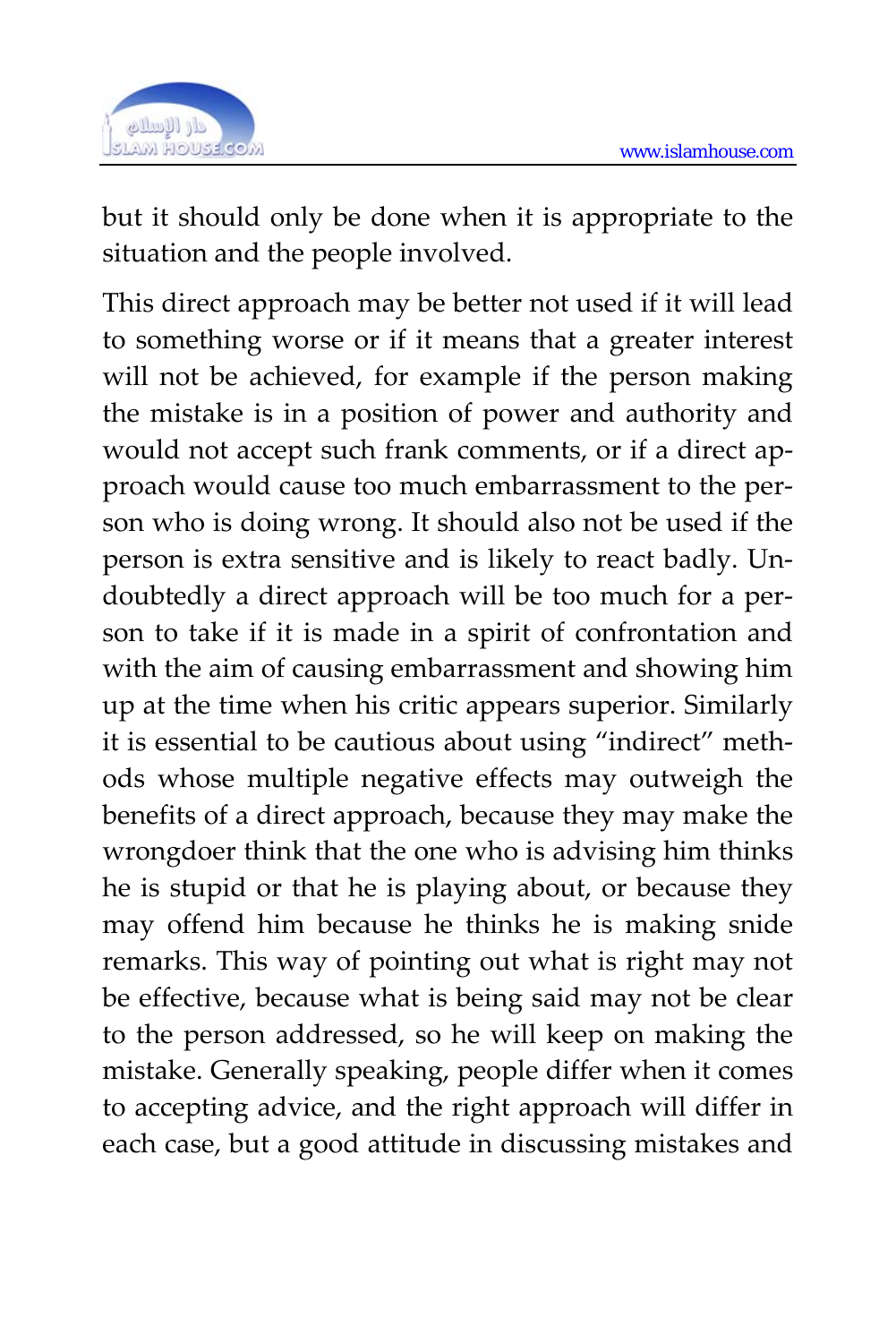but it should only be done when it is appropriate to the situation and the people involved.

This direct approach may be better not used if it will lead to something worse or if it means that a greater interest will not be achieved, for example if the person making the mistake is in a position of power and authority and would not accept such frank comments, or if a direct approach would cause too much embarrassment to the person who is doing wrong. It should also not be used if the person is extra sensitive and is likely to react badly. Undoubtedly a direct approach will be too much for a person to take if it is made in a spirit of confrontation and with the aim of causing embarrassment and showing him up at the time when his critic appears superior. Similarly it is essential to be cautious about using "indirect" methods whose multiple negative effects may outweigh the benefits of a direct approach, because they may make the wrongdoer think that the one who is advising him thinks he is stupid or that he is playing about, or because they may offend him because he thinks he is making snide remarks. This way of pointing out what is right may not be effective, because what is being said may not be clear to the person addressed, so he will keep on making the mistake. Generally speaking, people differ when it comes to accepting advice, and the right approach will differ in each case, but a good attitude in discussing mistakes and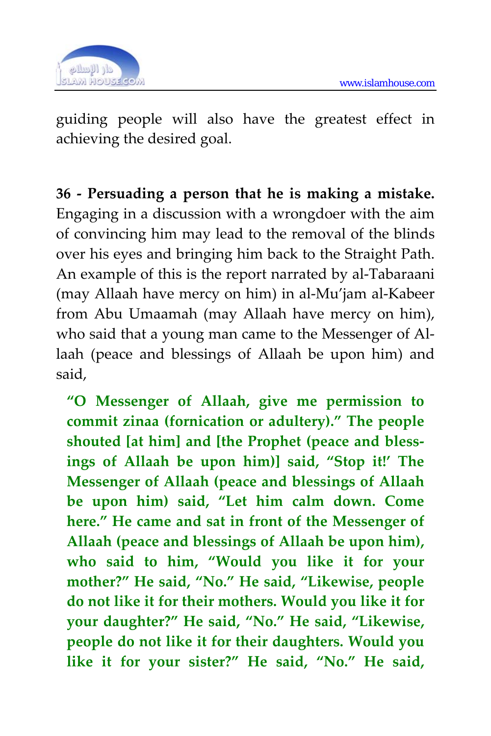guiding people will also have the greatest effect in achieving the desired goal.

**36 - Persuading a person that he is making a mistake.** Engaging in a discussion with a wrongdoer with the aim of convincing him may lead to the removal of the blinds over his eyes and bringing him back to the Straight Path. An example of this is the report narrated by al-Tabaraani (may Allaah have mercy on him) in al-Mu'jam al-Kabeer from Abu Umaamah (may Allaah have mercy on him), who said that a young man came to the Messenger of Allaah (peace and blessings of Allaah be upon him) and said,

> **"O Messenger of Allaah, give me permission to commit zinaa (fornication or adultery)." The people shouted [at him] and [the Prophet (peace and blessings of Allaah be upon him)] said, "Stop it!' The Messenger of Allaah (peace and blessings of Allaah be upon him) said, "Let him calm down. Come here." He came and sat in front of the Messenger of Allaah (peace and blessings of Allaah be upon him), who said to him, "Would you like it for your mother?" He said, "No." He said, "Likewise, people do not like it for their mothers. Would you like it for your daughter?" He said, "No." He said, "Likewise, people do not like it for their daughters. Would you like it for your sister?" He said, "No." He said,**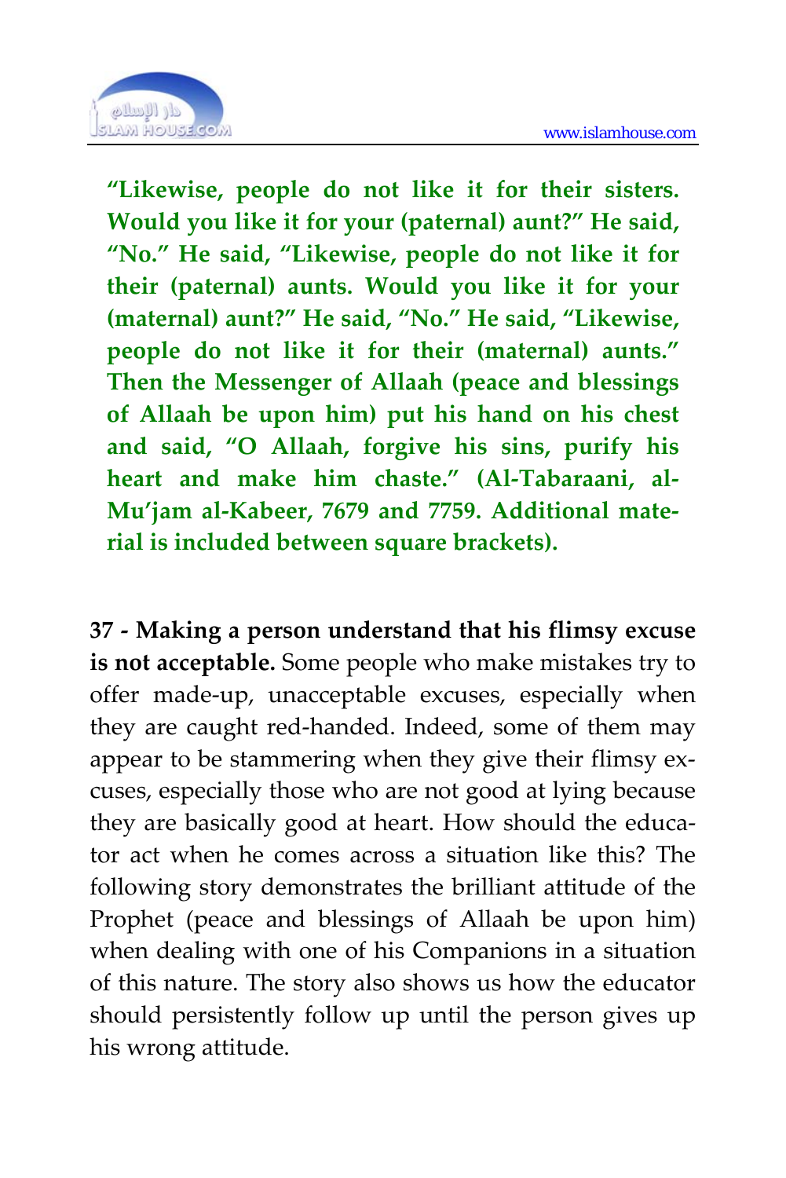**"Likewise, people do not like it for their sisters. Would you like it for your (paternal) aunt?" He said, "No." He said, "Likewise, people do not like it for their (paternal) aunts. Would you like it for your (maternal) aunt?" He said, "No." He said, "Likewise, people do not like it for their (maternal) aunts." Then the Messenger of Allaah (peace and blessings of Allaah be upon him) put his hand on his chest and said, "O Allaah, forgive his sins, purify his heart and make him chaste." (Al-Tabaraani, al-Mu'jam al-Kabeer, 7679 and 7759. Additional material is included between square brackets).**

**37 - Making a person understand that his flimsy excuse is not acceptable.** Some people who make mistakes try to offer made-up, unacceptable excuses, especially when they are caught red-handed. Indeed, some of them may appear to be stammering when they give their flimsy excuses, especially those who are not good at lying because they are basically good at heart. How should the educator act when he comes across a situation like this? The following story demonstrates the brilliant attitude of the Prophet (peace and blessings of Allaah be upon him) when dealing with one of his Companions in a situation of this nature. The story also shows us how the educator should persistently follow up until the person gives up his wrong attitude.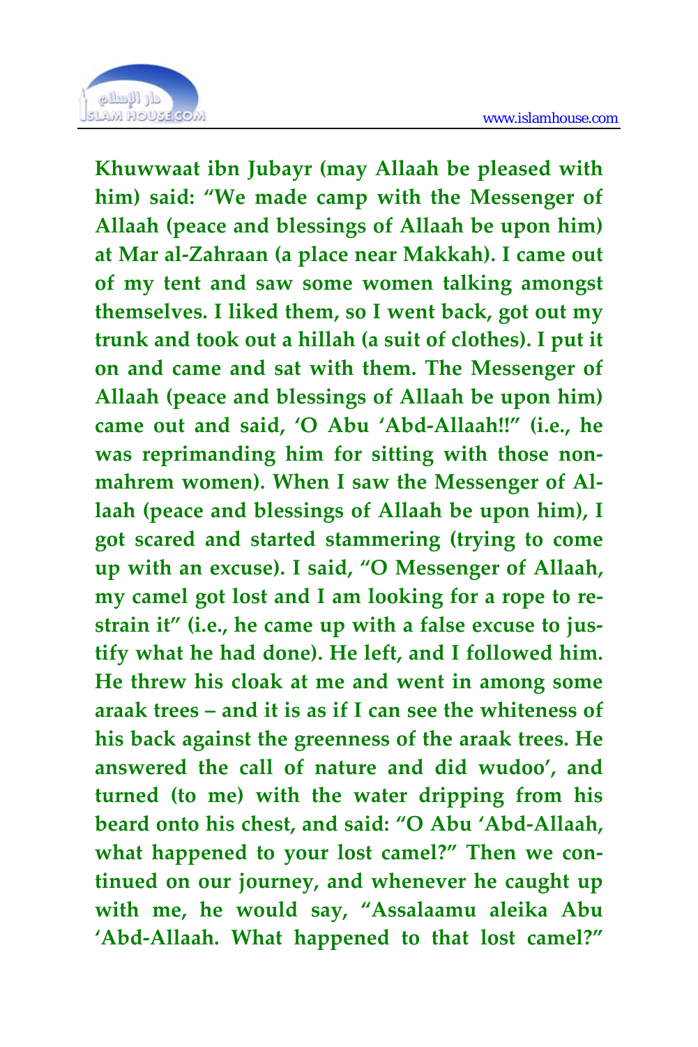**Khuwwaat ibn Jubayr (may Allaah be pleased with him) said: "We made camp with the Messenger of Allaah (peace and blessings of Allaah be upon him) at Mar al-Zahraan (a place near Makkah). I came out of my tent and saw some women talking amongst themselves. I liked them, so I went back, got out my trunk and took out a hillah (a suit of clothes). I put it on and came and sat with them. The Messenger of Allaah (peace and blessings of Allaah be upon him) came out and said, 'O Abu 'Abd-Allaah!!" (i.e., he was reprimanding him for sitting with those non-mahrem women). When I saw the Messenger of Allaah (peace and blessings of Allaah be upon him), I got scared and started stammering (trying to come up with an excuse). I said, "O Messenger of Allaah, my camel got lost and I am looking for a rope to restrain it" (i.e., he came up with a false excuse to justify what he had done). He left, and I followed him. He threw his cloak at me and went in among some araak trees – and it is as if I can see the whiteness of his back against the greenness of the araak trees. He answered the call of nature and did wudoo', and turned (to me) with the water dripping from his beard onto his chest, and said: "O Abu 'Abd-Allaah, what happened to your lost camel?" Then we continued on our journey, and whenever he caught up with me, he would say, "Assalaamu aleika Abu 'Abd-Allaah. What happened to that lost camel?"**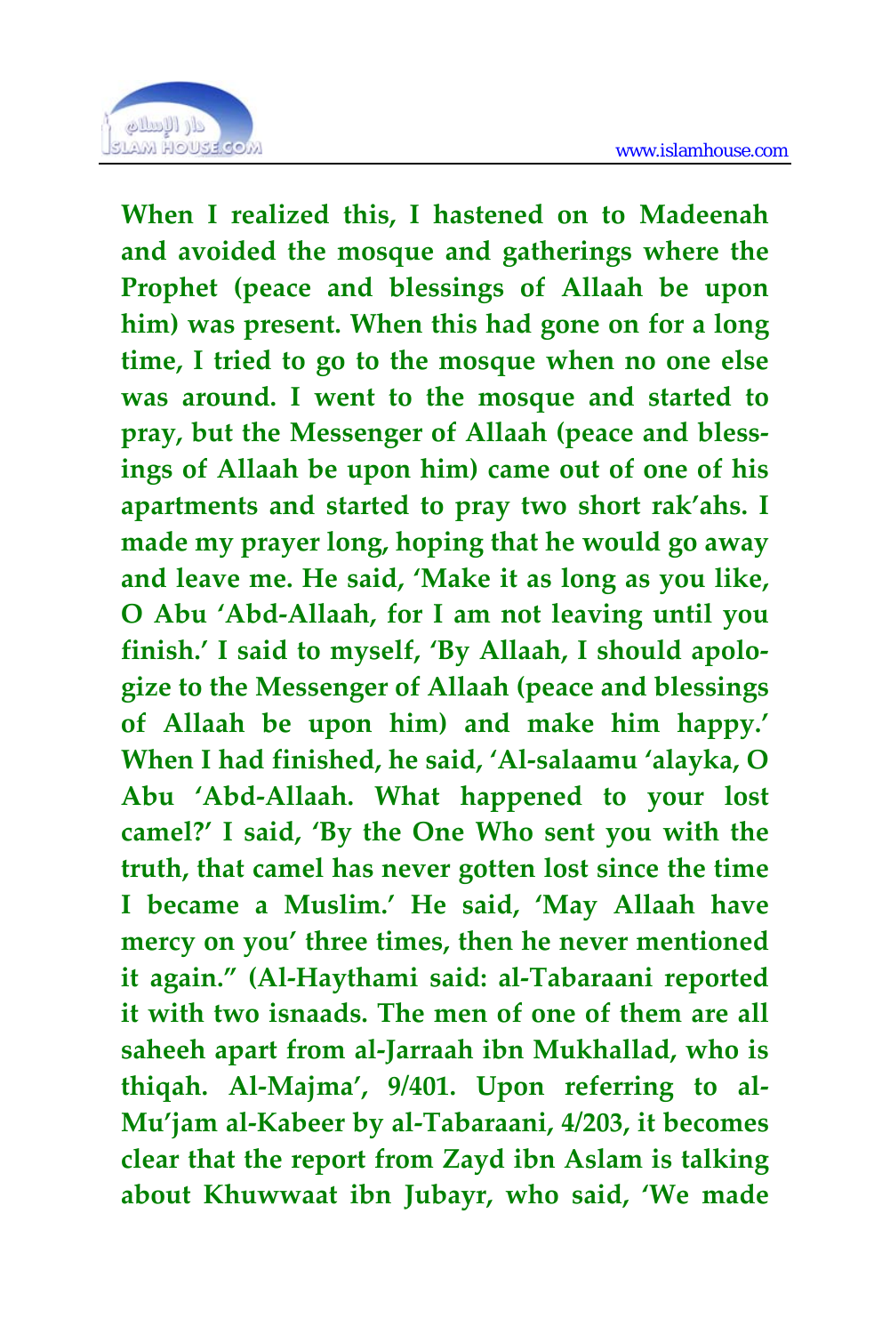**When I realized this, I hastened on to Madeenah and avoided the mosque and gatherings where the Prophet (peace and blessings of Allaah be upon him) was present. When this had gone on for a long time, I tried to go to the mosque when no one else was around. I went to the mosque and started to pray, but the Messenger of Allaah (peace and blessings of Allaah be upon him) came out of one of his apartments and started to pray two short rak'ahs. I made my prayer long, hoping that he would go away and leave me. He said, 'Make it as long as you like, O Abu 'Abd-Allaah, for I am not leaving until you finish.' I said to myself, 'By Allaah, I should apologize to the Messenger of Allaah (peace and blessings of Allaah be upon him) and make him happy.' When I had finished, he said, 'Al-salaamu 'alayka, O Abu 'Abd-Allaah. What happened to your lost camel?' I said, 'By the One Who sent you with the truth, that camel has never gotten lost since the time I became a Muslim.' He said, 'May Allaah have mercy on you' three times, then he never mentioned it again." (Al-Haythami said: al-Tabaraani reported it with two isnaads. The men of one of them are all saheeh apart from al-Jarraah ibn Mukhallad, who is thiqah. Al-Majma', 9/401. Upon referring to al-Mu'jam al-Kabeer by al-Tabaraani, 4/203, it becomes clear that the report from Zayd ibn Aslam is talking about Khuwwaat ibn Jubayr, who said, 'We made**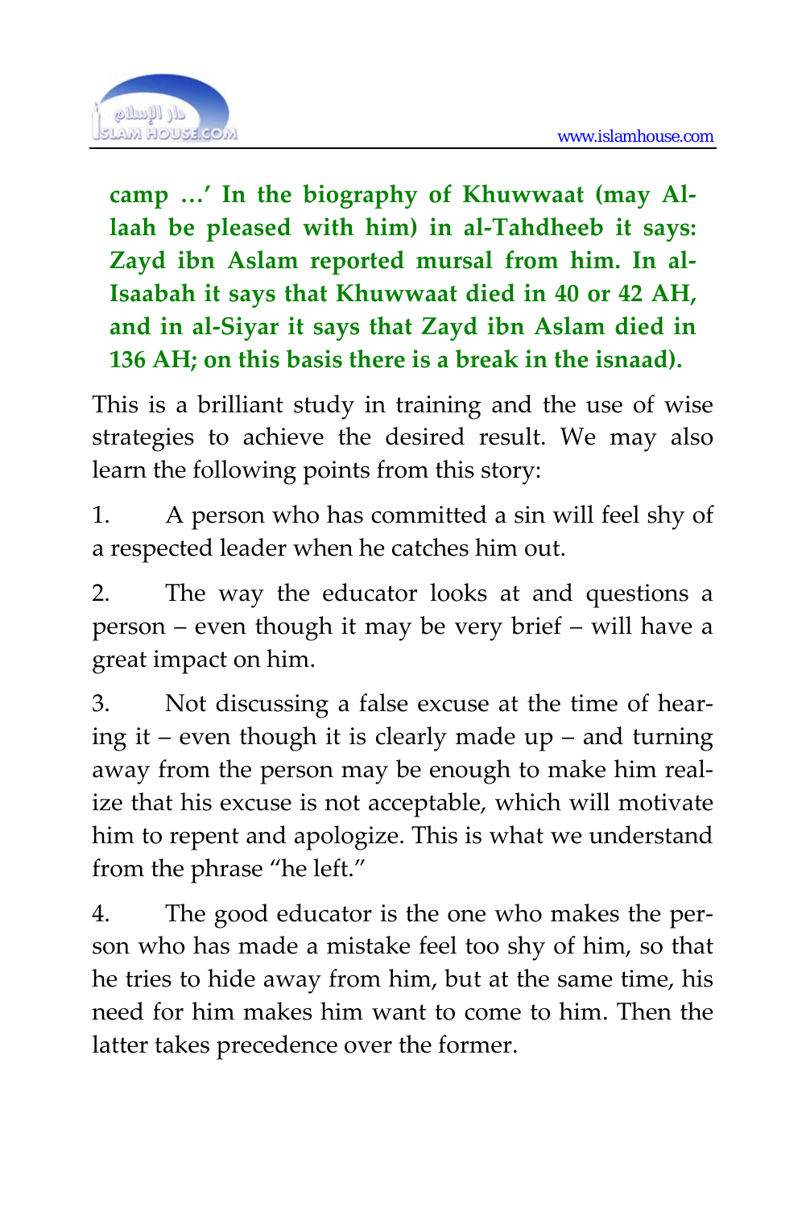**camp …' In the biography of Khuwwaat (may Allaah be pleased with him) in al-Tahdheeb it says: Zayd ibn Aslam reported mursal from him. In al-Isaabah it says that Khuwwaat died in 40 or 42 AH, and in al-Siyar it says that Zayd ibn Aslam died in 136 AH; on this basis there is a break in the isnaad).**

This is a brilliant study in training and the use of wise strategies to achieve the desired result. We may also learn the following points from this story:

1. A person who has committed a sin will feel shy of a respected leader when he catches him out.

2. The way the educator looks at and questions a person – even though it may be very brief – will have a great impact on him.

3. Not discussing a false excuse at the time of hearing it – even though it is clearly made up – and turning away from the person may be enough to make him realize that his excuse is not acceptable, which will motivate him to repent and apologize. This is what we understand from the phrase "he left."

4. The good educator is the one who makes the person who has made a mistake feel too shy of him, so that he tries to hide away from him, but at the same time, his need for him makes him want to come to him. Then the latter takes precedence over the former.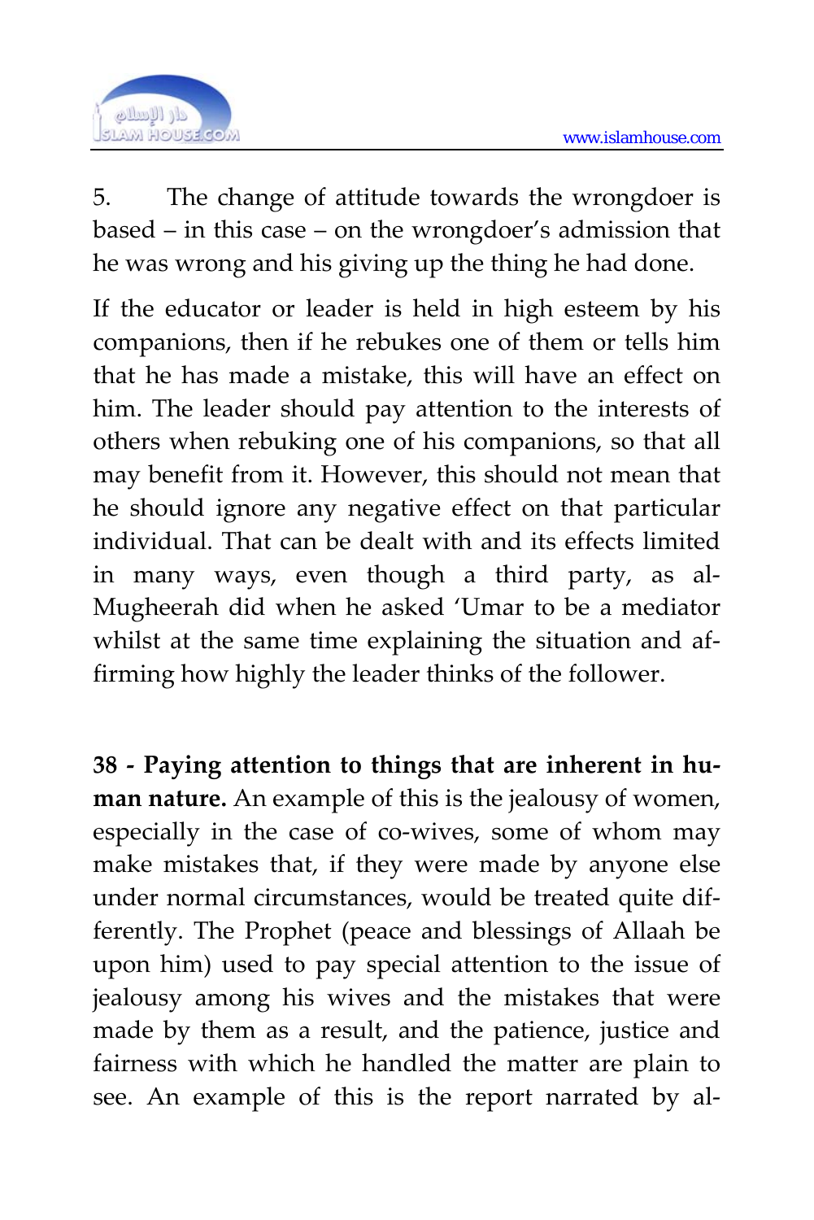5. The change of attitude towards the wrongdoer is based – in this case – on the wrongdoer's admission that he was wrong and his giving up the thing he had done.

If the educator or leader is held in high esteem by his companions, then if he rebukes one of them or tells him that he has made a mistake, this will have an effect on him. The leader should pay attention to the interests of others when rebuking one of his companions, so that all may benefit from it. However, this should not mean that he should ignore any negative effect on that particular individual. That can be dealt with and its effects limited in many ways, even though a third party, as al-Mugheerah did when he asked 'Umar to be a mediator whilst at the same time explaining the situation and affirming how highly the leader thinks of the follower.

**38 - Paying attention to things that are inherent in human nature.** An example of this is the jealousy of women, especially in the case of co-wives, some of whom may make mistakes that, if they were made by anyone else under normal circumstances, would be treated quite differently. The Prophet (peace and blessings of Allaah be upon him) used to pay special attention to the issue of jealousy among his wives and the mistakes that were made by them as a result, and the patience, justice and fairness with which he handled the matter are plain to see. An example of this is the report narrated by al-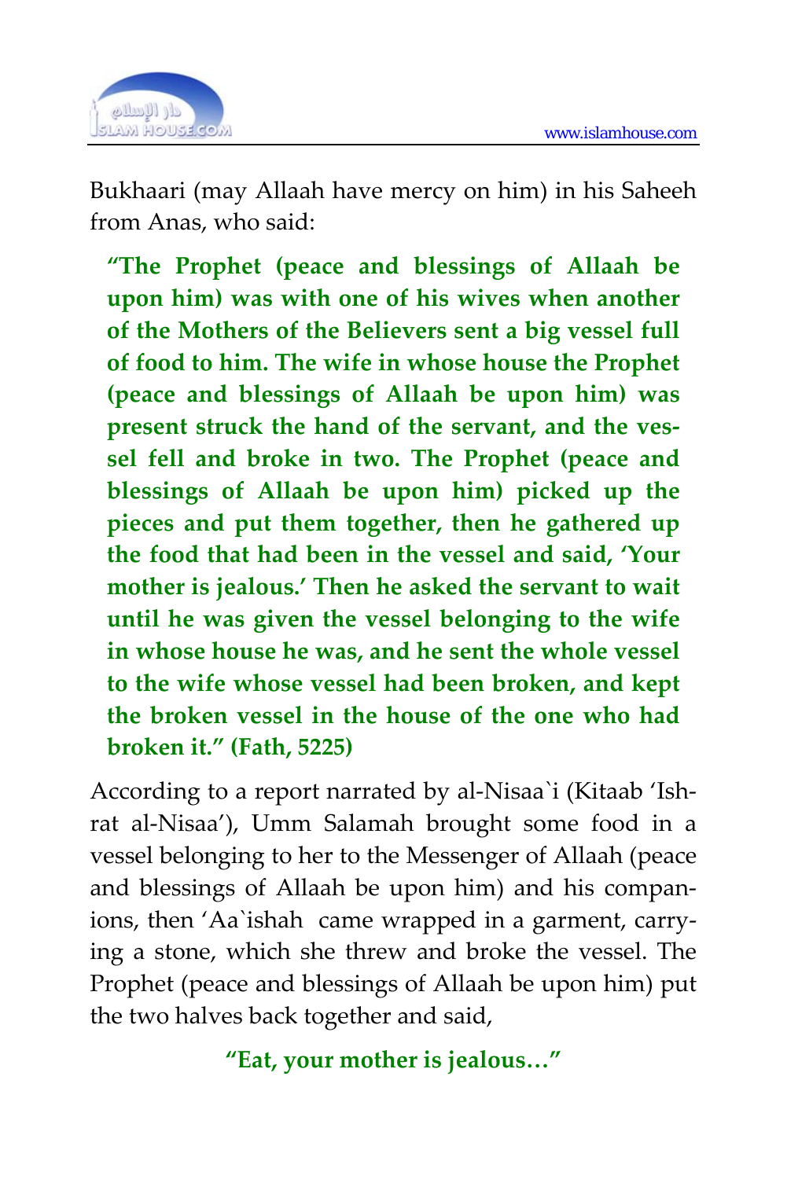Bukhaari (may Allaah have mercy on him) in his Saheeh from Anas, who said:

> **"The Prophet (peace and blessings of Allaah be upon him) was with one of his wives when another of the Mothers of the Believers sent a big vessel full of food to him. The wife in whose house the Prophet (peace and blessings of Allaah be upon him) was present struck the hand of the servant, and the vessel fell and broke in two. The Prophet (peace and blessings of Allaah be upon him) picked up the pieces and put them together, then he gathered up the food that had been in the vessel and said, 'Your mother is jealous.' Then he asked the servant to wait until he was given the vessel belonging to the wife in whose house he was, and he sent the whole vessel to the wife whose vessel had been broken, and kept the broken vessel in the house of the one who had broken it." (Fath, 5225)**

According to a report narrated by al-Nisaa`i (Kitaab 'Ishrat al-Nisaa'), Umm Salamah brought some food in a vessel belonging to her to the Messenger of Allaah (peace and blessings of Allaah be upon him) and his companions, then 'Aa`ishah came wrapped in a garment, carrying a stone, which she threw and broke the vessel. The Prophet (peace and blessings of Allaah be upon him) put the two halves back together and said,

**"Eat, your mother is jealous…"**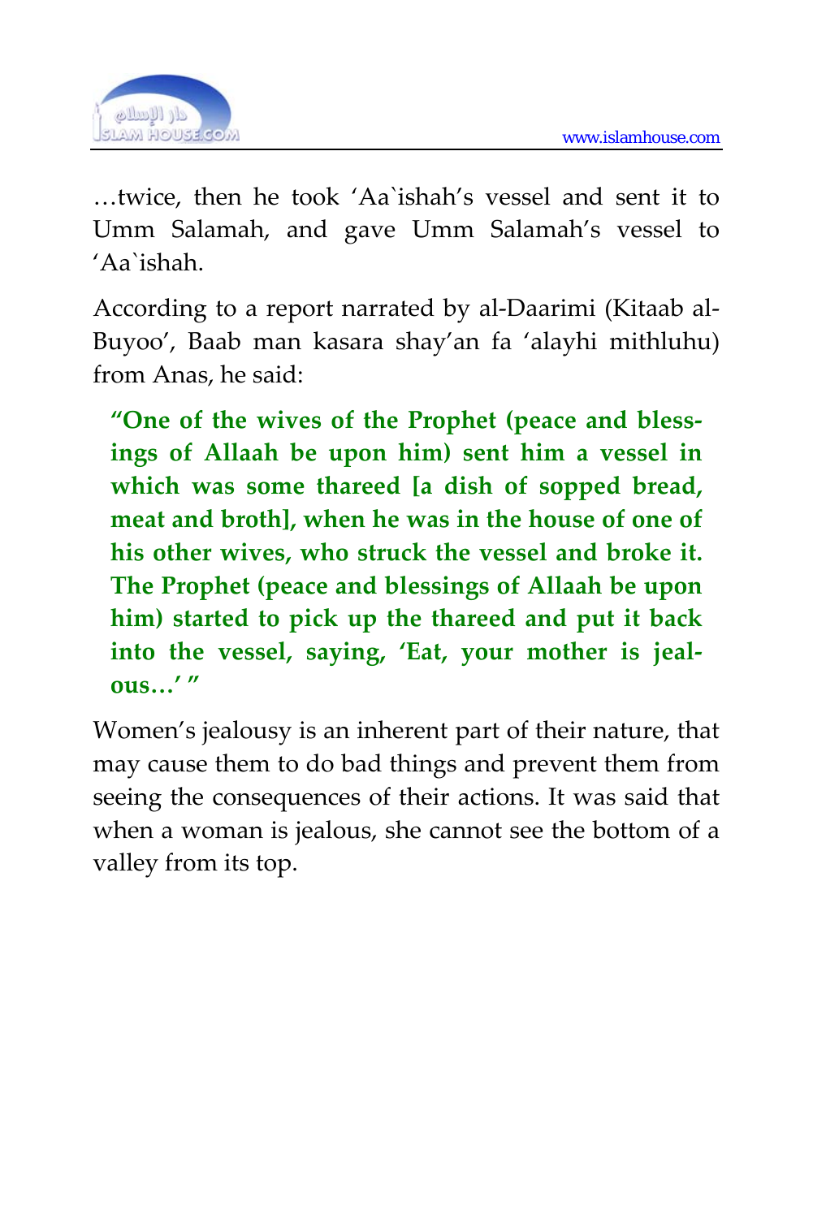…twice, then he took ‘Aa`ishah’s vessel and sent it to Umm Salamah, and gave Umm Salamah’s vessel to ‘Aa`ishah.

According to a report narrated by al-Daarimi (Kitaab al-Buyoo’, Baab man kasara shay’an fa ‘alayhi mithluhu) from Anas, he said:

> **“One of the wives of the Prophet (peace and blessings of Allaah be upon him) sent him a vessel in which was some thareed [a dish of sopped bread, meat and broth], when he was in the house of one of his other wives, who struck the vessel and broke it. The Prophet (peace and blessings of Allaah be upon him) started to pick up the thareed and put it back into the vessel, saying, ‘Eat, your mother is jealous…’ ”**

Women’s jealousy is an inherent part of their nature, that may cause them to do bad things and prevent them from seeing the consequences of their actions. It was said that when a woman is jealous, she cannot see the bottom of a valley from its top.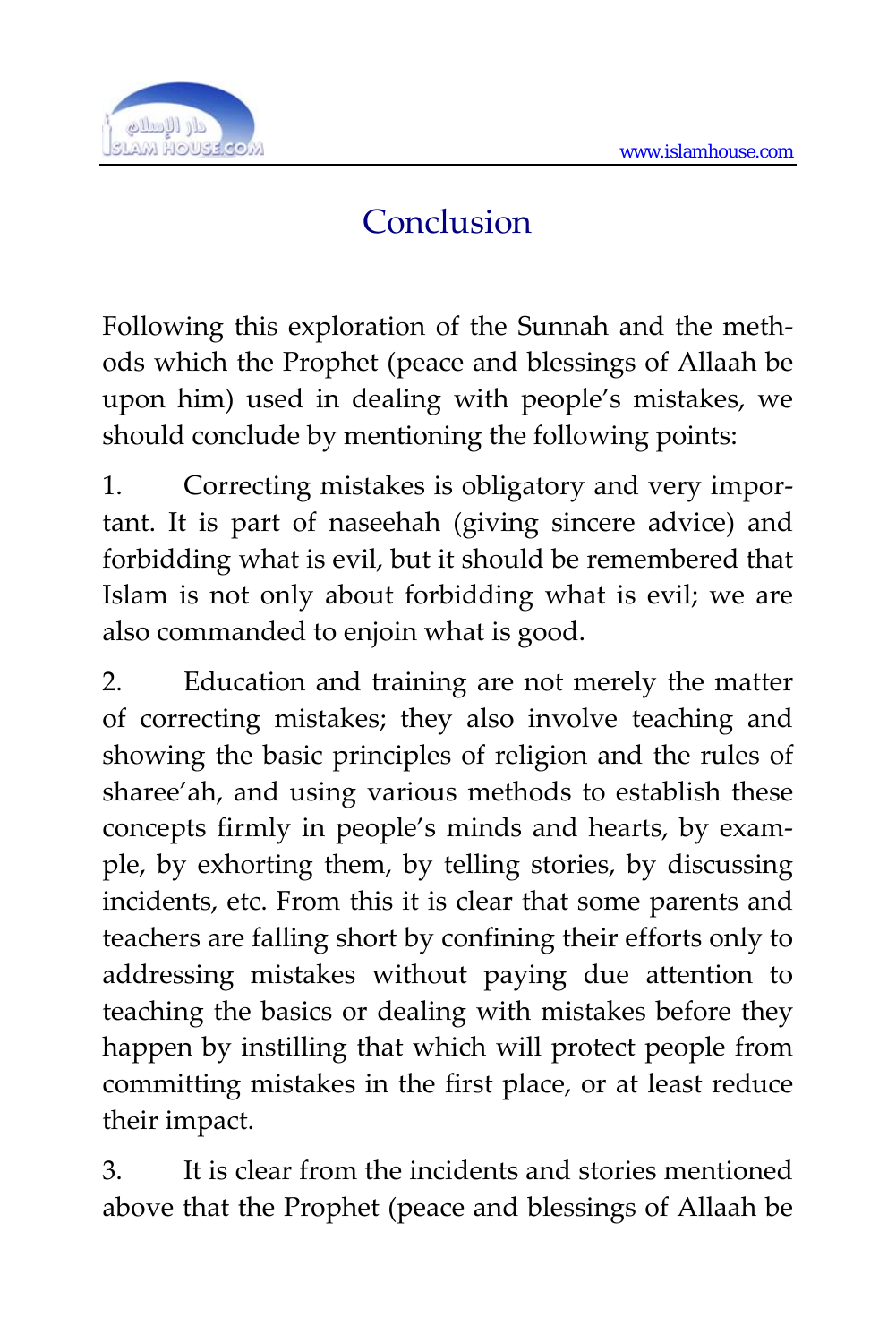# Conclusion

Following this exploration of the Sunnah and the methods which the Prophet (peace and blessings of Allaah be upon him) used in dealing with people's mistakes, we should conclude by mentioning the following points:

1. Correcting mistakes is obligatory and very important. It is part of naseehah (giving sincere advice) and forbidding what is evil, but it should be remembered that Islam is not only about forbidding what is evil; we are also commanded to enjoin what is good.

2. Education and training are not merely the matter of correcting mistakes; they also involve teaching and showing the basic principles of religion and the rules of sharee'ah, and using various methods to establish these concepts firmly in people's minds and hearts, by example, by exhorting them, by telling stories, by discussing incidents, etc. From this it is clear that some parents and teachers are falling short by confining their efforts only to addressing mistakes without paying due attention to teaching the basics or dealing with mistakes before they happen by instilling that which will protect people from committing mistakes in the first place, or at least reduce their impact.

3. It is clear from the incidents and stories mentioned above that the Prophet (peace and blessings of Allaah be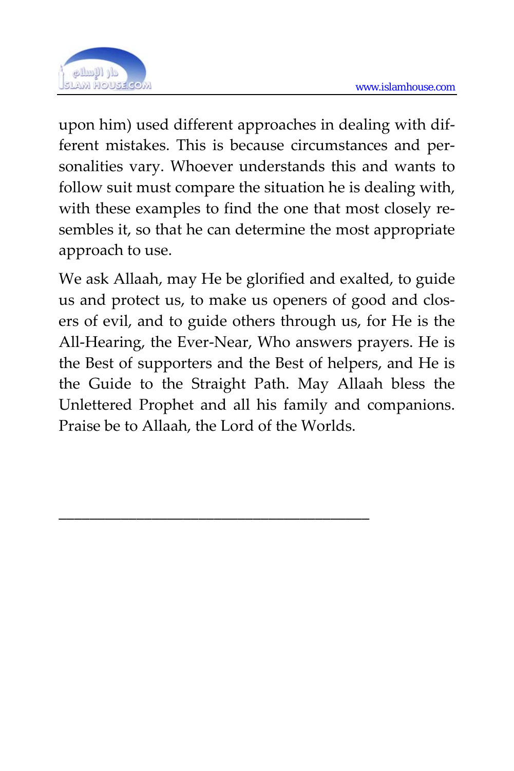upon him) used different approaches in dealing with different mistakes. This is because circumstances and personalities vary. Whoever understands this and wants to follow suit must compare the situation he is dealing with, with these examples to find the one that most closely resembles it, so that he can determine the most appropriate approach to use.

We ask Allaah, may He be glorified and exalted, to guide us and protect us, to make us openers of good and closers of evil, and to guide others through us, for He is the All-Hearing, the Ever-Near, Who answers prayers. He is the Best of supporters and the Best of helpers, and He is the Guide to the Straight Path. May Allaah bless the Unlettered Prophet and all his family and companions. Praise be to Allaah, the Lord of the Worlds.

---